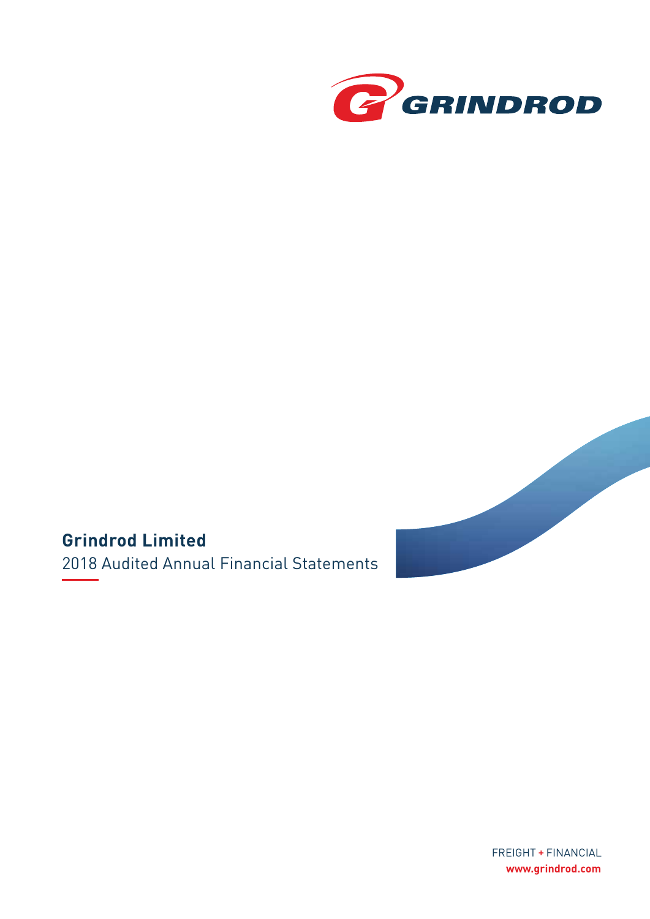GRINDROD

# Grindrod Limited

2018 Audited Annual Financial Statements

FREIGHT + FINANCIAL

**www.grindrod.com**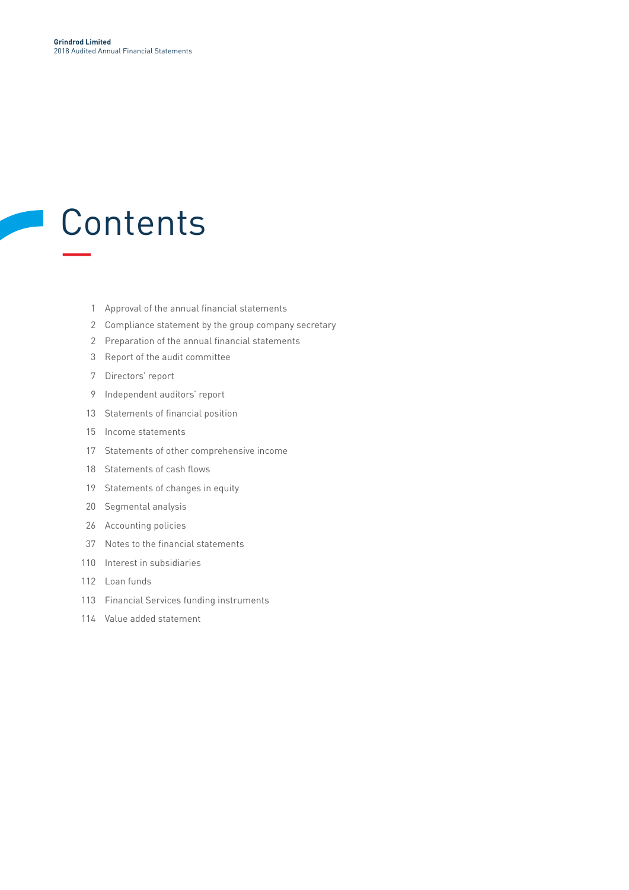# Contents

| | |
|---|---|
| 1 | Approval of the annual financial statements |
| 2 | Compliance statement by the group company secretary |
| 2 | Preparation of the annual financial statements |
| 3 | Report of the audit committee |
| 7 | Directors' report |
| 9 | Independent auditors' report |
| 13 | Statements of financial position |
| 15 | Income statements |
| 17 | Statements of other comprehensive income |
| 18 | Statements of cash flows |
| 19 | Statements of changes in equity |
| 20 | Segmental analysis |
| 26 | Accounting policies |
| 37 | Notes to the financial statements |
| 110 | Interest in subsidiaries |
| 112 | Loan funds |
| 113 | Financial Services funding instruments |
| 114 | Value added statement |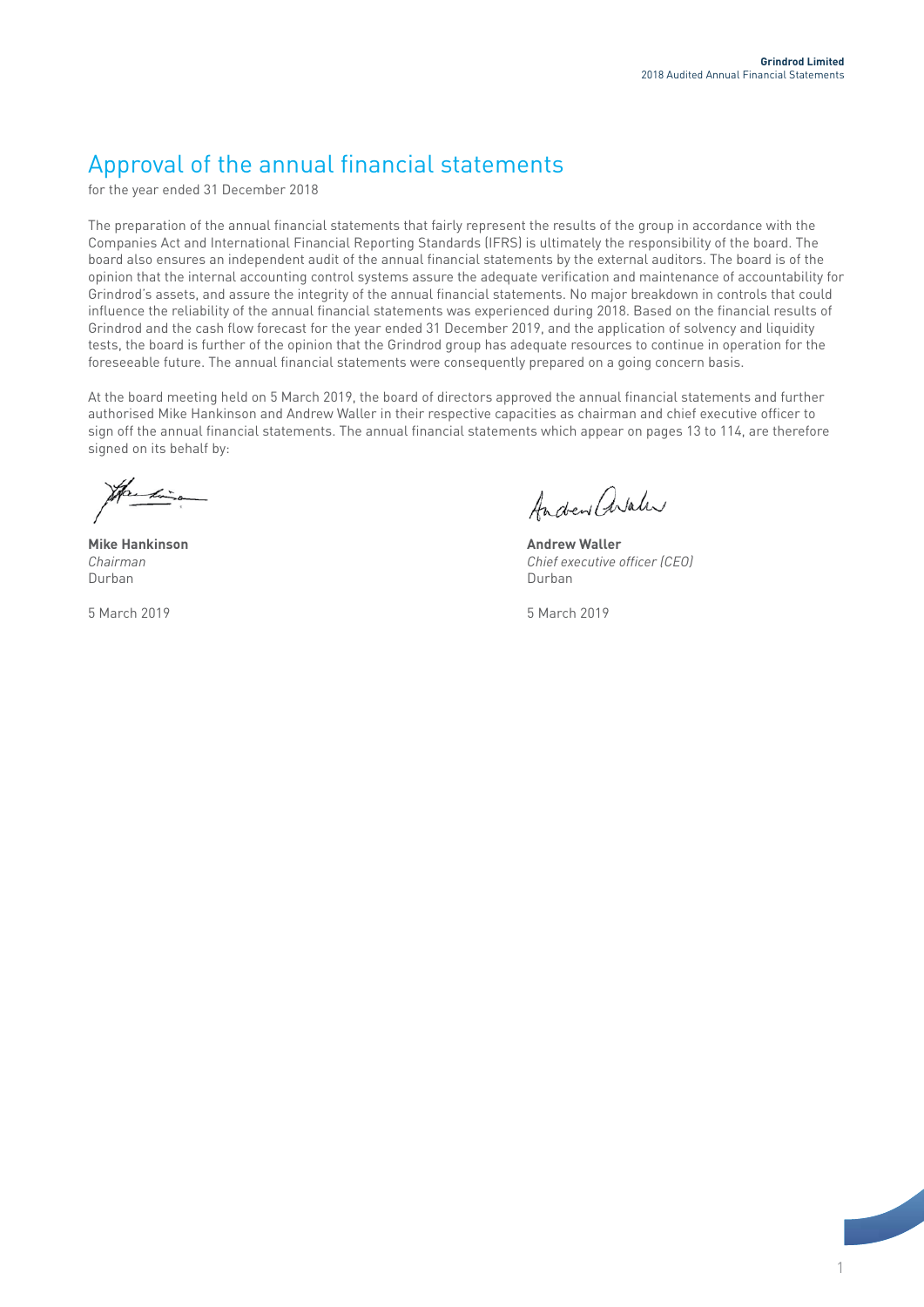# Approval of the annual financial statements

for the year ended 31 December 2018

The preparation of the annual financial statements that fairly represent the results of the group in accordance with the Companies Act and International Financial Reporting Standards (IFRS) is ultimately the responsibility of the board. The board also ensures an independent audit of the annual financial statements by the external auditors. The board is of the opinion that the internal accounting control systems assure the adequate verification and maintenance of accountability for Grindrod's assets, and assure the integrity of the annual financial statements. No major breakdown in controls that could influence the reliability of the annual financial statements was experienced during 2018. Based on the financial results of Grindrod and the cash flow forecast for the year ended 31 December 2019, and the application of solvency and liquidity tests, the board is further of the opinion that the Grindrod group has adequate resources to continue in operation for the foreseeable future. The annual financial statements were consequently prepared on a going concern basis.

At the board meeting held on 5 March 2019, the board of directors approved the annual financial statements and further authorised Mike Hankinson and Andrew Waller in their respective capacities as chairman and chief executive officer to sign off the annual financial statements. The annual financial statements which appear on pages 13 to 114, are therefore signed on its behalf by:

**Mike Hankinson**
*Chairman*
Durban

5 March 2019

**Andrew Waller**
*Chief executive officer (CEO)*
Durban

5 March 2019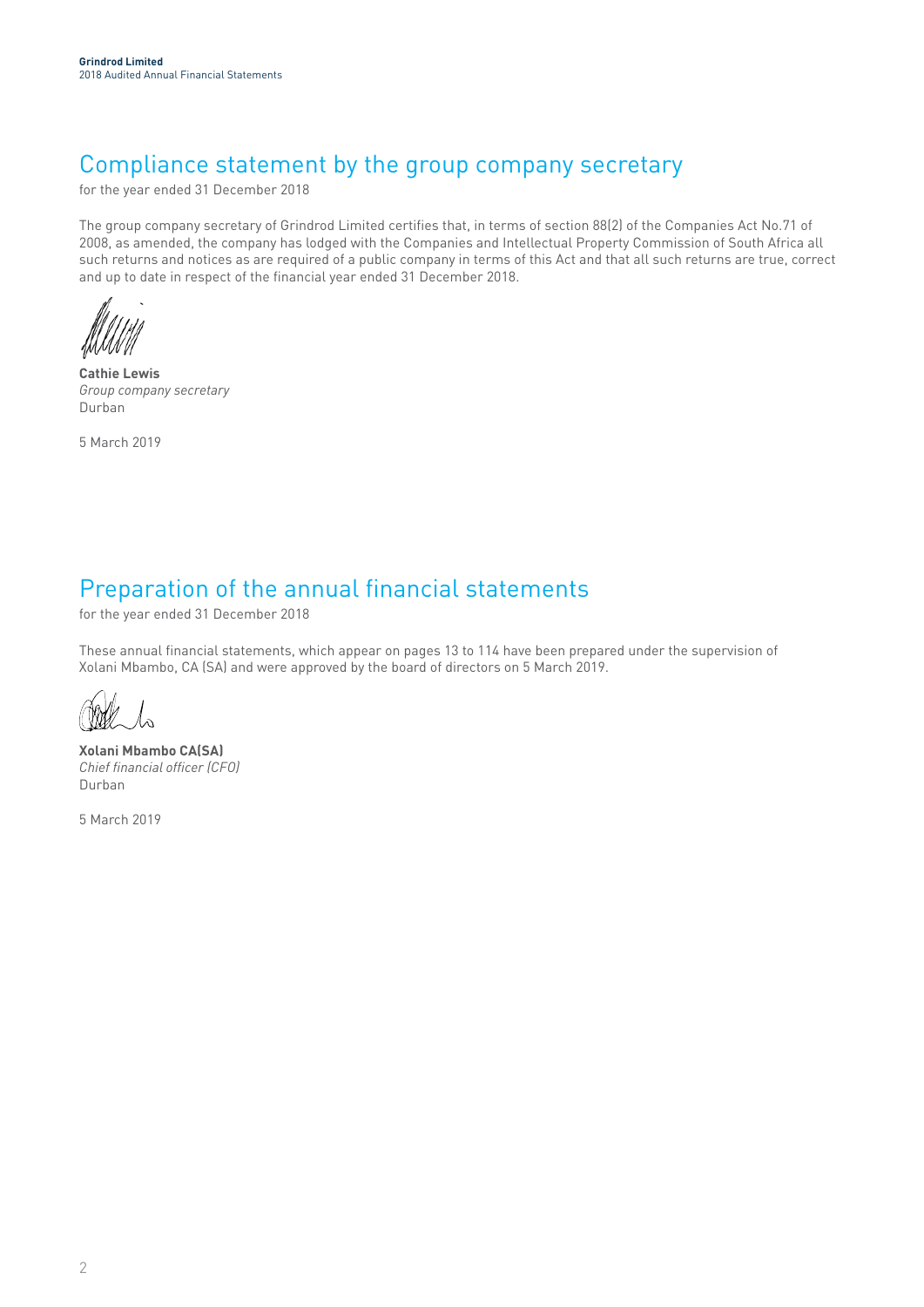## Compliance statement by the group company secretary

for the year ended 31 December 2018

The group company secretary of Grindrod Limited certifies that, in terms of section 88(2) of the Companies Act No.71 of 2008, as amended, the company has lodged with the Companies and Intellectual Property Commission of South Africa all such returns and notices as are required of a public company in terms of this Act and that all such returns are true, correct and up to date in respect of the financial year ended 31 December 2018.

**Cathie Lewis**
*Group company secretary*
Durban

5 March 2019

## Preparation of the annual financial statements

for the year ended 31 December 2018

These annual financial statements, which appear on pages 13 to 114 have been prepared under the supervision of Xolani Mbambo, CA (SA) and were approved by the board of directors on 5 March 2019.

**Xolani Mbambo CA(SA)**
*Chief financial officer (CFO)*
Durban

5 March 2019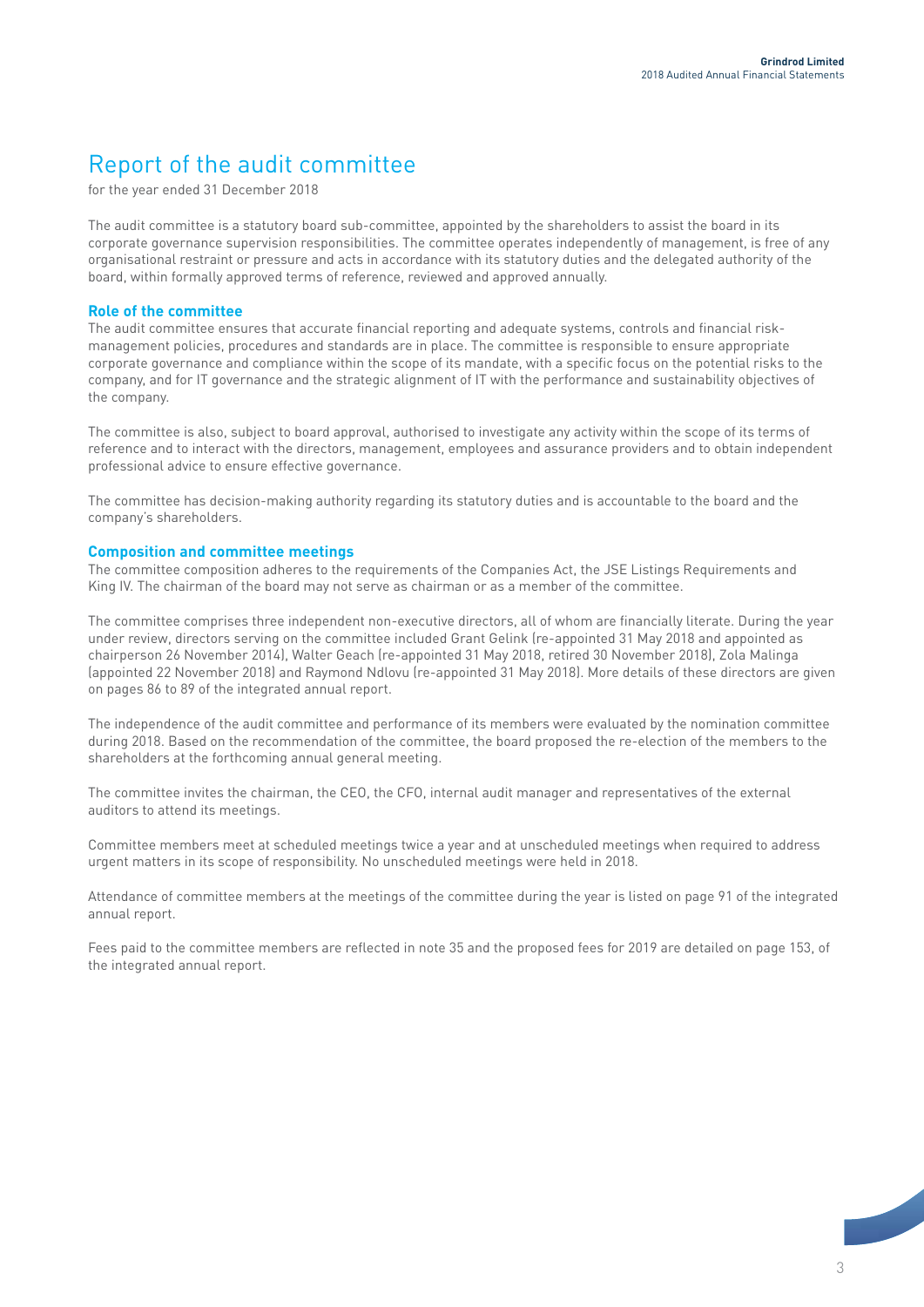# Report of the audit committee

for the year ended 31 December 2018

The audit committee is a statutory board sub-committee, appointed by the shareholders to assist the board in its corporate governance supervision responsibilities. The committee operates independently of management, is free of any organisational restraint or pressure and acts in accordance with its statutory duties and the delegated authority of the board, within formally approved terms of reference, reviewed and approved annually.

## Role of the committee

The audit committee ensures that accurate financial reporting and adequate systems, controls and financial risk-management policies, procedures and standards are in place. The committee is responsible to ensure appropriate corporate governance and compliance within the scope of its mandate, with a specific focus on the potential risks to the company, and for IT governance and the strategic alignment of IT with the performance and sustainability objectives of the company.

The committee is also, subject to board approval, authorised to investigate any activity within the scope of its terms of reference and to interact with the directors, management, employees and assurance providers and to obtain independent professional advice to ensure effective governance.

The committee has decision-making authority regarding its statutory duties and is accountable to the board and the company's shareholders.

## Composition and committee meetings

The committee composition adheres to the requirements of the Companies Act, the JSE Listings Requirements and King IV. The chairman of the board may not serve as chairman or as a member of the committee.

The committee comprises three independent non-executive directors, all of whom are financially literate. During the year under review, directors serving on the committee included Grant Gelink (re-appointed 31 May 2018 and appointed as chairperson 26 November 2014), Walter Geach (re-appointed 31 May 2018, retired 30 November 2018), Zola Malinga (appointed 22 November 2018) and Raymond Ndlovu (re-appointed 31 May 2018). More details of these directors are given on pages 86 to 89 of the integrated annual report.

The independence of the audit committee and performance of its members were evaluated by the nomination committee during 2018. Based on the recommendation of the committee, the board proposed the re-election of the members to the shareholders at the forthcoming annual general meeting.

The committee invites the chairman, the CEO, the CFO, internal audit manager and representatives of the external auditors to attend its meetings.

Committee members meet at scheduled meetings twice a year and at unscheduled meetings when required to address urgent matters in its scope of responsibility. No unscheduled meetings were held in 2018.

Attendance of committee members at the meetings of the committee during the year is listed on page 91 of the integrated annual report.

Fees paid to the committee members are reflected in note 35 and the proposed fees for 2019 are detailed on page 153, of the integrated annual report.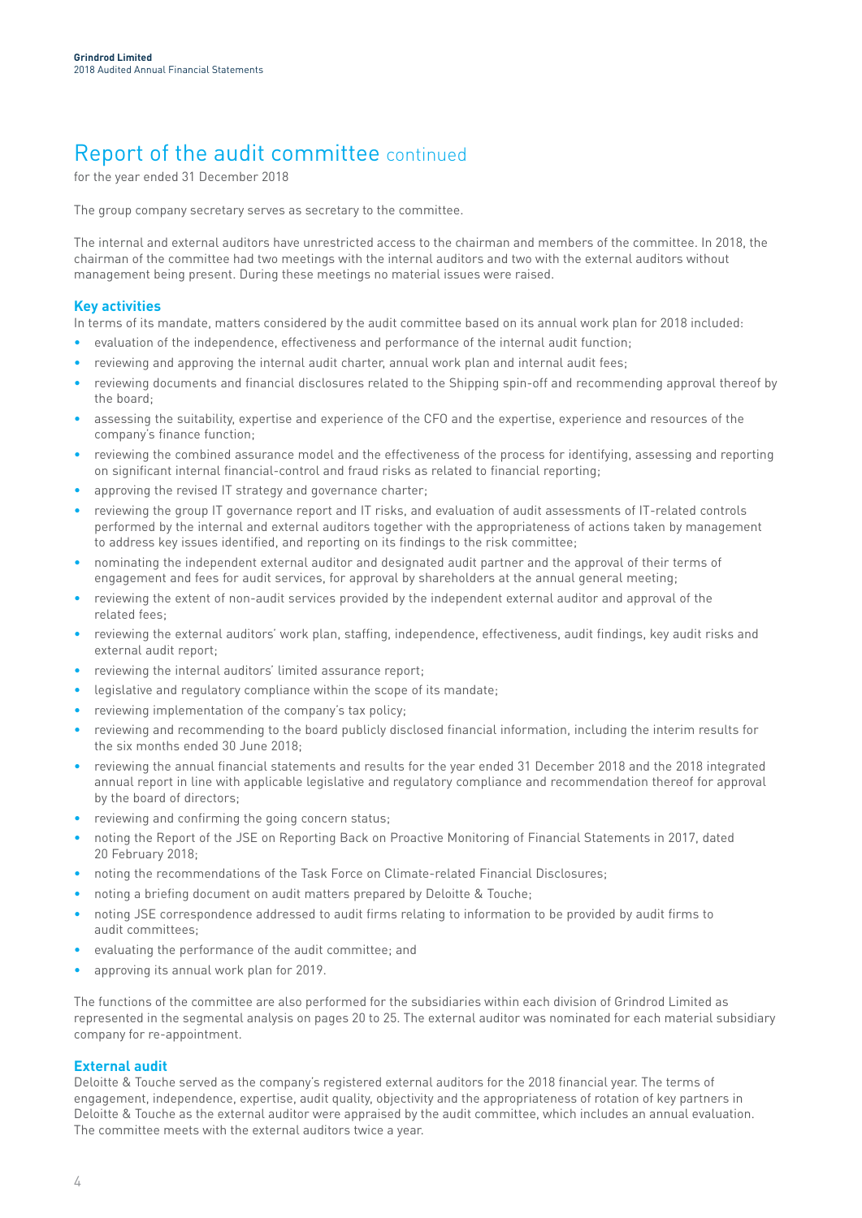# Report of the audit committee continued

for the year ended 31 December 2018

The group company secretary serves as secretary to the committee.

The internal and external auditors have unrestricted access to the chairman and members of the committee. In 2018, the chairman of the committee had two meetings with the internal auditors and two with the external auditors without management being present. During these meetings no material issues were raised.

### Key activities

In terms of its mandate, matters considered by the audit committee based on its annual work plan for 2018 included:

- evaluation of the independence, effectiveness and performance of the internal audit function;
- reviewing and approving the internal audit charter, annual work plan and internal audit fees;
- reviewing documents and financial disclosures related to the Shipping spin-off and recommending approval thereof by the board;
- assessing the suitability, expertise and experience of the CFO and the expertise, experience and resources of the company's finance function;
- reviewing the combined assurance model and the effectiveness of the process for identifying, assessing and reporting on significant internal financial-control and fraud risks as related to financial reporting;
- approving the revised IT strategy and governance charter;
- reviewing the group IT governance report and IT risks, and evaluation of audit assessments of IT-related controls performed by the internal and external auditors together with the appropriateness of actions taken by management to address key issues identified, and reporting on its findings to the risk committee;
- nominating the independent external auditor and designated audit partner and the approval of their terms of engagement and fees for audit services, for approval by shareholders at the annual general meeting;
- reviewing the extent of non-audit services provided by the independent external auditor and approval of the related fees;
- reviewing the external auditors' work plan, staffing, independence, effectiveness, audit findings, key audit risks and external audit report;
- reviewing the internal auditors' limited assurance report;
- legislative and regulatory compliance within the scope of its mandate;
- reviewing implementation of the company's tax policy;
- reviewing and recommending to the board publicly disclosed financial information, including the interim results for the six months ended 30 June 2018;
- reviewing the annual financial statements and results for the year ended 31 December 2018 and the 2018 integrated annual report in line with applicable legislative and regulatory compliance and recommendation thereof for approval by the board of directors;
- reviewing and confirming the going concern status;
- noting the Report of the JSE on Reporting Back on Proactive Monitoring of Financial Statements in 2017, dated 20 February 2018;
- noting the recommendations of the Task Force on Climate-related Financial Disclosures;
- noting a briefing document on audit matters prepared by Deloitte & Touche;
- noting JSE correspondence addressed to audit firms relating to information to be provided by audit firms to audit committees;
- evaluating the performance of the audit committee; and
- approving its annual work plan for 2019.

The functions of the committee are also performed for the subsidiaries within each division of Grindrod Limited as represented in the segmental analysis on pages 20 to 25. The external auditor was nominated for each material subsidiary company for re-appointment.

### External audit

Deloitte & Touche served as the company's registered external auditors for the 2018 financial year. The terms of engagement, independence, expertise, audit quality, objectivity and the appropriateness of rotation of key partners in Deloitte & Touche as the external auditor were appraised by the audit committee, which includes an annual evaluation. The committee meets with the external auditors twice a year.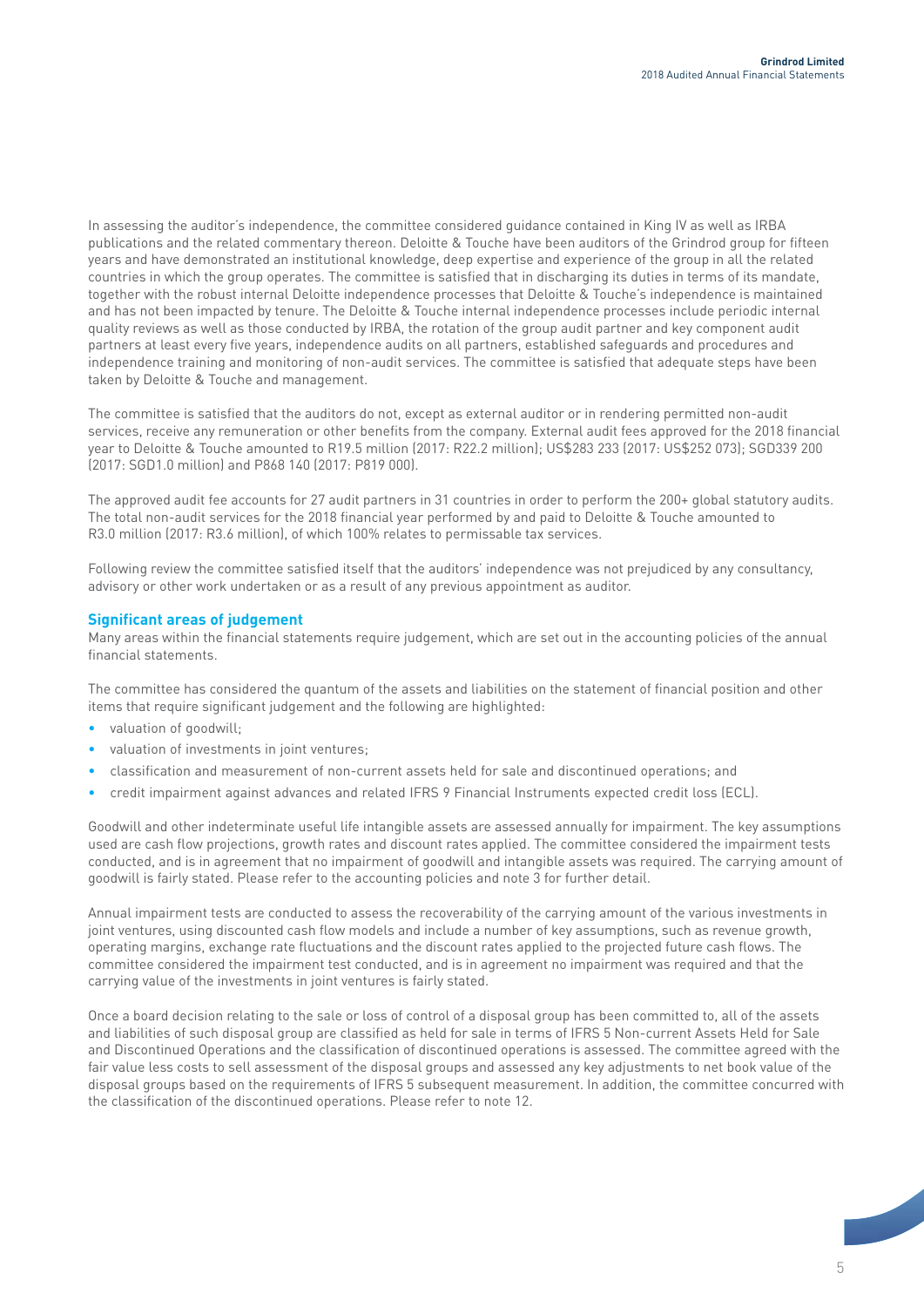In assessing the auditor's independence, the committee considered guidance contained in King IV as well as IRBA publications and the related commentary thereon. Deloitte & Touche have been auditors of the Grindrod group for fifteen years and have demonstrated an institutional knowledge, deep expertise and experience of the group in all the related countries in which the group operates. The committee is satisfied that in discharging its duties in terms of its mandate, together with the robust internal Deloitte independence processes that Deloitte & Touche's independence is maintained and has not been impacted by tenure. The Deloitte & Touche internal independence processes include periodic internal quality reviews as well as those conducted by IRBA, the rotation of the group audit partner and key component audit partners at least every five years, independence audits on all partners, established safeguards and procedures and independence training and monitoring of non-audit services. The committee is satisfied that adequate steps have been taken by Deloitte & Touche and management.

The committee is satisfied that the auditors do not, except as external auditor or in rendering permitted non-audit services, receive any remuneration or other benefits from the company. External audit fees approved for the 2018 financial year to Deloitte & Touche amounted to R19.5 million (2017: R22.2 million); US$283 233 (2017: US$252 073); SGD339 200 (2017: SGD1.0 million) and P868 140 (2017: P819 000).

The approved audit fee accounts for 27 audit partners in 31 countries in order to perform the 200+ global statutory audits. The total non-audit services for the 2018 financial year performed by and paid to Deloitte & Touche amounted to R3.0 million (2017: R3.6 million), of which 100% relates to permissable tax services.

Following review the committee satisfied itself that the auditors' independence was not prejudiced by any consultancy, advisory or other work undertaken or as a result of any previous appointment as auditor.

## Significant areas of judgement

Many areas within the financial statements require judgement, which are set out in the accounting policies of the annual financial statements.

The committee has considered the quantum of the assets and liabilities on the statement of financial position and other items that require significant judgement and the following are highlighted:

- valuation of goodwill;
- valuation of investments in joint ventures;
- classification and measurement of non-current assets held for sale and discontinued operations; and
- credit impairment against advances and related IFRS 9 Financial Instruments expected credit loss (ECL).

Goodwill and other indeterminate useful life intangible assets are assessed annually for impairment. The key assumptions used are cash flow projections, growth rates and discount rates applied. The committee considered the impairment tests conducted, and is in agreement that no impairment of goodwill and intangible assets was required. The carrying amount of goodwill is fairly stated. Please refer to the accounting policies and note 3 for further detail.

Annual impairment tests are conducted to assess the recoverability of the carrying amount of the various investments in joint ventures, using discounted cash flow models and include a number of key assumptions, such as revenue growth, operating margins, exchange rate fluctuations and the discount rates applied to the projected future cash flows. The committee considered the impairment test conducted, and is in agreement no impairment was required and that the carrying value of the investments in joint ventures is fairly stated.

Once a board decision relating to the sale or loss of control of a disposal group has been committed to, all of the assets and liabilities of such disposal group are classified as held for sale in terms of IFRS 5 Non-current Assets Held for Sale and Discontinued Operations and the classification of discontinued operations is assessed. The committee agreed with the fair value less costs to sell assessment of the disposal groups and assessed any key adjustments to net book value of the disposal groups based on the requirements of IFRS 5 subsequent measurement. In addition, the committee concurred with the classification of the discontinued operations. Please refer to note 12.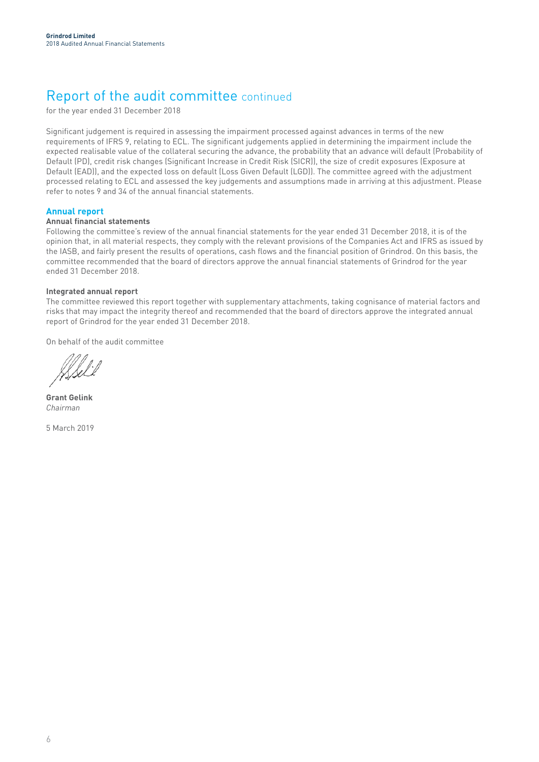# Report of the audit committee continued

for the year ended 31 December 2018

Significant judgement is required in assessing the impairment processed against advances in terms of the new requirements of IFRS 9, relating to ECL. The significant judgements applied in determining the impairment include the expected realisable value of the collateral securing the advance, the probability that an advance will default (Probability of Default (PD)), credit risk changes (Significant Increase in Credit Risk (SICR)), the size of credit exposures (Exposure at Default (EAD)), and the expected loss on default (Loss Given Default (LGD)). The committee agreed with the adjustment processed relating to ECL and assessed the key judgements and assumptions made in arriving at this adjustment. Please refer to notes 9 and 34 of the annual financial statements.

## Annual report

### Annual financial statements

Following the committee's review of the annual financial statements for the year ended 31 December 2018, it is of the opinion that, in all material respects, they comply with the relevant provisions of the Companies Act and IFRS as issued by the IASB, and fairly present the results of operations, cash flows and the financial position of Grindrod. On this basis, the committee recommended that the board of directors approve the annual financial statements of Grindrod for the year ended 31 December 2018.

### Integrated annual report

The committee reviewed this report together with supplementary attachments, taking cognisance of material factors and risks that may impact the integrity thereof and recommended that the board of directors approve the integrated annual report of Grindrod for the year ended 31 December 2018.

On behalf of the audit committee

**Grant Gelink**
*Chairman*

5 March 2019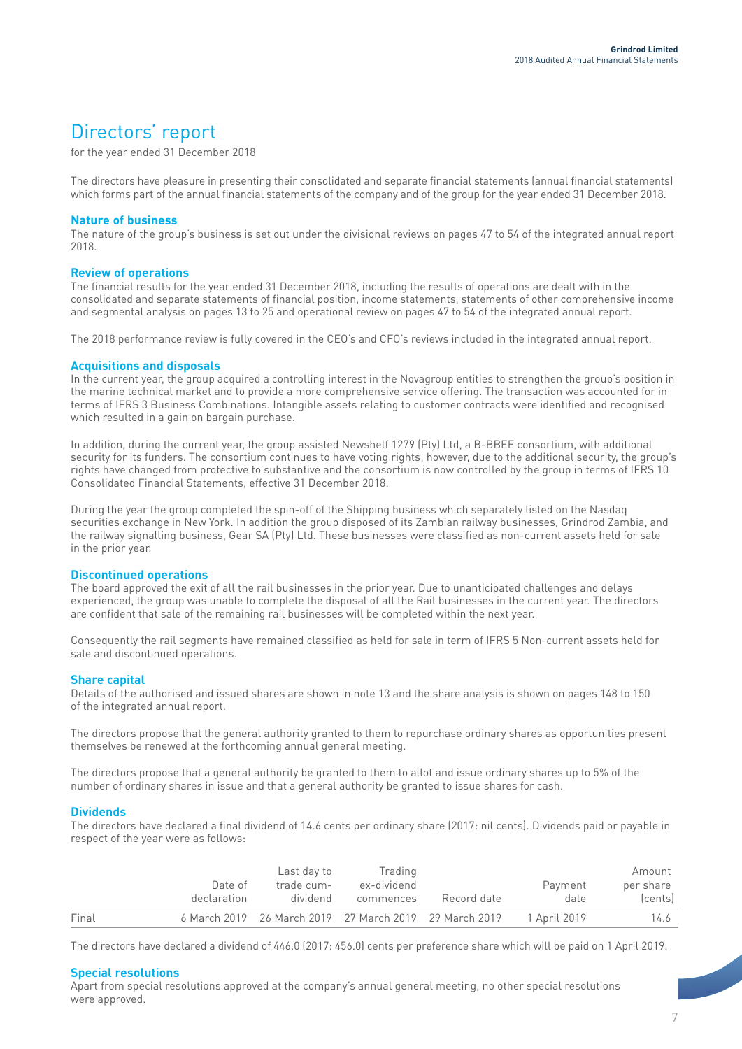# Directors' report

for the year ended 31 December 2018

The directors have pleasure in presenting their consolidated and separate financial statements (annual financial statements) which forms part of the annual financial statements of the company and of the group for the year ended 31 December 2018.

### Nature of business

The nature of the group's business is set out under the divisional reviews on pages 47 to 54 of the integrated annual report 2018.

### Review of operations

The financial results for the year ended 31 December 2018, including the results of operations are dealt with in the consolidated and separate statements of financial position, income statements, statements of other comprehensive income and segmental analysis on pages 13 to 25 and operational review on pages 47 to 54 of the integrated annual report.

The 2018 performance review is fully covered in the CEO's and CFO's reviews included in the integrated annual report.

### Acquisitions and disposals

In the current year, the group acquired a controlling interest in the Novagroup entities to strengthen the group's position in the marine technical market and to provide a more comprehensive service offering. The transaction was accounted for in terms of IFRS 3 Business Combinations. Intangible assets relating to customer contracts were identified and recognised which resulted in a gain on bargain purchase.

In addition, during the current year, the group assisted Newshelf 1279 (Pty) Ltd, a B-BBEE consortium, with additional security for its funders. The consortium continues to have voting rights; however, due to the additional security, the group's rights have changed from protective to substantive and the consortium is now controlled by the group in terms of IFRS 10 Consolidated Financial Statements, effective 31 December 2018.

During the year the group completed the spin-off of the Shipping business which separately listed on the Nasdaq securities exchange in New York. In addition the group disposed of its Zambian railway businesses, Grindrod Zambia, and the railway signalling business, Gear SA (Pty) Ltd. These businesses were classified as non-current assets held for sale in the prior year.

### Discontinued operations

The board approved the exit of all the rail businesses in the prior year. Due to unanticipated challenges and delays experienced, the group was unable to complete the disposal of all the Rail businesses in the current year. The directors are confident that sale of the remaining rail businesses will be completed within the next year.

Consequently the rail segments have remained classified as held for sale in term of IFRS 5 Non-current assets held for sale and discontinued operations.

### Share capital

Details of the authorised and issued shares are shown in note 13 and the share analysis is shown on pages 148 to 150 of the integrated annual report.

The directors propose that the general authority granted to them to repurchase ordinary shares as opportunities present themselves be renewed at the forthcoming annual general meeting.

The directors propose that a general authority be granted to them to allot and issue ordinary shares up to 5% of the number of ordinary shares in issue and that a general authority be granted to issue shares for cash.

### Dividends

The directors have declared a final dividend of 14.6 cents per ordinary share (2017: nil cents). Dividends paid or payable in respect of the year were as follows:

| | Date of declaration | Last day to trade cum-dividend | Trading ex-dividend commences | Record date | Payment date | Amount per share (cents) |
|---|---|---|---|---|---|---|
| Final | 6 March 2019 | 26 March 2019 | 27 March 2019 | 29 March 2019 | 1 April 2019 | 14.6 |

The directors have declared a dividend of 446.0 (2017: 456.0) cents per preference share which will be paid on 1 April 2019.

### Special resolutions

Apart from special resolutions approved at the company's annual general meeting, no other special resolutions were approved.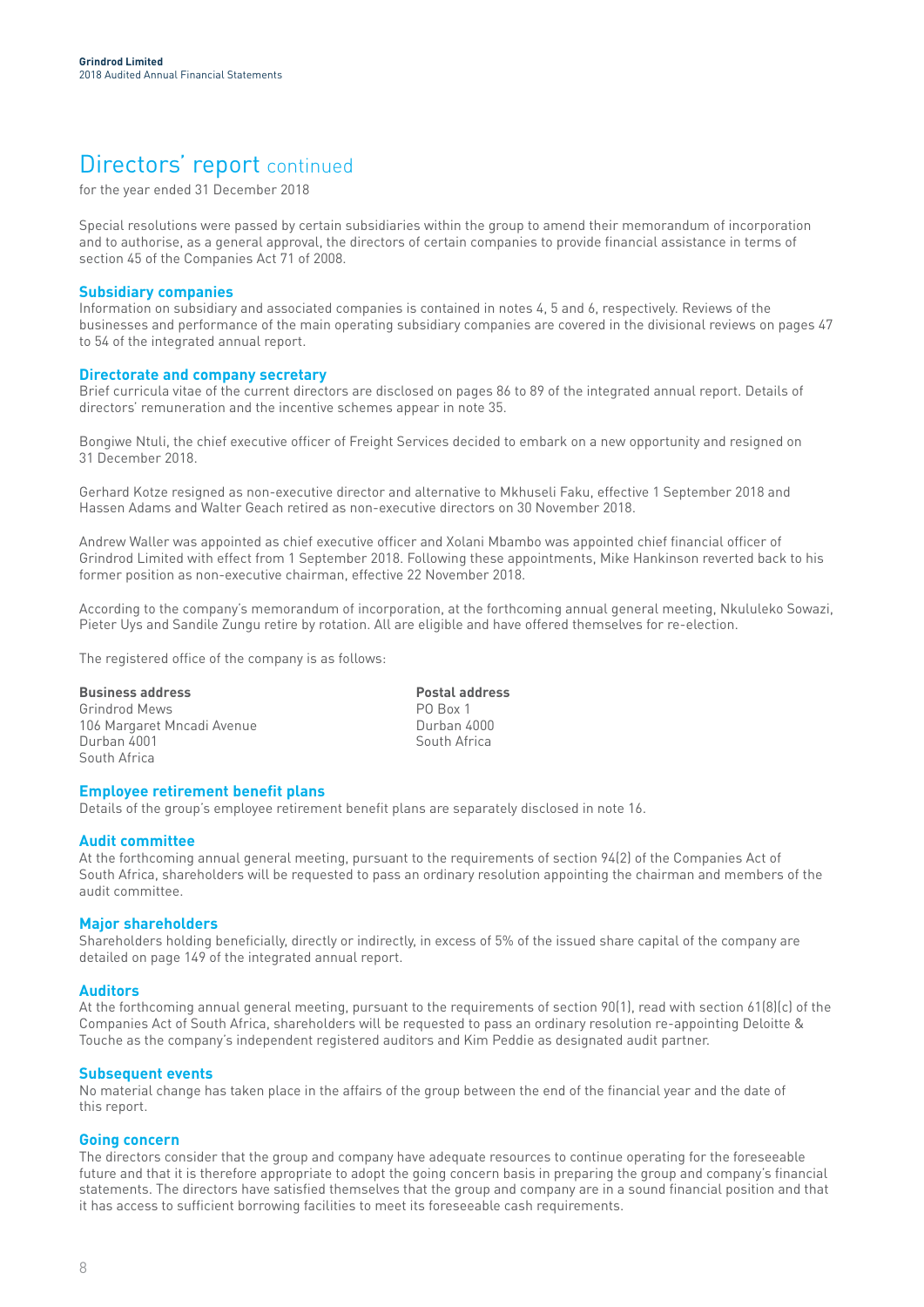# Directors' report continued

for the year ended 31 December 2018

Special resolutions were passed by certain subsidiaries within the group to amend their memorandum of incorporation and to authorise, as a general approval, the directors of certain companies to provide financial assistance in terms of section 45 of the Companies Act 71 of 2008.

## Subsidiary companies

Information on subsidiary and associated companies is contained in notes 4, 5 and 6, respectively. Reviews of the businesses and performance of the main operating subsidiary companies are covered in the divisional reviews on pages 47 to 54 of the integrated annual report.

## Directorate and company secretary

Brief curricula vitae of the current directors are disclosed on pages 86 to 89 of the integrated annual report. Details of directors' remuneration and the incentive schemes appear in note 35.

Bongiwe Ntuli, the chief executive officer of Freight Services decided to embark on a new opportunity and resigned on 31 December 2018.

Gerhard Kotze resigned as non-executive director and alternative to Mkhuseli Faku, effective 1 September 2018 and Hassen Adams and Walter Geach retired as non-executive directors on 30 November 2018.

Andrew Waller was appointed as chief executive officer and Xolani Mbambo was appointed chief financial officer of Grindrod Limited with effect from 1 September 2018. Following these appointments, Mike Hankinson reverted back to his former position as non-executive chairman, effective 22 November 2018.

According to the company's memorandum of incorporation, at the forthcoming annual general meeting, Nkululeko Sowazi, Pieter Uys and Sandile Zungu retire by rotation. All are eligible and have offered themselves for re-election.

The registered office of the company is as follows:

**Business address**
Grindrod Mews
106 Margaret Mncadi Avenue
Durban 4001
South Africa

**Postal address**
PO Box 1
Durban 4000
South Africa

## Employee retirement benefit plans

Details of the group's employee retirement benefit plans are separately disclosed in note 16.

## Audit committee

At the forthcoming annual general meeting, pursuant to the requirements of section 94(2) of the Companies Act of South Africa, shareholders will be requested to pass an ordinary resolution appointing the chairman and members of the audit committee.

## Major shareholders

Shareholders holding beneficially, directly or indirectly, in excess of 5% of the issued share capital of the company are detailed on page 149 of the integrated annual report.

## Auditors

At the forthcoming annual general meeting, pursuant to the requirements of section 90(1), read with section 61(8)(c) of the Companies Act of South Africa, shareholders will be requested to pass an ordinary resolution re-appointing Deloitte & Touche as the company's independent registered auditors and Kim Peddie as designated audit partner.

## Subsequent events

No material change has taken place in the affairs of the group between the end of the financial year and the date of this report.

## Going concern

The directors consider that the group and company have adequate resources to continue operating for the foreseeable future and that it is therefore appropriate to adopt the going concern basis in preparing the group and company's financial statements. The directors have satisfied themselves that the group and company are in a sound financial position and that it has access to sufficient borrowing facilities to meet its foreseeable cash requirements.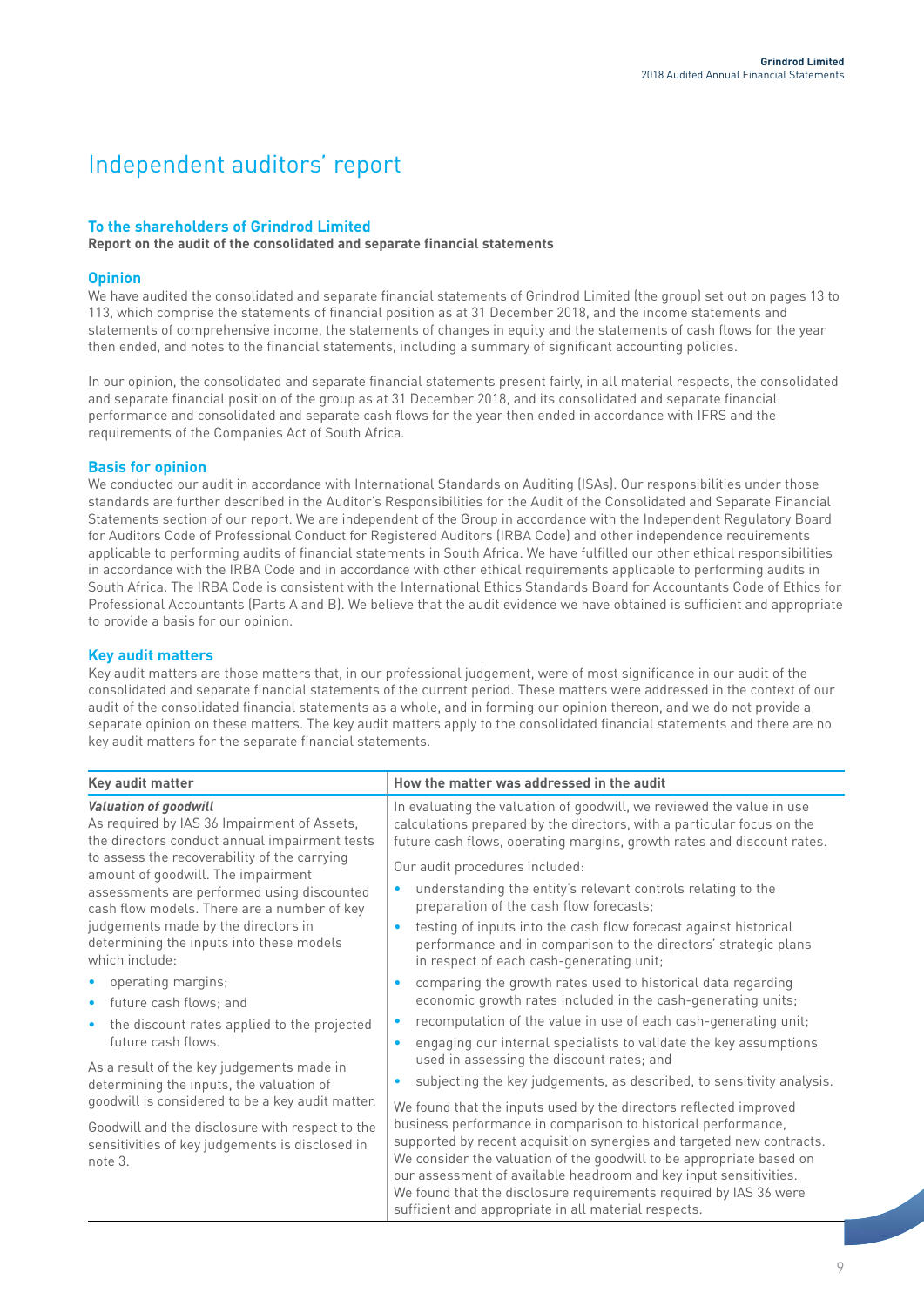# Independent auditors' report

## To the shareholders of Grindrod Limited

**Report on the audit of the consolidated and separate financial statements**

### Opinion

We have audited the consolidated and separate financial statements of Grindrod Limited (the group) set out on pages 13 to 113, which comprise the statements of financial position as at 31 December 2018, and the income statements and statements of comprehensive income, the statements of changes in equity and the statements of cash flows for the year then ended, and notes to the financial statements, including a summary of significant accounting policies.

In our opinion, the consolidated and separate financial statements present fairly, in all material respects, the consolidated and separate financial position of the group as at 31 December 2018, and its consolidated and separate financial performance and consolidated and separate cash flows for the year then ended in accordance with IFRS and the requirements of the Companies Act of South Africa.

### Basis for opinion

We conducted our audit in accordance with International Standards on Auditing (ISAs). Our responsibilities under those standards are further described in the Auditor's Responsibilities for the Audit of the Consolidated and Separate Financial Statements section of our report. We are independent of the Group in accordance with the Independent Regulatory Board for Auditors Code of Professional Conduct for Registered Auditors (IRBA Code) and other independence requirements applicable to performing audits of financial statements in South Africa. We have fulfilled our other ethical responsibilities in accordance with the IRBA Code and in accordance with other ethical requirements applicable to performing audits in South Africa. The IRBA Code is consistent with the International Ethics Standards Board for Accountants Code of Ethics for Professional Accountants (Parts A and B). We believe that the audit evidence we have obtained is sufficient and appropriate to provide a basis for our opinion.

### Key audit matters

Key audit matters are those matters that, in our professional judgement, were of most significance in our audit of the consolidated and separate financial statements of the current period. These matters were addressed in the context of our audit of the consolidated financial statements as a whole, and in forming our opinion thereon, and we do not provide a separate opinion on these matters. The key audit matters apply to the consolidated financial statements and there are no key audit matters for the separate financial statements.

| Key audit matter | How the matter was addressed in the audit |
|---|---|
| ***Valuation of goodwill***<br>As required by IAS 36 Impairment of Assets, the directors conduct annual impairment tests to assess the recoverability of the carrying amount of goodwill. The impairment assessments are performed using discounted cash flow models. There are a number of key judgements made by the directors in determining the inputs into these models which include:<br>• operating margins;<br>• future cash flows; and<br>• the discount rates applied to the projected future cash flows.<br><br>As a result of the key judgements made in determining the inputs, the valuation of goodwill is considered to be a key audit matter.<br><br>Goodwill and the disclosure with respect to the sensitivities of key judgements is disclosed in note 3. | In evaluating the valuation of goodwill, we reviewed the value in use calculations prepared by the directors, with a particular focus on the future cash flows, operating margins, growth rates and discount rates.<br><br>Our audit procedures included:<br>• understanding the entity's relevant controls relating to the preparation of the cash flow forecasts;<br>• testing of inputs into the cash flow forecast against historical performance and in comparison to the directors' strategic plans in respect of each cash-generating unit;<br>• comparing the growth rates used to historical data regarding economic growth rates included in the cash-generating units;<br>• recomputation of the value in use of each cash-generating unit;<br>• engaging our internal specialists to validate the key assumptions used in assessing the discount rates; and<br>• subjecting the key judgements, as described, to sensitivity analysis.<br><br>We found that the inputs used by the directors reflected improved business performance in comparison to historical performance, supported by recent acquisition synergies and targeted new contracts. We consider the valuation of the goodwill to be appropriate based on our assessment of available headroom and key input sensitivities. We found that the disclosure requirements required by IAS 36 were sufficient and appropriate in all material respects. |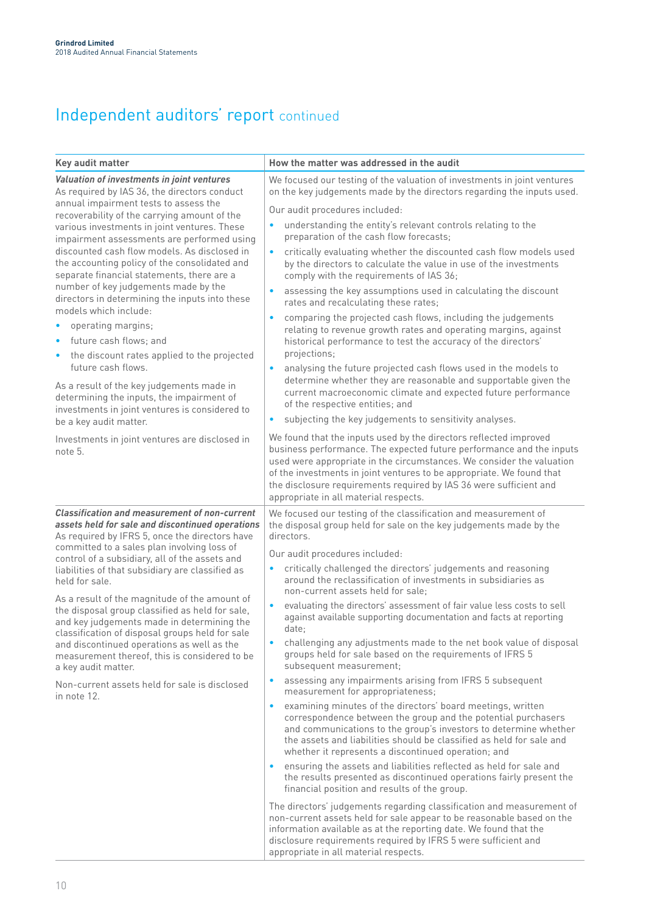# Independent auditors' report continued

| Key audit matter | How the matter was addressed in the audit |
|---|---|
| ***Valuation of investments in joint ventures***<br>As required by IAS 36, the directors conduct annual impairment tests to assess the recoverability of the carrying amount of the various investments in joint ventures. These impairment assessments are performed using discounted cash flow models. As disclosed in the accounting policy of the consolidated and separate financial statements, there are a number of key judgements made by the directors in determining the inputs into these models which include:<br>• operating margins;<br>• future cash flows; and<br>• the discount rates applied to the projected future cash flows.<br><br>As a result of the key judgements made in determining the inputs, the impairment of investments in joint ventures is considered to be a key audit matter.<br><br>Investments in joint ventures are disclosed in note 5. | We focused our testing of the valuation of investments in joint ventures on the key judgements made by the directors regarding the inputs used.<br><br>Our audit procedures included:<br>• understanding the entity's relevant controls relating to the preparation of the cash flow forecasts;<br>• critically evaluating whether the discounted cash flow models used by the directors to calculate the value in use of the investments comply with the requirements of IAS 36;<br>• assessing the key assumptions used in calculating the discount rates and recalculating these rates;<br>• comparing the projected cash flows, including the judgements relating to revenue growth rates and operating margins, against historical performance to test the accuracy of the directors' projections;<br>• analysing the future projected cash flows used in the models to determine whether they are reasonable and supportable given the current macroeconomic climate and expected future performance of the respective entities; and<br>• subjecting the key judgements to sensitivity analyses.<br><br>We found that the inputs used by the directors reflected improved business performance. The expected future performance and the inputs used were appropriate in the circumstances. We consider the valuation of the investments in joint ventures to be appropriate. We found that the disclosure requirements required by IAS 36 were sufficient and appropriate in all material respects. |
| ***Classification and measurement of non-current assets held for sale and discontinued operations***<br>As required by IFRS 5, once the directors have committed to a sales plan involving loss of control of a subsidiary, all of the assets and liabilities of that subsidiary are classified as held for sale.<br><br>As a result of the magnitude of the amount of the disposal group classified as held for sale, and key judgements made in determining the classification of disposal groups held for sale and discontinued operations as well as the measurement thereof, this is considered to be a key audit matter.<br><br>Non-current assets held for sale is disclosed in note 12. | We focused our testing of the classification and measurement of the disposal group held for sale on the key judgements made by the directors.<br><br>Our audit procedures included:<br>• critically challenged the directors' judgements and reasoning around the reclassification of investments in subsidiaries as non-current assets held for sale;<br>• evaluating the directors' assessment of fair value less costs to sell against available supporting documentation and facts at reporting date;<br>• challenging any adjustments made to the net book value of disposal groups held for sale based on the requirements of IFRS 5 subsequent measurement;<br>• assessing any impairments arising from IFRS 5 subsequent measurement for appropriateness;<br>• examining minutes of the directors' board meetings, written correspondence between the group and the potential purchasers and communications to the group's investors to determine whether the assets and liabilities should be classified as held for sale and whether it represents a discontinued operation; and<br>• ensuring the assets and liabilities reflected as held for sale and the results presented as discontinued operations fairly present the financial position and results of the group.<br><br>The directors' judgements regarding classification and measurement of non-current assets held for sale appear to be reasonable based on the information available as at the reporting date. We found that the disclosure requirements required by IFRS 5 were sufficient and appropriate in all material respects. |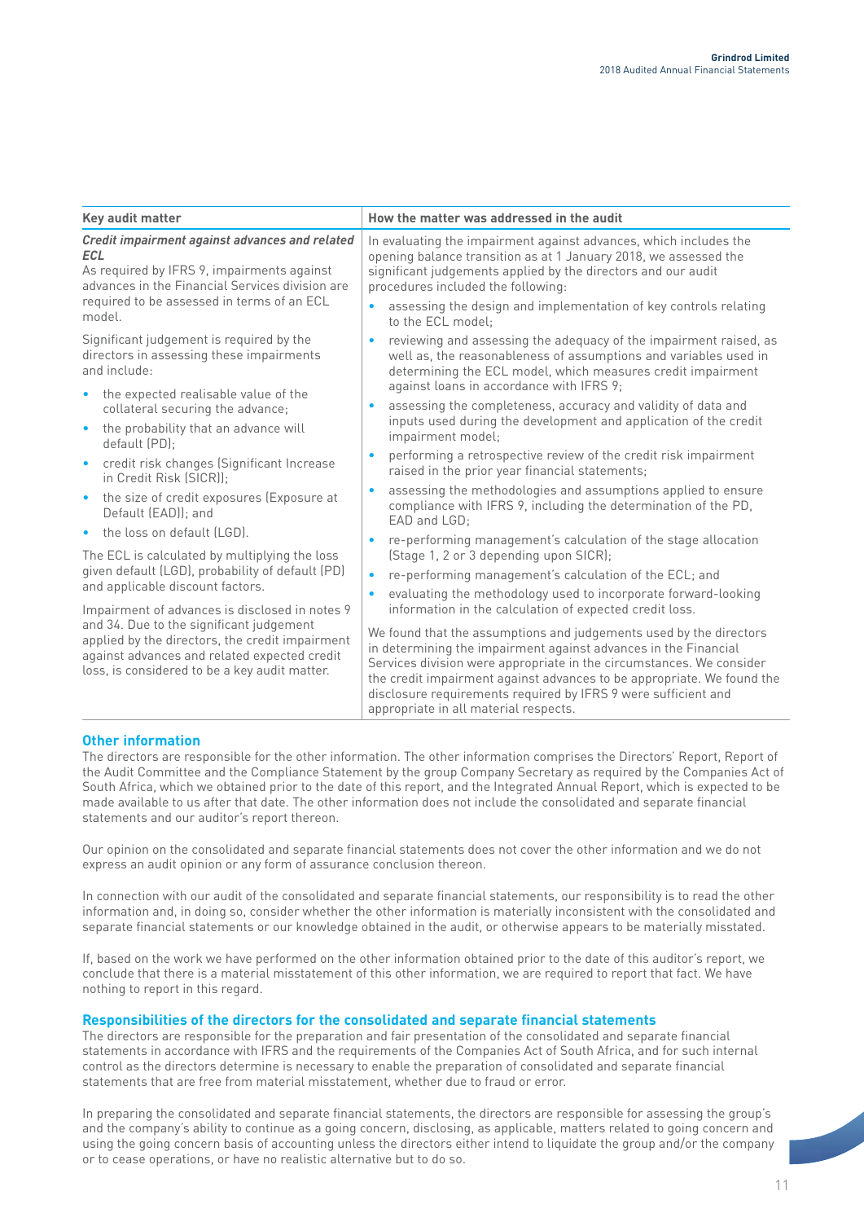| Key audit matter | How the matter was addressed in the audit |
|---|---|
| ***Credit impairment against advances and related ECL***<br>As required by IFRS 9, impairments against advances in the Financial Services division are required to be assessed in terms of an ECL model.<br><br>Significant judgement is required by the directors in assessing these impairments and include:<br>• the expected realisable value of the collateral securing the advance;<br>• the probability that an advance will default (PD);<br>• credit risk changes (Significant Increase in Credit Risk (SICR));<br>• the size of credit exposures (Exposure at Default (EAD)); and<br>• the loss on default (LGD).<br><br>The ECL is calculated by multiplying the loss given default (LGD), probability of default (PD) and applicable discount factors.<br><br>Impairment of advances is disclosed in notes 9 and 34. Due to the significant judgement applied by the directors, the credit impairment against advances and related expected credit loss, is considered to be a key audit matter. | In evaluating the impairment against advances, which includes the opening balance transition as at 1 January 2018, we assessed the significant judgements applied by the directors and our audit procedures included the following:<br>• assessing the design and implementation of key controls relating to the ECL model;<br>• reviewing and assessing the adequacy of the impairment raised, as well as, the reasonableness of assumptions and variables used in determining the ECL model, which measures credit impairment against loans in accordance with IFRS 9;<br>• assessing the completeness, accuracy and validity of data and inputs used during the development and application of the credit impairment model;<br>• performing a retrospective review of the credit risk impairment raised in the prior year financial statements;<br>• assessing the methodologies and assumptions applied to ensure compliance with IFRS 9, including the determination of the PD, EAD and LGD;<br>• re-performing management's calculation of the stage allocation (Stage 1, 2 or 3 depending upon SICR);<br>• re-performing management's calculation of the ECL; and<br>• evaluating the methodology used to incorporate forward-looking information in the calculation of expected credit loss.<br><br>We found that the assumptions and judgements used by the directors in determining the impairment against advances in the Financial Services division were appropriate in the circumstances. We consider the credit impairment against advances to be appropriate. We found the disclosure requirements required by IFRS 9 were sufficient and appropriate in all material respects. |

## Other information

The directors are responsible for the other information. The other information comprises the Directors' Report, Report of the Audit Committee and the Compliance Statement by the group Company Secretary as required by the Companies Act of South Africa, which we obtained prior to the date of this report, and the Integrated Annual Report, which is expected to be made available to us after that date. The other information does not include the consolidated and separate financial statements and our auditor's report thereon.

Our opinion on the consolidated and separate financial statements does not cover the other information and we do not express an audit opinion or any form of assurance conclusion thereon.

In connection with our audit of the consolidated and separate financial statements, our responsibility is to read the other information and, in doing so, consider whether the other information is materially inconsistent with the consolidated and separate financial statements or our knowledge obtained in the audit, or otherwise appears to be materially misstated.

If, based on the work we have performed on the other information obtained prior to the date of this auditor's report, we conclude that there is a material misstatement of this other information, we are required to report that fact. We have nothing to report in this regard.

## Responsibilities of the directors for the consolidated and separate financial statements

The directors are responsible for the preparation and fair presentation of the consolidated and separate financial statements in accordance with IFRS and the requirements of the Companies Act of South Africa, and for such internal control as the directors determine is necessary to enable the preparation of consolidated and separate financial statements that are free from material misstatement, whether due to fraud or error.

In preparing the consolidated and separate financial statements, the directors are responsible for assessing the group's and the company's ability to continue as a going concern, disclosing, as applicable, matters related to going concern and using the going concern basis of accounting unless the directors either intend to liquidate the group and/or the company or to cease operations, or have no realistic alternative but to do so.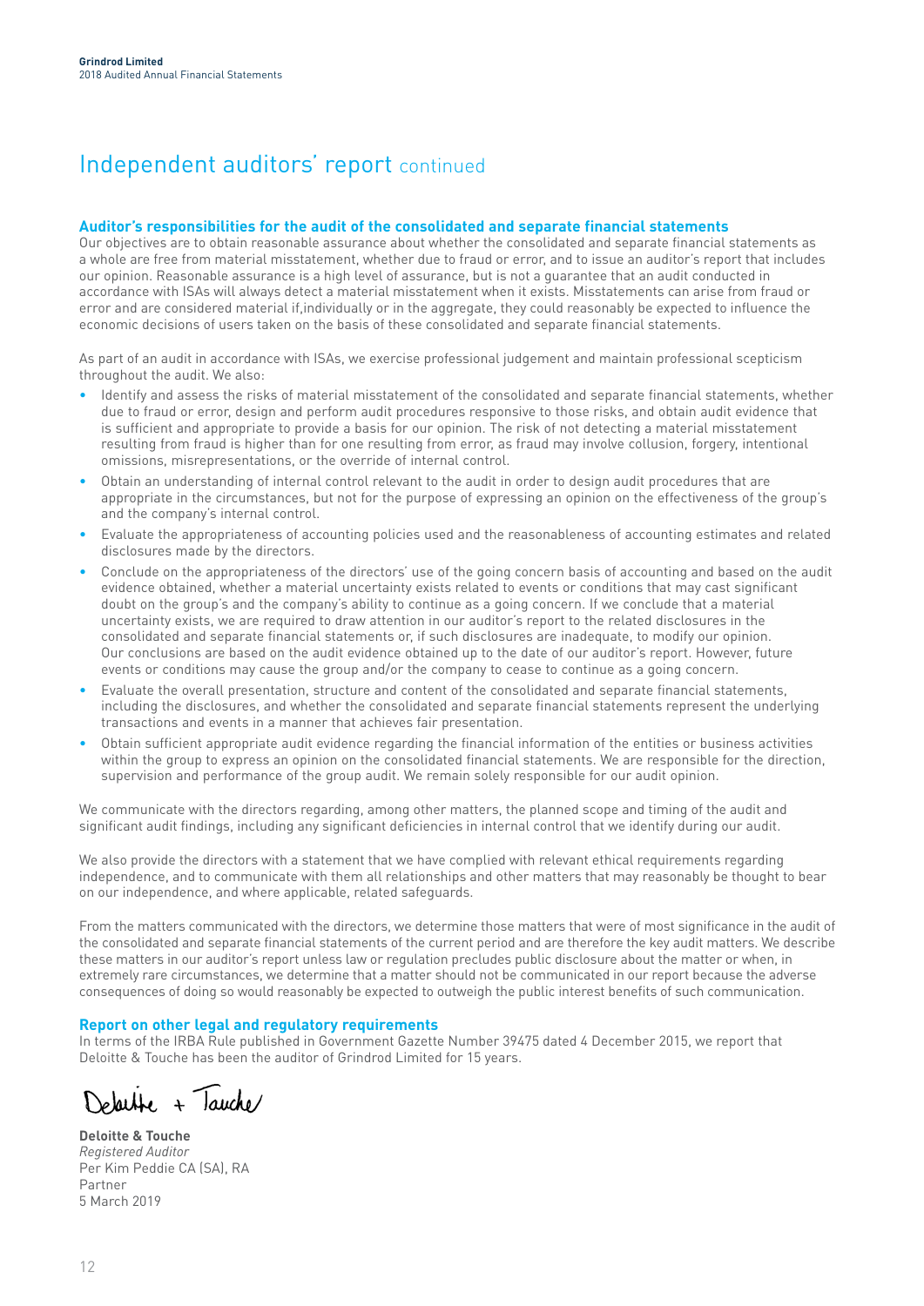# Independent auditors' report continued

### Auditor's responsibilities for the audit of the consolidated and separate financial statements

Our objectives are to obtain reasonable assurance about whether the consolidated and separate financial statements as a whole are free from material misstatement, whether due to fraud or error, and to issue an auditor's report that includes our opinion. Reasonable assurance is a high level of assurance, but is not a guarantee that an audit conducted in accordance with ISAs will always detect a material misstatement when it exists. Misstatements can arise from fraud or error and are considered material if,individually or in the aggregate, they could reasonably be expected to influence the economic decisions of users taken on the basis of these consolidated and separate financial statements.

As part of an audit in accordance with ISAs, we exercise professional judgement and maintain professional scepticism throughout the audit. We also:

- Identify and assess the risks of material misstatement of the consolidated and separate financial statements, whether due to fraud or error, design and perform audit procedures responsive to those risks, and obtain audit evidence that is sufficient and appropriate to provide a basis for our opinion. The risk of not detecting a material misstatement resulting from fraud is higher than for one resulting from error, as fraud may involve collusion, forgery, intentional omissions, misrepresentations, or the override of internal control.
- Obtain an understanding of internal control relevant to the audit in order to design audit procedures that are appropriate in the circumstances, but not for the purpose of expressing an opinion on the effectiveness of the group's and the company's internal control.
- Evaluate the appropriateness of accounting policies used and the reasonableness of accounting estimates and related disclosures made by the directors.
- Conclude on the appropriateness of the directors' use of the going concern basis of accounting and based on the audit evidence obtained, whether a material uncertainty exists related to events or conditions that may cast significant doubt on the group's and the company's ability to continue as a going concern. If we conclude that a material uncertainty exists, we are required to draw attention in our auditor's report to the related disclosures in the consolidated and separate financial statements or, if such disclosures are inadequate, to modify our opinion. Our conclusions are based on the audit evidence obtained up to the date of our auditor's report. However, future events or conditions may cause the group and/or the company to cease to continue as a going concern.
- Evaluate the overall presentation, structure and content of the consolidated and separate financial statements, including the disclosures, and whether the consolidated and separate financial statements represent the underlying transactions and events in a manner that achieves fair presentation.
- Obtain sufficient appropriate audit evidence regarding the financial information of the entities or business activities within the group to express an opinion on the consolidated financial statements. We are responsible for the direction, supervision and performance of the group audit. We remain solely responsible for our audit opinion.

We communicate with the directors regarding, among other matters, the planned scope and timing of the audit and significant audit findings, including any significant deficiencies in internal control that we identify during our audit.

We also provide the directors with a statement that we have complied with relevant ethical requirements regarding independence, and to communicate with them all relationships and other matters that may reasonably be thought to bear on our independence, and where applicable, related safeguards.

From the matters communicated with the directors, we determine those matters that were of most significance in the audit of the consolidated and separate financial statements of the current period and are therefore the key audit matters. We describe these matters in our auditor's report unless law or regulation precludes public disclosure about the matter or when, in extremely rare circumstances, we determine that a matter should not be communicated in our report because the adverse consequences of doing so would reasonably be expected to outweigh the public interest benefits of such communication.

### Report on other legal and regulatory requirements

In terms of the IRBA Rule published in Government Gazette Number 39475 dated 4 December 2015, we report that Deloitte & Touche has been the auditor of Grindrod Limited for 15 years.

Deloitte + Touche

**Deloitte & Touche**
*Registered Auditor*
Per Kim Peddie CA (SA), RA
Partner
5 March 2019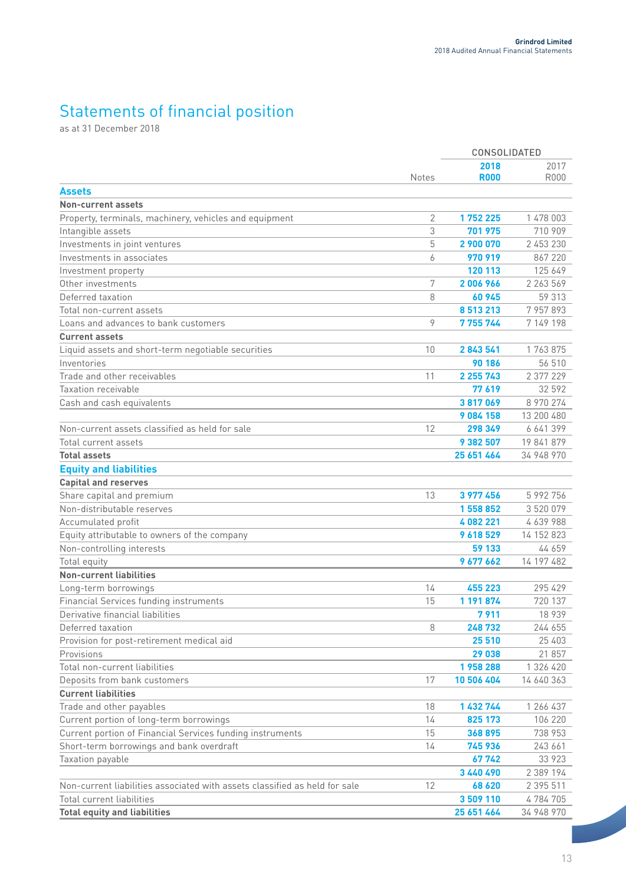# Statements of financial position

as at 31 December 2018

| | Notes | CONSOLIDATED 2018 R000 | 2017 R000 |
|---|---|---|---|
| **Assets** | | | |
| **Non-current assets** | | | |
| Property, terminals, machinery, vehicles and equipment | 2 | **1 752 225** | 1 478 003 |
| Intangible assets | 3 | **701 975** | 710 909 |
| Investments in joint ventures | 5 | **2 900 070** | 2 453 230 |
| Investments in associates | 6 | **970 919** | 867 220 |
| Investment property | | **120 113** | 125 649 |
| Other investments | 7 | **2 006 966** | 2 263 569 |
| Deferred taxation | 8 | **60 945** | 59 313 |
| Total non-current assets | | **8 513 213** | 7 957 893 |
| Loans and advances to bank customers | 9 | **7 755 744** | 7 149 198 |
| **Current assets** | | | |
| Liquid assets and short-term negotiable securities | 10 | **2 843 541** | 1 763 875 |
| Inventories | | **90 186** | 56 510 |
| Trade and other receivables | 11 | **2 255 743** | 2 377 229 |
| Taxation receivable | | **77 619** | 32 592 |
| Cash and cash equivalents | | **3 817 069** | 8 970 274 |
| | | **9 084 158** | 13 200 480 |
| Non-current assets classified as held for sale | 12 | **298 349** | 6 641 399 |
| Total current assets | | **9 382 507** | 19 841 879 |
| **Total assets** | | **25 651 464** | 34 948 970 |
| **Equity and liabilities** | | | |
| **Capital and reserves** | | | |
| Share capital and premium | 13 | **3 977 456** | 5 992 756 |
| Non-distributable reserves | | **1 558 852** | 3 520 079 |
| Accumulated profit | | **4 082 221** | 4 639 988 |
| Equity attributable to owners of the company | | **9 618 529** | 14 152 823 |
| Non-controlling interests | | **59 133** | 44 659 |
| Total equity | | **9 677 662** | 14 197 482 |
| **Non-current liabilities** | | | |
| Long-term borrowings | 14 | **455 223** | 295 429 |
| Financial Services funding instruments | 15 | **1 191 874** | 720 137 |
| Derivative financial liabilities | | **7 911** | 18 939 |
| Deferred taxation | 8 | **248 732** | 244 655 |
| Provision for post-retirement medical aid | | **25 510** | 25 403 |
| Provisions | | **29 038** | 21 857 |
| Total non-current liabilities | | **1 958 288** | 1 326 420 |
| Deposits from bank customers | 17 | **10 506 404** | 14 640 363 |
| **Current liabilities** | | | |
| Trade and other payables | 18 | **1 432 744** | 1 266 437 |
| Current portion of long-term borrowings | 14 | **825 173** | 106 220 |
| Current portion of Financial Services funding instruments | 15 | **368 895** | 738 953 |
| Short-term borrowings and bank overdraft | 14 | **745 936** | 243 661 |
| Taxation payable | | **67 742** | 33 923 |
| | | **3 440 490** | 2 389 194 |
| Non-current liabilities associated with assets classified as held for sale | 12 | **68 620** | 2 395 511 |
| Total current liabilities | | **3 509 110** | 4 784 705 |
| **Total equity and liabilities** | | **25 651 464** | 34 948 970 |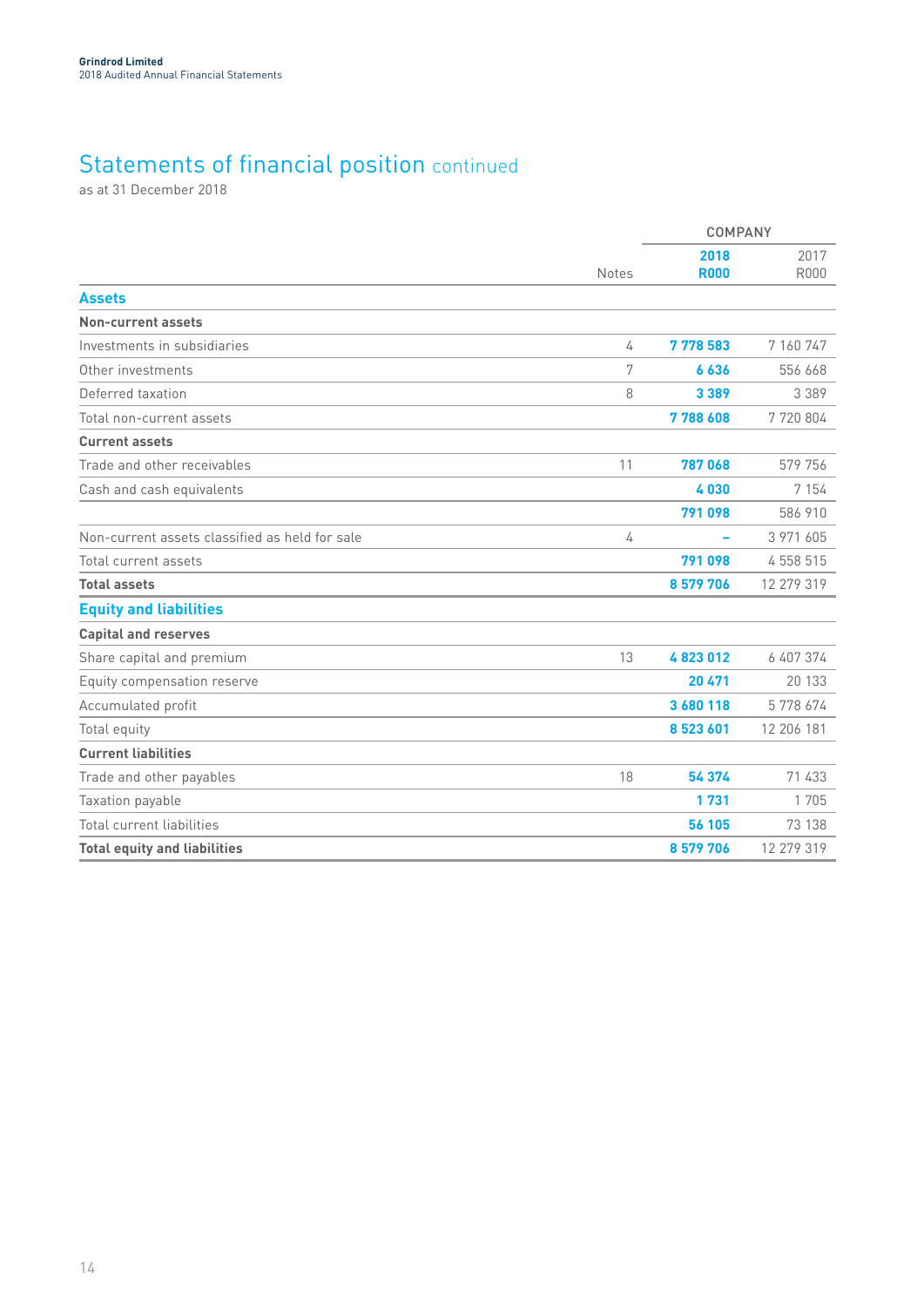# Statements of financial position continued

as at 31 December 2018

| | Notes | COMPANY 2018 R000 | 2017 R000 |
|---|---|---|---|
| **Assets** | | | |
| **Non-current assets** | | | |
| Investments in subsidiaries | 4 | **7 778 583** | 7 160 747 |
| Other investments | 7 | **6 636** | 556 668 |
| Deferred taxation | 8 | **3 389** | 3 389 |
| Total non-current assets | | **7 788 608** | 7 720 804 |
| **Current assets** | | | |
| Trade and other receivables | 11 | **787 068** | 579 756 |
| Cash and cash equivalents | | **4 030** | 7 154 |
| | | **791 098** | 586 910 |
| Non-current assets classified as held for sale | 4 | **–** | 3 971 605 |
| Total current assets | | **791 098** | 4 558 515 |
| **Total assets** | | **8 579 706** | 12 279 319 |
| **Equity and liabilities** | | | |
| **Capital and reserves** | | | |
| Share capital and premium | 13 | **4 823 012** | 6 407 374 |
| Equity compensation reserve | | **20 471** | 20 133 |
| Accumulated profit | | **3 680 118** | 5 778 674 |
| Total equity | | **8 523 601** | 12 206 181 |
| **Current liabilities** | | | |
| Trade and other payables | 18 | **54 374** | 71 433 |
| Taxation payable | | **1 731** | 1 705 |
| Total current liabilities | | **56 105** | 73 138 |
| **Total equity and liabilities** | | **8 579 706** | 12 279 319 |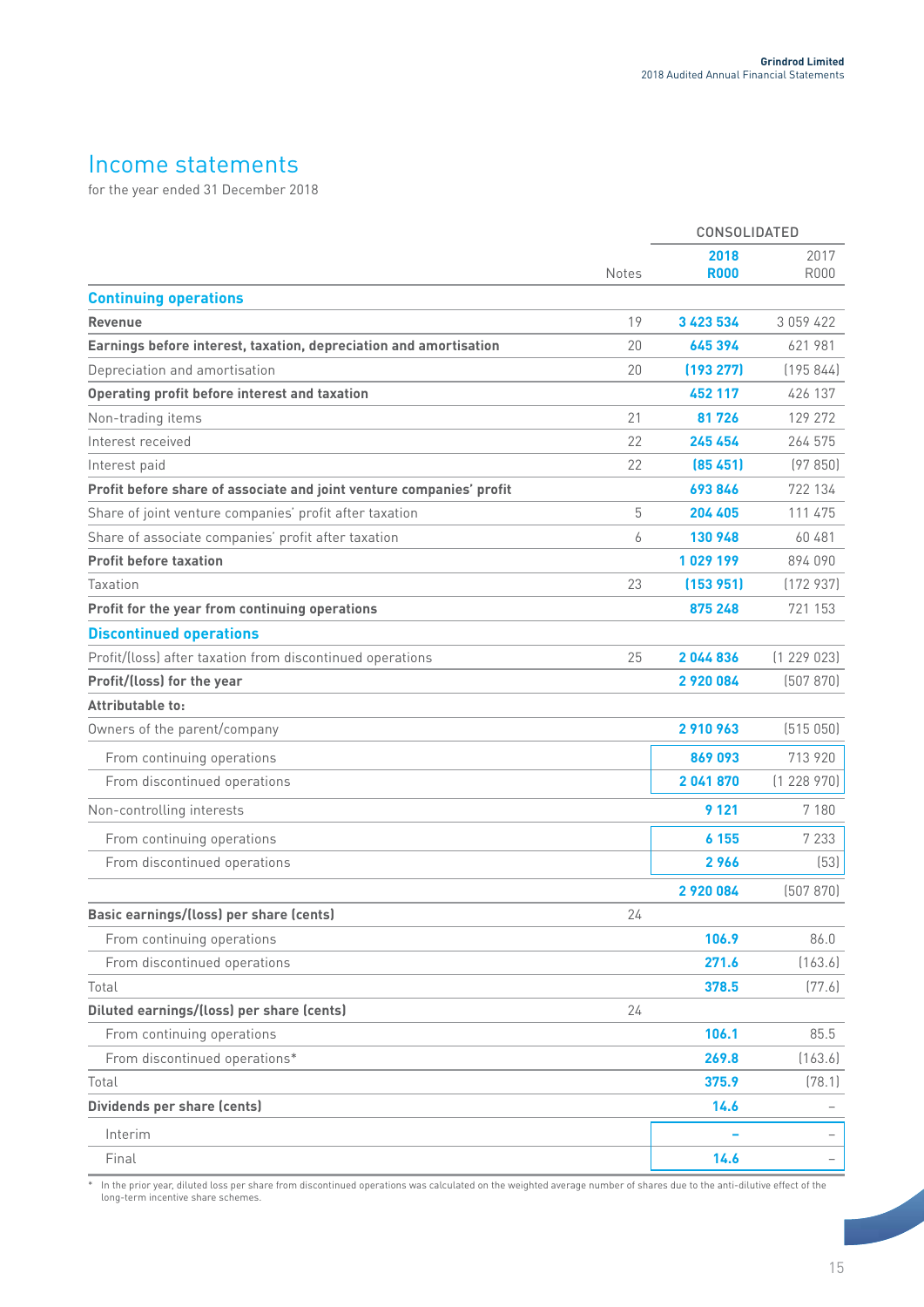# Income statements

for the year ended 31 December 2018

| | Notes | CONSOLIDATED | |
|---|---|---|---|
| | | **2018 R000** | 2017 R000 |
| **Continuing operations** | | | |
| **Revenue** | 19 | **3 423 534** | 3 059 422 |
| **Earnings before interest, taxation, depreciation and amortisation** | 20 | **645 394** | 621 981 |
| Depreciation and amortisation | 20 | **(193 277)** | (195 844) |
| **Operating profit before interest and taxation** | | **452 117** | 426 137 |
| Non-trading items | 21 | **81 726** | 129 272 |
| Interest received | 22 | **245 454** | 264 575 |
| Interest paid | 22 | **(85 451)** | (97 850) |
| **Profit before share of associate and joint venture companies' profit** | | **693 846** | 722 134 |
| Share of joint venture companies' profit after taxation | 5 | **204 405** | 111 475 |
| Share of associate companies' profit after taxation | 6 | **130 948** | 60 481 |
| **Profit before taxation** | | **1 029 199** | 894 090 |
| Taxation | 23 | **(153 951)** | (172 937) |
| **Profit for the year from continuing operations** | | **875 248** | 721 153 |
| **Discontinued operations** | | | |
| Profit/(loss) after taxation from discontinued operations | 25 | **2 044 836** | (1 229 023) |
| **Profit/(loss) for the year** | | **2 920 084** | (507 870) |
| **Attributable to:** | | | |
| Owners of the parent/company | | **2 910 963** | (515 050) |
| From continuing operations | | **869 093** | 713 920 |
| From discontinued operations | | **2 041 870** | (1 228 970) |
| Non-controlling interests | | **9 121** | 7 180 |
| From continuing operations | | **6 155** | 7 233 |
| From discontinued operations | | **2 966** | (53) |
| | | **2 920 084** | (507 870) |
| **Basic earnings/(loss) per share (cents)** | 24 | | |
| From continuing operations | | **106.9** | 86.0 |
| From discontinued operations | | **271.6** | (163.6) |
| Total | | **378.5** | (77.6) |
| **Diluted earnings/(loss) per share (cents)** | 24 | | |
| From continuing operations | | **106.1** | 85.5 |
| From discontinued operations* | | **269.8** | (163.6) |
| Total | | **375.9** | (78.1) |
| **Dividends per share (cents)** | | **14.6** | – |
| Interim | | **–** | – |
| Final | | **14.6** | – |

\* In the prior year, diluted loss per share from discontinued operations was calculated on the weighted average number of shares due to the anti-dilutive effect of the long-term incentive share schemes.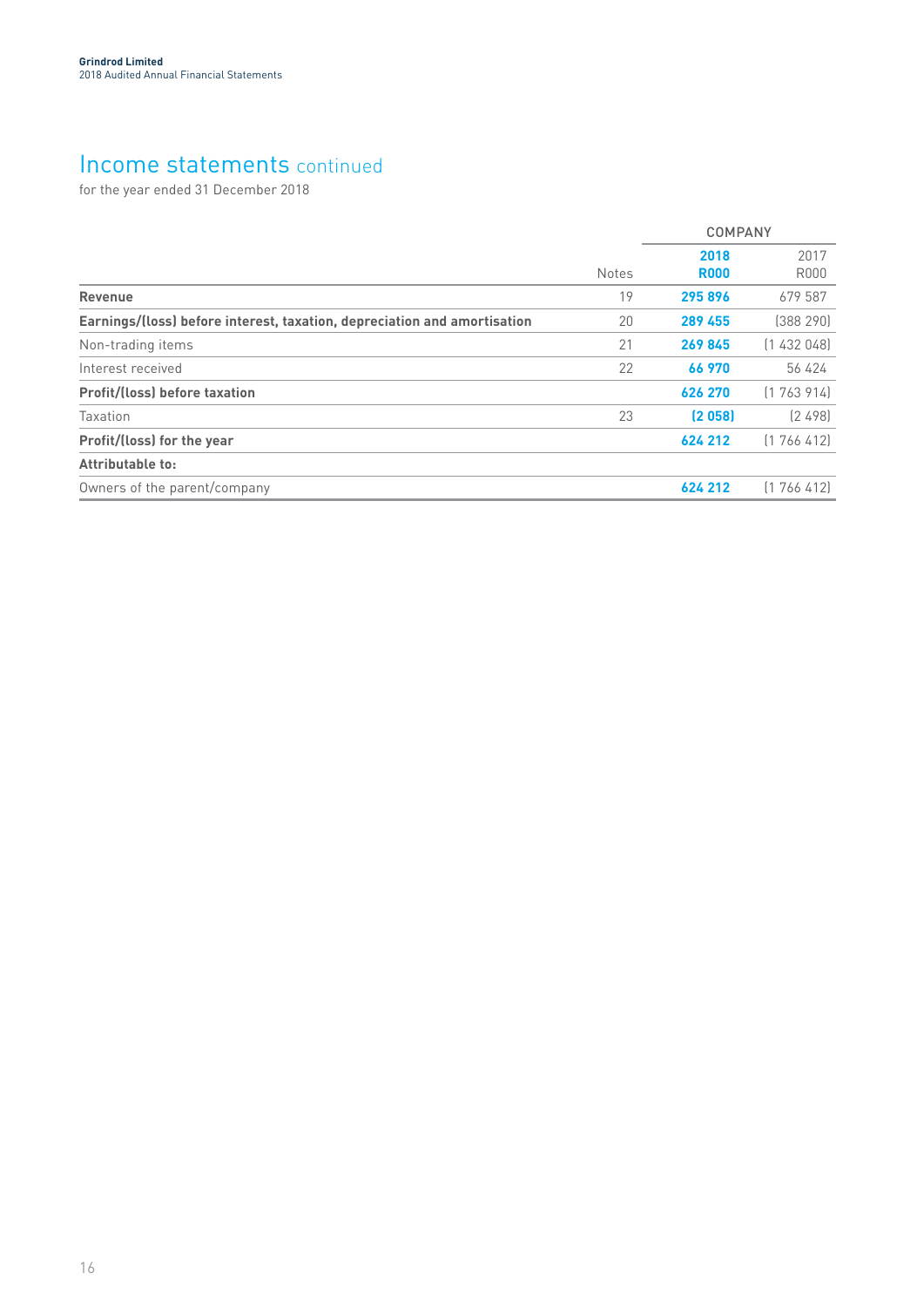# Income statements continued

for the year ended 31 December 2018

| | Notes | COMPANY | |
|---|---|---|---|
| | | **2018 R000** | 2017 R000 |
| **Revenue** | 19 | **295 896** | 679 587 |
| **Earnings/(loss) before interest, taxation, depreciation and amortisation** | 20 | **289 455** | (388 290) |
| Non-trading items | 21 | **269 845** | (1 432 048) |
| Interest received | 22 | **66 970** | 56 424 |
| **Profit/(loss) before taxation** | | **626 270** | (1 763 914) |
| Taxation | 23 | **(2 058)** | (2 498) |
| **Profit/(loss) for the year** | | **624 212** | (1 766 412) |
| **Attributable to:** | | | |
| Owners of the parent/company | | **624 212** | (1 766 412) |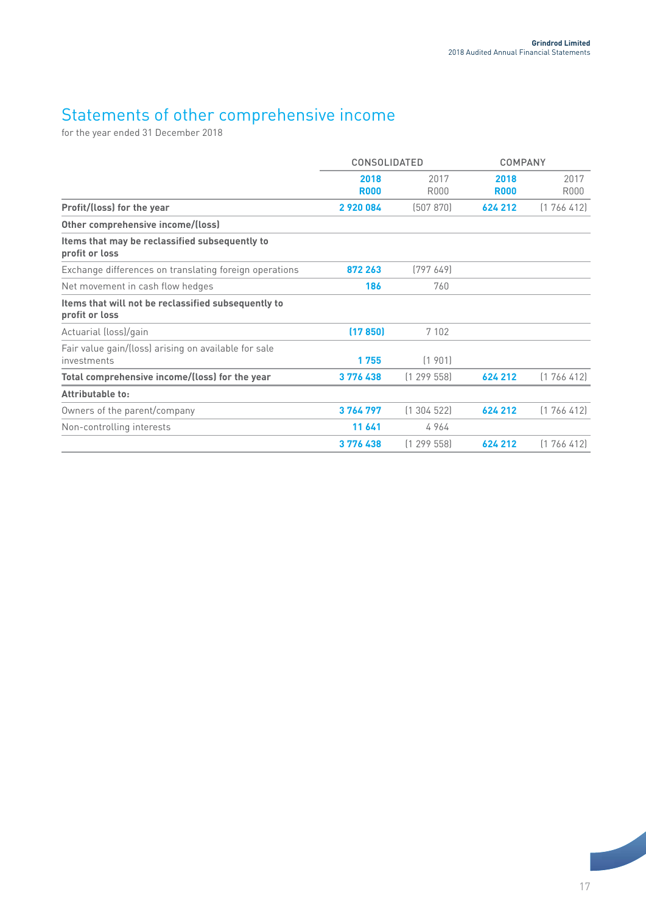# Statements of other comprehensive income

for the year ended 31 December 2018

| | CONSOLIDATED | | COMPANY | |
|---|---|---|---|---|
| | **2018 R000** | 2017 R000 | **2018 R000** | 2017 R000 |
| **Profit/(loss) for the year** | **2 920 084** | (507 870) | **624 212** | (1 766 412) |
| **Other comprehensive income/(loss)** | | | | |
| **Items that may be reclassified subsequently to profit or loss** | | | | |
| Exchange differences on translating foreign operations | **872 263** | (797 649) | | |
| Net movement in cash flow hedges | **186** | 760 | | |
| **Items that will not be reclassified subsequently to profit or loss** | | | | |
| Actuarial (loss)/gain | **(17 850)** | 7 102 | | |
| Fair value gain/(loss) arising on available for sale investments | **1 755** | (1 901) | | |
| **Total comprehensive income/(loss) for the year** | **3 776 438** | (1 299 558) | **624 212** | (1 766 412) |
| **Attributable to:** | | | | |
| Owners of the parent/company | **3 764 797** | (1 304 522) | **624 212** | (1 766 412) |
| Non-controlling interests | **11 641** | 4 964 | | |
| | **3 776 438** | (1 299 558) | **624 212** | (1 766 412) |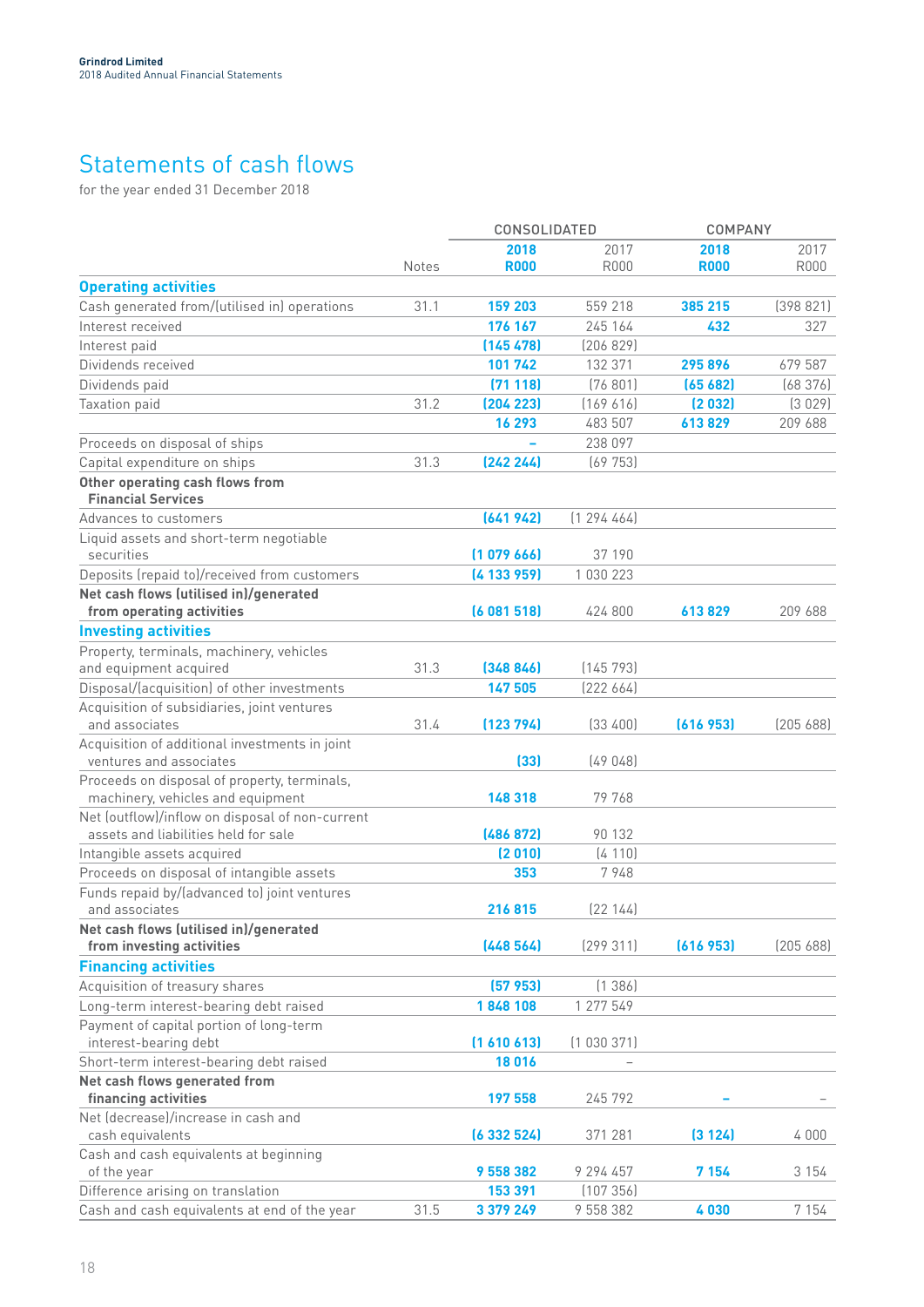# Statements of cash flows

for the year ended 31 December 2018

| | Notes | CONSOLIDATED 2018 R000 | CONSOLIDATED 2017 R000 | COMPANY 2018 R000 | COMPANY 2017 R000 |
|---|---|---|---|---|---|
| **Operating activities** | | | | | |
| Cash generated from/(utilised in) operations | 31.1 | **159 203** | 559 218 | **385 215** | (398 821) |
| Interest received | | **176 167** | 245 164 | **432** | 327 |
| Interest paid | | **(145 478)** | (206 829) | | |
| Dividends received | | **101 742** | 132 371 | **295 896** | 679 587 |
| Dividends paid | | **(71 118)** | (76 801) | **(65 682)** | (68 376) |
| Taxation paid | 31.2 | **(204 223)** | (169 616) | **(2 032)** | (3 029) |
| | | **16 293** | 483 507 | **613 829** | 209 688 |
| Proceeds on disposal of ships | | **–** | 238 097 | | |
| Capital expenditure on ships | 31.3 | **(242 244)** | (69 753) | | |
| **Other operating cash flows from Financial Services** | | | | | |
| Advances to customers | | **(641 942)** | (1 294 464) | | |
| Liquid assets and short-term negotiable securities | | **(1 079 666)** | 37 190 | | |
| Deposits (repaid to)/received from customers | | **(4 133 959)** | 1 030 223 | | |
| **Net cash flows (utilised in)/generated from operating activities** | | **(6 081 518)** | 424 800 | **613 829** | 209 688 |
| **Investing activities** | | | | | |
| Property, terminals, machinery, vehicles and equipment acquired | 31.3 | **(348 846)** | (145 793) | | |
| Disposal/(acquisition) of other investments | | **147 505** | (222 664) | | |
| Acquisition of subsidiaries, joint ventures and associates | 31.4 | **(123 794)** | (33 400) | **(616 953)** | (205 688) |
| Acquisition of additional investments in joint ventures and associates | | **(33)** | (49 048) | | |
| Proceeds on disposal of property, terminals, machinery, vehicles and equipment | | **148 318** | 79 768 | | |
| Net (outflow)/inflow on disposal of non-current assets and liabilities held for sale | | **(486 872)** | 90 132 | | |
| Intangible assets acquired | | **(2 010)** | (4 110) | | |
| Proceeds on disposal of intangible assets | | **353** | 7 948 | | |
| Funds repaid by/(advanced to) joint ventures and associates | | **216 815** | (22 144) | | |
| **Net cash flows (utilised in)/generated from investing activities** | | **(448 564)** | (299 311) | **(616 953)** | (205 688) |
| **Financing activities** | | | | | |
| Acquisition of treasury shares | | **(57 953)** | (1 386) | | |
| Long-term interest-bearing debt raised | | **1 848 108** | 1 277 549 | | |
| Payment of capital portion of long-term interest-bearing debt | | **(1 610 613)** | (1 030 371) | | |
| Short-term interest-bearing debt raised | | **18 016** | – | | |
| **Net cash flows generated from financing activities** | | **197 558** | 245 792 | **–** | – |
| Net (decrease)/increase in cash and cash equivalents | | **(6 332 524)** | 371 281 | **(3 124)** | 4 000 |
| Cash and cash equivalents at beginning of the year | | **9 558 382** | 9 294 457 | **7 154** | 3 154 |
| Difference arising on translation | | **153 391** | (107 356) | | |
| Cash and cash equivalents at end of the year | 31.5 | **3 379 249** | 9 558 382 | **4 030** | 7 154 |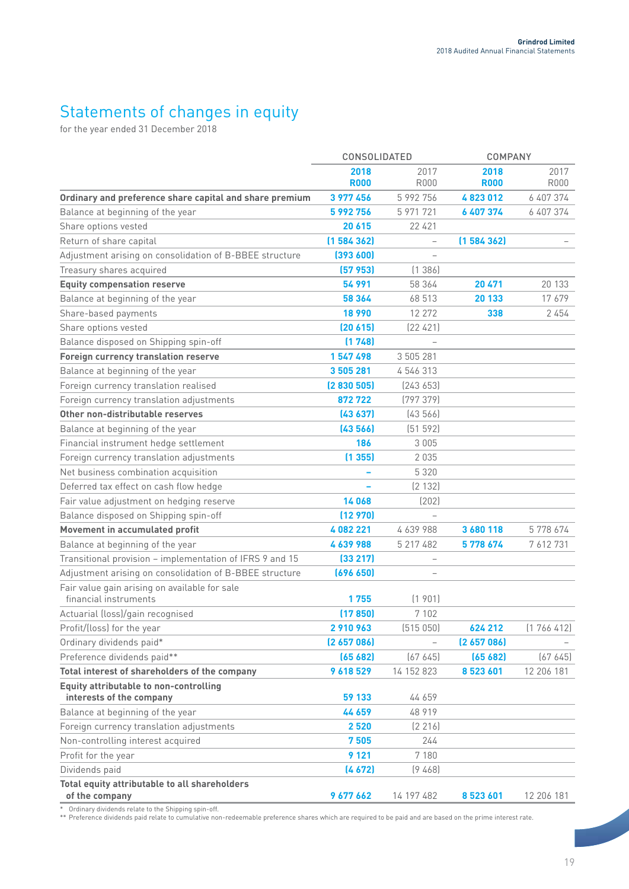# Statements of changes in equity

for the year ended 31 December 2018

| | CONSOLIDATED | | COMPANY | |
|---|---|---|---|---|
| | **2018 R000** | 2017 R000 | **2018 R000** | 2017 R000 |
| **Ordinary and preference share capital and share premium** | **3 977 456** | 5 992 756 | **4 823 012** | 6 407 374 |
| Balance at beginning of the year | **5 992 756** | 5 971 721 | **6 407 374** | 6 407 374 |
| Share options vested | **20 615** | 22 421 | | |
| Return of share capital | **(1 584 362)** | – | **(1 584 362)** | – |
| Adjustment arising on consolidation of B-BBEE structure | **(393 600)** | – | | |
| Treasury shares acquired | **(57 953)** | (1 386) | | |
| **Equity compensation reserve** | **54 991** | 58 364 | **20 471** | 20 133 |
| Balance at beginning of the year | **58 364** | 68 513 | **20 133** | 17 679 |
| Share-based payments | **18 990** | 12 272 | **338** | 2 454 |
| Share options vested | **(20 615)** | (22 421) | | |
| Balance disposed on Shipping spin-off | **(1 748)** | – | | |
| **Foreign currency translation reserve** | **1 547 498** | 3 505 281 | | |
| Balance at beginning of the year | **3 505 281** | 4 546 313 | | |
| Foreign currency translation realised | **(2 830 505)** | (243 653) | | |
| Foreign currency translation adjustments | **872 722** | (797 379) | | |
| **Other non-distributable reserves** | **(43 637)** | (43 566) | | |
| Balance at beginning of the year | **(43 566)** | (51 592) | | |
| Financial instrument hedge settlement | **186** | 3 005 | | |
| Foreign currency translation adjustments | **(1 355)** | 2 035 | | |
| Net business combination acquisition | **–** | 5 320 | | |
| Deferred tax effect on cash flow hedge | **–** | (2 132) | | |
| Fair value adjustment on hedging reserve | **14 068** | (202) | | |
| Balance disposed on Shipping spin-off | **(12 970)** | – | | |
| **Movement in accumulated profit** | **4 082 221** | 4 639 988 | **3 680 118** | 5 778 674 |
| Balance at beginning of the year | **4 639 988** | 5 217 482 | **5 778 674** | 7 612 731 |
| Transitional provision – implementation of IFRS 9 and 15 | **(33 217)** | – | | |
| Adjustment arising on consolidation of B-BBEE structure | **(696 650)** | – | | |
| Fair value gain arising on available for sale financial instruments | **1 755** | (1 901) | | |
| Actuarial (loss)/gain recognised | **(17 850)** | 7 102 | | |
| Profit/(loss) for the year | **2 910 963** | (515 050) | **624 212** | (1 766 412) |
| Ordinary dividends paid* | **(2 657 086)** | – | **(2 657 086)** | – |
| Preference dividends paid** | **(65 682)** | (67 645) | **(65 682)** | (67 645) |
| **Total interest of shareholders of the company** | **9 618 529** | 14 152 823 | **8 523 601** | 12 206 181 |
| **Equity attributable to non-controlling interests of the company** | **59 133** | 44 659 | | |
| Balance at beginning of the year | **44 659** | 48 919 | | |
| Foreign currency translation adjustments | **2 520** | (2 216) | | |
| Non-controlling interest acquired | **7 505** | 244 | | |
| Profit for the year | **9 121** | 7 180 | | |
| Dividends paid | **(4 672)** | (9 468) | | |
| **Total equity attributable to all shareholders of the company** | **9 677 662** | 14 197 482 | **8 523 601** | 12 206 181 |

\* Ordinary dividends relate to the Shipping spin-off.

** Preference dividends paid relate to cumulative non-redeemable preference shares which are required to be paid and are based on the prime interest rate.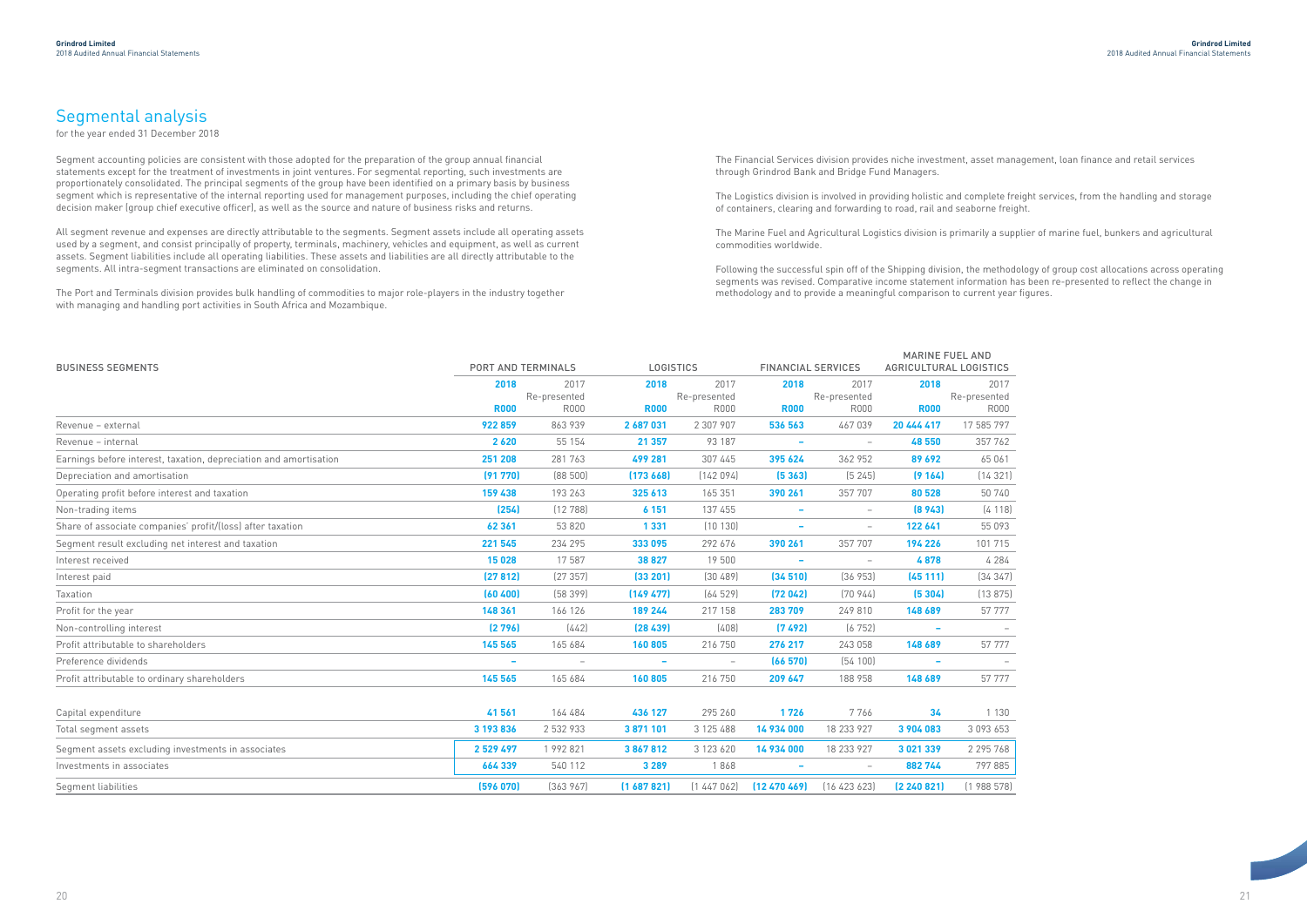# Segmental analysis

for the year ended 31 December 2018

Segment accounting policies are consistent with those adopted for the preparation of the group annual financial statements except for the treatment of investments in joint ventures. For segmental reporting, such investments are proportionately consolidated. The principal segments of the group have been identified on a primary basis by business segment which is representative of the internal reporting used for management purposes, including the chief operating decision maker (group chief executive officer), as well as the source and nature of business risks and returns.

All segment revenue and expenses are directly attributable to the segments. Segment assets include all operating assets used by a segment, and consist principally of property, terminals, machinery, vehicles and equipment, as well as current assets. Segment liabilities include all operating liabilities. These assets and liabilities are all directly attributable to the segments. All intra-segment transactions are eliminated on consolidation.

The Port and Terminals division provides bulk handling of commodities to major role-players in the industry together with managing and handling port activities in South Africa and Mozambique.

The Financial Services division provides niche investment, asset management, loan finance and retail services through Grindrod Bank and Bridge Fund Managers.

The Logistics division is involved in providing holistic and complete freight services, from the handling and storage of containers, clearing and forwarding to road, rail and seaborne freight.

The Marine Fuel and Agricultural Logistics division is primarily a supplier of marine fuel, bunkers and agricultural commodities worldwide.

Following the successful spin off of the Shipping division, the methodology of group cost allocations across operating segments was revised. Comparative income statement information has been re-presented to reflect the change in methodology and to provide a meaningful comparison to current year figures.

| BUSINESS SEGMENTS | PORT AND TERMINALS | | LOGISTICS | | FINANCIAL SERVICES | | MARINE FUEL AND AGRICULTURAL LOGISTICS | |
|---|---|---|---|---|---|---|---|---|
| | **2018** **R000** | 2017 Re-presented R000 | **2018** **R000** | 2017 Re-presented R000 | **2018** **R000** | 2017 Re-presented R000 | **2018** **R000** | 2017 Re-presented R000 |
| Revenue – external | **922 859** | 863 939 | **2 687 031** | 2 307 907 | **536 563** | 467 039 | **20 444 417** | 17 585 797 |
| Revenue – internal | **2 620** | 55 154 | **21 357** | 93 187 | **–** | – | **48 550** | 357 762 |
| Earnings before interest, taxation, depreciation and amortisation | **251 208** | 281 763 | **499 281** | 307 445 | **395 624** | 362 952 | **89 692** | 65 061 |
| Depreciation and amortisation | **(91 770)** | (88 500) | **(173 668)** | (142 094) | **(5 363)** | (5 245) | **(9 164)** | (14 321) |
| Operating profit before interest and taxation | **159 438** | 193 263 | **325 613** | 165 351 | **390 261** | 357 707 | **80 528** | 50 740 |
| Non-trading items | **(254)** | (12 788) | **6 151** | 137 455 | **–** | – | **(8 943)** | (4 118) |
| Share of associate companies' profit/(loss) after taxation | **62 361** | 53 820 | **1 331** | (10 130) | **–** | – | **122 641** | 55 093 |
| Segment result excluding net interest and taxation | **221 545** | 234 295 | **333 095** | 292 676 | **390 261** | 357 707 | **194 226** | 101 715 |
| Interest received | **15 028** | 17 587 | **38 827** | 19 500 | **–** | – | **4 878** | 4 284 |
| Interest paid | **(27 812)** | (27 357) | **(33 201)** | (30 489) | **(34 510)** | (36 953) | **(45 111)** | (34 347) |
| Taxation | **(60 400)** | (58 399) | **(149 477)** | (64 529) | **(72 042)** | (70 944) | **(5 304)** | (13 875) |
| Profit for the year | **148 361** | 166 126 | **189 244** | 217 158 | **283 709** | 249 810 | **148 689** | 57 777 |
| Non-controlling interest | **(2 796)** | (442) | **(28 439)** | (408) | **(7 492)** | (6 752) | **–** | – |
| Profit attributable to shareholders | **145 565** | 165 684 | **160 805** | 216 750 | **276 217** | 243 058 | **148 689** | 57 777 |
| Preference dividends | **–** | – | **–** | – | **(66 570)** | (54 100) | **–** | – |
| Profit attributable to ordinary shareholders | **145 565** | 165 684 | **160 805** | 216 750 | **209 647** | 188 958 | **148 689** | 57 777 |
| Capital expenditure | **41 561** | 164 484 | **436 127** | 295 260 | **1 726** | 7 766 | **34** | 1 130 |
| Total segment assets | **3 193 836** | 2 532 933 | **3 871 101** | 3 125 488 | **14 934 000** | 18 233 927 | **3 904 083** | 3 093 653 |
| Segment assets excluding investments in associates | **2 529 497** | 1 992 821 | **3 867 812** | 3 123 620 | **14 934 000** | 18 233 927 | **3 021 339** | 2 295 768 |
| Investments in associates | **664 339** | 540 112 | **3 289** | 1 868 | **–** | – | **882 744** | 797 885 |
| Segment liabilities | **(596 070)** | (363 967) | **(1 687 821)** | (1 447 062) | **(12 470 469)** | (16 423 623) | **(2 240 821)** | (1 988 578) |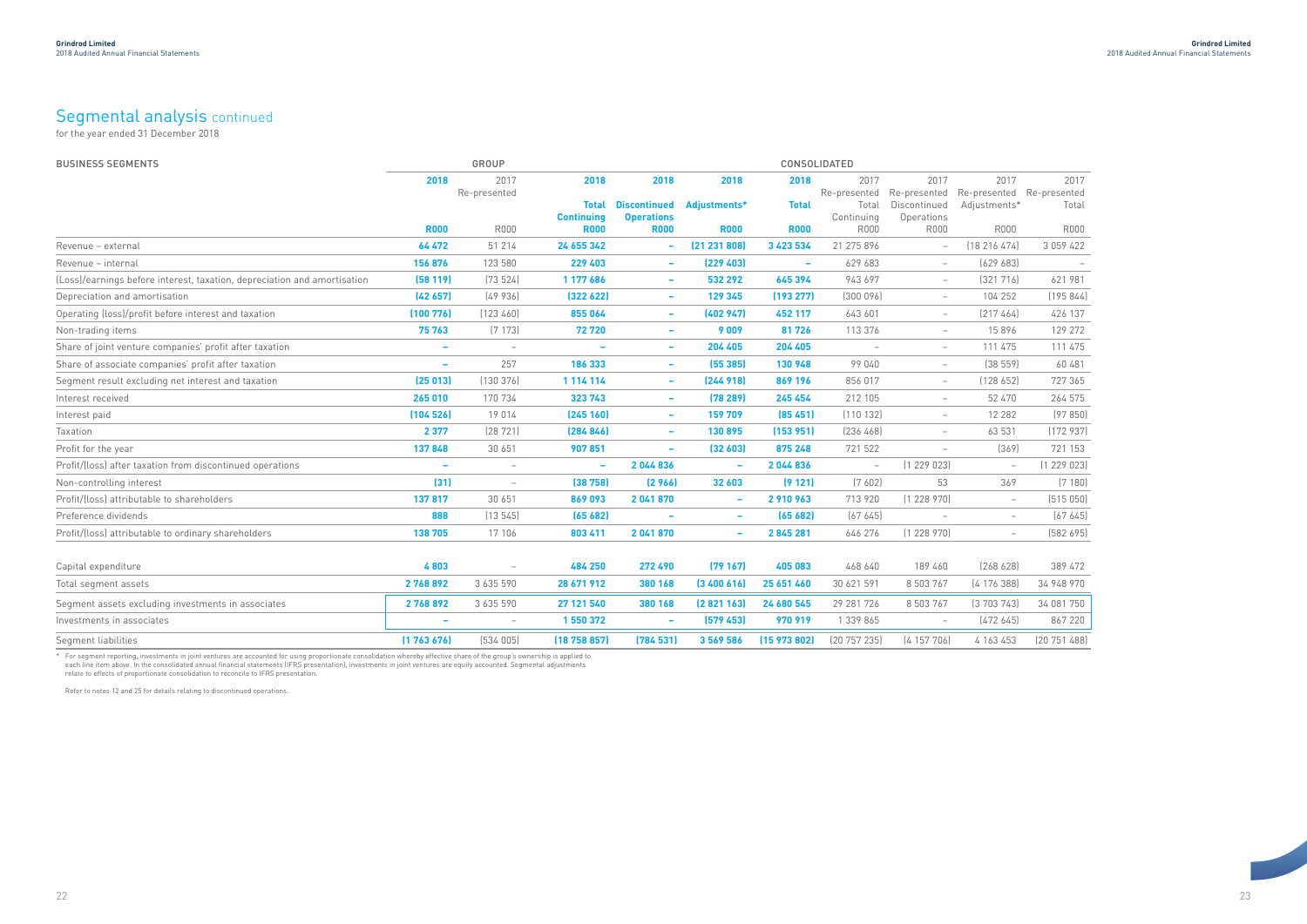# Segmental analysis continued

for the year ended 31 December 2018

| BUSINESS SEGMENTS | GROUP | | CONSOLIDATED | | | | | | | |
|---|---|---|---|---|---|---|---|---|---|---|
| | 2018 | 2017 Re-presented | 2018 Total Continuing | 2018 Discontinued Operations | 2018 Adjustments* | 2018 Total | 2017 Re-presented Total Continuing | 2017 Re-presented Discontinued Operations | 2017 Re-presented Adjustments* | 2017 Re-presented Total |
| | R000 | R000 | R000 | R000 | R000 | R000 | R000 | R000 | R000 | R000 |
| Revenue – external | 64 472 | 51 214 | 24 655 342 | – | (21 231 808) | 3 423 534 | 21 275 896 | – | (18 216 474) | 3 059 422 |
| Revenue – internal | 156 876 | 123 580 | 229 403 | – | (229 403) | – | 629 683 | – | (629 683) | – |
| (Loss)/earnings before interest, taxation, depreciation and amortisation | (58 119) | (73 524) | 1 177 686 | – | 532 292 | 645 394 | 943 697 | – | (321 716) | 621 981 |
| Depreciation and amortisation | (42 657) | (49 936) | (322 622) | – | 129 345 | (193 277) | (300 096) | – | 104 252 | (195 844) |
| Operating (loss)/profit before interest and taxation | (100 776) | (123 460) | 855 064 | – | (402 947) | 452 117 | 643 601 | – | (217 464) | 426 137 |
| Non-trading items | 75 763 | (7 173) | 72 720 | – | 9 009 | 81 726 | 113 376 | – | 15 896 | 129 272 |
| Share of joint venture companies' profit after taxation | – | – | – | – | 204 405 | 204 405 | – | – | 111 475 | 111 475 |
| Share of associate companies' profit after taxation | – | 257 | 186 333 | – | (55 385) | 130 948 | 99 040 | – | (38 559) | 60 481 |
| Segment result excluding net interest and taxation | (25 013) | (130 376) | 1 114 114 | – | (244 918) | 869 196 | 856 017 | – | (128 652) | 727 365 |
| Interest received | 265 010 | 170 734 | 323 743 | – | (78 289) | 245 454 | 212 105 | – | 52 470 | 264 575 |
| Interest paid | (104 526) | 19 014 | (245 160) | – | 159 709 | (85 451) | (110 132) | – | 12 282 | (97 850) |
| Taxation | 2 377 | (28 721) | (284 846) | – | 130 895 | (153 951) | (236 468) | – | 63 531 | (172 937) |
| Profit for the year | 137 848 | 30 651 | 907 851 | – | (32 603) | 875 248 | 721 522 | – | (369) | 721 153 |
| Profit/(loss) after taxation from discontinued operations | – | – | – | 2 044 836 | – | 2 044 836 | – | (1 229 023) | – | (1 229 023) |
| Non-controlling interest | (31) | – | (38 758) | (2 966) | 32 603 | (9 121) | (7 602) | 53 | 369 | (7 180) |
| Profit/(loss) attributable to shareholders | 137 817 | 30 651 | 869 093 | 2 041 870 | – | 2 910 963 | 713 920 | (1 228 970) | – | (515 050) |
| Preference dividends | 888 | (13 545) | (65 682) | – | – | (65 682) | (67 645) | – | – | (67 645) |
| Profit/(loss) attributable to ordinary shareholders | 138 705 | 17 106 | 803 411 | 2 041 870 | – | 2 845 281 | 646 276 | (1 228 970) | – | (582 695) |
| | | | | | | | | | | |
| Capital expenditure | 4 803 | – | 484 250 | 272 490 | (79 167) | 405 083 | 468 640 | 189 460 | (268 628) | 389 472 |
| Total segment assets | 2 768 892 | 3 635 590 | 28 671 912 | 380 168 | (3 400 616) | 25 651 460 | 30 621 591 | 8 503 767 | (4 176 388) | 34 948 970 |
| Segment assets excluding investments in associates | 2 768 892 | 3 635 590 | 27 121 540 | 380 168 | (2 821 163) | 24 680 545 | 29 281 726 | 8 503 767 | (3 703 743) | 34 081 750 |
| Investments in associates | – | – | 1 550 372 | – | (579 453) | 970 919 | 1 339 865 | – | (472 645) | 867 220 |
| Segment liabilities | (1 763 676) | (534 005) | (18 758 857) | (784 531) | 3 569 586 | (15 973 802) | (20 757 235) | (4 157 706) | 4 163 453 | (20 751 488) |

\* For segment reporting, investments in joint ventures are accounted for using proportionate consolidation whereby effective share of the group's ownership is applied to each line item above. In the consolidated annual financial statements (IFRS presentation), investments in joint ventures are equity accounted. Segmental adjustments relate to effects of proportionate consolidation to reconcile to IFRS presentation.

Refer to notes 12 and 25 for details relating to discontinued operations.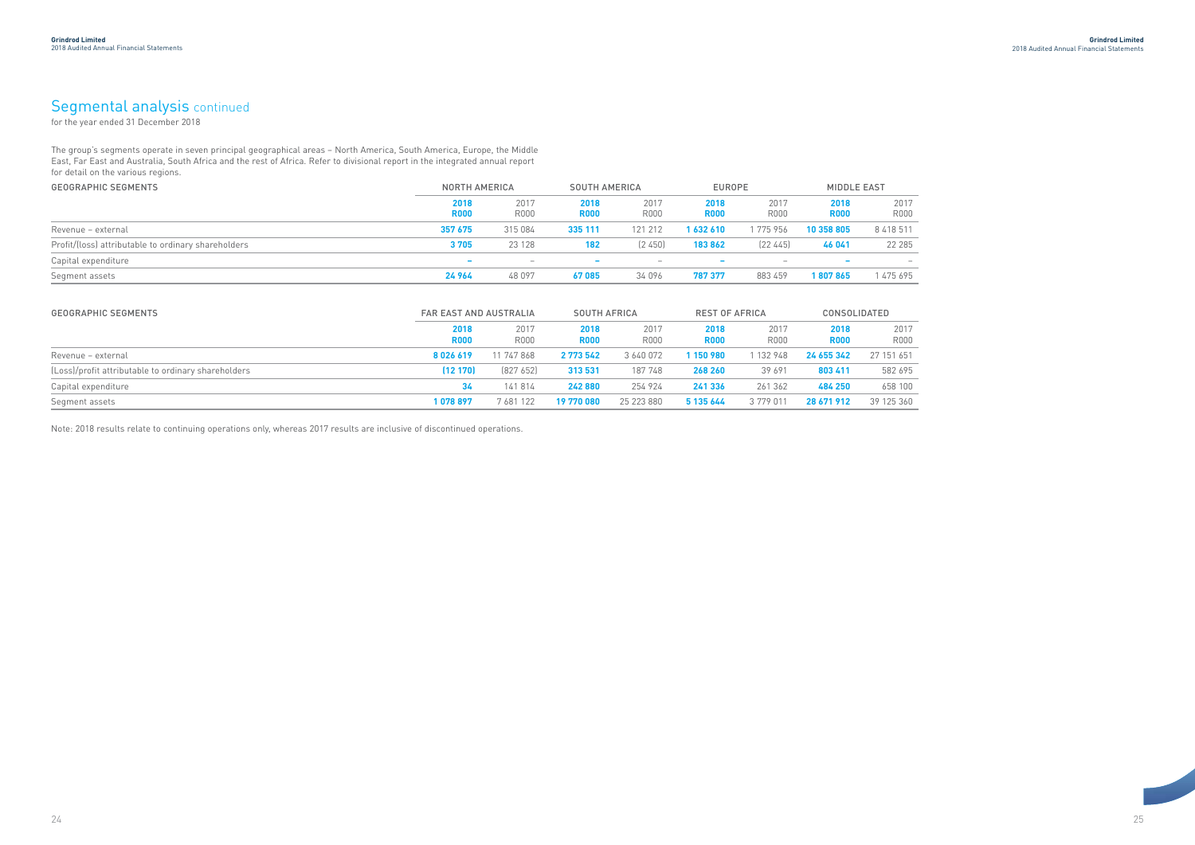## Segmental analysis continued

for the year ended 31 December 2018

The group's segments operate in seven principal geographical areas – North America, South America, Europe, the Middle East, Far East and Australia, South Africa and the rest of Africa. Refer to divisional report in the integrated annual report for detail on the various regions.

| GEOGRAPHIC SEGMENTS | NORTH AMERICA | | SOUTH AMERICA | | EUROPE | | MIDDLE EAST | |
|---|---|---|---|---|---|---|---|---|
| | **2018 R000** | 2017 R000 | **2018 R000** | 2017 R000 | **2018 R000** | 2017 R000 | **2018 R000** | 2017 R000 |
| Revenue – external | **357 675** | 315 084 | **335 111** | 121 212 | **1 632 610** | 1 775 956 | **10 358 805** | 8 418 511 |
| Profit/(loss) attributable to ordinary shareholders | **3 705** | 23 128 | **182** | (2 450) | **183 862** | (22 445) | **46 041** | 22 285 |
| Capital expenditure | **–** | – | **–** | – | **–** | – | **–** | – |
| Segment assets | **24 964** | 48 097 | **67 085** | 34 096 | **787 377** | 883 459 | **1 807 865** | 1 475 695 |

| GEOGRAPHIC SEGMENTS | FAR EAST AND AUSTRALIA | | SOUTH AFRICA | | REST OF AFRICA | | CONSOLIDATED | |
|---|---|---|---|---|---|---|---|---|
| | **2018 R000** | 2017 R000 | **2018 R000** | 2017 R000 | **2018 R000** | 2017 R000 | **2018 R000** | 2017 R000 |
| Revenue – external | **8 026 619** | 11 747 868 | **2 773 542** | 3 640 072 | **1 150 980** | 1 132 948 | **24 655 342** | 27 151 651 |
| (Loss)/profit attributable to ordinary shareholders | **(12 170)** | (827 652) | **313 531** | 187 748 | **268 260** | 39 691 | **803 411** | 582 695 |
| Capital expenditure | **34** | 141 814 | **242 880** | 254 924 | **241 336** | 261 362 | **484 250** | 658 100 |
| Segment assets | **1 078 897** | 7 681 122 | **19 770 080** | 25 223 880 | **5 135 644** | 3 779 011 | **28 671 912** | 39 125 360 |

Note: 2018 results relate to continuing operations only, whereas 2017 results are inclusive of discontinued operations.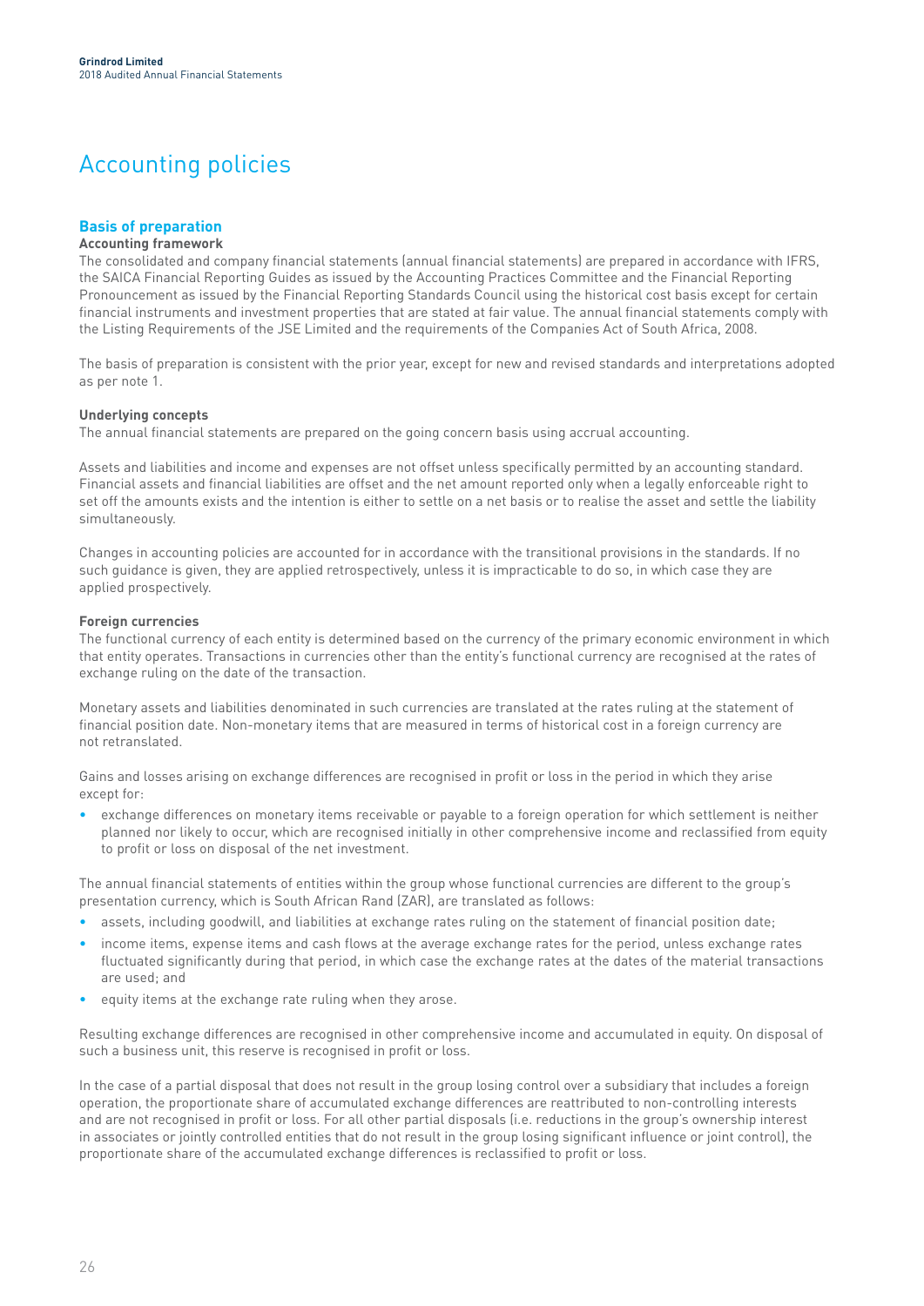# Accounting policies

## Basis of preparation

### Accounting framework

The consolidated and company financial statements (annual financial statements) are prepared in accordance with IFRS, the SAICA Financial Reporting Guides as issued by the Accounting Practices Committee and the Financial Reporting Pronouncement as issued by the Financial Reporting Standards Council using the historical cost basis except for certain financial instruments and investment properties that are stated at fair value. The annual financial statements comply with the Listing Requirements of the JSE Limited and the requirements of the Companies Act of South Africa, 2008.

The basis of preparation is consistent with the prior year, except for new and revised standards and interpretations adopted as per note 1.

### Underlying concepts

The annual financial statements are prepared on the going concern basis using accrual accounting.

Assets and liabilities and income and expenses are not offset unless specifically permitted by an accounting standard. Financial assets and financial liabilities are offset and the net amount reported only when a legally enforceable right to set off the amounts exists and the intention is either to settle on a net basis or to realise the asset and settle the liability simultaneously.

Changes in accounting policies are accounted for in accordance with the transitional provisions in the standards. If no such guidance is given, they are applied retrospectively, unless it is impracticable to do so, in which case they are applied prospectively.

### Foreign currencies

The functional currency of each entity is determined based on the currency of the primary economic environment in which that entity operates. Transactions in currencies other than the entity's functional currency are recognised at the rates of exchange ruling on the date of the transaction.

Monetary assets and liabilities denominated in such currencies are translated at the rates ruling at the statement of financial position date. Non-monetary items that are measured in terms of historical cost in a foreign currency are not retranslated.

Gains and losses arising on exchange differences are recognised in profit or loss in the period in which they arise except for:

- exchange differences on monetary items receivable or payable to a foreign operation for which settlement is neither planned nor likely to occur, which are recognised initially in other comprehensive income and reclassified from equity to profit or loss on disposal of the net investment.

The annual financial statements of entities within the group whose functional currencies are different to the group's presentation currency, which is South African Rand (ZAR), are translated as follows:

- assets, including goodwill, and liabilities at exchange rates ruling on the statement of financial position date;
- income items, expense items and cash flows at the average exchange rates for the period, unless exchange rates fluctuated significantly during that period, in which case the exchange rates at the dates of the material transactions are used; and
- equity items at the exchange rate ruling when they arose.

Resulting exchange differences are recognised in other comprehensive income and accumulated in equity. On disposal of such a business unit, this reserve is recognised in profit or loss.

In the case of a partial disposal that does not result in the group losing control over a subsidiary that includes a foreign operation, the proportionate share of accumulated exchange differences are reattributed to non-controlling interests and are not recognised in profit or loss. For all other partial disposals (i.e. reductions in the group's ownership interest in associates or jointly controlled entities that do not result in the group losing significant influence or joint control), the proportionate share of the accumulated exchange differences is reclassified to profit or loss.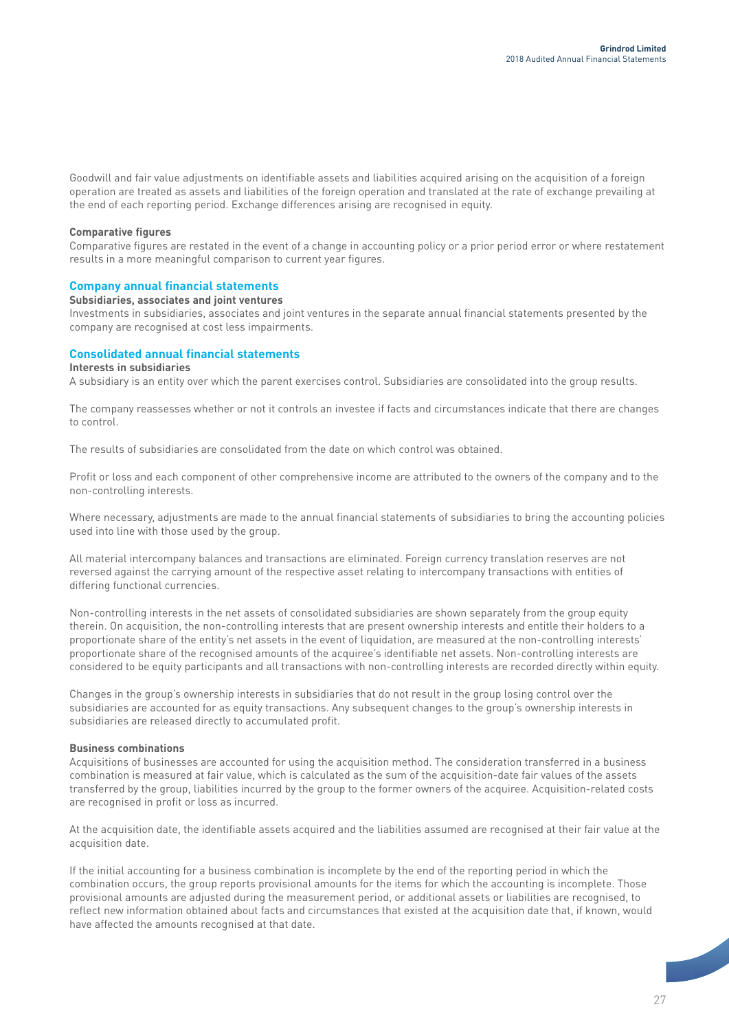Goodwill and fair value adjustments on identifiable assets and liabilities acquired arising on the acquisition of a foreign operation are treated as assets and liabilities of the foreign operation and translated at the rate of exchange prevailing at the end of each reporting period. Exchange differences arising are recognised in equity.

**Comparative figures**

Comparative figures are restated in the event of a change in accounting policy or a prior period error or where restatement results in a more meaningful comparison to current year figures.

## Company annual financial statements

**Subsidiaries, associates and joint ventures**

Investments in subsidiaries, associates and joint ventures in the separate annual financial statements presented by the company are recognised at cost less impairments.

## Consolidated annual financial statements

**Interests in subsidiaries**

A subsidiary is an entity over which the parent exercises control. Subsidiaries are consolidated into the group results.

The company reassesses whether or not it controls an investee if facts and circumstances indicate that there are changes to control.

The results of subsidiaries are consolidated from the date on which control was obtained.

Profit or loss and each component of other comprehensive income are attributed to the owners of the company and to the non-controlling interests.

Where necessary, adjustments are made to the annual financial statements of subsidiaries to bring the accounting policies used into line with those used by the group.

All material intercompany balances and transactions are eliminated. Foreign currency translation reserves are not reversed against the carrying amount of the respective asset relating to intercompany transactions with entities of differing functional currencies.

Non-controlling interests in the net assets of consolidated subsidiaries are shown separately from the group equity therein. On acquisition, the non-controlling interests that are present ownership interests and entitle their holders to a proportionate share of the entity's net assets in the event of liquidation, are measured at the non-controlling interests' proportionate share of the recognised amounts of the acquiree's identifiable net assets. Non-controlling interests are considered to be equity participants and all transactions with non-controlling interests are recorded directly within equity.

Changes in the group's ownership interests in subsidiaries that do not result in the group losing control over the subsidiaries are accounted for as equity transactions. Any subsequent changes to the group's ownership interests in subsidiaries are released directly to accumulated profit.

**Business combinations**

Acquisitions of businesses are accounted for using the acquisition method. The consideration transferred in a business combination is measured at fair value, which is calculated as the sum of the acquisition-date fair values of the assets transferred by the group, liabilities incurred by the group to the former owners of the acquiree. Acquisition-related costs are recognised in profit or loss as incurred.

At the acquisition date, the identifiable assets acquired and the liabilities assumed are recognised at their fair value at the acquisition date.

If the initial accounting for a business combination is incomplete by the end of the reporting period in which the combination occurs, the group reports provisional amounts for the items for which the accounting is incomplete. Those provisional amounts are adjusted during the measurement period, or additional assets or liabilities are recognised, to reflect new information obtained about facts and circumstances that existed at the acquisition date that, if known, would have affected the amounts recognised at that date.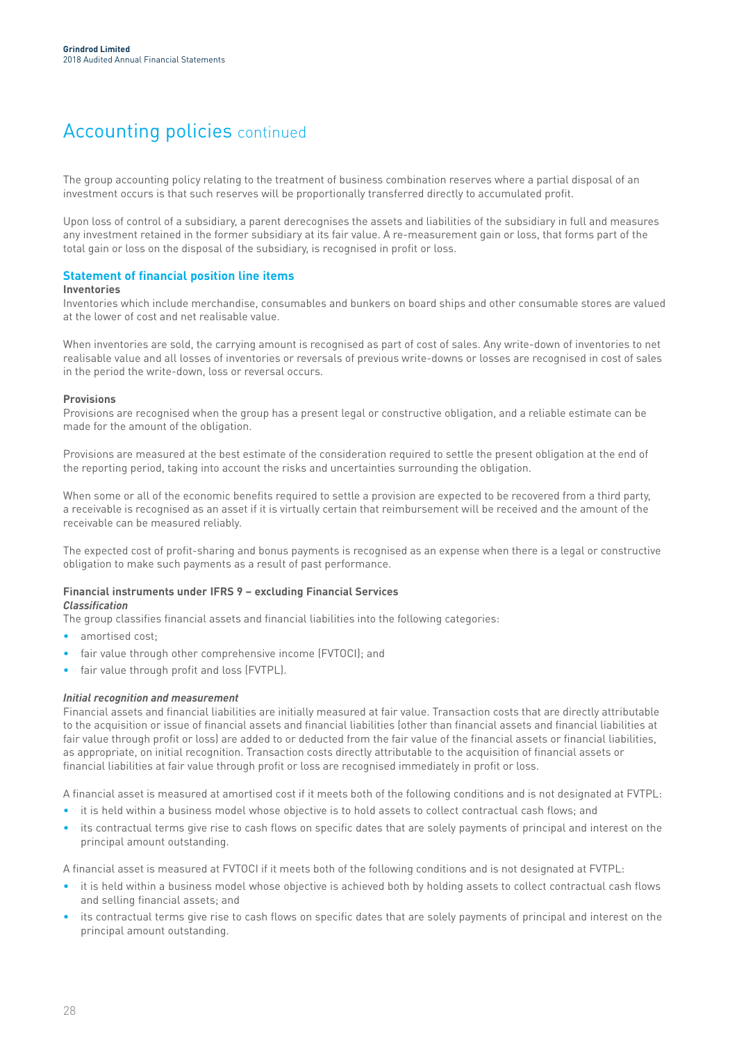# Accounting policies continued

The group accounting policy relating to the treatment of business combination reserves where a partial disposal of an investment occurs is that such reserves will be proportionally transferred directly to accumulated profit.

Upon loss of control of a subsidiary, a parent derecognises the assets and liabilities of the subsidiary in full and measures any investment retained in the former subsidiary at its fair value. A re-measurement gain or loss, that forms part of the total gain or loss on the disposal of the subsidiary, is recognised in profit or loss.

## Statement of financial position line items

**Inventories**

Inventories which include merchandise, consumables and bunkers on board ships and other consumable stores are valued at the lower of cost and net realisable value.

When inventories are sold, the carrying amount is recognised as part of cost of sales. Any write-down of inventories to net realisable value and all losses of inventories or reversals of previous write-downs or losses are recognised in cost of sales in the period the write-down, loss or reversal occurs.

**Provisions**

Provisions are recognised when the group has a present legal or constructive obligation, and a reliable estimate can be made for the amount of the obligation.

Provisions are measured at the best estimate of the consideration required to settle the present obligation at the end of the reporting period, taking into account the risks and uncertainties surrounding the obligation.

When some or all of the economic benefits required to settle a provision are expected to be recovered from a third party, a receivable is recognised as an asset if it is virtually certain that reimbursement will be received and the amount of the receivable can be measured reliably.

The expected cost of profit-sharing and bonus payments is recognised as an expense when there is a legal or constructive obligation to make such payments as a result of past performance.

**Financial instruments under IFRS 9 – excluding Financial Services**

***Classification***

The group classifies financial assets and financial liabilities into the following categories:

- amortised cost;
- fair value through other comprehensive income (FVTOCI); and
- fair value through profit and loss (FVTPL).

***Initial recognition and measurement***

Financial assets and financial liabilities are initially measured at fair value. Transaction costs that are directly attributable to the acquisition or issue of financial assets and financial liabilities (other than financial assets and financial liabilities at fair value through profit or loss) are added to or deducted from the fair value of the financial assets or financial liabilities, as appropriate, on initial recognition. Transaction costs directly attributable to the acquisition of financial assets or financial liabilities at fair value through profit or loss are recognised immediately in profit or loss.

A financial asset is measured at amortised cost if it meets both of the following conditions and is not designated at FVTPL:

- it is held within a business model whose objective is to hold assets to collect contractual cash flows; and
- its contractual terms give rise to cash flows on specific dates that are solely payments of principal and interest on the principal amount outstanding.

A financial asset is measured at FVTOCI if it meets both of the following conditions and is not designated at FVTPL:

- it is held within a business model whose objective is achieved both by holding assets to collect contractual cash flows and selling financial assets; and
- its contractual terms give rise to cash flows on specific dates that are solely payments of principal and interest on the principal amount outstanding.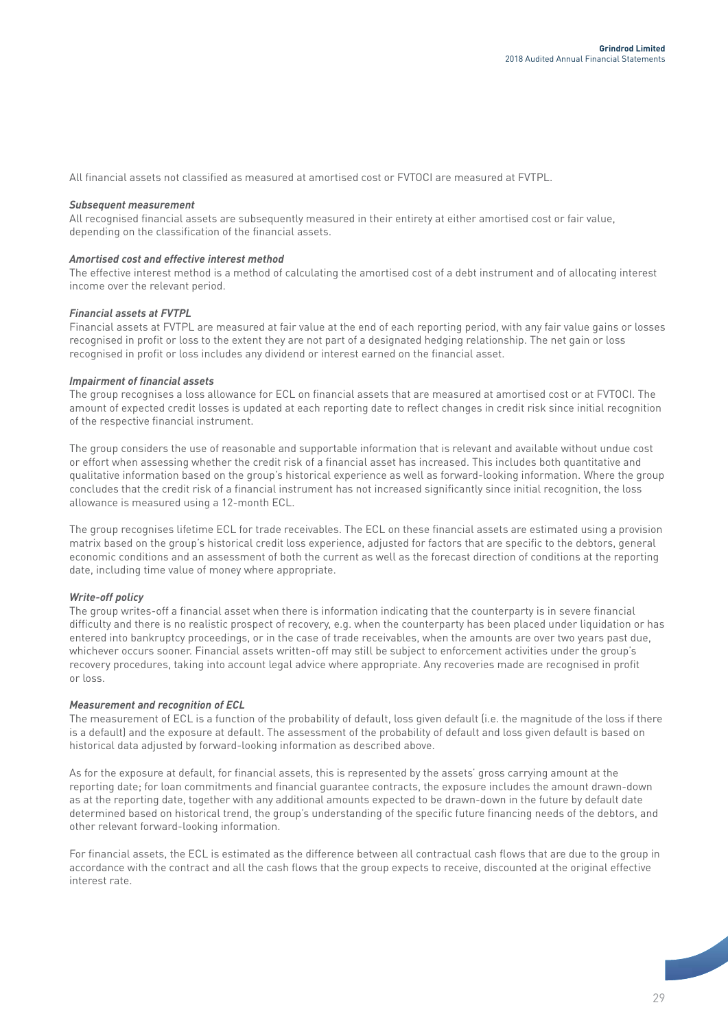All financial assets not classified as measured at amortised cost or FVTOCI are measured at FVTPL.

***Subsequent measurement***

All recognised financial assets are subsequently measured in their entirety at either amortised cost or fair value, depending on the classification of the financial assets.

***Amortised cost and effective interest method***

The effective interest method is a method of calculating the amortised cost of a debt instrument and of allocating interest income over the relevant period.

***Financial assets at FVTPL***

Financial assets at FVTPL are measured at fair value at the end of each reporting period, with any fair value gains or losses recognised in profit or loss to the extent they are not part of a designated hedging relationship. The net gain or loss recognised in profit or loss includes any dividend or interest earned on the financial asset.

***Impairment of financial assets***

The group recognises a loss allowance for ECL on financial assets that are measured at amortised cost or at FVTOCI. The amount of expected credit losses is updated at each reporting date to reflect changes in credit risk since initial recognition of the respective financial instrument.

The group considers the use of reasonable and supportable information that is relevant and available without undue cost or effort when assessing whether the credit risk of a financial asset has increased. This includes both quantitative and qualitative information based on the group's historical experience as well as forward-looking information. Where the group concludes that the credit risk of a financial instrument has not increased significantly since initial recognition, the loss allowance is measured using a 12-month ECL.

The group recognises lifetime ECL for trade receivables. The ECL on these financial assets are estimated using a provision matrix based on the group's historical credit loss experience, adjusted for factors that are specific to the debtors, general economic conditions and an assessment of both the current as well as the forecast direction of conditions at the reporting date, including time value of money where appropriate.

***Write-off policy***

The group writes-off a financial asset when there is information indicating that the counterparty is in severe financial difficulty and there is no realistic prospect of recovery, e.g. when the counterparty has been placed under liquidation or has entered into bankruptcy proceedings, or in the case of trade receivables, when the amounts are over two years past due, whichever occurs sooner. Financial assets written-off may still be subject to enforcement activities under the group's recovery procedures, taking into account legal advice where appropriate. Any recoveries made are recognised in profit or loss.

***Measurement and recognition of ECL***

The measurement of ECL is a function of the probability of default, loss given default (i.e. the magnitude of the loss if there is a default) and the exposure at default. The assessment of the probability of default and loss given default is based on historical data adjusted by forward-looking information as described above.

As for the exposure at default, for financial assets, this is represented by the assets' gross carrying amount at the reporting date; for loan commitments and financial guarantee contracts, the exposure includes the amount drawn-down as at the reporting date, together with any additional amounts expected to be drawn-down in the future by default date determined based on historical trend, the group's understanding of the specific future financing needs of the debtors, and other relevant forward-looking information.

For financial assets, the ECL is estimated as the difference between all contractual cash flows that are due to the group in accordance with the contract and all the cash flows that the group expects to receive, discounted at the original effective interest rate.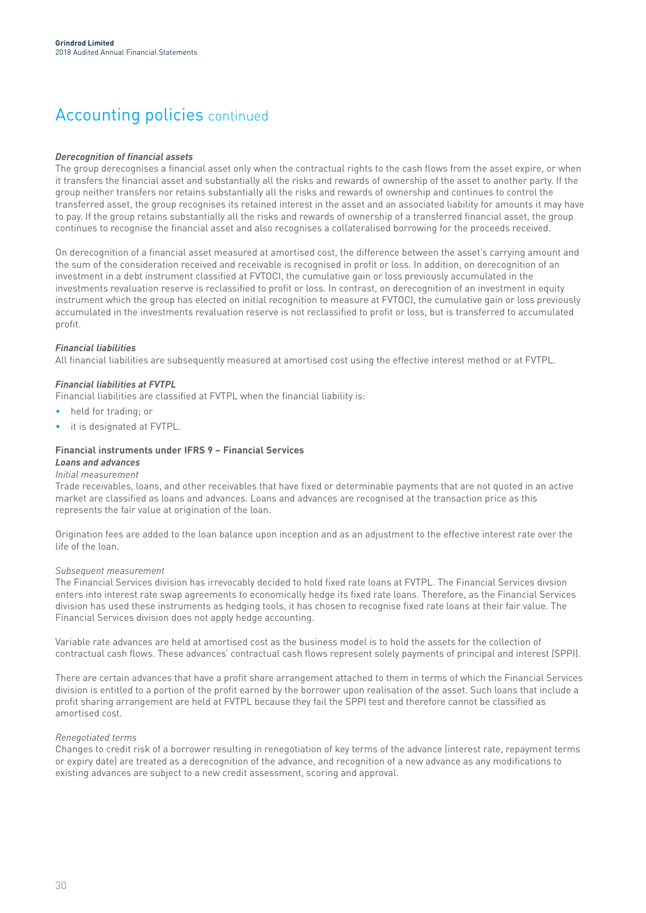# Accounting policies continued

***Derecognition of financial assets***

The group derecognises a financial asset only when the contractual rights to the cash flows from the asset expire, or when it transfers the financial asset and substantially all the risks and rewards of ownership of the asset to another party. If the group neither transfers nor retains substantially all the risks and rewards of ownership and continues to control the transferred asset, the group recognises its retained interest in the asset and an associated liability for amounts it may have to pay. If the group retains substantially all the risks and rewards of ownership of a transferred financial asset, the group continues to recognise the financial asset and also recognises a collateralised borrowing for the proceeds received.

On derecognition of a financial asset measured at amortised cost, the difference between the asset's carrying amount and the sum of the consideration received and receivable is recognised in profit or loss. In addition, on derecognition of an investment in a debt instrument classified at FVTOCI, the cumulative gain or loss previously accumulated in the investments revaluation reserve is reclassified to profit or loss. In contrast, on derecognition of an investment in equity instrument which the group has elected on initial recognition to measure at FVTOCI, the cumulative gain or loss previously accumulated in the investments revaluation reserve is not reclassified to profit or loss, but is transferred to accumulated profit.

***Financial liabilities***

All financial liabilities are subsequently measured at amortised cost using the effective interest method or at FVTPL.

***Financial liabilities at FVTPL***

Financial liabilities are classified at FVTPL when the financial liability is:

- held for trading; or
- it is designated at FVTPL.

**Financial instruments under IFRS 9 – Financial Services**

***Loans and advances***

*Initial measurement*

Trade receivables, loans, and other receivables that have fixed or determinable payments that are not quoted in an active market are classified as loans and advances. Loans and advances are recognised at the transaction price as this represents the fair value at origination of the loan.

Origination fees are added to the loan balance upon inception and as an adjustment to the effective interest rate over the life of the loan.

*Subsequent measurement*

The Financial Services division has irrevocably decided to hold fixed rate loans at FVTPL. The Financial Services divsion enters into interest rate swap agreements to economically hedge its fixed rate loans. Therefore, as the Financial Services division has used these instruments as hedging tools, it has chosen to recognise fixed rate loans at their fair value. The Financial Services division does not apply hedge accounting.

Variable rate advances are held at amortised cost as the business model is to hold the assets for the collection of contractual cash flows. These advances' contractual cash flows represent solely payments of principal and interest (SPPI).

There are certain advances that have a profit share arrangement attached to them in terms of which the Financial Services division is entitled to a portion of the profit earned by the borrower upon realisation of the asset. Such loans that include a profit sharing arrangement are held at FVTPL because they fail the SPPI test and therefore cannot be classified as amortised cost.

*Renegotiated terms*

Changes to credit risk of a borrower resulting in renegotiation of key terms of the advance (interest rate, repayment terms or expiry date) are treated as a derecognition of the advance, and recognition of a new advance as any modifications to existing advances are subject to a new credit assessment, scoring and approval.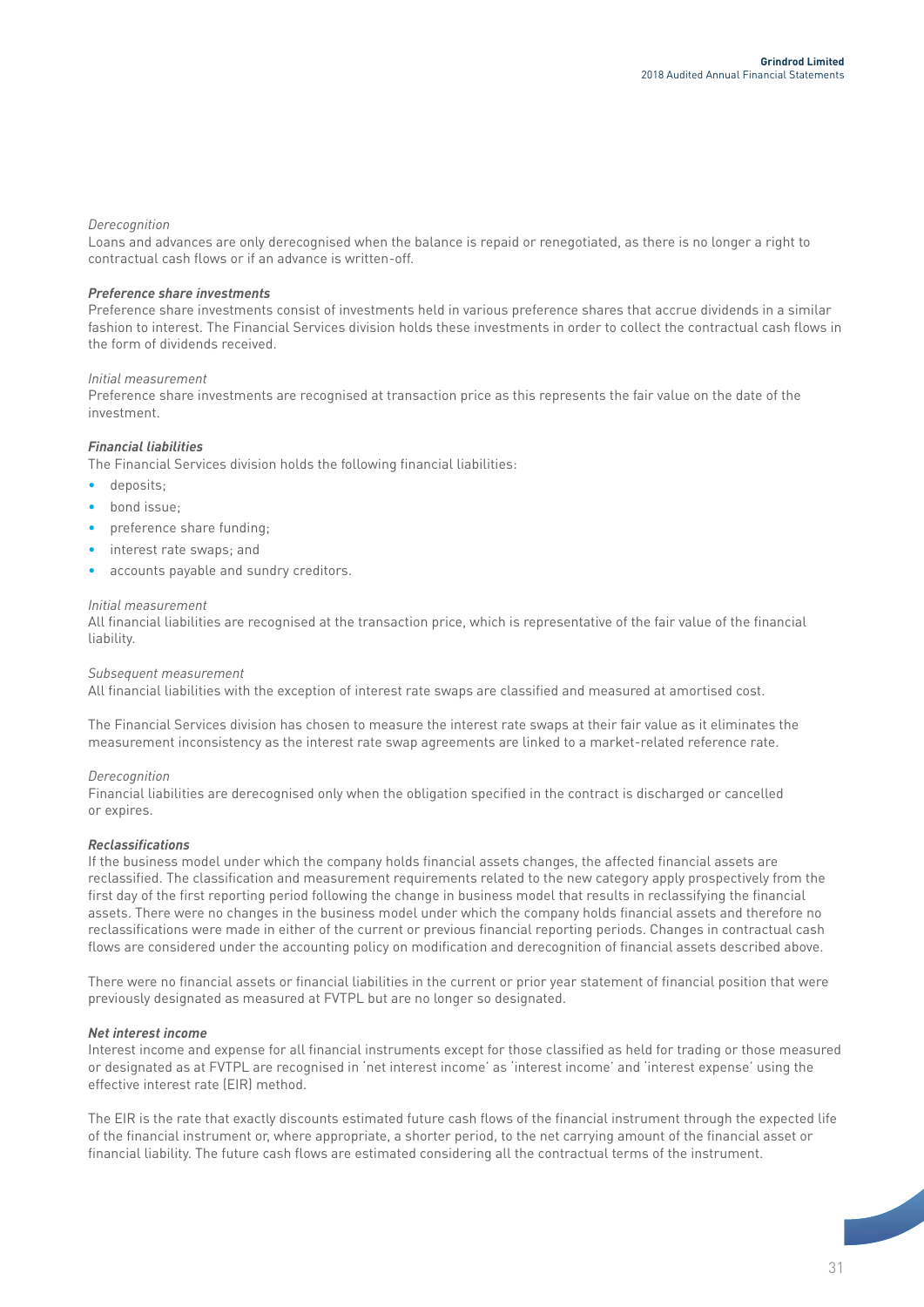*Derecognition*

Loans and advances are only derecognised when the balance is repaid or renegotiated, as there is no longer a right to contractual cash flows or if an advance is written-off.

***Preference share investments***

Preference share investments consist of investments held in various preference shares that accrue dividends in a similar fashion to interest. The Financial Services division holds these investments in order to collect the contractual cash flows in the form of dividends received.

*Initial measurement*

Preference share investments are recognised at transaction price as this represents the fair value on the date of the investment.

***Financial liabilities***

The Financial Services division holds the following financial liabilities:

- deposits;
- bond issue;
- preference share funding;
- interest rate swaps; and
- accounts payable and sundry creditors.

*Initial measurement*

All financial liabilities are recognised at the transaction price, which is representative of the fair value of the financial liability.

*Subsequent measurement*

All financial liabilities with the exception of interest rate swaps are classified and measured at amortised cost.

The Financial Services division has chosen to measure the interest rate swaps at their fair value as it eliminates the measurement inconsistency as the interest rate swap agreements are linked to a market-related reference rate.

*Derecognition*

Financial liabilities are derecognised only when the obligation specified in the contract is discharged or cancelled or expires.

***Reclassifications***

If the business model under which the company holds financial assets changes, the affected financial assets are reclassified. The classification and measurement requirements related to the new category apply prospectively from the first day of the first reporting period following the change in business model that results in reclassifying the financial assets. There were no changes in the business model under which the company holds financial assets and therefore no reclassifications were made in either of the current or previous financial reporting periods. Changes in contractual cash flows are considered under the accounting policy on modification and derecognition of financial assets described above.

There were no financial assets or financial liabilities in the current or prior year statement of financial position that were previously designated as measured at FVTPL but are no longer so designated.

***Net interest income***

Interest income and expense for all financial instruments except for those classified as held for trading or those measured or designated as at FVTPL are recognised in 'net interest income' as 'interest income' and 'interest expense' using the effective interest rate (EIR) method.

The EIR is the rate that exactly discounts estimated future cash flows of the financial instrument through the expected life of the financial instrument or, where appropriate, a shorter period, to the net carrying amount of the financial asset or financial liability. The future cash flows are estimated considering all the contractual terms of the instrument.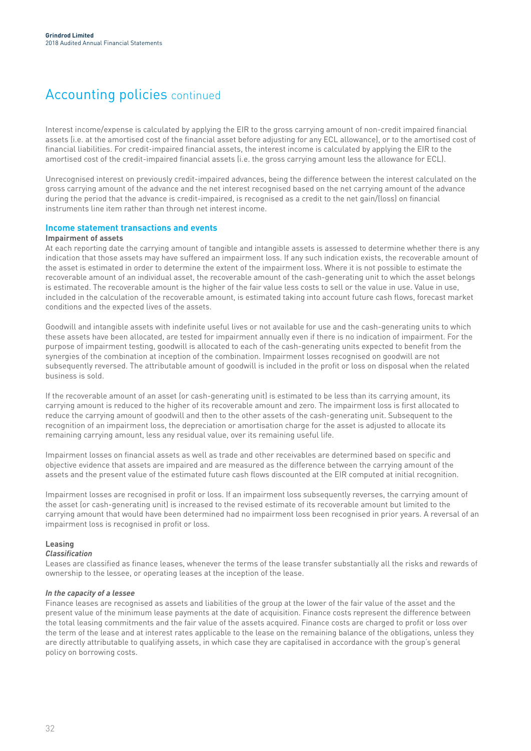# Accounting policies continued

Interest income/expense is calculated by applying the EIR to the gross carrying amount of non-credit impaired financial assets (i.e. at the amortised cost of the financial asset before adjusting for any ECL allowance), or to the amortised cost of financial liabilities. For credit-impaired financial assets, the interest income is calculated by applying the EIR to the amortised cost of the credit-impaired financial assets (i.e. the gross carrying amount less the allowance for ECL).

Unrecognised interest on previously credit-impaired advances, being the difference between the interest calculated on the gross carrying amount of the advance and the net interest recognised based on the net carrying amount of the advance during the period that the advance is credit-impaired, is recognised as a credit to the net gain/(loss) on financial instruments line item rather than through net interest income.

## Income statement transactions and events

### Impairment of assets

At each reporting date the carrying amount of tangible and intangible assets is assessed to determine whether there is any indication that those assets may have suffered an impairment loss. If any such indication exists, the recoverable amount of the asset is estimated in order to determine the extent of the impairment loss. Where it is not possible to estimate the recoverable amount of an individual asset, the recoverable amount of the cash-generating unit to which the asset belongs is estimated. The recoverable amount is the higher of the fair value less costs to sell or the value in use. Value in use, included in the calculation of the recoverable amount, is estimated taking into account future cash flows, forecast market conditions and the expected lives of the assets.

Goodwill and intangible assets with indefinite useful lives or not available for use and the cash-generating units to which these assets have been allocated, are tested for impairment annually even if there is no indication of impairment. For the purpose of impairment testing, goodwill is allocated to each of the cash-generating units expected to benefit from the synergies of the combination at inception of the combination. Impairment losses recognised on goodwill are not subsequently reversed. The attributable amount of goodwill is included in the profit or loss on disposal when the related business is sold.

If the recoverable amount of an asset (or cash-generating unit) is estimated to be less than its carrying amount, its carrying amount is reduced to the higher of its recoverable amount and zero. The impairment loss is first allocated to reduce the carrying amount of goodwill and then to the other assets of the cash-generating unit. Subsequent to the recognition of an impairment loss, the depreciation or amortisation charge for the asset is adjusted to allocate its remaining carrying amount, less any residual value, over its remaining useful life.

Impairment losses on financial assets as well as trade and other receivables are determined based on specific and objective evidence that assets are impaired and are measured as the difference between the carrying amount of the assets and the present value of the estimated future cash flows discounted at the EIR computed at initial recognition.

Impairment losses are recognised in profit or loss. If an impairment loss subsequently reverses, the carrying amount of the asset (or cash-generating unit) is increased to the revised estimate of its recoverable amount but limited to the carrying amount that would have been determined had no impairment loss been recognised in prior years. A reversal of an impairment loss is recognised in profit or loss.

### Leasing

***Classification***

Leases are classified as finance leases, whenever the terms of the lease transfer substantially all the risks and rewards of ownership to the lessee, or operating leases at the inception of the lease.

***In the capacity of a lessee***

Finance leases are recognised as assets and liabilities of the group at the lower of the fair value of the asset and the present value of the minimum lease payments at the date of acquisition. Finance costs represent the difference between the total leasing commitments and the fair value of the assets acquired. Finance costs are charged to profit or loss over the term of the lease and at interest rates applicable to the lease on the remaining balance of the obligations, unless they are directly attributable to qualifying assets, in which case they are capitalised in accordance with the group's general policy on borrowing costs.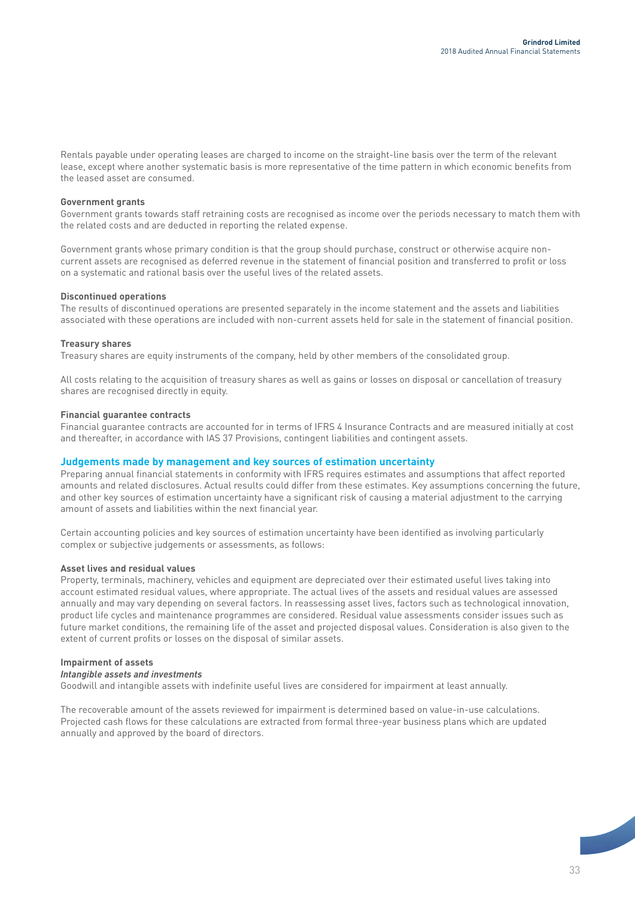Rentals payable under operating leases are charged to income on the straight-line basis over the term of the relevant lease, except where another systematic basis is more representative of the time pattern in which economic benefits from the leased asset are consumed.

**Government grants**

Government grants towards staff retraining costs are recognised as income over the periods necessary to match them with the related costs and are deducted in reporting the related expense.

Government grants whose primary condition is that the group should purchase, construct or otherwise acquire non-current assets are recognised as deferred revenue in the statement of financial position and transferred to profit or loss on a systematic and rational basis over the useful lives of the related assets.

**Discontinued operations**

The results of discontinued operations are presented separately in the income statement and the assets and liabilities associated with these operations are included with non-current assets held for sale in the statement of financial position.

**Treasury shares**

Treasury shares are equity instruments of the company, held by other members of the consolidated group.

All costs relating to the acquisition of treasury shares as well as gains or losses on disposal or cancellation of treasury shares are recognised directly in equity.

**Financial guarantee contracts**

Financial guarantee contracts are accounted for in terms of IFRS 4 Insurance Contracts and are measured initially at cost and thereafter, in accordance with IAS 37 Provisions, contingent liabilities and contingent assets.

## Judgements made by management and key sources of estimation uncertainty

Preparing annual financial statements in conformity with IFRS requires estimates and assumptions that affect reported amounts and related disclosures. Actual results could differ from these estimates. Key assumptions concerning the future, and other key sources of estimation uncertainty have a significant risk of causing a material adjustment to the carrying amount of assets and liabilities within the next financial year.

Certain accounting policies and key sources of estimation uncertainty have been identified as involving particularly complex or subjective judgements or assessments, as follows:

**Asset lives and residual values**

Property, terminals, machinery, vehicles and equipment are depreciated over their estimated useful lives taking into account estimated residual values, where appropriate. The actual lives of the assets and residual values are assessed annually and may vary depending on several factors. In reassessing asset lives, factors such as technological innovation, product life cycles and maintenance programmes are considered. Residual value assessments consider issues such as future market conditions, the remaining life of the asset and projected disposal values. Consideration is also given to the extent of current profits or losses on the disposal of similar assets.

**Impairment of assets**

***Intangible assets and investments***

Goodwill and intangible assets with indefinite useful lives are considered for impairment at least annually.

The recoverable amount of the assets reviewed for impairment is determined based on value-in-use calculations. Projected cash flows for these calculations are extracted from formal three-year business plans which are updated annually and approved by the board of directors.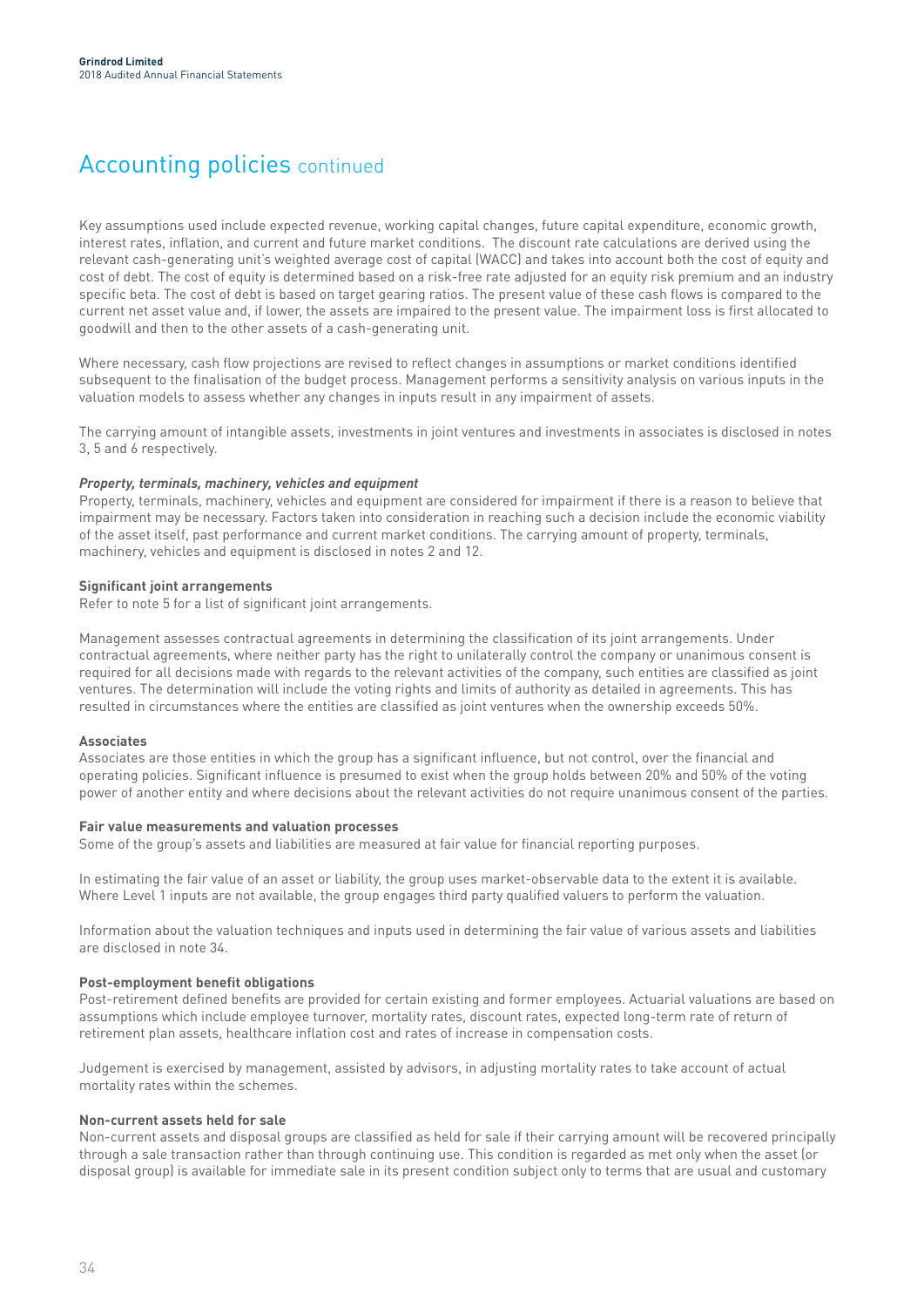# Accounting policies continued

Key assumptions used include expected revenue, working capital changes, future capital expenditure, economic growth, interest rates, inflation, and current and future market conditions. The discount rate calculations are derived using the relevant cash-generating unit's weighted average cost of capital (WACC) and takes into account both the cost of equity and cost of debt. The cost of equity is determined based on a risk-free rate adjusted for an equity risk premium and an industry specific beta. The cost of debt is based on target gearing ratios. The present value of these cash flows is compared to the current net asset value and, if lower, the assets are impaired to the present value. The impairment loss is first allocated to goodwill and then to the other assets of a cash-generating unit.

Where necessary, cash flow projections are revised to reflect changes in assumptions or market conditions identified subsequent to the finalisation of the budget process. Management performs a sensitivity analysis on various inputs in the valuation models to assess whether any changes in inputs result in any impairment of assets.

The carrying amount of intangible assets, investments in joint ventures and investments in associates is disclosed in notes 3, 5 and 6 respectively.

***Property, terminals, machinery, vehicles and equipment***

Property, terminals, machinery, vehicles and equipment are considered for impairment if there is a reason to believe that impairment may be necessary. Factors taken into consideration in reaching such a decision include the economic viability of the asset itself, past performance and current market conditions. The carrying amount of property, terminals, machinery, vehicles and equipment is disclosed in notes 2 and 12.

**Significant joint arrangements**

Refer to note 5 for a list of significant joint arrangements.

Management assesses contractual agreements in determining the classification of its joint arrangements. Under contractual agreements, where neither party has the right to unilaterally control the company or unanimous consent is required for all decisions made with regards to the relevant activities of the company, such entities are classified as joint ventures. The determination will include the voting rights and limits of authority as detailed in agreements. This has resulted in circumstances where the entities are classified as joint ventures when the ownership exceeds 50%.

**Associates**

Associates are those entities in which the group has a significant influence, but not control, over the financial and operating policies. Significant influence is presumed to exist when the group holds between 20% and 50% of the voting power of another entity and where decisions about the relevant activities do not require unanimous consent of the parties.

**Fair value measurements and valuation processes**

Some of the group's assets and liabilities are measured at fair value for financial reporting purposes.

In estimating the fair value of an asset or liability, the group uses market-observable data to the extent it is available. Where Level 1 inputs are not available, the group engages third party qualified valuers to perform the valuation.

Information about the valuation techniques and inputs used in determining the fair value of various assets and liabilities are disclosed in note 34.

**Post-employment benefit obligations**

Post-retirement defined benefits are provided for certain existing and former employees. Actuarial valuations are based on assumptions which include employee turnover, mortality rates, discount rates, expected long-term rate of return of retirement plan assets, healthcare inflation cost and rates of increase in compensation costs.

Judgement is exercised by management, assisted by advisors, in adjusting mortality rates to take account of actual mortality rates within the schemes.

**Non-current assets held for sale**

Non-current assets and disposal groups are classified as held for sale if their carrying amount will be recovered principally through a sale transaction rather than through continuing use. This condition is regarded as met only when the asset (or disposal group) is available for immediate sale in its present condition subject only to terms that are usual and customary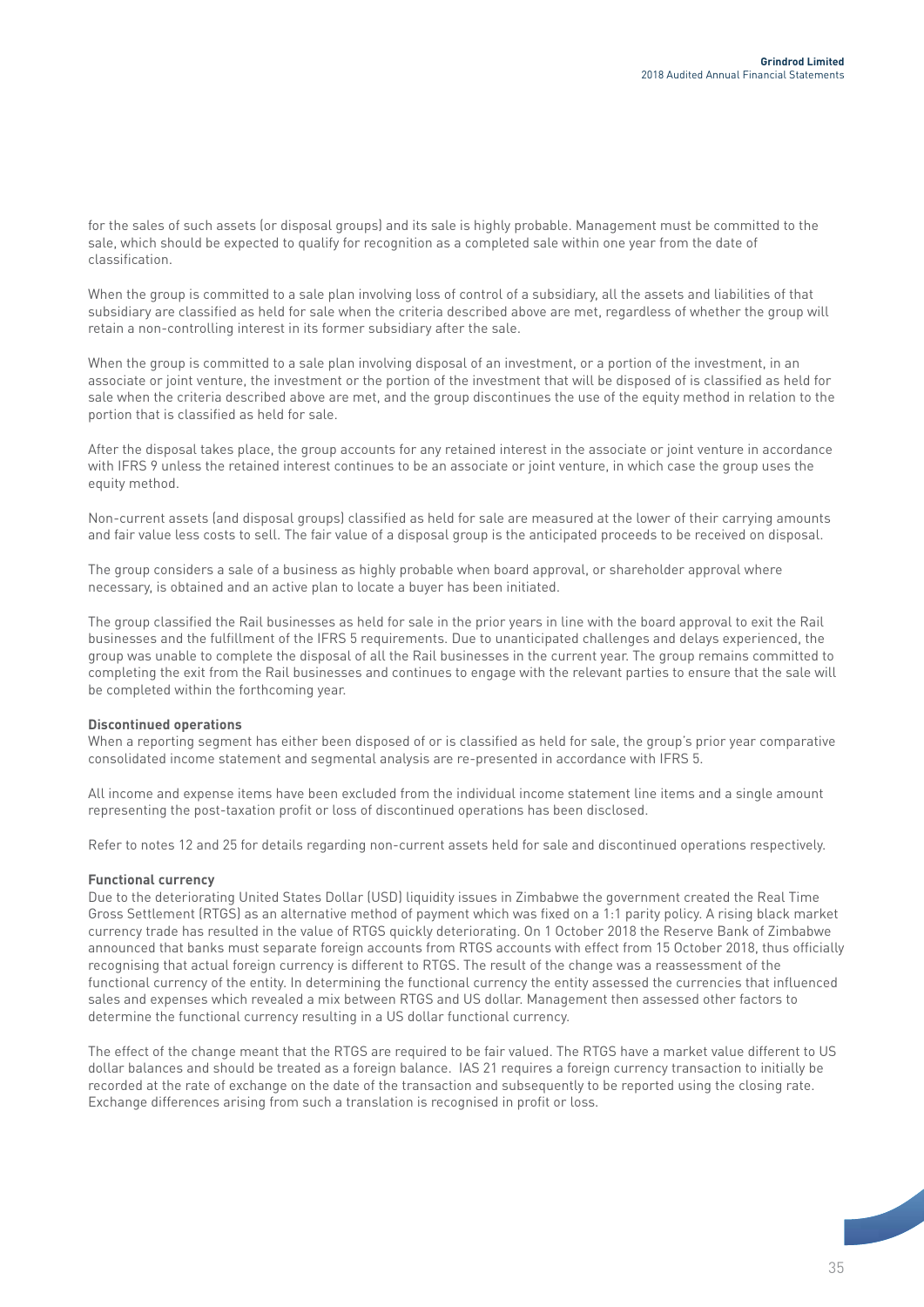for the sales of such assets (or disposal groups) and its sale is highly probable. Management must be committed to the sale, which should be expected to qualify for recognition as a completed sale within one year from the date of classification.

When the group is committed to a sale plan involving loss of control of a subsidiary, all the assets and liabilities of that subsidiary are classified as held for sale when the criteria described above are met, regardless of whether the group will retain a non-controlling interest in its former subsidiary after the sale.

When the group is committed to a sale plan involving disposal of an investment, or a portion of the investment, in an associate or joint venture, the investment or the portion of the investment that will be disposed of is classified as held for sale when the criteria described above are met, and the group discontinues the use of the equity method in relation to the portion that is classified as held for sale.

After the disposal takes place, the group accounts for any retained interest in the associate or joint venture in accordance with IFRS 9 unless the retained interest continues to be an associate or joint venture, in which case the group uses the equity method.

Non-current assets (and disposal groups) classified as held for sale are measured at the lower of their carrying amounts and fair value less costs to sell. The fair value of a disposal group is the anticipated proceeds to be received on disposal.

The group considers a sale of a business as highly probable when board approval, or shareholder approval where necessary, is obtained and an active plan to locate a buyer has been initiated.

The group classified the Rail businesses as held for sale in the prior years in line with the board approval to exit the Rail businesses and the fulfillment of the IFRS 5 requirements. Due to unanticipated challenges and delays experienced, the group was unable to complete the disposal of all the Rail businesses in the current year. The group remains committed to completing the exit from the Rail businesses and continues to engage with the relevant parties to ensure that the sale will be completed within the forthcoming year.

**Discontinued operations**

When a reporting segment has either been disposed of or is classified as held for sale, the group's prior year comparative consolidated income statement and segmental analysis are re-presented in accordance with IFRS 5.

All income and expense items have been excluded from the individual income statement line items and a single amount representing the post-taxation profit or loss of discontinued operations has been disclosed.

Refer to notes 12 and 25 for details regarding non-current assets held for sale and discontinued operations respectively.

**Functional currency**

Due to the deteriorating United States Dollar (USD) liquidity issues in Zimbabwe the government created the Real Time Gross Settlement (RTGS) as an alternative method of payment which was fixed on a 1:1 parity policy. A rising black market currency trade has resulted in the value of RTGS quickly deteriorating. On 1 October 2018 the Reserve Bank of Zimbabwe announced that banks must separate foreign accounts from RTGS accounts with effect from 15 October 2018, thus officially recognising that actual foreign currency is different to RTGS. The result of the change was a reassessment of the functional currency of the entity. In determining the functional currency the entity assessed the currencies that influenced sales and expenses which revealed a mix between RTGS and US dollar. Management then assessed other factors to determine the functional currency resulting in a US dollar functional currency.

The effect of the change meant that the RTGS are required to be fair valued. The RTGS have a market value different to US dollar balances and should be treated as a foreign balance. IAS 21 requires a foreign currency transaction to initially be recorded at the rate of exchange on the date of the transaction and subsequently to be reported using the closing rate. Exchange differences arising from such a translation is recognised in profit or loss.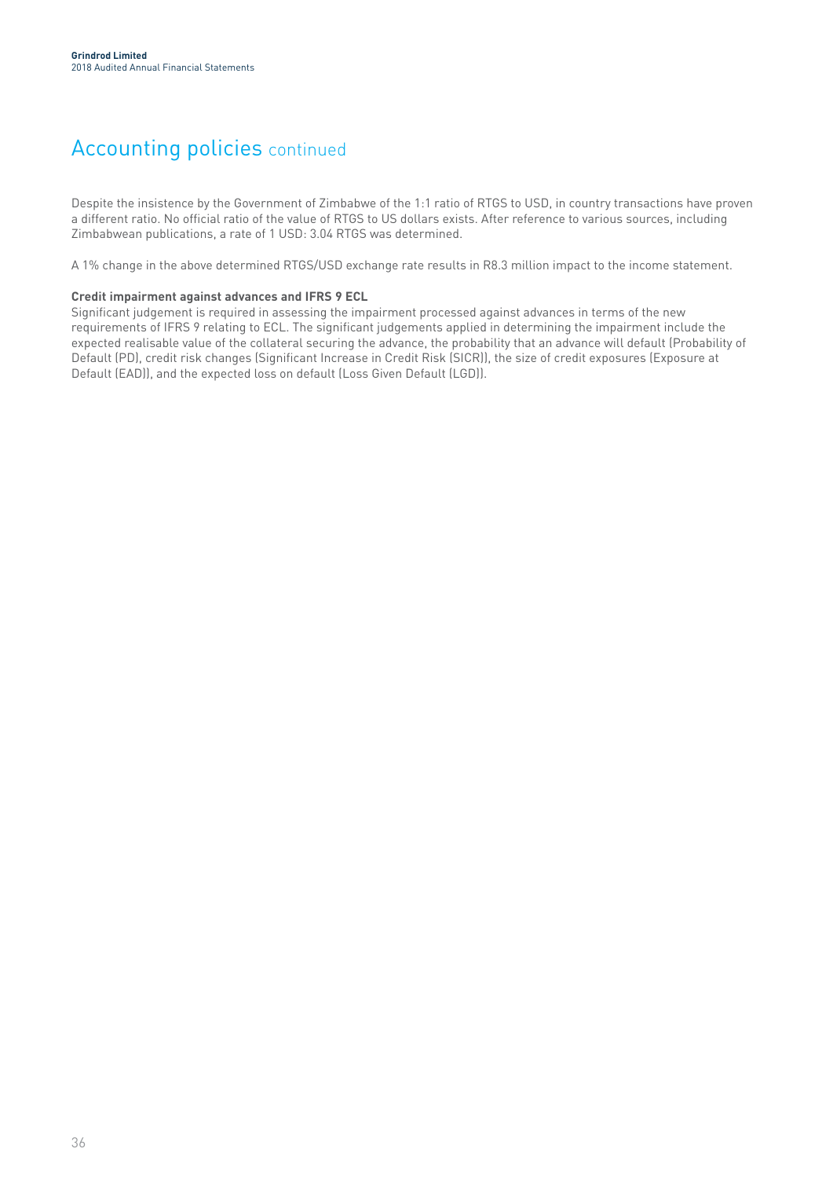## Accounting policies continued

Despite the insistence by the Government of Zimbabwe of the 1:1 ratio of RTGS to USD, in country transactions have proven a different ratio. No official ratio of the value of RTGS to US dollars exists. After reference to various sources, including Zimbabwean publications, a rate of 1 USD: 3.04 RTGS was determined.

A 1% change in the above determined RTGS/USD exchange rate results in R8.3 million impact to the income statement.

**Credit impairment against advances and IFRS 9 ECL**

Significant judgement is required in assessing the impairment processed against advances in terms of the new requirements of IFRS 9 relating to ECL. The significant judgements applied in determining the impairment include the expected realisable value of the collateral securing the advance, the probability that an advance will default (Probability of Default (PD), credit risk changes (Significant Increase in Credit Risk (SICR)), the size of credit exposures (Exposure at Default (EAD)), and the expected loss on default (Loss Given Default (LGD)).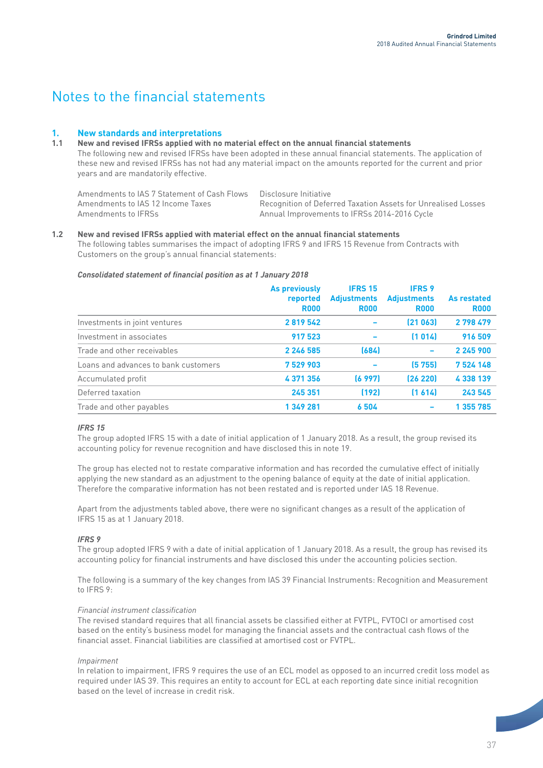# Notes to the financial statements

## 1. New standards and interpretations

### 1.1 New and revised IFRSs applied with no material effect on the annual financial statements

The following new and revised IFRSs have been adopted in these annual financial statements. The application of these new and revised IFRSs has not had any material impact on the amounts reported for the current and prior years and are mandatorily effective.

| | |
|---|---|
| Amendments to IAS 7 Statement of Cash Flows | Disclosure Initiative |
| Amendments to IAS 12 Income Taxes | Recognition of Deferred Taxation Assets for Unrealised Losses |
| Amendments to IFRSs | Annual Improvements to IFRSs 2014-2016 Cycle |

### 1.2 New and revised IFRSs applied with material effect on the annual financial statements

The following tables summarises the impact of adopting IFRS 9 and IFRS 15 Revenue from Contracts with Customers on the group's annual financial statements:

***Consolidated statement of financial position as at 1 January 2018***

| | As previously reported R000 | IFRS 15 Adjustments R000 | IFRS 9 Adjustments R000 | As restated R000 |
|---|---|---|---|---|
| Investments in joint ventures | 2 819 542 | – | (21 063) | 2 798 479 |
| Investment in associates | 917 523 | – | (1 014) | 916 509 |
| Trade and other receivables | 2 246 585 | (684) | – | 2 245 900 |
| Loans and advances to bank customers | 7 529 903 | – | (5 755) | 7 524 148 |
| Accumulated profit | 4 371 356 | (6 997) | (26 220) | 4 338 139 |
| Deferred taxation | 245 351 | (192) | (1 614) | 243 545 |
| Trade and other payables | 1 349 281 | 6 504 | – | 1 355 785 |

***IFRS 15***

The group adopted IFRS 15 with a date of initial application of 1 January 2018. As a result, the group revised its accounting policy for revenue recognition and have disclosed this in note 19.

The group has elected not to restate comparative information and has recorded the cumulative effect of initially applying the new standard as an adjustment to the opening balance of equity at the date of initial application. Therefore the comparative information has not been restated and is reported under IAS 18 Revenue.

Apart from the adjustments tabled above, there were no significant changes as a result of the application of IFRS 15 as at 1 January 2018.

***IFRS 9***

The group adopted IFRS 9 with a date of initial application of 1 January 2018. As a result, the group has revised its accounting policy for financial instruments and have disclosed this under the accounting policies section.

The following is a summary of the key changes from IAS 39 Financial Instruments: Recognition and Measurement to IFRS 9:

*Financial instrument classification*

The revised standard requires that all financial assets be classified either at FVTPL, FVTOCI or amortised cost based on the entity's business model for managing the financial assets and the contractual cash flows of the financial asset. Financial liabilities are classified at amortised cost or FVTPL.

*Impairment*

In relation to impairment, IFRS 9 requires the use of an ECL model as opposed to an incurred credit loss model as required under IAS 39. This requires an entity to account for ECL at each reporting date since initial recognition based on the level of increase in credit risk.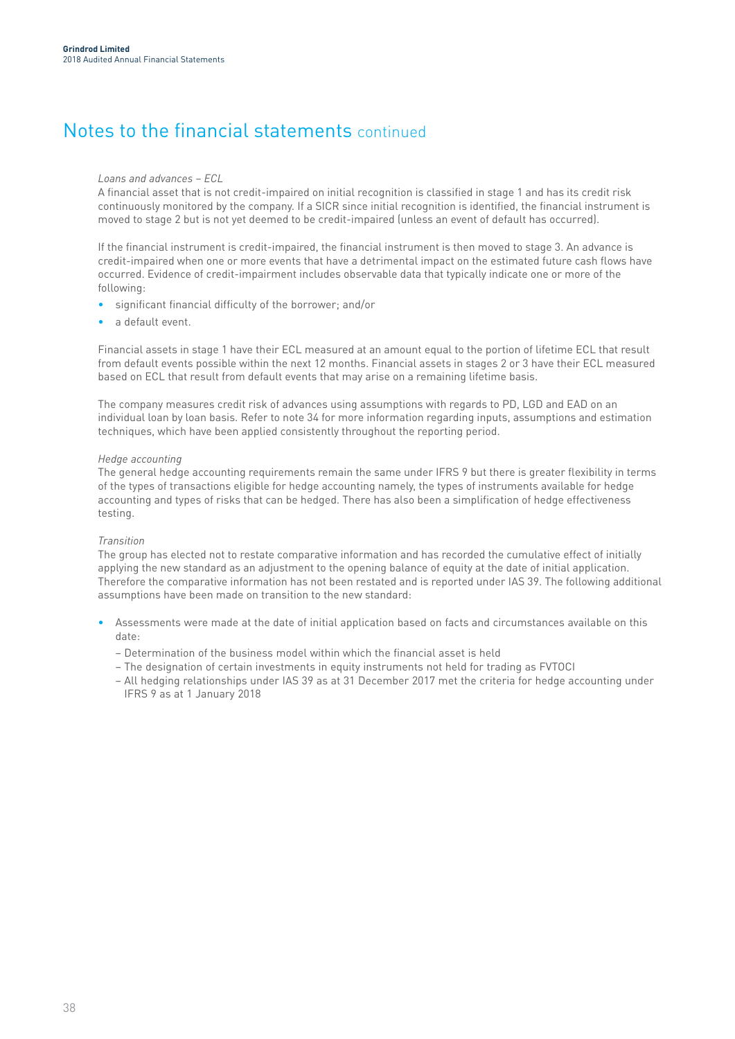## Notes to the financial statements continued

*Loans and advances – ECL*

A financial asset that is not credit-impaired on initial recognition is classified in stage 1 and has its credit risk continuously monitored by the company. If a SICR since initial recognition is identified, the financial instrument is moved to stage 2 but is not yet deemed to be credit-impaired (unless an event of default has occurred).

If the financial instrument is credit-impaired, the financial instrument is then moved to stage 3. An advance is credit-impaired when one or more events that have a detrimental impact on the estimated future cash flows have occurred. Evidence of credit-impairment includes observable data that typically indicate one or more of the following:

- significant financial difficulty of the borrower; and/or
- a default event.

Financial assets in stage 1 have their ECL measured at an amount equal to the portion of lifetime ECL that result from default events possible within the next 12 months. Financial assets in stages 2 or 3 have their ECL measured based on ECL that result from default events that may arise on a remaining lifetime basis.

The company measures credit risk of advances using assumptions with regards to PD, LGD and EAD on an individual loan by loan basis. Refer to note 34 for more information regarding inputs, assumptions and estimation techniques, which have been applied consistently throughout the reporting period.

*Hedge accounting*

The general hedge accounting requirements remain the same under IFRS 9 but there is greater flexibility in terms of the types of transactions eligible for hedge accounting namely, the types of instruments available for hedge accounting and types of risks that can be hedged. There has also been a simplification of hedge effectiveness testing.

*Transition*

The group has elected not to restate comparative information and has recorded the cumulative effect of initially applying the new standard as an adjustment to the opening balance of equity at the date of initial application. Therefore the comparative information has not been restated and is reported under IAS 39. The following additional assumptions have been made on transition to the new standard:

- Assessments were made at the date of initial application based on facts and circumstances available on this date:
  - Determination of the business model within which the financial asset is held
  - The designation of certain investments in equity instruments not held for trading as FVTOCI
  - All hedging relationships under IAS 39 as at 31 December 2017 met the criteria for hedge accounting under IFRS 9 as at 1 January 2018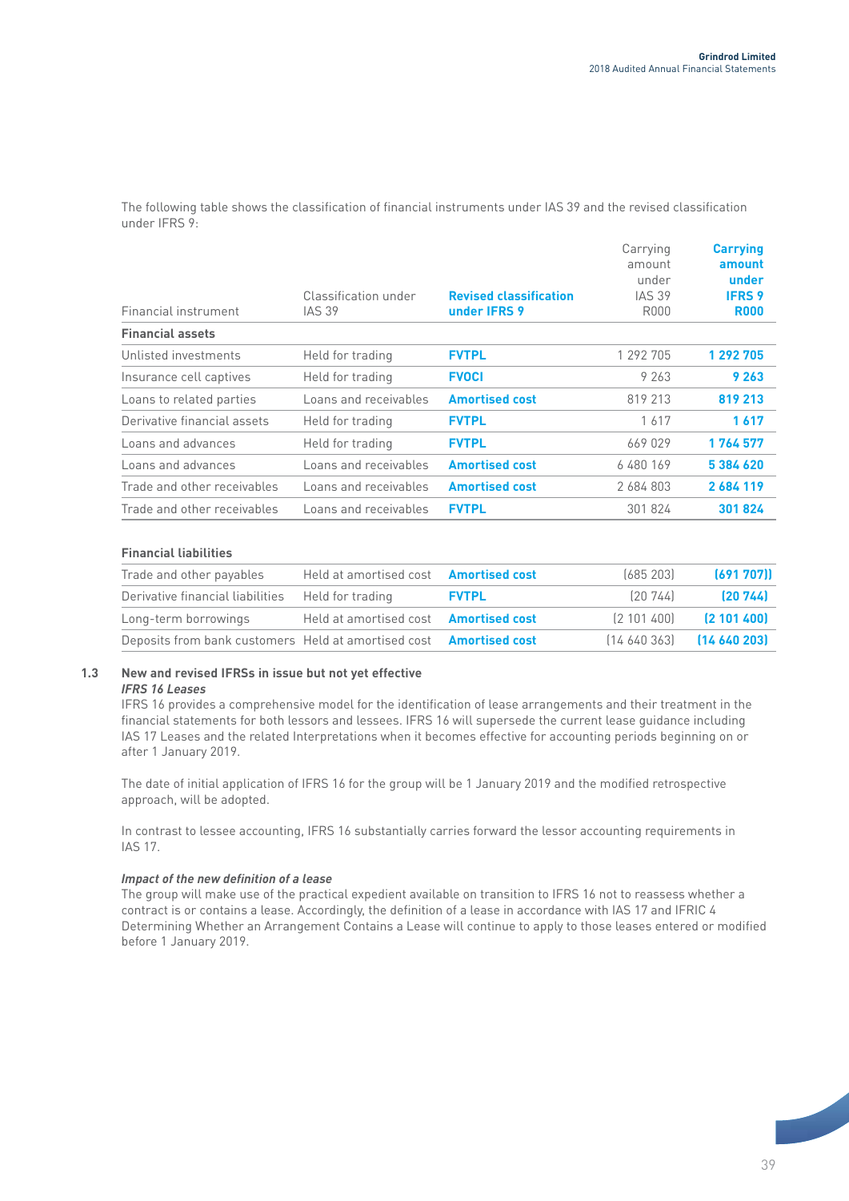The following table shows the classification of financial instruments under IAS 39 and the revised classification under IFRS 9:

| Financial instrument | Classification under IAS 39 | **Revised classification under IFRS 9** | Carrying amount under IAS 39 R000 | **Carrying amount under IFRS 9 R000** |
|---|---|---|---|---|
| **Financial assets** | | | | |
| Unlisted investments | Held for trading | **FVTPL** | 1 292 705 | **1 292 705** |
| Insurance cell captives | Held for trading | **FVOCI** | 9 263 | **9 263** |
| Loans to related parties | Loans and receivables | **Amortised cost** | 819 213 | **819 213** |
| Derivative financial assets | Held for trading | **FVTPL** | 1 617 | **1 617** |
| Loans and advances | Held for trading | **FVTPL** | 669 029 | **1 764 577** |
| Loans and advances | Loans and receivables | **Amortised cost** | 6 480 169 | **5 384 620** |
| Trade and other receivables | Loans and receivables | **Amortised cost** | 2 684 803 | **2 684 119** |
| Trade and other receivables | Loans and receivables | **FVTPL** | 301 824 | **301 824** |
| **Financial liabilities** | | | | |
| Trade and other payables | Held at amortised cost | **Amortised cost** | (685 203) | **(691 707))** |
| Derivative financial liabilities | Held for trading | **FVTPL** | (20 744) | **(20 744)** |
| Long-term borrowings | Held at amortised cost | **Amortised cost** | (2 101 400) | **(2 101 400)** |
| Deposits from bank customers | Held at amortised cost | **Amortised cost** | (14 640 363) | **(14 640 203)** |

### 1.3 New and revised IFRSs in issue but not yet effective

***IFRS 16 Leases***

IFRS 16 provides a comprehensive model for the identification of lease arrangements and their treatment in the financial statements for both lessors and lessees. IFRS 16 will supersede the current lease guidance including IAS 17 Leases and the related Interpretations when it becomes effective for accounting periods beginning on or after 1 January 2019.

The date of initial application of IFRS 16 for the group will be 1 January 2019 and the modified retrospective approach, will be adopted.

In contrast to lessee accounting, IFRS 16 substantially carries forward the lessor accounting requirements in IAS 17.

***Impact of the new definition of a lease***

The group will make use of the practical expedient available on transition to IFRS 16 not to reassess whether a contract is or contains a lease. Accordingly, the definition of a lease in accordance with IAS 17 and IFRIC 4 Determining Whether an Arrangement Contains a Lease will continue to apply to those leases entered or modified before 1 January 2019.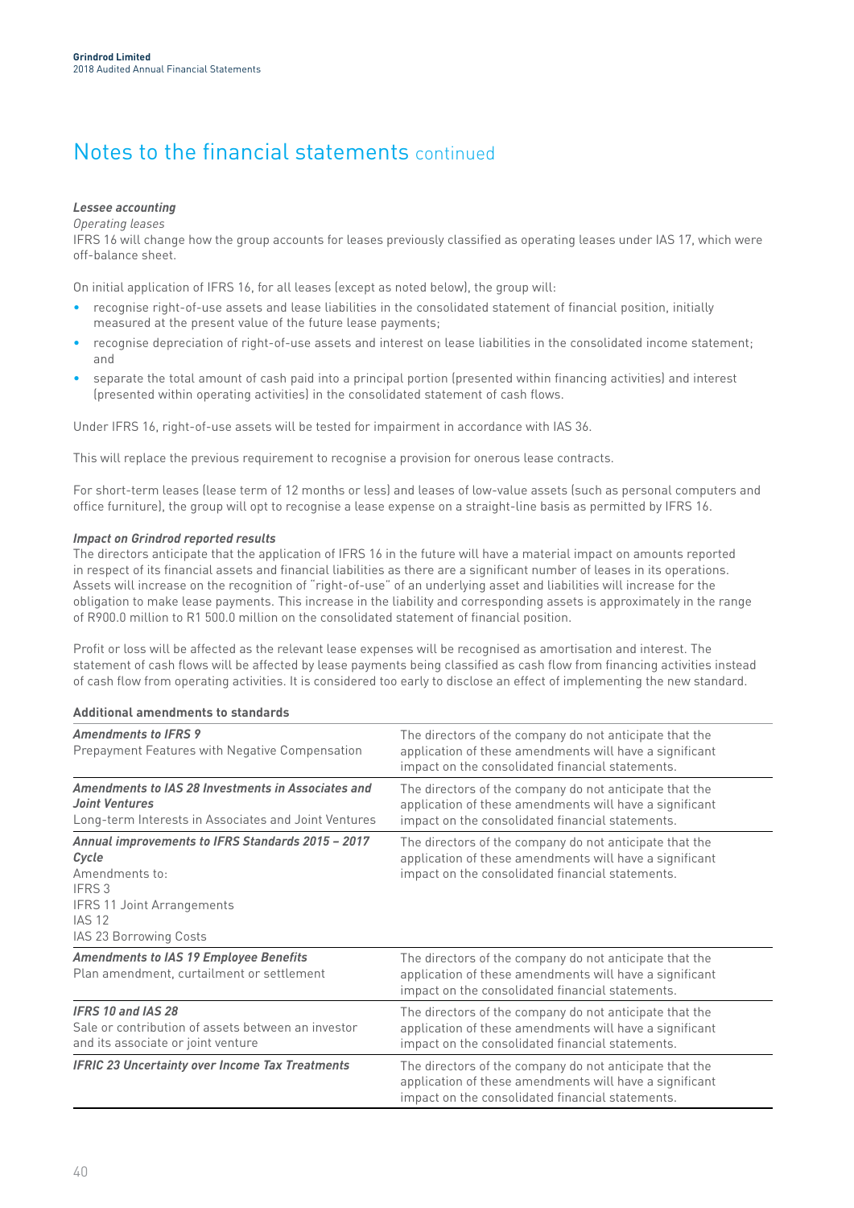# Notes to the financial statements continued

***Lessee accounting***

*Operating leases*

IFRS 16 will change how the group accounts for leases previously classified as operating leases under IAS 17, which were off-balance sheet.

On initial application of IFRS 16, for all leases (except as noted below), the group will:

- recognise right-of-use assets and lease liabilities in the consolidated statement of financial position, initially measured at the present value of the future lease payments;
- recognise depreciation of right-of-use assets and interest on lease liabilities in the consolidated income statement; and
- separate the total amount of cash paid into a principal portion (presented within financing activities) and interest (presented within operating activities) in the consolidated statement of cash flows.

Under IFRS 16, right-of-use assets will be tested for impairment in accordance with IAS 36.

This will replace the previous requirement to recognise a provision for onerous lease contracts.

For short-term leases (lease term of 12 months or less) and leases of low-value assets (such as personal computers and office furniture), the group will opt to recognise a lease expense on a straight-line basis as permitted by IFRS 16.

***Impact on Grindrod reported results***

The directors anticipate that the application of IFRS 16 in the future will have a material impact on amounts reported in respect of its financial assets and financial liabilities as there are a significant number of leases in its operations. Assets will increase on the recognition of "right-of-use" of an underlying asset and liabilities will increase for the obligation to make lease payments. This increase in the liability and corresponding assets is approximately in the range of R900.0 million to R1 500.0 million on the consolidated statement of financial position.

Profit or loss will be affected as the relevant lease expenses will be recognised as amortisation and interest. The statement of cash flows will be affected by lease payments being classified as cash flow from financing activities instead of cash flow from operating activities. It is considered too early to disclose an effect of implementing the new standard.

**Additional amendments to standards**

| | |
|---|---|
| ***Amendments to IFRS 9***<br>Prepayment Features with Negative Compensation | The directors of the company do not anticipate that the application of these amendments will have a significant impact on the consolidated financial statements. |
| ***Amendments to IAS 28 Investments in Associates and Joint Ventures***<br>Long-term Interests in Associates and Joint Ventures | The directors of the company do not anticipate that the application of these amendments will have a significant impact on the consolidated financial statements. |
| ***Annual improvements to IFRS Standards 2015 – 2017 Cycle***<br>Amendments to:<br>IFRS 3<br>IFRS 11 Joint Arrangements<br>IAS 12<br>IAS 23 Borrowing Costs | The directors of the company do not anticipate that the application of these amendments will have a significant impact on the consolidated financial statements. |
| ***Amendments to IAS 19 Employee Benefits***<br>Plan amendment, curtailment or settlement | The directors of the company do not anticipate that the application of these amendments will have a significant impact on the consolidated financial statements. |
| ***IFRS 10 and IAS 28***<br>Sale or contribution of assets between an investor and its associate or joint venture | The directors of the company do not anticipate that the application of these amendments will have a significant impact on the consolidated financial statements. |
| ***IFRIC 23 Uncertainty over Income Tax Treatments*** | The directors of the company do not anticipate that the application of these amendments will have a significant impact on the consolidated financial statements. |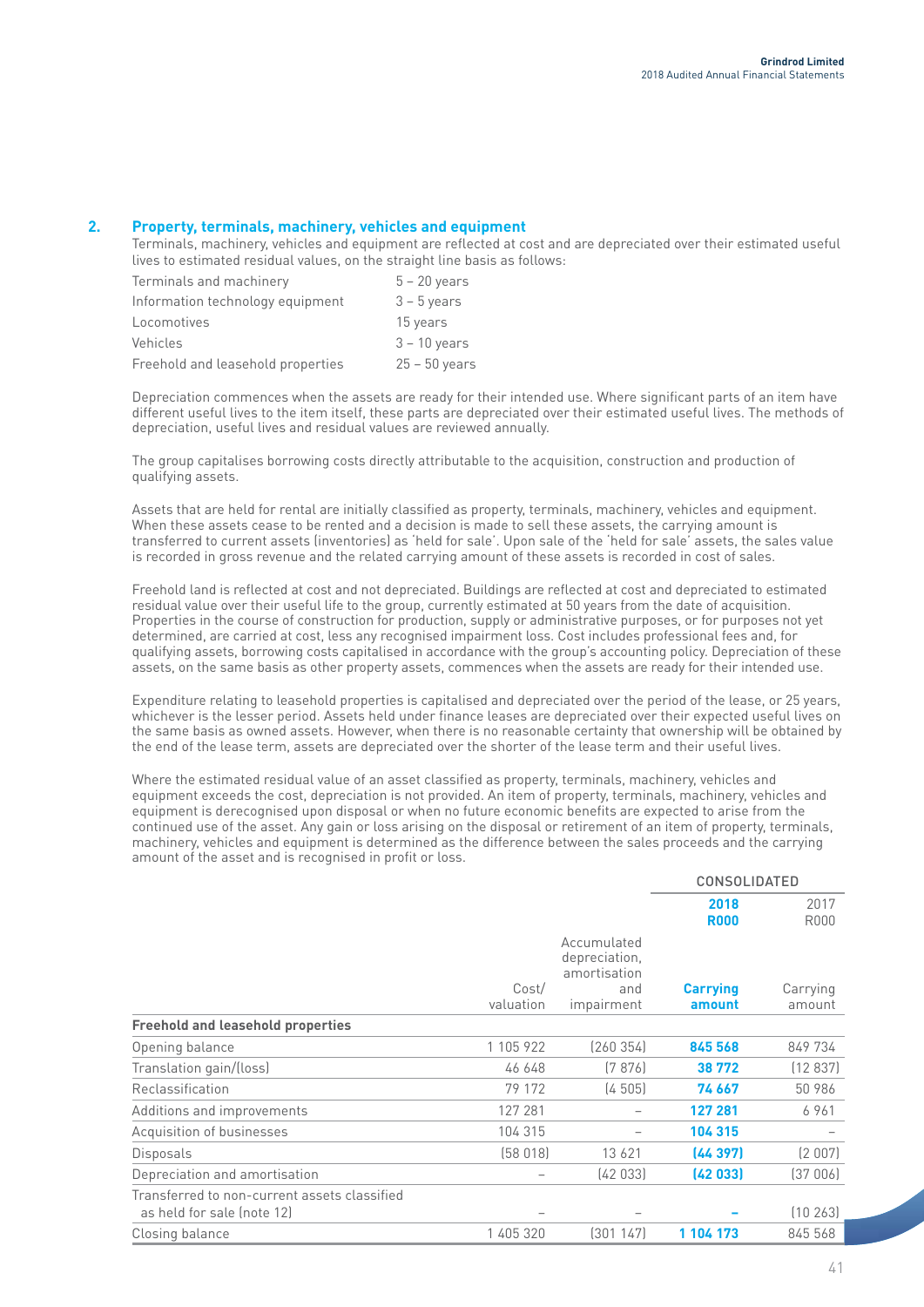## 2. Property, terminals, machinery, vehicles and equipment

Terminals, machinery, vehicles and equipment are reflected at cost and are depreciated over their estimated useful lives to estimated residual values, on the straight line basis as follows:

| | |
|---|---|
| Terminals and machinery | 5 – 20 years |
| Information technology equipment | 3 – 5 years |
| Locomotives | 15 years |
| Vehicles | 3 – 10 years |
| Freehold and leasehold properties | 25 – 50 years |

Depreciation commences when the assets are ready for their intended use. Where significant parts of an item have different useful lives to the item itself, these parts are depreciated over their estimated useful lives. The methods of depreciation, useful lives and residual values are reviewed annually.

The group capitalises borrowing costs directly attributable to the acquisition, construction and production of qualifying assets.

Assets that are held for rental are initially classified as property, terminals, machinery, vehicles and equipment. When these assets cease to be rented and a decision is made to sell these assets, the carrying amount is transferred to current assets (inventories) as 'held for sale'. Upon sale of the 'held for sale' assets, the sales value is recorded in gross revenue and the related carrying amount of these assets is recorded in cost of sales.

Freehold land is reflected at cost and not depreciated. Buildings are reflected at cost and depreciated to estimated residual value over their useful life to the group, currently estimated at 50 years from the date of acquisition. Properties in the course of construction for production, supply or administrative purposes, or for purposes not yet determined, are carried at cost, less any recognised impairment loss. Cost includes professional fees and, for qualifying assets, borrowing costs capitalised in accordance with the group's accounting policy. Depreciation of these assets, on the same basis as other property assets, commences when the assets are ready for their intended use.

Expenditure relating to leasehold properties is capitalised and depreciated over the period of the lease, or 25 years, whichever is the lesser period. Assets held under finance leases are depreciated over their expected useful lives on the same basis as owned assets. However, when there is no reasonable certainty that ownership will be obtained by the end of the lease term, assets are depreciated over the shorter of the lease term and their useful lives.

Where the estimated residual value of an asset classified as property, terminals, machinery, vehicles and equipment exceeds the cost, depreciation is not provided. An item of property, terminals, machinery, vehicles and equipment is derecognised upon disposal or when no future economic benefits are expected to arise from the continued use of the asset. Any gain or loss arising on the disposal or retirement of an item of property, terminals, machinery, vehicles and equipment is determined as the difference between the sales proceeds and the carrying amount of the asset and is recognised in profit or loss.

| | | | CONSOLIDATED | |
|---|---|---|---|---|
| | | | **2018 R000** | 2017 R000 |
| | Cost/ valuation | Accumulated depreciation, amortisation and impairment | **Carrying amount** | Carrying amount |
| **Freehold and leasehold properties** | | | | |
| Opening balance | 1 105 922 | (260 354) | **845 568** | 849 734 |
| Translation gain/(loss) | 46 648 | (7 876) | **38 772** | (12 837) |
| Reclassification | 79 172 | (4 505) | **74 667** | 50 986 |
| Additions and improvements | 127 281 | – | **127 281** | 6 961 |
| Acquisition of businesses | 104 315 | – | **104 315** | – |
| Disposals | (58 018) | 13 621 | **(44 397)** | (2 007) |
| Depreciation and amortisation | – | (42 033) | **(42 033)** | (37 006) |
| Transferred to non-current assets classified as held for sale (note 12) | – | – | **–** | (10 263) |
| Closing balance | 1 405 320 | (301 147) | **1 104 173** | 845 568 |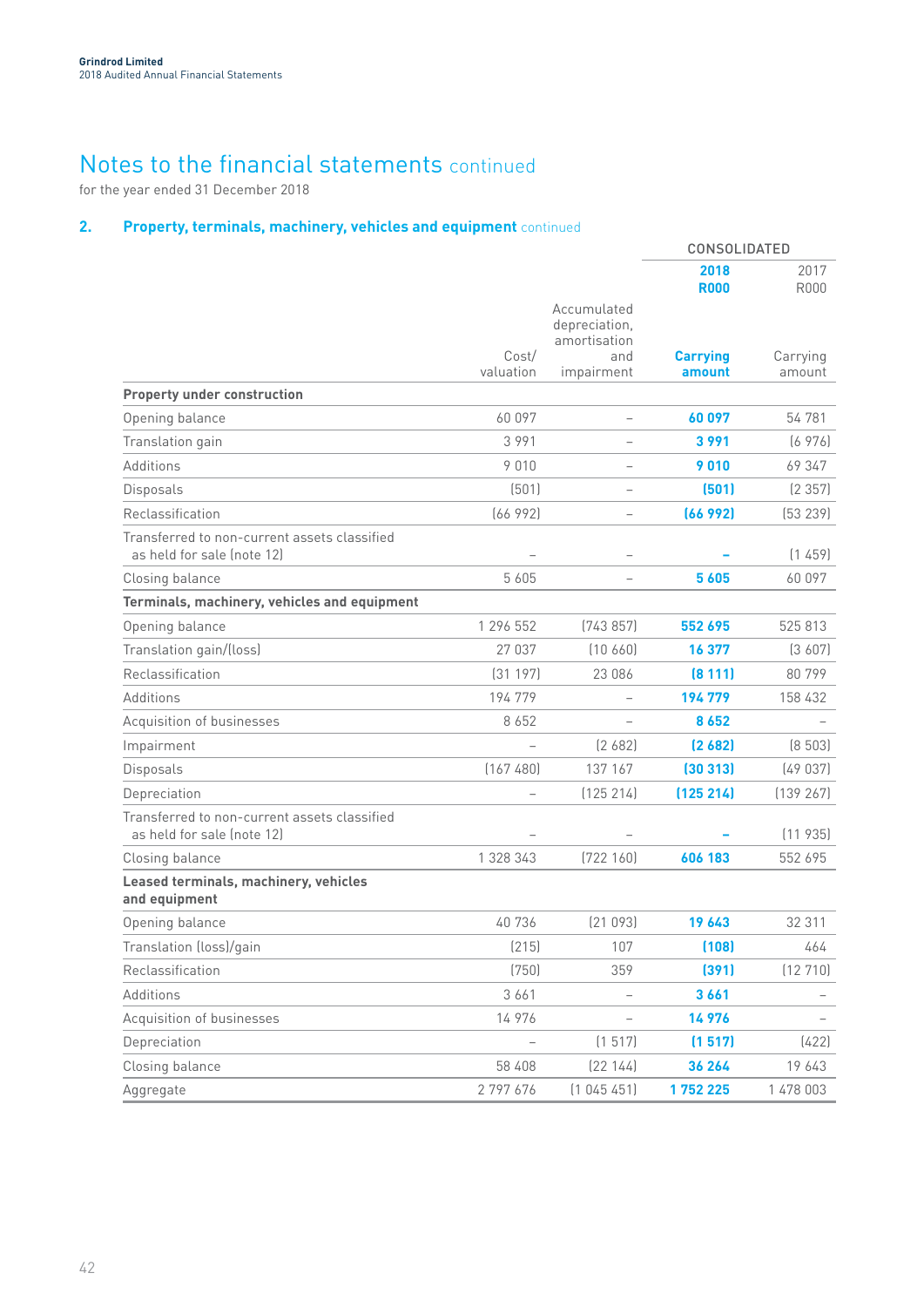Grindrod Limited
2018 Audited Annual Financial Statements

# Notes to the financial statements continued

for the year ended 31 December 2018

## 2. Property, terminals, machinery, vehicles and equipment continued

| | | | CONSOLIDATED | |
|---|---|---|---|---|
| | | | **2018** | 2017 |
| | | | **R000** | R000 |
| | Cost/ valuation | Accumulated depreciation, amortisation and impairment | **Carrying amount** | Carrying amount |
| **Property under construction** | | | | |
| Opening balance | 60 097 | – | **60 097** | 54 781 |
| Translation gain | 3 991 | – | **3 991** | (6 976) |
| Additions | 9 010 | – | **9 010** | 69 347 |
| Disposals | (501) | – | **(501)** | (2 357) |
| Reclassification | (66 992) | – | **(66 992)** | (53 239) |
| Transferred to non-current assets classified as held for sale (note 12) | – | – | **–** | (1 459) |
| Closing balance | 5 605 | – | **5 605** | 60 097 |
| **Terminals, machinery, vehicles and equipment** | | | | |
| Opening balance | 1 296 552 | (743 857) | **552 695** | 525 813 |
| Translation gain/(loss) | 27 037 | (10 660) | **16 377** | (3 607) |
| Reclassification | (31 197) | 23 086 | **(8 111)** | 80 799 |
| Additions | 194 779 | – | **194 779** | 158 432 |
| Acquisition of businesses | 8 652 | – | **8 652** | – |
| Impairment | – | (2 682) | **(2 682)** | (8 503) |
| Disposals | (167 480) | 137 167 | **(30 313)** | (49 037) |
| Depreciation | – | (125 214) | **(125 214)** | (139 267) |
| Transferred to non-current assets classified as held for sale (note 12) | – | – | **–** | (11 935) |
| Closing balance | 1 328 343 | (722 160) | **606 183** | 552 695 |
| **Leased terminals, machinery, vehicles and equipment** | | | | |
| Opening balance | 40 736 | (21 093) | **19 643** | 32 311 |
| Translation (loss)/gain | (215) | 107 | **(108)** | 464 |
| Reclassification | (750) | 359 | **(391)** | (12 710) |
| Additions | 3 661 | – | **3 661** | – |
| Acquisition of businesses | 14 976 | – | **14 976** | – |
| Depreciation | – | (1 517) | **(1 517)** | (422) |
| Closing balance | 58 408 | (22 144) | **36 264** | 19 643 |
| Aggregate | 2 797 676 | (1 045 451) | **1 752 225** | 1 478 003 |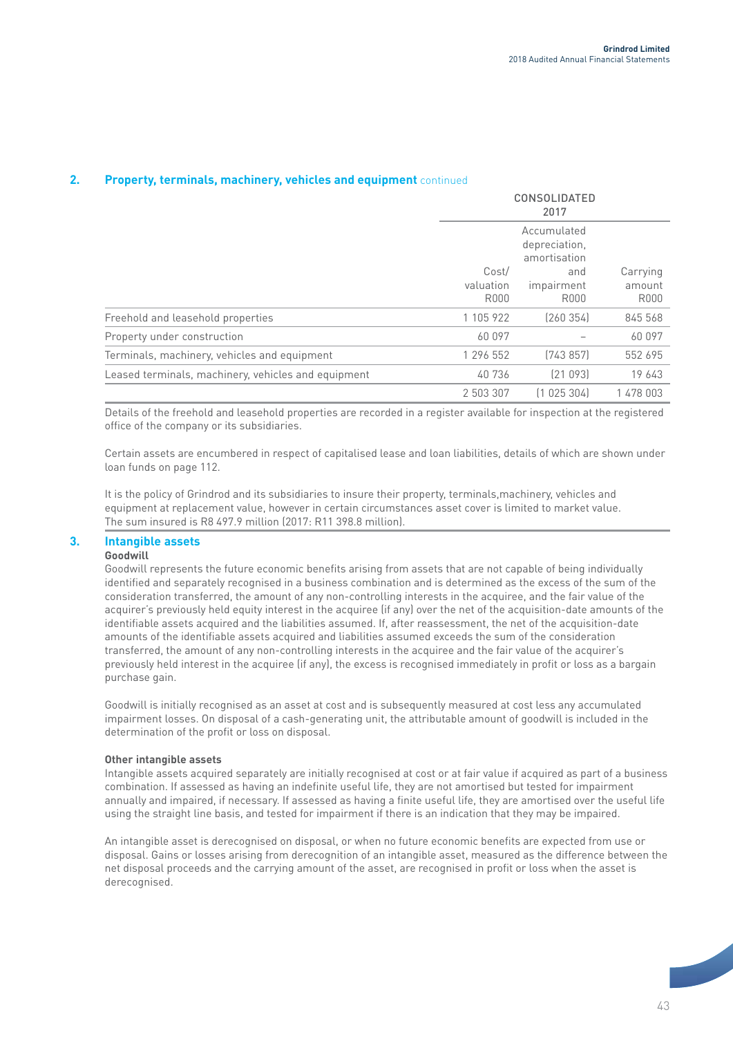## 2. Property, terminals, machinery, vehicles and equipment continued

| | CONSOLIDATED 2017 | | |
|---|---|---|---|
| | Cost/ valuation R000 | Accumulated depreciation, amortisation and impairment R000 | Carrying amount R000 |
| Freehold and leasehold properties | 1 105 922 | (260 354) | 845 568 |
| Property under construction | 60 097 | – | 60 097 |
| Terminals, machinery, vehicles and equipment | 1 296 552 | (743 857) | 552 695 |
| Leased terminals, machinery, vehicles and equipment | 40 736 | (21 093) | 19 643 |
| | 2 503 307 | (1 025 304) | 1 478 003 |

Details of the freehold and leasehold properties are recorded in a register available for inspection at the registered office of the company or its subsidiaries.

Certain assets are encumbered in respect of capitalised lease and loan liabilities, details of which are shown under loan funds on page 112.

It is the policy of Grindrod and its subsidiaries to insure their property, terminals,machinery, vehicles and equipment at replacement value, however in certain circumstances asset cover is limited to market value. The sum insured is R8 497.9 million (2017: R11 398.8 million).

## 3. Intangible assets

**Goodwill**

Goodwill represents the future economic benefits arising from assets that are not capable of being individually identified and separately recognised in a business combination and is determined as the excess of the sum of the consideration transferred, the amount of any non-controlling interests in the acquiree, and the fair value of the acquirer's previously held equity interest in the acquiree (if any) over the net of the acquisition-date amounts of the identifiable assets acquired and the liabilities assumed. If, after reassessment, the net of the acquisition-date amounts of the identifiable assets acquired and liabilities assumed exceeds the sum of the consideration transferred, the amount of any non-controlling interests in the acquiree and the fair value of the acquirer's previously held interest in the acquiree (if any), the excess is recognised immediately in profit or loss as a bargain purchase gain.

Goodwill is initially recognised as an asset at cost and is subsequently measured at cost less any accumulated impairment losses. On disposal of a cash-generating unit, the attributable amount of goodwill is included in the determination of the profit or loss on disposal.

**Other intangible assets**

Intangible assets acquired separately are initially recognised at cost or at fair value if acquired as part of a business combination. If assessed as having an indefinite useful life, they are not amortised but tested for impairment annually and impaired, if necessary. If assessed as having a finite useful life, they are amortised over the useful life using the straight line basis, and tested for impairment if there is an indication that they may be impaired.

An intangible asset is derecognised on disposal, or when no future economic benefits are expected from use or disposal. Gains or losses arising from derecognition of an intangible asset, measured as the difference between the net disposal proceeds and the carrying amount of the asset, are recognised in profit or loss when the asset is derecognised.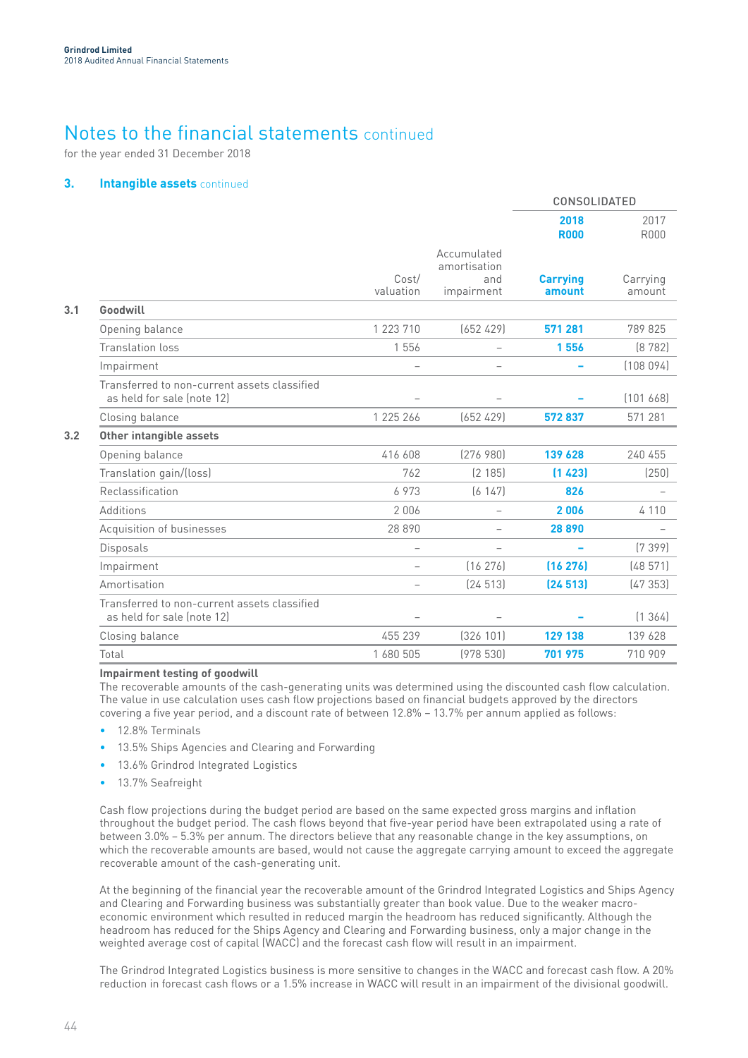# Notes to the financial statements continued

for the year ended 31 December 2018

## 3. Intangible assets continued

| | | | CONSOLIDATED | |
|---|---|---|---|---|
| | | | **2018 R000** | 2017 R000 |
| | Cost/ valuation | Accumulated amortisation and impairment | **Carrying amount** | Carrying amount |
| **3.1 Goodwill** | | | | |
| Opening balance | 1 223 710 | (652 429) | **571 281** | 789 825 |
| Translation loss | 1 556 | – | **1 556** | (8 782) |
| Impairment | – | – | **–** | (108 094) |
| Transferred to non-current assets classified as held for sale (note 12) | – | – | **–** | (101 668) |
| Closing balance | 1 225 266 | (652 429) | **572 837** | 571 281 |
| **3.2 Other intangible assets** | | | | |
| Opening balance | 416 608 | (276 980) | **139 628** | 240 455 |
| Translation gain/(loss) | 762 | (2 185) | **(1 423)** | (250) |
| Reclassification | 6 973 | (6 147) | **826** | – |
| Additions | 2 006 | – | **2 006** | 4 110 |
| Acquisition of businesses | 28 890 | – | **28 890** | – |
| Disposals | – | – | **–** | (7 399) |
| Impairment | – | (16 276) | **(16 276)** | (48 571) |
| Amortisation | – | (24 513) | **(24 513)** | (47 353) |
| Transferred to non-current assets classified as held for sale (note 12) | – | – | **–** | (1 364) |
| Closing balance | 455 239 | (326 101) | **129 138** | 139 628 |
| Total | 1 680 505 | (978 530) | **701 975** | 710 909 |

**Impairment testing of goodwill**

The recoverable amounts of the cash-generating units was determined using the discounted cash flow calculation. The value in use calculation uses cash flow projections based on financial budgets approved by the directors covering a five year period, and a discount rate of between 12.8% – 13.7% per annum applied as follows:

- 12.8% Terminals
- 13.5% Ships Agencies and Clearing and Forwarding
- 13.6% Grindrod Integrated Logistics
- 13.7% Seafreight

Cash flow projections during the budget period are based on the same expected gross margins and inflation throughout the budget period. The cash flows beyond that five-year period have been extrapolated using a rate of between 3.0% – 5.3% per annum. The directors believe that any reasonable change in the key assumptions, on which the recoverable amounts are based, would not cause the aggregate carrying amount to exceed the aggregate recoverable amount of the cash-generating unit.

At the beginning of the financial year the recoverable amount of the Grindrod Integrated Logistics and Ships Agency and Clearing and Forwarding business was substantially greater than book value. Due to the weaker macro-economic environment which resulted in reduced margin the headroom has reduced significantly. Although the headroom has reduced for the Ships Agency and Clearing and Forwarding business, only a major change in the weighted average cost of capital (WACC) and the forecast cash flow will result in an impairment.

The Grindrod Integrated Logistics business is more sensitive to changes in the WACC and forecast cash flow. A 20% reduction in forecast cash flows or a 1.5% increase in WACC will result in an impairment of the divisional goodwill.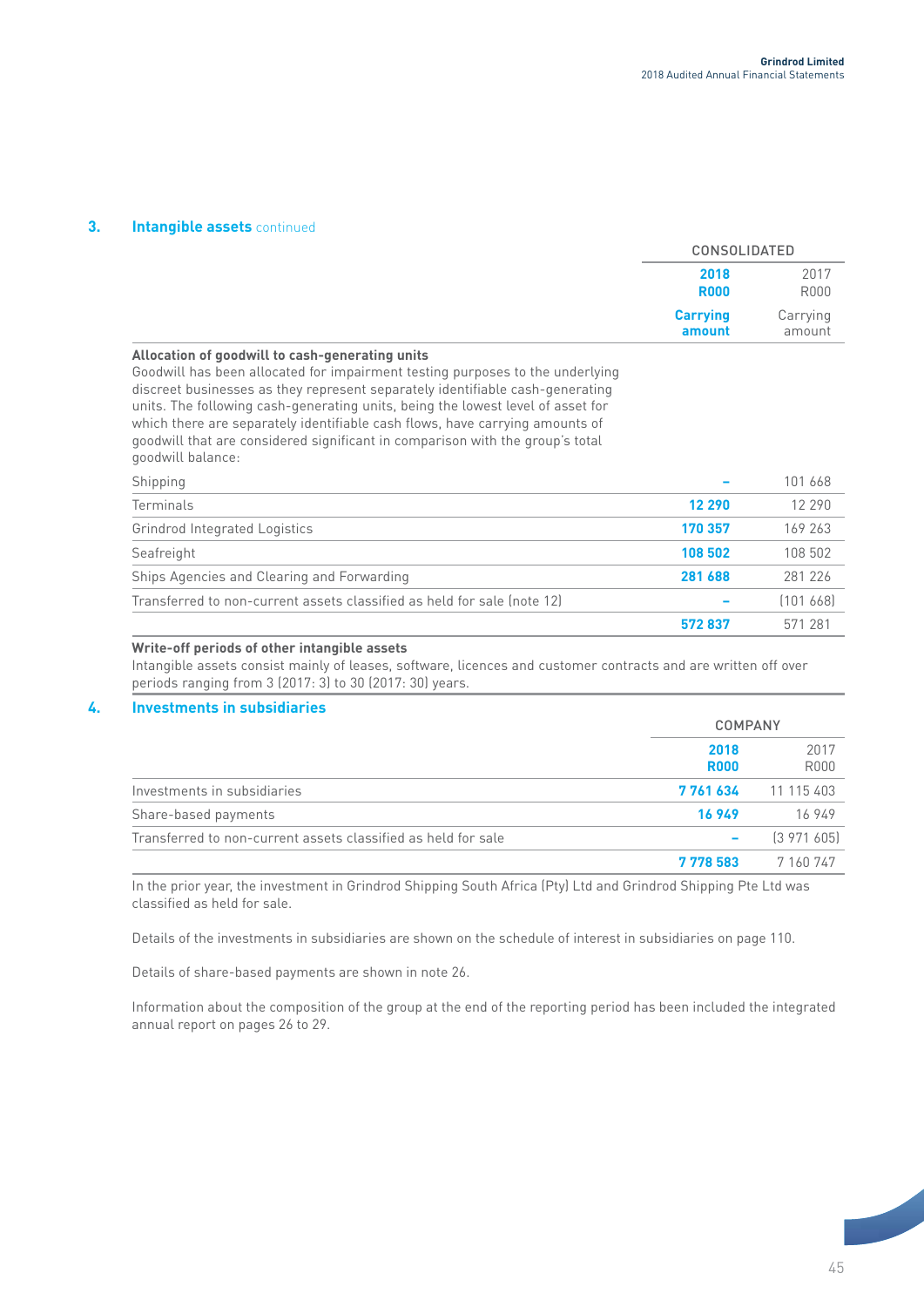## 3. Intangible assets continued

| | CONSOLIDATED | |
|---|---|---|
| | **2018 R000 Carrying amount** | 2017 R000 Carrying amount |
| **Allocation of goodwill to cash-generating units** | | |
| Goodwill has been allocated for impairment testing purposes to the underlying discreet businesses as they represent separately identifiable cash-generating units. The following cash-generating units, being the lowest level of asset for which there are separately identifiable cash flows, have carrying amounts of goodwill that are considered significant in comparison with the group's total goodwill balance: | | |
| Shipping | **–** | 101 668 |
| Terminals | **12 290** | 12 290 |
| Grindrod Integrated Logistics | **170 357** | 169 263 |
| Seafreight | **108 502** | 108 502 |
| Ships Agencies and Clearing and Forwarding | **281 688** | 281 226 |
| Transferred to non-current assets classified as held for sale (note 12) | **–** | (101 668) |
| | **572 837** | 571 281 |

**Write-off periods of other intangible assets**

Intangible assets consist mainly of leases, software, licences and customer contracts and are written off over periods ranging from 3 (2017: 3) to 30 (2017: 30) years.

## 4. Investments in subsidiaries

| | COMPANY | |
|---|---|---|
| | **2018 R000** | 2017 R000 |
| Investments in subsidiaries | **7 761 634** | 11 115 403 |
| Share-based payments | **16 949** | 16 949 |
| Transferred to non-current assets classified as held for sale | **–** | (3 971 605) |
| | **7 778 583** | 7 160 747 |

In the prior year, the investment in Grindrod Shipping South Africa (Pty) Ltd and Grindrod Shipping Pte Ltd was classified as held for sale.

Details of the investments in subsidiaries are shown on the schedule of interest in subsidiaries on page 110.

Details of share-based payments are shown in note 26.

Information about the composition of the group at the end of the reporting period has been included the integrated annual report on pages 26 to 29.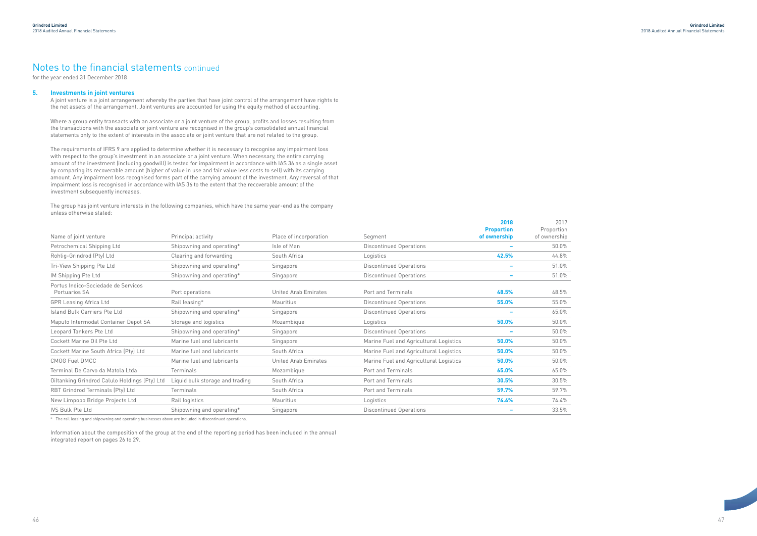# Notes to the financial statements continued

for the year ended 31 December 2018

## 5. Investments in joint ventures

A joint venture is a joint arrangement whereby the parties that have joint control of the arrangement have rights to the net assets of the arrangement. Joint ventures are accounted for using the equity method of accounting.

Where a group entity transacts with an associate or a joint venture of the group, profits and losses resulting from the transactions with the associate or joint venture are recognised in the group's consolidated annual financial statements only to the extent of interests in the associate or joint venture that are not related to the group.

The requirements of IFRS 9 are applied to determine whether it is necessary to recognise any impairment loss with respect to the group's investment in an associate or a joint venture. When necessary, the entire carrying amount of the investment (including goodwill) is tested for impairment in accordance with IAS 36 as a single asset by comparing its recoverable amount (higher of value in use and fair value less costs to sell) with its carrying amount. Any impairment loss recognised forms part of the carrying amount of the investment. Any reversal of that impairment loss is recognised in accordance with IAS 36 to the extent that the recoverable amount of the investment subsequently increases.

The group has joint venture interests in the following companies, which have the same year-end as the company unless otherwise stated:

| Name of joint venture | Principal activity | Place of incorporation | Segment | **2018 Proportion of ownership** | 2017 Proportion of ownership |
|---|---|---|---|---|---|
| Petrochemical Shipping Ltd | Shipowning and operating* | Isle of Man | Discontinued Operations | **–** | 50.0% |
| Rohlig-Grindrod (Pty) Ltd | Clearing and forwarding | South Africa | Logistics | **42.5%** | 44.8% |
| Tri-View Shipping Pte Ltd | Shipowning and operating* | Singapore | Discontinued Operations | **–** | 51.0% |
| IM Shipping Pte Ltd | Shipowning and operating* | Singapore | Discontinued Operations | **–** | 51.0% |
| Portus Indico-Sociedade de Servicos Portuarios SA | Port operations | United Arab Emirates | Port and Terminals | **48.5%** | 48.5% |
| GPR Leasing Africa Ltd | Rail leasing* | Mauritius | Discontinued Operations | **55.0%** | 55.0% |
| Island Bulk Carriers Pte Ltd | Shipowning and operating* | Singapore | Discontinued Operations | **–** | 65.0% |
| Maputo Intermodal Container Depot SA | Storage and logistics | Mozambique | Logistics | **50.0%** | 50.0% |
| Leopard Tankers Pte Ltd | Shipowning and operating* | Singapore | Discontinued Operations | **–** | 50.0% |
| Cockett Marine Oil Pte Ltd | Marine fuel and lubricants | Singapore | Marine Fuel and Agricultural Logistics | **50.0%** | 50.0% |
| Cockett Marine South Africa (Pty) Ltd | Marine fuel and lubricants | South Africa | Marine Fuel and Agricultural Logistics | **50.0%** | 50.0% |
| CMOG Fuel DMCC | Marine fuel and lubricants | United Arab Emirates | Marine Fuel and Agricultural Logistics | **50.0%** | 50.0% |
| Terminal De Carvo da Matola Ltda | Terminals | Mozambique | Port and Terminals | **65.0%** | 65.0% |
| Oiltanking Grindrod Calulo Holdings (Pty) Ltd | Liquid bulk storage and trading | South Africa | Port and Terminals | **30.5%** | 30.5% |
| RBT Grindrod Terminals (Pty) Ltd | Terminals | South Africa | Port and Terminals | **59.7%** | 59.7% |
| New Limpopo Bridge Projects Ltd | Rail logistics | Mauritius | Logistics | **74.4%** | 74.4% |
| IVS Bulk Pte Ltd | Shipowning and operating* | Singapore | Discontinued Operations | **–** | 33.5% |

\* The rail leasing and shipowning and operating businesses above are included in discontinued operations.

Information about the composition of the group at the end of the reporting period has been included in the annual integrated report on pages 26 to 29.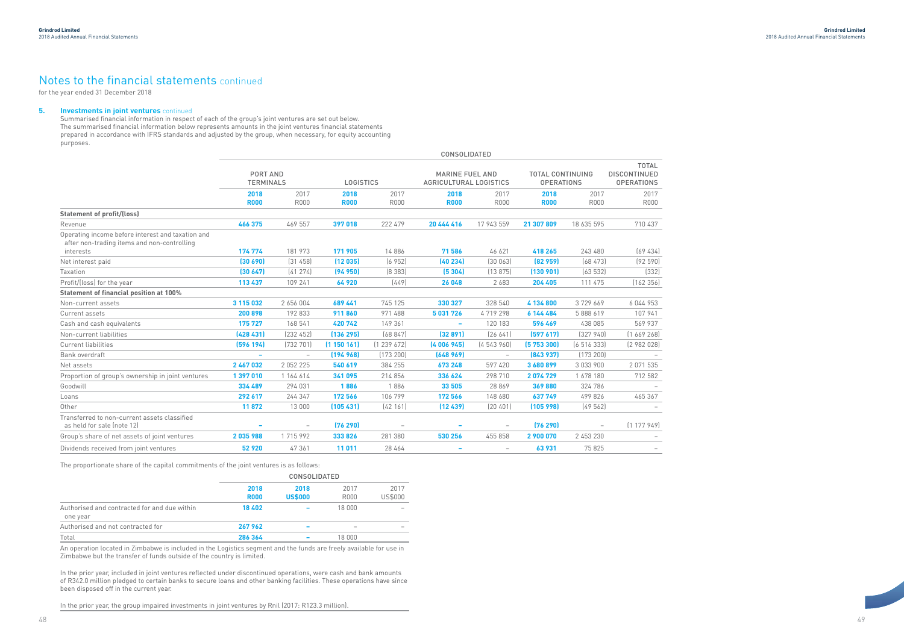# Notes to the financial statements continued

for the year ended 31 December 2018

## 5. Investments in joint ventures continued

Summarised financial information in respect of each of the group's joint ventures are set out below. The summarised financial information below represents amounts in the joint ventures financial statements prepared in accordance with IFRS standards and adjusted by the group, when necessary, for equity accounting purposes.

| | CONSOLIDATED | | | | | | | | |
|---|---|---|---|---|---|---|---|---|---|
| | PORT AND TERMINALS | | LOGISTICS | | MARINE FUEL AND AGRICULTURAL LOGISTICS | | TOTAL CONTINUING OPERATIONS | | TOTAL DISCONTINUED OPERATIONS |
| | **2018 R000** | 2017 R000 | **2018 R000** | 2017 R000 | **2018 R000** | 2017 R000 | **2018 R000** | 2017 R000 | 2017 R000 |
| **Statement of profit/(loss)** | | | | | | | | | |
| Revenue | **466 375** | 469 557 | **397 018** | 222 479 | **20 444 416** | 17 943 559 | **21 307 809** | 18 635 595 | 710 437 |
| Operating income before interest and taxation and after non-trading items and non-controlling interests | **174 774** | 181 973 | **171 905** | 14 886 | **71 586** | 46 621 | **418 265** | 243 480 | (69 434) |
| Net interest paid | **(30 690)** | (31 458) | **(12 035)** | (6 952) | **(40 234)** | (30 063) | **(82 959)** | (68 473) | (92 590) |
| Taxation | **(30 647)** | (41 274) | **(94 950)** | (8 383) | **(5 304)** | (13 875) | **(130 901)** | (63 532) | (332) |
| Profit/(loss) for the year | **113 437** | 109 241 | **64 920** | (449) | **26 048** | 2 683 | **204 405** | 111 475 | (162 356) |
| **Statement of financial position at 100%** | | | | | | | | | |
| Non-current assets | **3 115 032** | 2 656 004 | **689 441** | 745 125 | **330 327** | 328 540 | **4 134 800** | 3 729 669 | 6 044 953 |
| Current assets | **200 898** | 192 833 | **911 860** | 971 488 | **5 031 726** | 4 719 298 | **6 144 484** | 5 888 619 | 107 941 |
| Cash and cash equivalents | **175 727** | 168 541 | **420 742** | 149 361 | **–** | 120 183 | **596 469** | 438 085 | 569 937 |
| Non-current liabilities | **(428 431)** | (232 452) | **(136 295)** | (68 847) | **(32 891)** | (26 641) | **(597 617)** | (327 940) | (1 669 268) |
| Current liabilities | **(596 194)** | (732 701) | **(1 150 161)** | (1 239 672) | **(4 006 945)** | (4 543 960) | **(5 753 300)** | (6 516 333) | (2 982 028) |
| Bank overdraft | **–** | – | **(194 968)** | (173 200) | **(648 969)** | – | **(843 937)** | (173 200) | – |
| Net assets | **2 467 032** | 2 052 225 | **540 619** | 384 255 | **673 248** | 597 420 | **3 680 899** | 3 033 900 | 2 071 535 |
| Proportion of group's ownership in joint ventures | **1 397 010** | 1 164 614 | **341 095** | 214 856 | **336 624** | 298 710 | **2 074 729** | 1 678 180 | 712 582 |
| Goodwill | **334 489** | 294 031 | **1 886** | 1 886 | **33 505** | 28 869 | **369 880** | 324 786 | – |
| Loans | **292 617** | 244 347 | **172 566** | 106 799 | **172 566** | 148 680 | **637 749** | 499 826 | 465 367 |
| Other | **11 872** | 13 000 | **(105 431)** | (42 161) | **(12 439)** | (20 401) | **(105 998)** | (49 562) | – |
| Transferred to non-current assets classified as held for sale (note 12) | **–** | – | **(76 290)** | – | **–** | – | **(76 290)** | – | (1 177 949) |
| Group's share of net assets of joint ventures | **2 035 988** | 1 715 992 | **333 826** | 281 380 | **530 256** | 455 858 | **2 900 070** | 2 453 230 | – |
| Dividends received from joint ventures | **52 920** | 47 361 | **11 011** | 28 464 | **–** | – | **63 931** | 75 825 | – |

The proportionate share of the capital commitments of the joint ventures is as follows:

| | CONSOLIDATED | | | |
|---|---|---|---|---|
| | **2018 R000** | **2018 US$000** | 2017 R000 | 2017 US$000 |
| Authorised and contracted for and due within one year | **18 402** | **–** | 18 000 | – |
| Authorised and not contracted for | **267 962** | **–** | – | – |
| Total | **286 364** | **–** | 18 000 | |

An operation located in Zimbabwe is included in the Logistics segment and the funds are freely available for use in Zimbabwe but the transfer of funds outside of the country is limited.

In the prior year, included in joint ventures reflected under discontinued operations, were cash and bank amounts of R342.0 million pledged to certain banks to secure loans and other banking facilities. These operations have since been disposed off in the current year.

In the prior year, the group impaired investments in joint ventures by Rnil (2017: R123.3 million).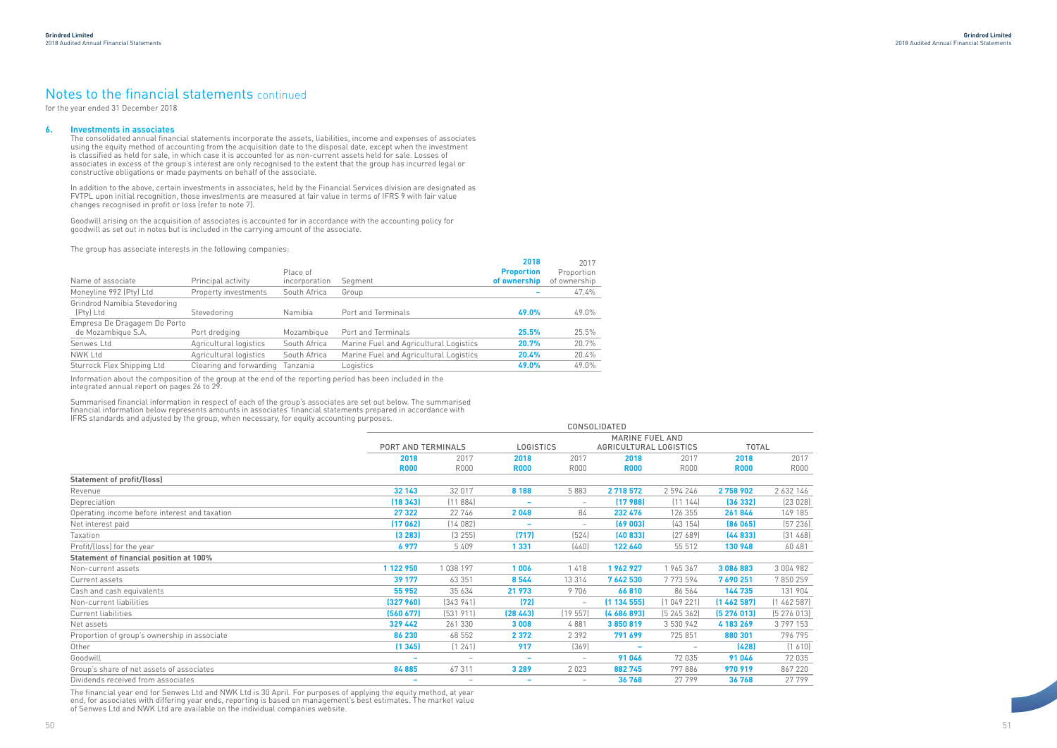# Notes to the financial statements continued

for the year ended 31 December 2018

## 6. Investments in associates

The consolidated annual financial statements incorporate the assets, liabilities, income and expenses of associates using the equity method of accounting from the acquisition date to the disposal date, except when the investment is classified as held for sale, in which case it is accounted for as non-current assets held for sale. Losses of associates in excess of the group's interest are only recognised to the extent that the group has incurred legal or constructive obligations or made payments on behalf of the associate.

In addition to the above, certain investments in associates, held by the Financial Services division are designated as FVTPL upon initial recognition, those investments are measured at fair value in terms of IFRS 9 with fair value changes recognised in profit or loss (refer to note 7).

Goodwill arising on the acquisition of associates is accounted for in accordance with the accounting policy for goodwill as set out in notes but is included in the carrying amount of the associate.

The group has associate interests in the following companies:

| Name of associate | Principal activity | Place of incorporation | Segment | **2018 Proportion of ownership** | 2017 Proportion of ownership |
|---|---|---|---|---|---|
| Moneyline 992 (Pty) Ltd | Property investments | South Africa | Group | **–** | 47.4% |
| Grindrod Namibia Stevedoring (Pty) Ltd | Stevedoring | Namibia | Port and Terminals | **49.0%** | 49.0% |
| Empresa De Dragagem Do Porto de Mozambique S.A. | Port dredging | Mozambique | Port and Terminals | **25.5%** | 25.5% |
| Senwes Ltd | Agricultural logistics | South Africa | Marine Fuel and Agricultural Logistics | **20.7%** | 20.7% |
| NWK Ltd | Agricultural logistics | South Africa | Marine Fuel and Agricultural Logistics | **20.4%** | 20.4% |
| Sturrock Flex Shipping Ltd | Clearing and forwarding | Tanzania | Logistics | **49.0%** | 49.0% |

Information about the composition of the group at the end of the reporting period has been included in the integrated annual report on pages 26 to 29.

Summarised financial information in respect of each of the group's associates are set out below. The summarised financial information below represents amounts in associates' financial statements prepared in accordance with IFRS standards and adjusted by the group, when necessary, for equity accounting purposes.

| | CONSOLIDATED | | | | | | | |
|---|---|---|---|---|---|---|---|---|
| | PORT AND TERMINALS | | LOGISTICS | | MARINE FUEL AND AGRICULTURAL LOGISTICS | | TOTAL | |
| | **2018 R000** | 2017 R000 | **2018 R000** | 2017 R000 | **2018 R000** | 2017 R000 | **2018 R000** | 2017 R000 |
| **Statement of profit/(loss)** | | | | | | | | |
| Revenue | **32 143** | 32 017 | **8 188** | 5 883 | **2 718 572** | 2 594 246 | **2 758 902** | 2 632 146 |
| Depreciation | **(18 343)** | (11 884) | **–** | – | **(17 988)** | (11 144) | **(36 332)** | (23 028) |
| Operating income before interest and taxation | **27 322** | 22 746 | **2 048** | 84 | **232 476** | 126 355 | **261 846** | 149 185 |
| Net interest paid | **(17 062)** | (14 082) | **–** | – | **(69 003)** | (43 154) | **(86 065)** | (57 236) |
| Taxation | **(3 283)** | (3 255) | **(717)** | (524) | **(40 833)** | (27 689) | **(44 833)** | (31 468) |
| Profit/(loss) for the year | **6 977** | 5 409 | **1 331** | (440) | **122 640** | 55 512 | **130 948** | 60 481 |
| **Statement of financial position at 100%** | | | | | | | | |
| Non-current assets | **1 122 950** | 1 038 197 | **1 006** | 1 418 | **1 962 927** | 1 965 367 | **3 086 883** | 3 004 982 |
| Current assets | **39 177** | 63 351 | **8 544** | 13 314 | **7 642 530** | 7 773 594 | **7 690 251** | 7 850 259 |
| Cash and cash equivalents | **55 952** | 35 634 | **21 973** | 9 706 | **66 810** | 86 564 | **144 735** | 131 904 |
| Non-current liabilities | **(327 960)** | (343 941) | **(72)** | – | **(1 134 555)** | (1 049 221) | **(1 462 587)** | (1 462 587) |
| Current liabilities | **(560 677)** | (531 911) | **(28 443)** | (19 557) | **(4 686 893)** | (5 245 362) | **(5 276 013)** | (5 276 013) |
| Net assets | **329 442** | 261 330 | **3 008** | 4 881 | **3 850 819** | 3 530 942 | **4 183 269** | 3 797 153 |
| Proportion of group's ownership in associate | **86 230** | 68 552 | **2 372** | 2 392 | **791 699** | 725 851 | **880 301** | 796 795 |
| Other | **(1 345)** | (1 241) | **917** | (369) | **–** | – | **(428)** | (1 610) |
| Goodwill | **–** | – | **–** | – | **91 046** | 72 035 | **91 046** | 72 035 |
| Group's share of net assets of associates | **84 885** | 67 311 | **3 289** | 2 023 | **882 745** | 797 886 | **970 919** | 867 220 |
| Dividends received from associates | **–** | – | **–** | – | **36 768** | 27 799 | **36 768** | 27 799 |

The financial year end for Senwes Ltd and NWK Ltd is 30 April. For purposes of applying the equity method, at year end, for associates with differing year ends, reporting is based on management's best estimates. The market value of Senwes Ltd and NWK Ltd are available on the individual companies website.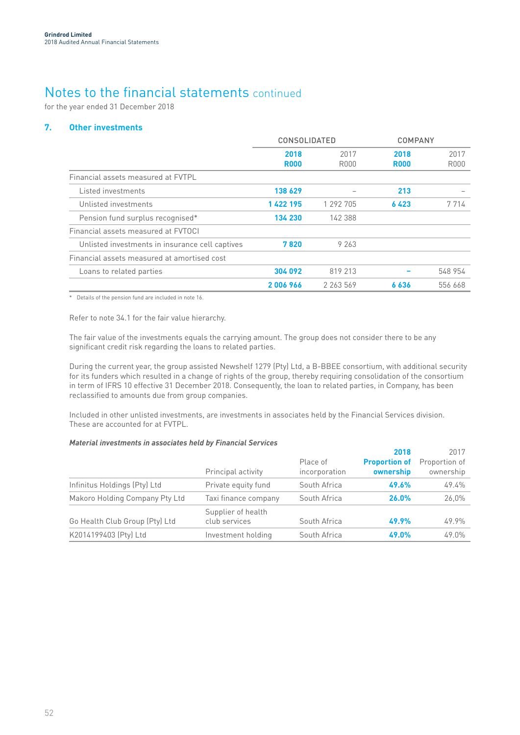# Notes to the financial statements continued

for the year ended 31 December 2018

## 7. Other investments

| | CONSOLIDATED | | COMPANY | |
|---|---|---|---|---|
| | **2018 R000** | 2017 R000 | **2018 R000** | 2017 R000 |
| Financial assets measured at FVTPL | | | | |
| Listed investments | **138 629** | – | **213** | – |
| Unlisted investments | **1 422 195** | 1 292 705 | **6 423** | 7 714 |
| Pension fund surplus recognised* | **134 230** | 142 388 | | |
| Financial assets measured at FVTOCI | | | | |
| Unlisted investments in insurance cell captives | **7 820** | 9 263 | | |
| Financial assets measured at amortised cost | | | | |
| Loans to related parties | **304 092** | 819 213 | **–** | 548 954 |
| | **2 006 966** | 2 263 569 | **6 636** | 556 668 |

\* Details of the pension fund are included in note 16.

Refer to note 34.1 for the fair value hierarchy.

The fair value of the investments equals the carrying amount. The group does not consider there to be any significant credit risk regarding the loans to related parties.

During the current year, the group assisted Newshelf 1279 (Pty) Ltd, a B-BBEE consortium, with additional security for its funders which resulted in a change of rights of the group, thereby requiring consolidation of the consortium in term of IFRS 10 effective 31 December 2018. Consequently, the loan to related parties, in Company, has been reclassified to amounts due from group companies.

Included in other unlisted investments, are investments in associates held by the Financial Services division. These are accounted for at FVTPL.

***Material investments in associates held by Financial Services***

| | Principal activity | Place of incorporation | **2018 Proportion of ownership** | 2017 Proportion of ownership |
|---|---|---|---|---|
| Infinitus Holdings (Pty) Ltd | Private equity fund | South Africa | **49.6%** | 49.4% |
| Makoro Holding Company Pty Ltd | Taxi finance company | South Africa | **26.0%** | 26,0% |
| Go Health Club Group (Pty) Ltd | Supplier of health club services | South Africa | **49.9%** | 49.9% |
| K2014199403 (Pty) Ltd | Investment holding | South Africa | **49.0%** | 49.0% |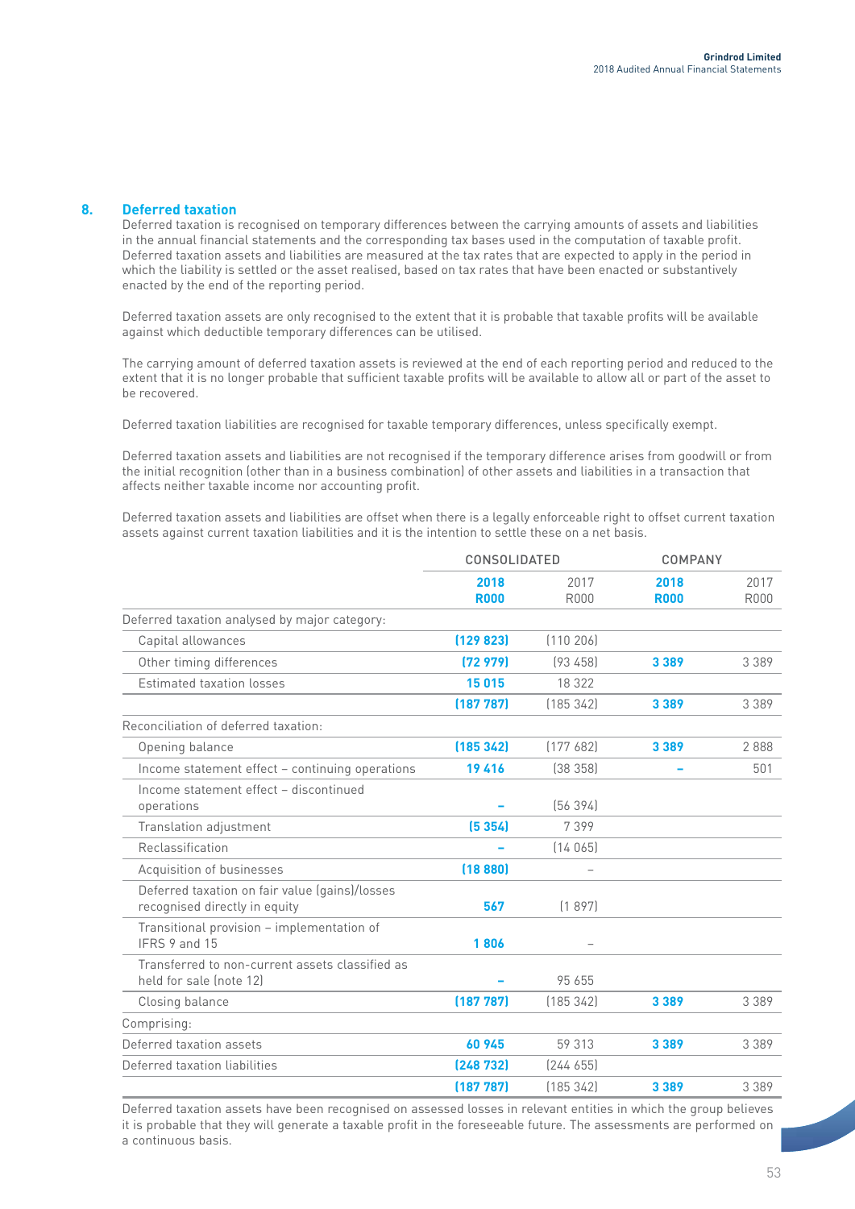## 8. Deferred taxation

Deferred taxation is recognised on temporary differences between the carrying amounts of assets and liabilities in the annual financial statements and the corresponding tax bases used in the computation of taxable profit. Deferred taxation assets and liabilities are measured at the tax rates that are expected to apply in the period in which the liability is settled or the asset realised, based on tax rates that have been enacted or substantively enacted by the end of the reporting period.

Deferred taxation assets are only recognised to the extent that it is probable that taxable profits will be available against which deductible temporary differences can be utilised.

The carrying amount of deferred taxation assets is reviewed at the end of each reporting period and reduced to the extent that it is no longer probable that sufficient taxable profits will be available to allow all or part of the asset to be recovered.

Deferred taxation liabilities are recognised for taxable temporary differences, unless specifically exempt.

Deferred taxation assets and liabilities are not recognised if the temporary difference arises from goodwill or from the initial recognition (other than in a business combination) of other assets and liabilities in a transaction that affects neither taxable income nor accounting profit.

Deferred taxation assets and liabilities are offset when there is a legally enforceable right to offset current taxation assets against current taxation liabilities and it is the intention to settle these on a net basis.

| | CONSOLIDATED | | COMPANY | |
|---|---|---|---|---|
| | **2018 R000** | 2017 R000 | **2018 R000** | 2017 R000 |
| Deferred taxation analysed by major category: | | | | |
| Capital allowances | **(129 823)** | (110 206) | | |
| Other timing differences | **(72 979)** | (93 458) | **3 389** | 3 389 |
| Estimated taxation losses | **15 015** | 18 322 | | |
| | **(187 787)** | (185 342) | **3 389** | 3 389 |
| Reconciliation of deferred taxation: | | | | |
| Opening balance | **(185 342)** | (177 682) | **3 389** | 2 888 |
| Income statement effect – continuing operations | **19 416** | (38 358) | **–** | 501 |
| Income statement effect – discontinued operations | **–** | (56 394) | | |
| Translation adjustment | **(5 354)** | 7 399 | | |
| Reclassification | **–** | (14 065) | | |
| Acquisition of businesses | **(18 880)** | – | | |
| Deferred taxation on fair value (gains)/losses recognised directly in equity | **567** | (1 897) | | |
| Transitional provision – implementation of IFRS 9 and 15 | **1 806** | – | | |
| Transferred to non-current assets classified as held for sale (note 12) | **–** | 95 655 | | |
| Closing balance | **(187 787)** | (185 342) | **3 389** | 3 389 |
| Comprising: | | | | |
| Deferred taxation assets | **60 945** | 59 313 | **3 389** | 3 389 |
| Deferred taxation liabilities | **(248 732)** | (244 655) | | |
| | **(187 787)** | (185 342) | **3 389** | 3 389 |

Deferred taxation assets have been recognised on assessed losses in relevant entities in which the group believes it is probable that they will generate a taxable profit in the foreseeable future. The assessments are performed on a continuous basis.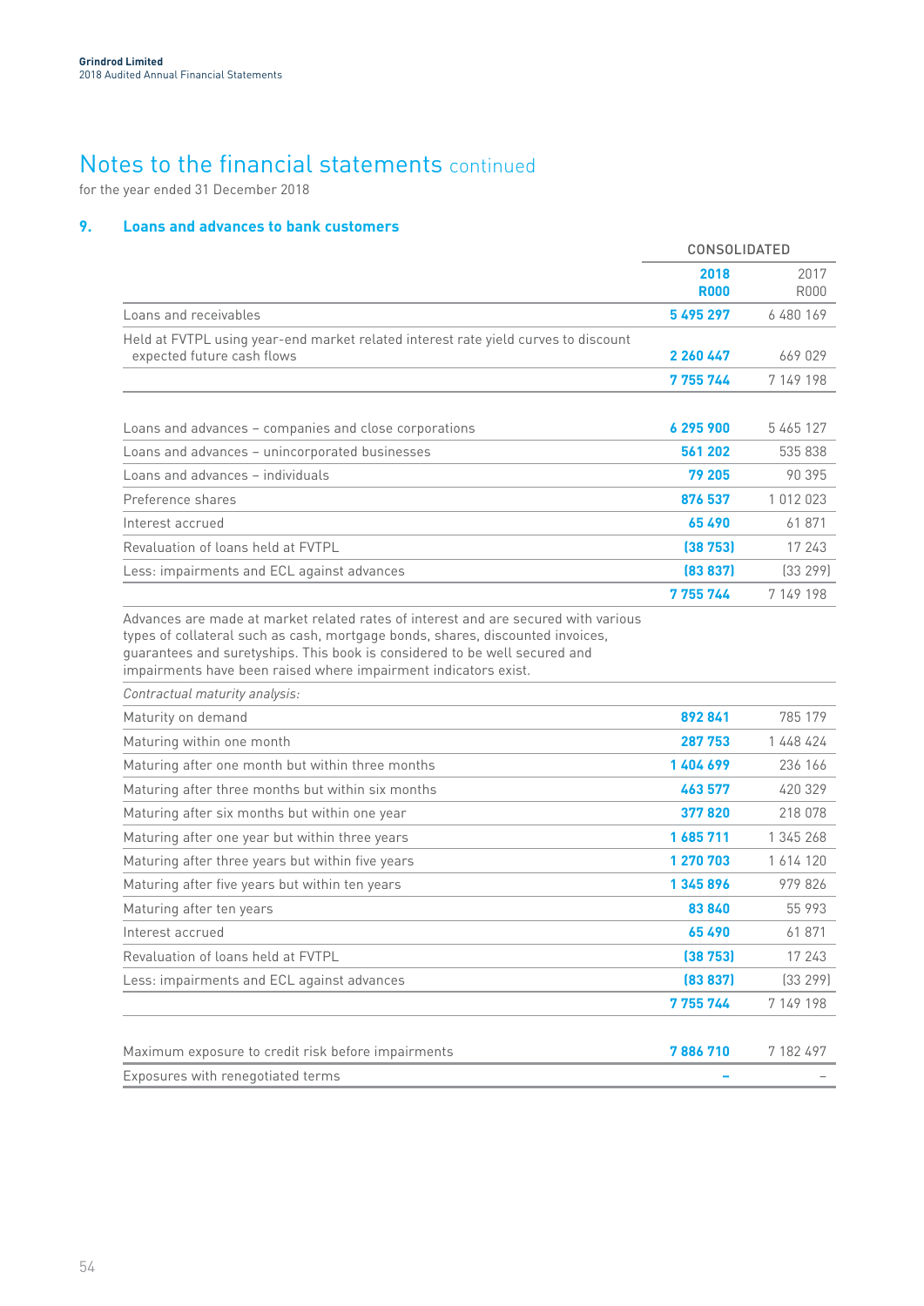# Notes to the financial statements continued

for the year ended 31 December 2018

## 9. Loans and advances to bank customers

| | CONSOLIDATED | |
|---|---|---|
| | **2018 R000** | 2017 R000 |
| Loans and receivables | **5 495 297** | 6 480 169 |
| Held at FVTPL using year-end market related interest rate yield curves to discount expected future cash flows | **2 260 447** | 669 029 |
| | **7 755 744** | 7 149 198 |
| | | |
| Loans and advances – companies and close corporations | **6 295 900** | 5 465 127 |
| Loans and advances – unincorporated businesses | **561 202** | 535 838 |
| Loans and advances – individuals | **79 205** | 90 395 |
| Preference shares | **876 537** | 1 012 023 |
| Interest accrued | **65 490** | 61 871 |
| Revaluation of loans held at FVTPL | **(38 753)** | 17 243 |
| Less: impairments and ECL against advances | **(83 837)** | (33 299) |
| | **7 755 744** | 7 149 198 |
| Advances are made at market related rates of interest and are secured with various types of collateral such as cash, mortgage bonds, shares, discounted invoices, guarantees and suretyships. This book is considered to be well secured and impairments have been raised where impairment indicators exist. | | |
| *Contractual maturity analysis:* | | |
| Maturity on demand | **892 841** | 785 179 |
| Maturing within one month | **287 753** | 1 448 424 |
| Maturing after one month but within three months | **1 404 699** | 236 166 |
| Maturing after three months but within six months | **463 577** | 420 329 |
| Maturing after six months but within one year | **377 820** | 218 078 |
| Maturing after one year but within three years | **1 685 711** | 1 345 268 |
| Maturing after three years but within five years | **1 270 703** | 1 614 120 |
| Maturing after five years but within ten years | **1 345 896** | 979 826 |
| Maturing after ten years | **83 840** | 55 993 |
| Interest accrued | **65 490** | 61 871 |
| Revaluation of loans held at FVTPL | **(38 753)** | 17 243 |
| Less: impairments and ECL against advances | **(83 837)** | (33 299) |
| | **7 755 744** | 7 149 198 |
| | | |
| Maximum exposure to credit risk before impairments | **7 886 710** | 7 182 497 |
| Exposures with renegotiated terms | **–** | – |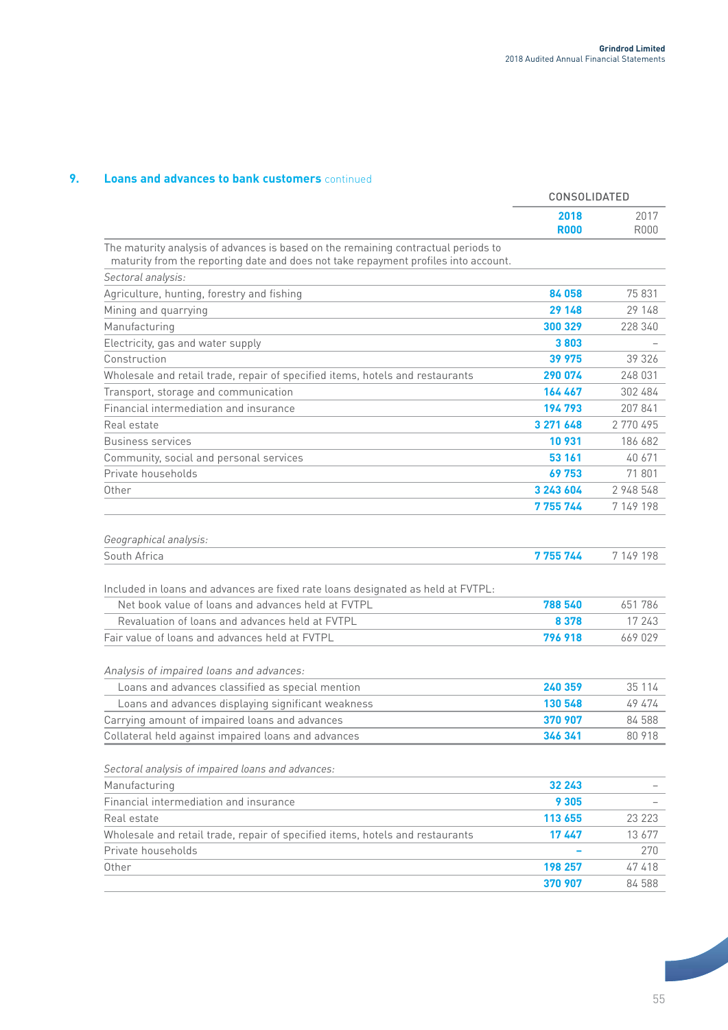## 9. Loans and advances to bank customers continued

| | CONSOLIDATED | |
|---|---|---|
| | **2018 R000** | 2017 R000 |
| The maturity analysis of advances is based on the remaining contractual periods to maturity from the reporting date and does not take repayment profiles into account. | | |
| *Sectoral analysis:* | | |
| Agriculture, hunting, forestry and fishing | **84 058** | 75 831 |
| Mining and quarrying | **29 148** | 29 148 |
| Manufacturing | **300 329** | 228 340 |
| Electricity, gas and water supply | **3 803** | – |
| Construction | **39 975** | 39 326 |
| Wholesale and retail trade, repair of specified items, hotels and restaurants | **290 074** | 248 031 |
| Transport, storage and communication | **164 467** | 302 484 |
| Financial intermediation and insurance | **194 793** | 207 841 |
| Real estate | **3 271 648** | 2 770 495 |
| Business services | **10 931** | 186 682 |
| Community, social and personal services | **53 161** | 40 671 |
| Private households | **69 753** | 71 801 |
| Other | **3 243 604** | 2 948 548 |
| | **7 755 744** | 7 149 198 |
| *Geographical analysis:* | | |
| South Africa | **7 755 744** | 7 149 198 |
| Included in loans and advances are fixed rate loans designated as held at FVTPL: | | |
| Net book value of loans and advances held at FVTPL | **788 540** | 651 786 |
| Revaluation of loans and advances held at FVTPL | **8 378** | 17 243 |
| Fair value of loans and advances held at FVTPL | **796 918** | 669 029 |
| *Analysis of impaired loans and advances:* | | |
| Loans and advances classified as special mention | **240 359** | 35 114 |
| Loans and advances displaying significant weakness | **130 548** | 49 474 |
| Carrying amount of impaired loans and advances | **370 907** | 84 588 |
| Collateral held against impaired loans and advances | **346 341** | 80 918 |
| *Sectoral analysis of impaired loans and advances:* | | |
| Manufacturing | **32 243** | – |
| Financial intermediation and insurance | **9 305** | – |
| Real estate | **113 655** | 23 223 |
| Wholesale and retail trade, repair of specified items, hotels and restaurants | **17 447** | 13 677 |
| Private households | **–** | 270 |
| Other | **198 257** | 47 418 |
| | **370 907** | 84 588 |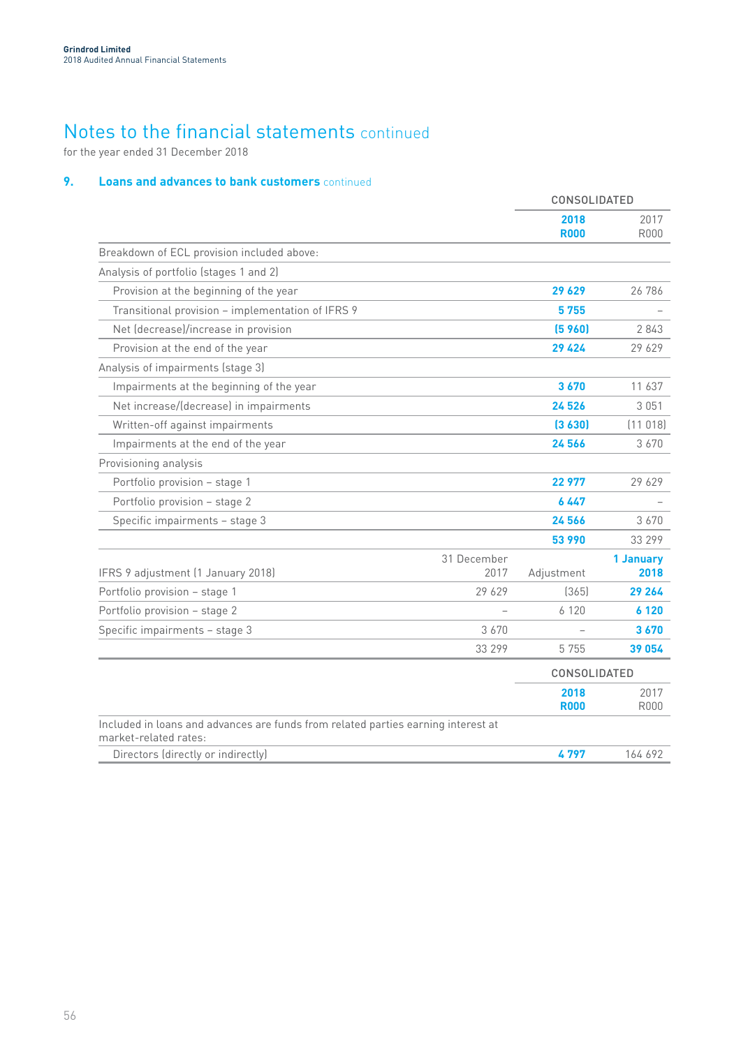# Notes to the financial statements continued

for the year ended 31 December 2018

## 9. Loans and advances to bank customers continued

| | CONSOLIDATED | |
|---|---|---|
| | **2018 R000** | 2017 R000 |
| Breakdown of ECL provision included above: | | |
| Analysis of portfolio (stages 1 and 2) | | |
| Provision at the beginning of the year | **29 629** | 26 786 |
| Transitional provision – implementation of IFRS 9 | **5 755** | – |
| Net (decrease)/increase in provision | **(5 960)** | 2 843 |
| Provision at the end of the year | **29 424** | 29 629 |
| Analysis of impairments (stage 3) | | |
| Impairments at the beginning of the year | **3 670** | 11 637 |
| Net increase/(decrease) in impairments | **24 526** | 3 051 |
| Written-off against impairments | **(3 630)** | (11 018) |
| Impairments at the end of the year | **24 566** | 3 670 |
| Provisioning analysis | | |
| Portfolio provision – stage 1 | **22 977** | 29 629 |
| Portfolio provision – stage 2 | **6 447** | – |
| Specific impairments – stage 3 | **24 566** | 3 670 |
| | **53 990** | 33 299 |

| IFRS 9 adjustment (1 January 2018) | 31 December 2017 | Adjustment | **1 January 2018** |
|---|---|---|---|
| Portfolio provision – stage 1 | 29 629 | (365) | **29 264** |
| Portfolio provision – stage 2 | – | 6 120 | **6 120** |
| Specific impairments – stage 3 | 3 670 | – | **3 670** |
| | 33 299 | 5 755 | **39 054** |

| | CONSOLIDATED | |
|---|---|---|
| | **2018 R000** | 2017 R000 |
| Included in loans and advances are funds from related parties earning interest at market-related rates: | | |
| Directors (directly or indirectly) | **4 797** | 164 692 |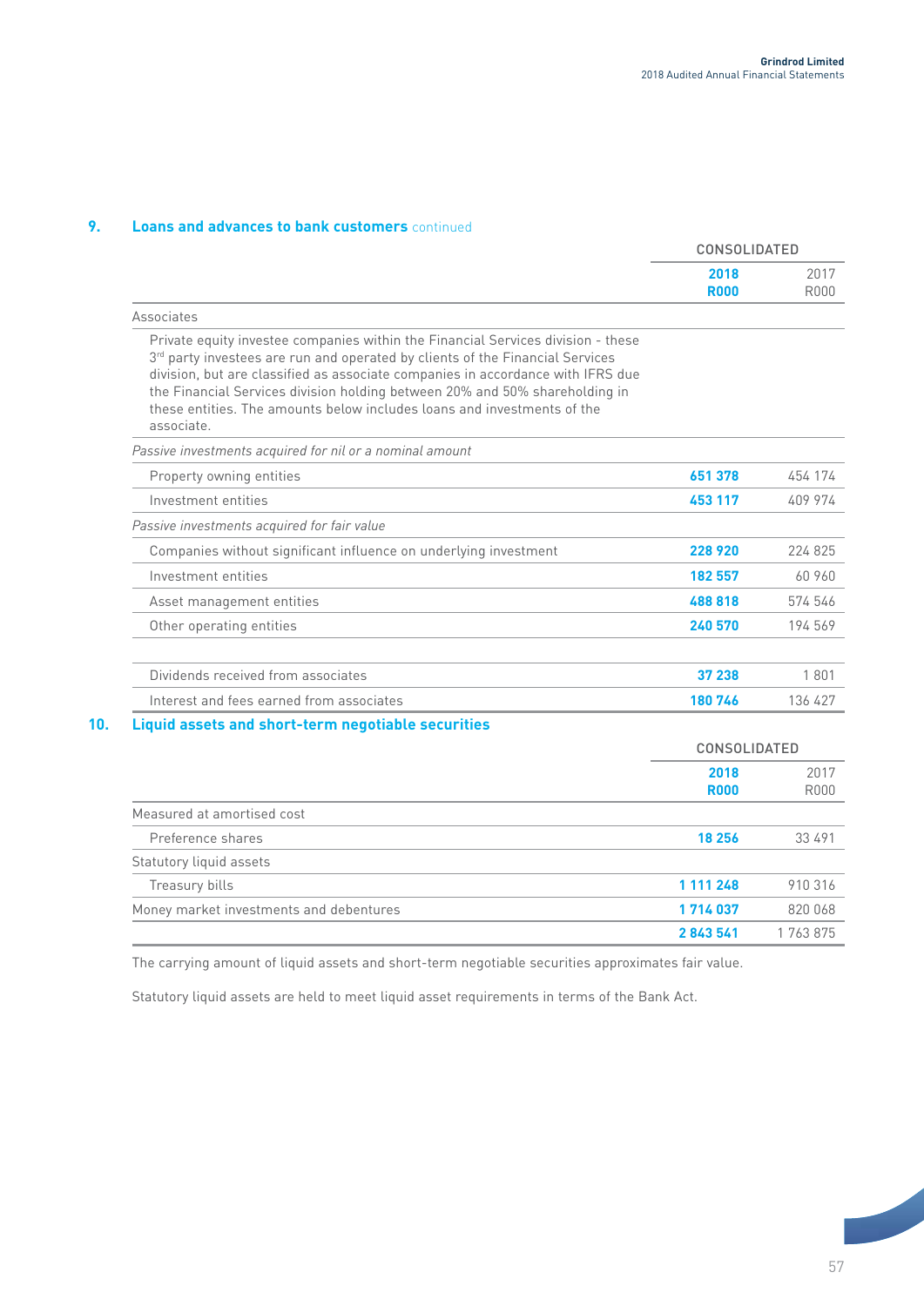## 9. Loans and advances to bank customers continued

| | CONSOLIDATED | |
|---|---|---|
| | **2018 R000** | 2017 R000 |
| Associates | | |
| Private equity investee companies within the Financial Services division - these 3rd party investees are run and operated by clients of the Financial Services division, but are classified as associate companies in accordance with IFRS due the Financial Services division holding between 20% and 50% shareholding in these entities. The amounts below includes loans and investments of the associate. | | |
| *Passive investments acquired for nil or a nominal amount* | | |
| Property owning entities | **651 378** | 454 174 |
| Investment entities | **453 117** | 409 974 |
| *Passive investments acquired for fair value* | | |
| Companies without significant influence on underlying investment | **228 920** | 224 825 |
| Investment entities | **182 557** | 60 960 |
| Asset management entities | **488 818** | 574 546 |
| Other operating entities | **240 570** | 194 569 |
| | | |
| Dividends received from associates | **37 238** | 1 801 |
| Interest and fees earned from associates | **180 746** | 136 427 |

## 10. Liquid assets and short-term negotiable securities

| | CONSOLIDATED | |
|---|---|---|
| | **2018 R000** | 2017 R000 |
| Measured at amortised cost | | |
| Preference shares | **18 256** | 33 491 |
| Statutory liquid assets | | |
| Treasury bills | **1 111 248** | 910 316 |
| Money market investments and debentures | **1 714 037** | 820 068 |
| | **2 843 541** | 1 763 875 |

The carrying amount of liquid assets and short-term negotiable securities approximates fair value.

Statutory liquid assets are held to meet liquid asset requirements in terms of the Bank Act.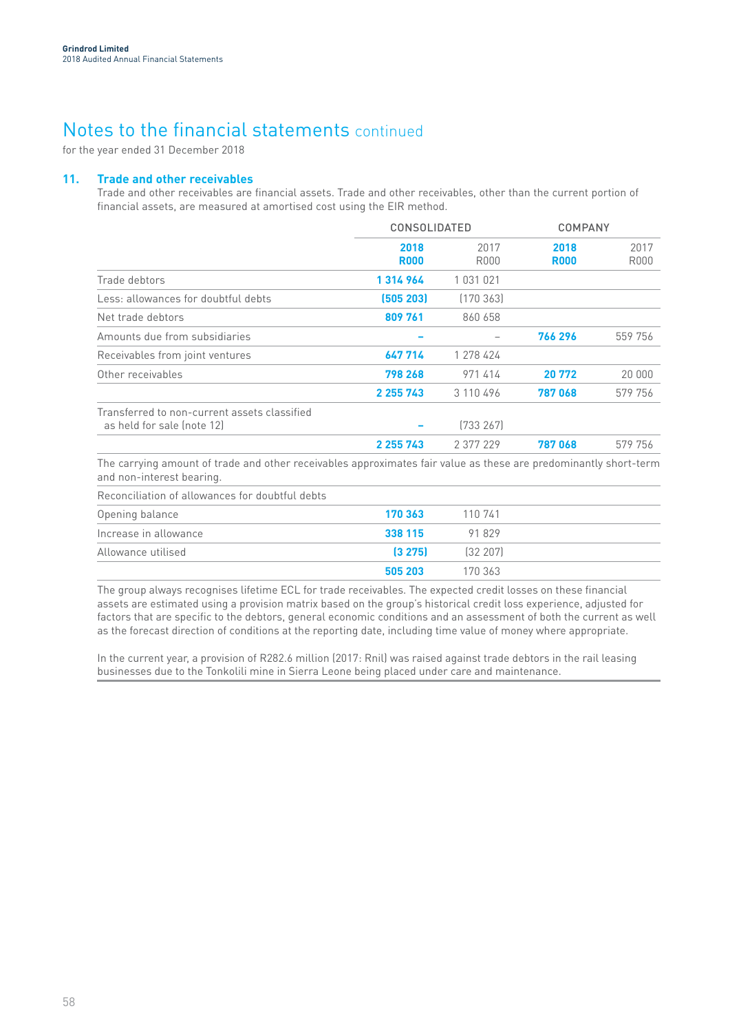# Notes to the financial statements continued

for the year ended 31 December 2018

## 11. Trade and other receivables

Trade and other receivables are financial assets. Trade and other receivables, other than the current portion of financial assets, are measured at amortised cost using the EIR method.

| | CONSOLIDATED | | COMPANY | |
|---|---|---|---|---|
| | **2018 R000** | 2017 R000 | **2018 R000** | 2017 R000 |
| Trade debtors | **1 314 964** | 1 031 021 | | |
| Less: allowances for doubtful debts | **(505 203)** | (170 363) | | |
| Net trade debtors | **809 761** | 860 658 | | |
| Amounts due from subsidiaries | **–** | – | **766 296** | 559 756 |
| Receivables from joint ventures | **647 714** | 1 278 424 | | |
| Other receivables | **798 268** | 971 414 | **20 772** | 20 000 |
| | **2 255 743** | 3 110 496 | **787 068** | 579 756 |
| Transferred to non-current assets classified as held for sale (note 12) | **–** | (733 267) | | |
| | **2 255 743** | 2 377 229 | **787 068** | 579 756 |

The carrying amount of trade and other receivables approximates fair value as these are predominantly short-term and non-interest bearing.

| Reconciliation of allowances for doubtful debts | | | | |
|---|---|---|---|---|
| Opening balance | **170 363** | 110 741 | | |
| Increase in allowance | **338 115** | 91 829 | | |
| Allowance utilised | **(3 275)** | (32 207) | | |
| | **505 203** | 170 363 | | |

The group always recognises lifetime ECL for trade receivables. The expected credit losses on these financial assets are estimated using a provision matrix based on the group's historical credit loss experience, adjusted for factors that are specific to the debtors, general economic conditions and an assessment of both the current as well as the forecast direction of conditions at the reporting date, including time value of money where appropriate.

In the current year, a provision of R282.6 million (2017: Rnil) was raised against trade debtors in the rail leasing businesses due to the Tonkolili mine in Sierra Leone being placed under care and maintenance.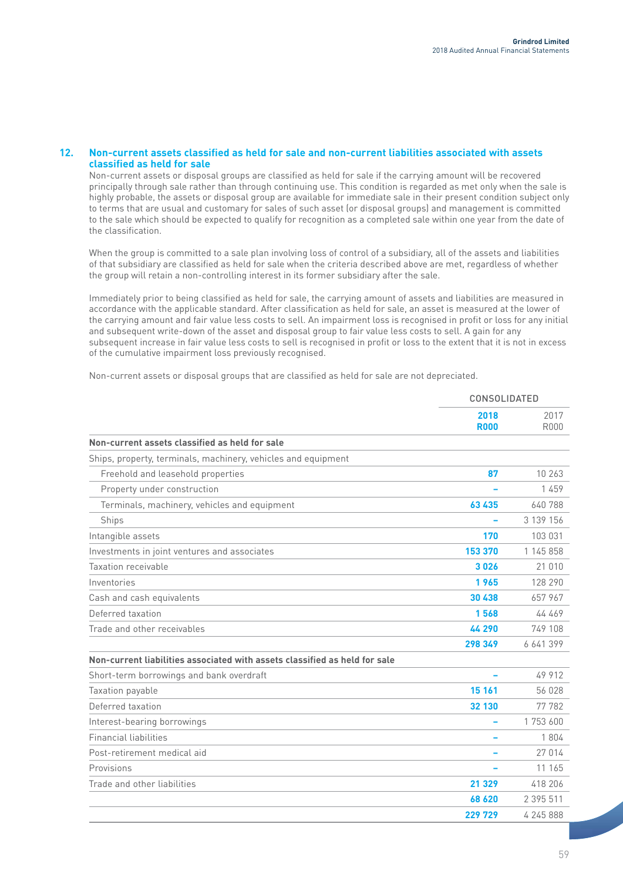## 12. Non-current assets classified as held for sale and non-current liabilities associated with assets classified as held for sale

Non-current assets or disposal groups are classified as held for sale if the carrying amount will be recovered principally through sale rather than through continuing use. This condition is regarded as met only when the sale is highly probable, the assets or disposal group are available for immediate sale in their present condition subject only to terms that are usual and customary for sales of such asset (or disposal groups) and management is committed to the sale which should be expected to qualify for recognition as a completed sale within one year from the date of the classification.

When the group is committed to a sale plan involving loss of control of a subsidiary, all of the assets and liabilities of that subsidiary are classified as held for sale when the criteria described above are met, regardless of whether the group will retain a non-controlling interest in its former subsidiary after the sale.

Immediately prior to being classified as held for sale, the carrying amount of assets and liabilities are measured in accordance with the applicable standard. After classification as held for sale, an asset is measured at the lower of the carrying amount and fair value less costs to sell. An impairment loss is recognised in profit or loss for any initial and subsequent write-down of the asset and disposal group to fair value less costs to sell. A gain for any subsequent increase in fair value less costs to sell is recognised in profit or loss to the extent that it is not in excess of the cumulative impairment loss previously recognised.

Non-current assets or disposal groups that are classified as held for sale are not depreciated.

| | CONSOLIDATED | |
|---|---|---|
| | **2018 R000** | 2017 R000 |
| **Non-current assets classified as held for sale** | | |
| Ships, property, terminals, machinery, vehicles and equipment | | |
| Freehold and leasehold properties | **87** | 10 263 |
| Property under construction | **–** | 1 459 |
| Terminals, machinery, vehicles and equipment | **63 435** | 640 788 |
| Ships | **–** | 3 139 156 |
| Intangible assets | **170** | 103 031 |
| Investments in joint ventures and associates | **153 370** | 1 145 858 |
| Taxation receivable | **3 026** | 21 010 |
| Inventories | **1 965** | 128 290 |
| Cash and cash equivalents | **30 438** | 657 967 |
| Deferred taxation | **1 568** | 44 469 |
| Trade and other receivables | **44 290** | 749 108 |
| | **298 349** | 6 641 399 |
| **Non-current liabilities associated with assets classified as held for sale** | | |
| Short-term borrowings and bank overdraft | **–** | 49 912 |
| Taxation payable | **15 161** | 56 028 |
| Deferred taxation | **32 130** | 77 782 |
| Interest-bearing borrowings | **–** | 1 753 600 |
| Financial liabilities | **–** | 1 804 |
| Post-retirement medical aid | **–** | 27 014 |
| Provisions | **–** | 11 165 |
| Trade and other liabilities | **21 329** | 418 206 |
| | **68 620** | 2 395 511 |
| | **229 729** | 4 245 888 |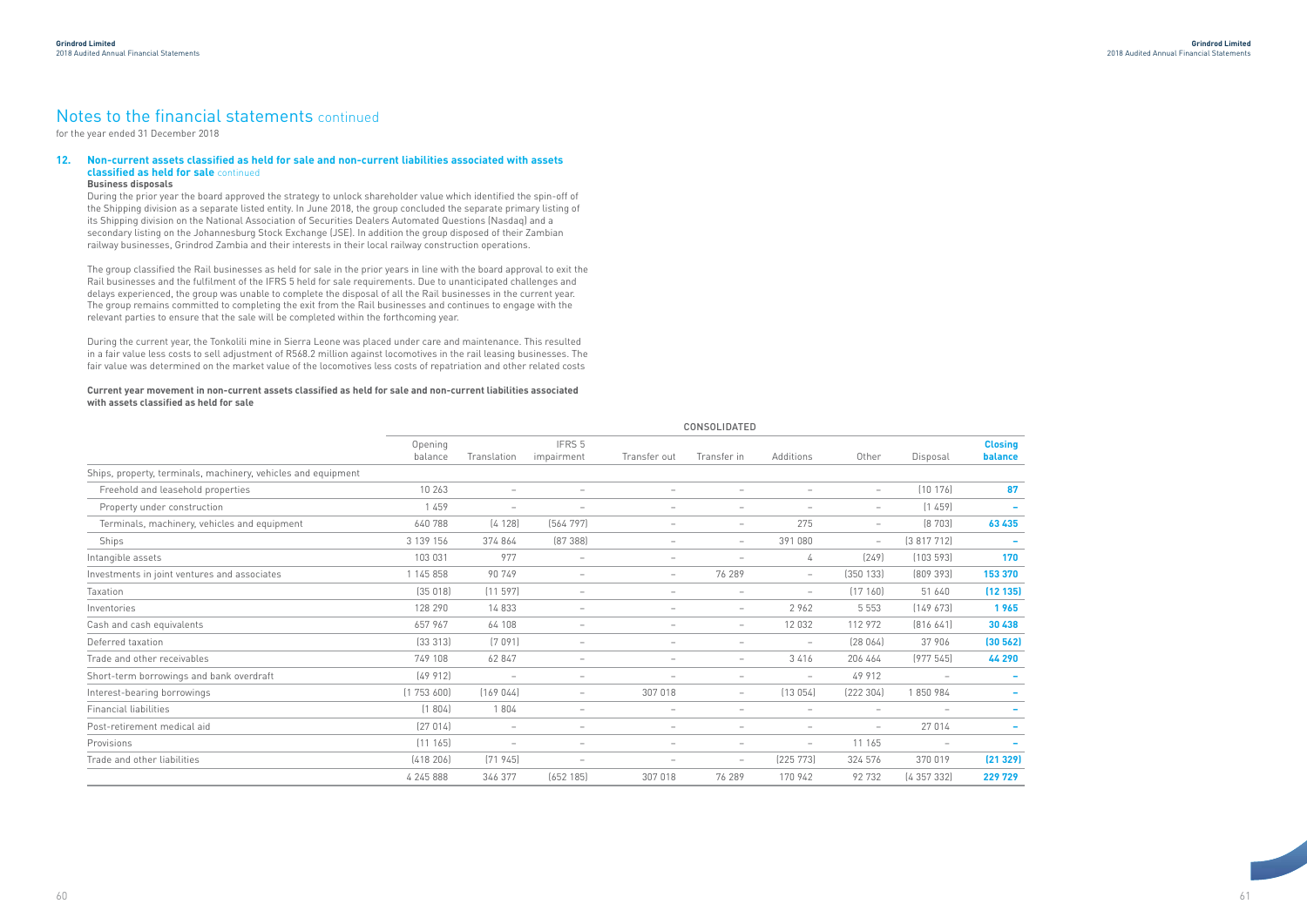# Notes to the financial statements continued

for the year ended 31 December 2018

## 12. Non-current assets classified as held for sale and non-current liabilities associated with assets classified as held for sale continued

**Business disposals**

During the prior year the board approved the strategy to unlock shareholder value which identified the spin-off of the Shipping division as a separate listed entity. In June 2018, the group concluded the separate primary listing of its Shipping division on the National Association of Securities Dealers Automated Questions (Nasdaq) and a secondary listing on the Johannesburg Stock Exchange (JSE). In addition the group disposed of their Zambian railway businesses, Grindrod Zambia and their interests in their local railway construction operations.

The group classified the Rail businesses as held for sale in the prior years in line with the board approval to exit the Rail businesses and the fulfilment of the IFRS 5 held for sale requirements. Due to unanticipated challenges and delays experienced, the group was unable to complete the disposal of all the Rail businesses in the current year. The group remains committed to completing the exit from the Rail businesses and continues to engage with the relevant parties to ensure that the sale will be completed within the forthcoming year.

During the current year, the Tonkolili mine in Sierra Leone was placed under care and maintenance. This resulted in a fair value less costs to sell adjustment of R568.2 million against locomotives in the rail leasing businesses. The fair value was determined on the market value of the locomotives less costs of repatriation and other related costs

**Current year movement in non-current assets classified as held for sale and non-current liabilities associated with assets classified as held for sale**

| | CONSOLIDATED | | | | | | | | |
|---|---|---|---|---|---|---|---|---|---|
| | Opening balance | Translation | IFRS 5 impairment | Transfer out | Transfer in | Additions | Other | Disposal | **Closing balance** |
| Ships, property, terminals, machinery, vehicles and equipment | | | | | | | | | |
| Freehold and leasehold properties | 10 263 | – | – | – | – | – | – | (10 176) | **87** |
| Property under construction | 1 459 | – | – | – | – | – | – | (1 459) | **–** |
| Terminals, machinery, vehicles and equipment | 640 788 | (4 128) | (564 797) | – | – | 275 | – | (8 703) | **63 435** |
| Ships | 3 139 156 | 374 864 | (87 388) | – | – | 391 080 | – | (3 817 712) | **–** |
| Intangible assets | 103 031 | 977 | – | – | – | 4 | (249) | (103 593) | **170** |
| Investments in joint ventures and associates | 1 145 858 | 90 749 | – | – | 76 289 | – | (350 133) | (809 393) | **153 370** |
| Taxation | (35 018) | (11 597) | – | – | – | – | (17 160) | 51 640 | **(12 135)** |
| Inventories | 128 290 | 14 833 | – | – | – | 2 962 | 5 553 | (149 673) | **1 965** |
| Cash and cash equivalents | 657 967 | 64 108 | – | – | – | 12 032 | 112 972 | (816 641) | **30 438** |
| Deferred taxation | (33 313) | (7 091) | – | – | – | – | (28 064) | 37 906 | **(30 562)** |
| Trade and other receivables | 749 108 | 62 847 | – | – | – | 3 416 | 206 464 | (977 545) | **44 290** |
| Short-term borrowings and bank overdraft | (49 912) | – | – | – | – | – | 49 912 | – | **–** |
| Interest-bearing borrowings | (1 753 600) | (169 044) | – | 307 018 | – | (13 054) | (222 304) | 1 850 984 | **–** |
| Financial liabilities | (1 804) | 1 804 | – | – | – | – | – | – | **–** |
| Post-retirement medical aid | (27 014) | – | – | – | – | – | – | 27 014 | **–** |
| Provisions | (11 165) | – | – | – | – | – | 11 165 | – | **–** |
| Trade and other liabilities | (418 206) | (71 945) | – | – | – | (225 773) | 324 576 | 370 019 | **(21 329)** |
| | 4 245 888 | 346 377 | (652 185) | 307 018 | 76 289 | 170 942 | 92 732 | (4 357 332) | **229 729** |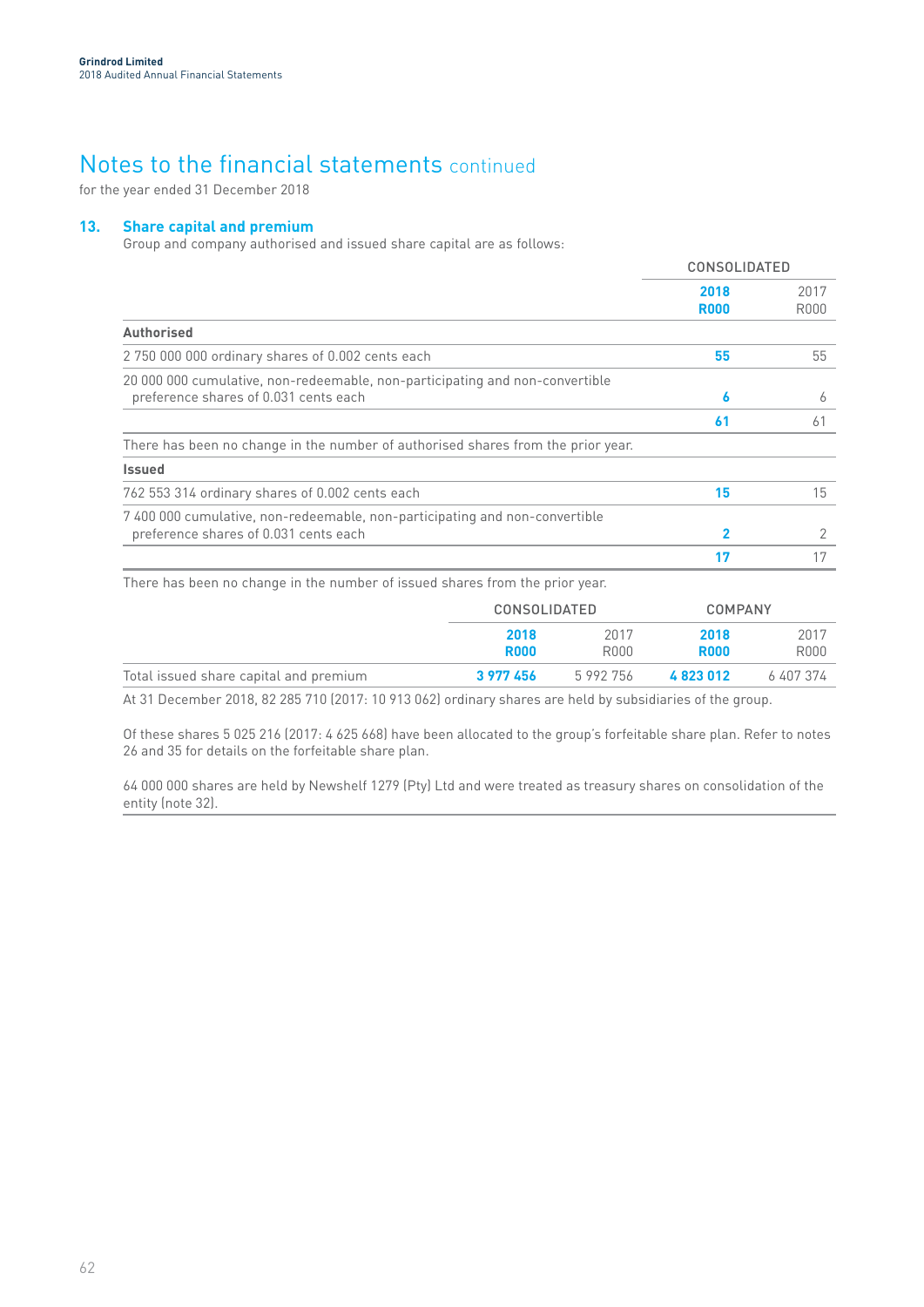# Notes to the financial statements continued

for the year ended 31 December 2018

## 13. Share capital and premium

Group and company authorised and issued share capital are as follows:

| | CONSOLIDATED | |
|---|---|---|
| | **2018 R000** | 2017 R000 |
| **Authorised** | | |
| 2 750 000 000 ordinary shares of 0.002 cents each | **55** | 55 |
| 20 000 000 cumulative, non-redeemable, non-participating and non-convertible preference shares of 0.031 cents each | **6** | 6 |
| | **61** | 61 |
| There has been no change in the number of authorised shares from the prior year. | | |
| **Issued** | | |
| 762 553 314 ordinary shares of 0.002 cents each | **15** | 15 |
| 7 400 000 cumulative, non-redeemable, non-participating and non-convertible preference shares of 0.031 cents each | **2** | 2 |
| | **17** | 17 |

There has been no change in the number of issued shares from the prior year.

| | CONSOLIDATED | | COMPANY | |
|---|---|---|---|---|
| | **2018 R000** | 2017 R000 | **2018 R000** | 2017 R000 |
| Total issued share capital and premium | **3 977 456** | 5 992 756 | **4 823 012** | 6 407 374 |

At 31 December 2018, 82 285 710 (2017: 10 913 062) ordinary shares are held by subsidiaries of the group.

Of these shares 5 025 216 (2017: 4 625 668) have been allocated to the group's forfeitable share plan. Refer to notes 26 and 35 for details on the forfeitable share plan.

64 000 000 shares are held by Newshelf 1279 (Pty) Ltd and were treated as treasury shares on consolidation of the entity (note 32).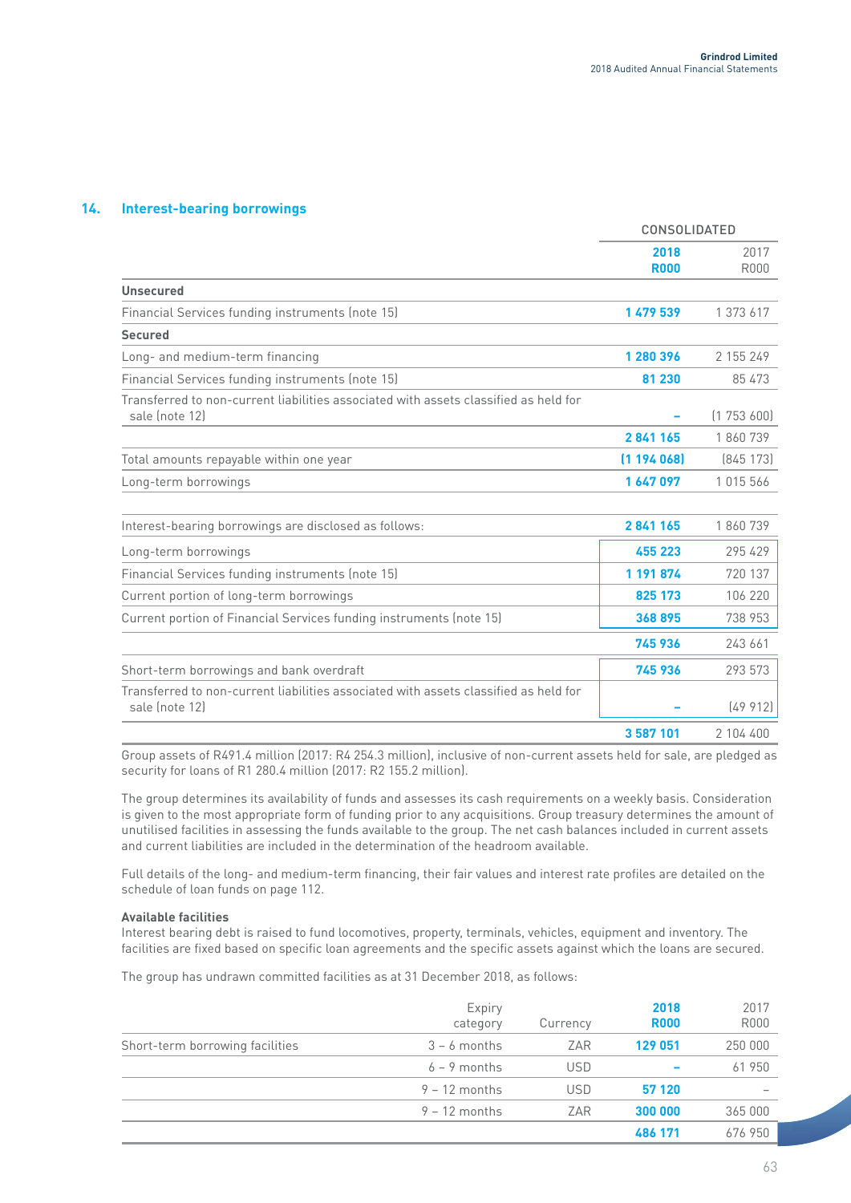## 14. Interest-bearing borrowings

| | CONSOLIDATED | |
|---|---|---|
| | **2018 R000** | 2017 R000 |
| **Unsecured** | | |
| Financial Services funding instruments (note 15) | **1 479 539** | 1 373 617 |
| **Secured** | | |
| Long- and medium-term financing | **1 280 396** | 2 155 249 |
| Financial Services funding instruments (note 15) | **81 230** | 85 473 |
| Transferred to non-current liabilities associated with assets classified as held for sale (note 12) | **–** | (1 753 600) |
| | **2 841 165** | 1 860 739 |
| Total amounts repayable within one year | **(1 194 068)** | (845 173) |
| Long-term borrowings | **1 647 097** | 1 015 566 |
| | | |
| Interest-bearing borrowings are disclosed as follows: | **2 841 165** | 1 860 739 |
| Long-term borrowings | **455 223** | 295 429 |
| Financial Services funding instruments (note 15) | **1 191 874** | 720 137 |
| Current portion of long-term borrowings | **825 173** | 106 220 |
| Current portion of Financial Services funding instruments (note 15) | **368 895** | 738 953 |
| | **745 936** | 243 661 |
| Short-term borrowings and bank overdraft | **745 936** | 293 573 |
| Transferred to non-current liabilities associated with assets classified as held for sale (note 12) | **–** | (49 912) |
| | **3 587 101** | 2 104 400 |

Group assets of R491.4 million (2017: R4 254.3 million), inclusive of non-current assets held for sale, are pledged as security for loans of R1 280.4 million (2017: R2 155.2 million).

The group determines its availability of funds and assesses its cash requirements on a weekly basis. Consideration is given to the most appropriate form of funding prior to any acquisitions. Group treasury determines the amount of unutilised facilities in assessing the funds available to the group. The net cash balances included in current assets and current liabilities are included in the determination of the headroom available.

Full details of the long- and medium-term financing, their fair values and interest rate profiles are detailed on the schedule of loan funds on page 112.

**Available facilities**

Interest bearing debt is raised to fund locomotives, property, terminals, vehicles, equipment and inventory. The facilities are fixed based on specific loan agreements and the specific assets against which the loans are secured.

The group has undrawn committed facilities as at 31 December 2018, as follows:

| | Expiry category | Currency | **2018 R000** | 2017 R000 |
|---|---|---|---|---|
| Short-term borrowing facilities | 3 – 6 months | ZAR | **129 051** | 250 000 |
| | 6 – 9 months | USD | **–** | 61 950 |
| | 9 – 12 months | USD | **57 120** | – |
| | 9 – 12 months | ZAR | **300 000** | 365 000 |
| | | | **486 171** | 676 950 |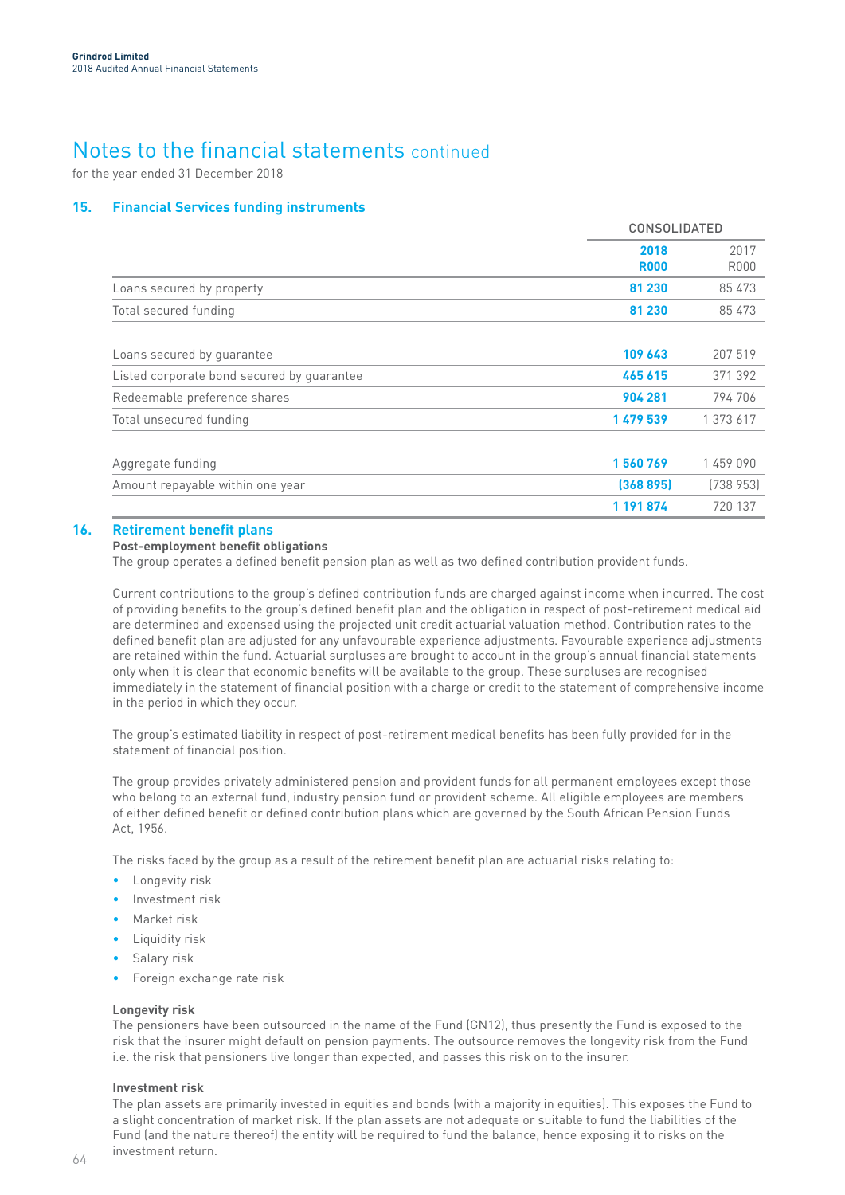# Notes to the financial statements continued

for the year ended 31 December 2018

## 15. Financial Services funding instruments

| | CONSOLIDATED | |
|---|---|---|
| | **2018 R000** | 2017 R000 |
| Loans secured by property | **81 230** | 85 473 |
| Total secured funding | **81 230** | 85 473 |
| | | |
| Loans secured by guarantee | **109 643** | 207 519 |
| Listed corporate bond secured by guarantee | **465 615** | 371 392 |
| Redeemable preference shares | **904 281** | 794 706 |
| Total unsecured funding | **1 479 539** | 1 373 617 |
| | | |
| Aggregate funding | **1 560 769** | 1 459 090 |
| Amount repayable within one year | **(368 895)** | (738 953) |
| | **1 191 874** | 720 137 |

## 16. Retirement benefit plans

**Post-employment benefit obligations**

The group operates a defined benefit pension plan as well as two defined contribution provident funds.

Current contributions to the group's defined contribution funds are charged against income when incurred. The cost of providing benefits to the group's defined benefit plan and the obligation in respect of post-retirement medical aid are determined and expensed using the projected unit credit actuarial valuation method. Contribution rates to the defined benefit plan are adjusted for any unfavourable experience adjustments. Favourable experience adjustments are retained within the fund. Actuarial surpluses are brought to account in the group's annual financial statements only when it is clear that economic benefits will be available to the group. These surpluses are recognised immediately in the statement of financial position with a charge or credit to the statement of comprehensive income in the period in which they occur.

The group's estimated liability in respect of post-retirement medical benefits has been fully provided for in the statement of financial position.

The group provides privately administered pension and provident funds for all permanent employees except those who belong to an external fund, industry pension fund or provident scheme. All eligible employees are members of either defined benefit or defined contribution plans which are governed by the South African Pension Funds Act, 1956.

The risks faced by the group as a result of the retirement benefit plan are actuarial risks relating to:

- Longevity risk
- Investment risk
- Market risk
- Liquidity risk
- Salary risk
- Foreign exchange rate risk

**Longevity risk**

The pensioners have been outsourced in the name of the Fund (GN12), thus presently the Fund is exposed to the risk that the insurer might default on pension payments. The outsource removes the longevity risk from the Fund i.e. the risk that pensioners live longer than expected, and passes this risk on to the insurer.

**Investment risk**

The plan assets are primarily invested in equities and bonds (with a majority in equities). This exposes the Fund to a slight concentration of market risk. If the plan assets are not adequate or suitable to fund the liabilities of the Fund (and the nature thereof) the entity will be required to fund the balance, hence exposing it to risks on the investment return.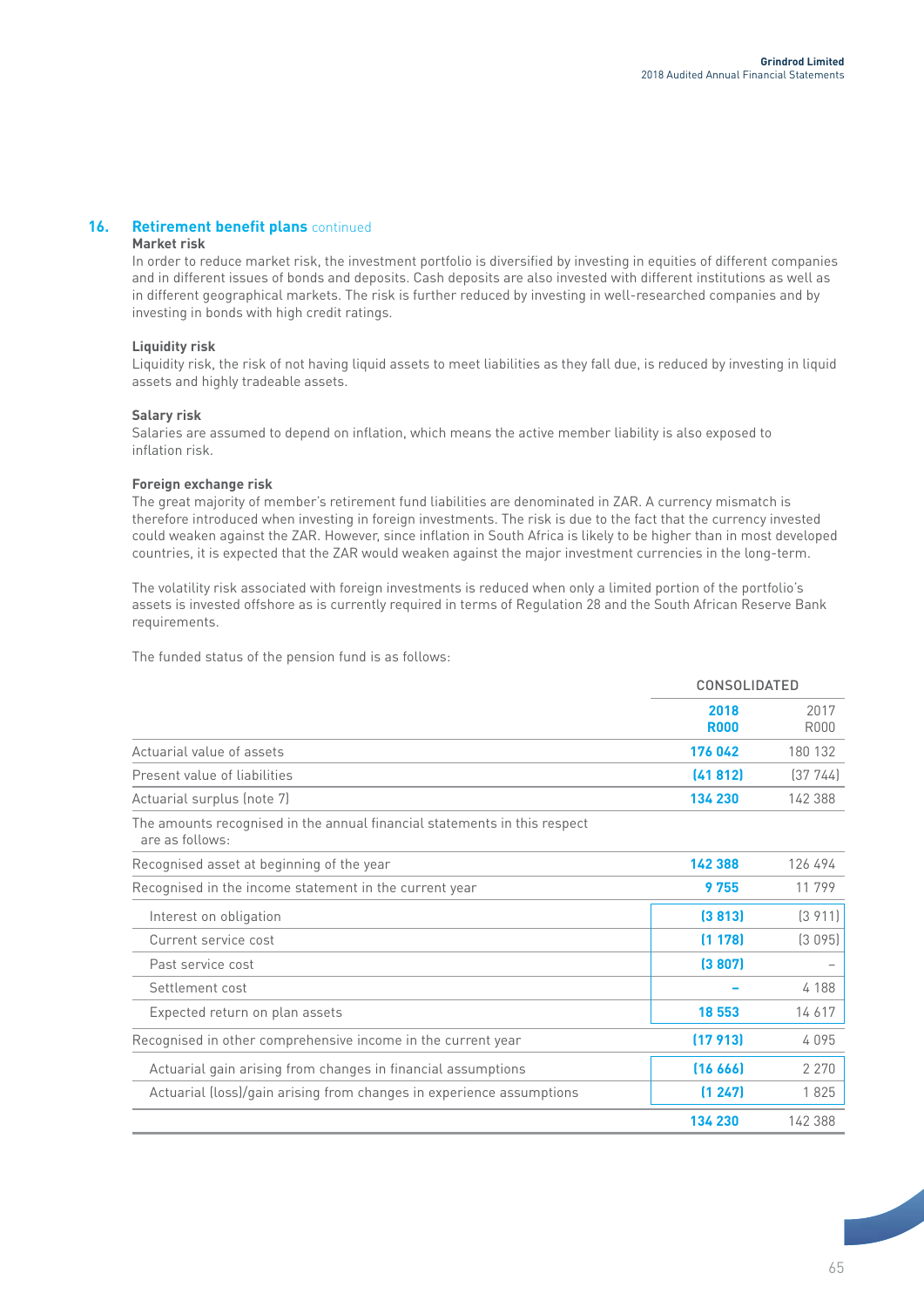## 16. Retirement benefit plans continued

### Market risk

In order to reduce market risk, the investment portfolio is diversified by investing in equities of different companies and in different issues of bonds and deposits. Cash deposits are also invested with different institutions as well as in different geographical markets. The risk is further reduced by investing in well-researched companies and by investing in bonds with high credit ratings.

### Liquidity risk

Liquidity risk, the risk of not having liquid assets to meet liabilities as they fall due, is reduced by investing in liquid assets and highly tradeable assets.

### Salary risk

Salaries are assumed to depend on inflation, which means the active member liability is also exposed to inflation risk.

### Foreign exchange risk

The great majority of member's retirement fund liabilities are denominated in ZAR. A currency mismatch is therefore introduced when investing in foreign investments. The risk is due to the fact that the currency invested could weaken against the ZAR. However, since inflation in South Africa is likely to be higher than in most developed countries, it is expected that the ZAR would weaken against the major investment currencies in the long-term.

The volatility risk associated with foreign investments is reduced when only a limited portion of the portfolio's assets is invested offshore as is currently required in terms of Regulation 28 and the South African Reserve Bank requirements.

The funded status of the pension fund is as follows:

| | CONSOLIDATED | |
|---|---|---|
| | **2018 R000** | 2017 R000 |
| Actuarial value of assets | **176 042** | 180 132 |
| Present value of liabilities | **(41 812)** | (37 744) |
| Actuarial surplus (note 7) | **134 230** | 142 388 |
| The amounts recognised in the annual financial statements in this respect are as follows: | | |
| Recognised asset at beginning of the year | **142 388** | 126 494 |
| Recognised in the income statement in the current year | **9 755** | 11 799 |
| Interest on obligation | **(3 813)** | (3 911) |
| Current service cost | **(1 178)** | (3 095) |
| Past service cost | **(3 807)** | – |
| Settlement cost | **–** | 4 188 |
| Expected return on plan assets | **18 553** | 14 617 |
| Recognised in other comprehensive income in the current year | **(17 913)** | 4 095 |
| Actuarial gain arising from changes in financial assumptions | **(16 666)** | 2 270 |
| Actuarial (loss)/gain arising from changes in experience assumptions | **(1 247)** | 1 825 |
| | **134 230** | 142 388 |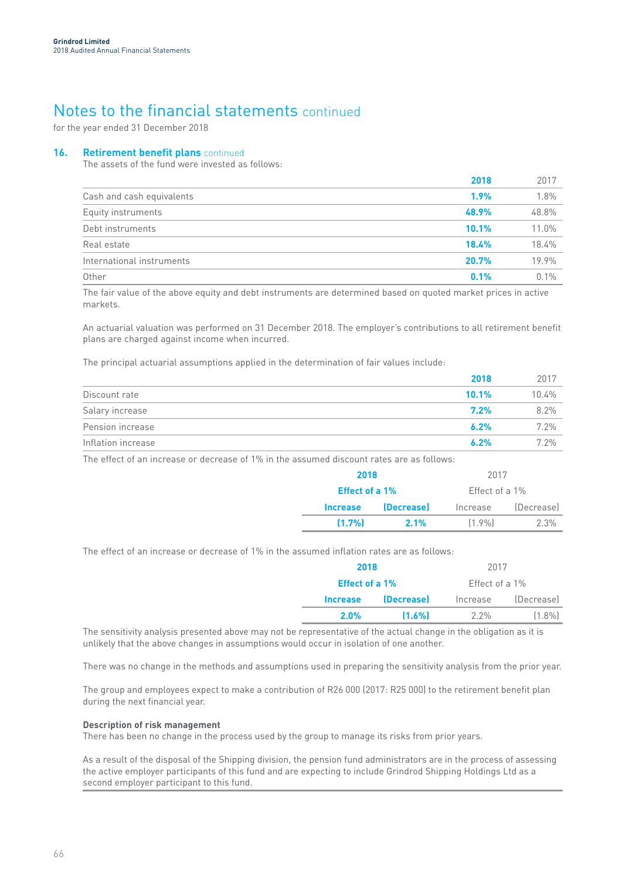# Notes to the financial statements continued

for the year ended 31 December 2018

## 16. Retirement benefit plans continued

The assets of the fund were invested as follows:

| | **2018** | 2017 |
|---|---|---|
| Cash and cash equivalents | **1.9%** | 1.8% |
| Equity instruments | **48.9%** | 48.8% |
| Debt instruments | **10.1%** | 11.0% |
| Real estate | **18.4%** | 18.4% |
| International instruments | **20.7%** | 19.9% |
| Other | **0.1%** | 0.1% |

The fair value of the above equity and debt instruments are determined based on quoted market prices in active markets.

An actuarial valuation was performed on 31 December 2018. The employer's contributions to all retirement benefit plans are charged against income when incurred.

The principal actuarial assumptions applied in the determination of fair values include:

| | **2018** | 2017 |
|---|---|---|
| Discount rate | **10.1%** | 10.4% |
| Salary increase | **7.2%** | 8.2% |
| Pension increase | **6.2%** | 7.2% |
| Inflation increase | **6.2%** | 7.2% |

The effect of an increase or decrease of 1% in the assumed discount rates are as follows:

| **2018** | | 2017 | |
|---|---|---|---|
| **Effect of a 1%** | | Effect of a 1% | |
| **Increase** | **(Decrease)** | Increase | (Decrease) |
| **(1.7%)** | **2.1%** | (1.9%) | 2.3% |

The effect of an increase or decrease of 1% in the assumed inflation rates are as follows:

| **2018** | | 2017 | |
|---|---|---|---|
| **Effect of a 1%** | | Effect of a 1% | |
| **Increase** | **(Decrease)** | Increase | (Decrease) |
| **2.0%** | **(1.6%)** | 2.2% | (1.8%) |

The sensitivity analysis presented above may not be representative of the actual change in the obligation as it is unlikely that the above changes in assumptions would occur in isolation of one another.

There was no change in the methods and assumptions used in preparing the sensitivity analysis from the prior year.

The group and employees expect to make a contribution of R26 000 (2017: R25 000) to the retirement benefit plan during the next financial year.

**Description of risk management**

There has been no change in the process used by the group to manage its risks from prior years.

As a result of the disposal of the Shipping division, the pension fund administrators are in the process of assessing the active employer participants of this fund and are expecting to include Grindrod Shipping Holdings Ltd as a second employer participant to this fund.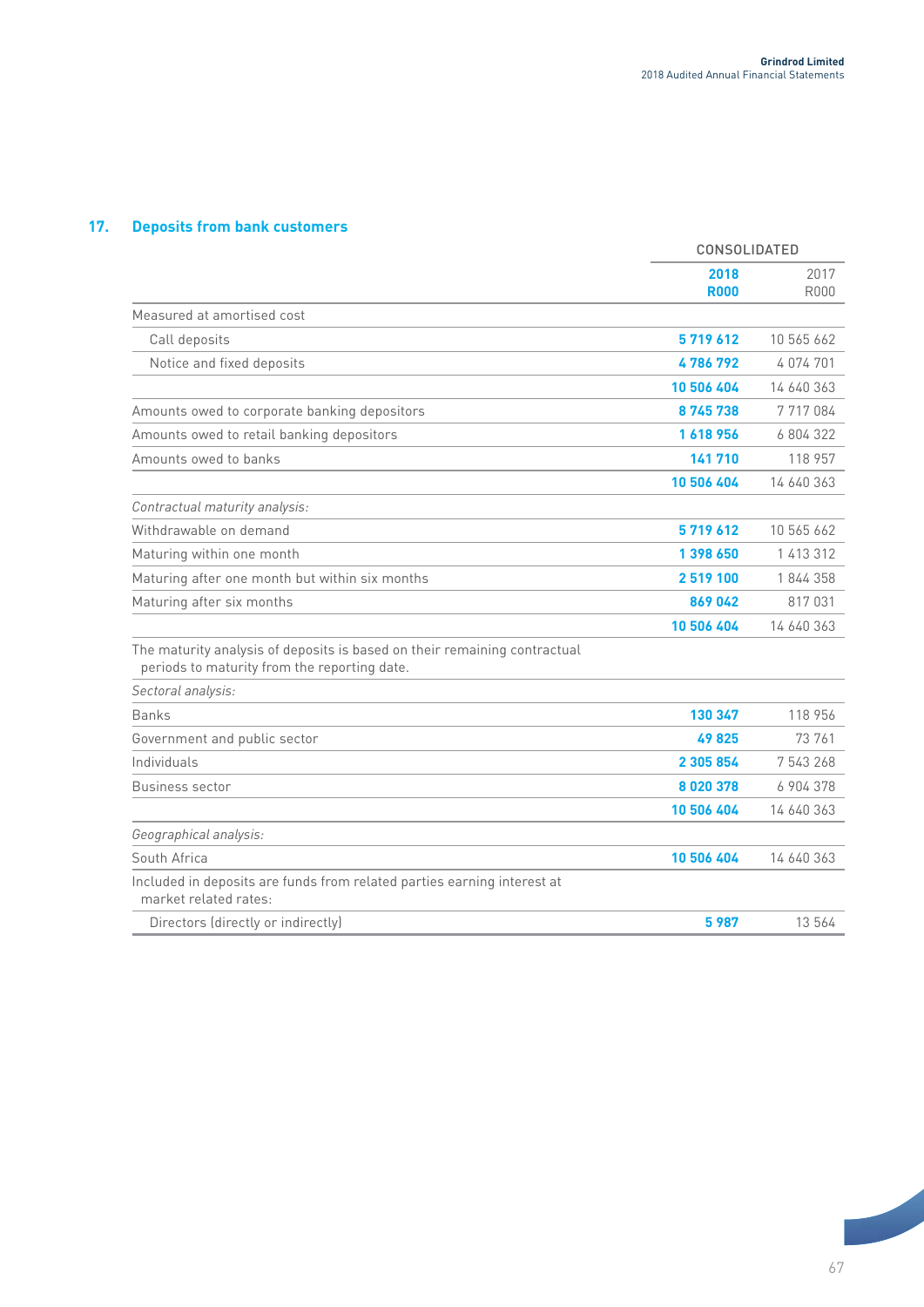## 17. Deposits from bank customers

| | CONSOLIDATED | |
|---|---|---|
| | **2018 R000** | 2017 R000 |
| Measured at amortised cost | | |
| Call deposits | **5 719 612** | 10 565 662 |
| Notice and fixed deposits | **4 786 792** | 4 074 701 |
| | **10 506 404** | 14 640 363 |
| Amounts owed to corporate banking depositors | **8 745 738** | 7 717 084 |
| Amounts owed to retail banking depositors | **1 618 956** | 6 804 322 |
| Amounts owed to banks | **141 710** | 118 957 |
| | **10 506 404** | 14 640 363 |
| *Contractual maturity analysis:* | | |
| Withdrawable on demand | **5 719 612** | 10 565 662 |
| Maturing within one month | **1 398 650** | 1 413 312 |
| Maturing after one month but within six months | **2 519 100** | 1 844 358 |
| Maturing after six months | **869 042** | 817 031 |
| | **10 506 404** | 14 640 363 |
| The maturity analysis of deposits is based on their remaining contractual periods to maturity from the reporting date. | | |
| *Sectoral analysis:* | | |
| Banks | **130 347** | 118 956 |
| Government and public sector | **49 825** | 73 761 |
| Individuals | **2 305 854** | 7 543 268 |
| Business sector | **8 020 378** | 6 904 378 |
| | **10 506 404** | 14 640 363 |
| *Geographical analysis:* | | |
| South Africa | **10 506 404** | 14 640 363 |
| Included in deposits are funds from related parties earning interest at market related rates: | | |
| Directors (directly or indirectly) | **5 987** | 13 564 |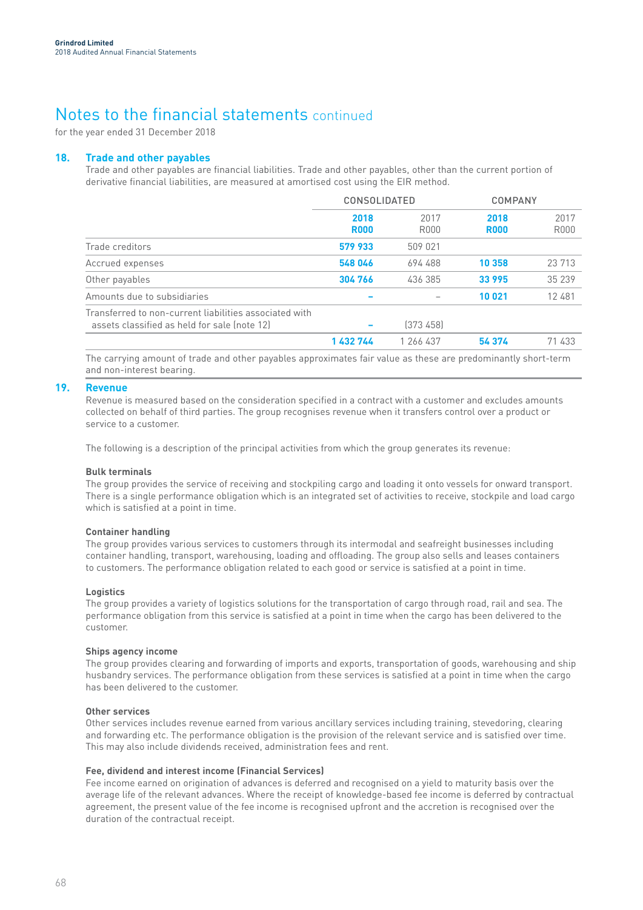# Notes to the financial statements continued

for the year ended 31 December 2018

## 18. Trade and other payables

Trade and other payables are financial liabilities. Trade and other payables, other than the current portion of derivative financial liabilities, are measured at amortised cost using the EIR method.

| | CONSOLIDATED | | COMPANY | |
|---|---|---|---|---|
| | **2018 R000** | 2017 R000 | **2018 R000** | 2017 R000 |
| Trade creditors | **579 933** | 509 021 | | |
| Accrued expenses | **548 046** | 694 488 | **10 358** | 23 713 |
| Other payables | **304 766** | 436 385 | **33 995** | 35 239 |
| Amounts due to subsidiaries | **–** | – | **10 021** | 12 481 |
| Transferred to non-current liabilities associated with assets classified as held for sale (note 12) | **–** | (373 458) | | |
| | **1 432 744** | 1 266 437 | **54 374** | 71 433 |

The carrying amount of trade and other payables approximates fair value as these are predominantly short-term and non-interest bearing.

## 19. Revenue

Revenue is measured based on the consideration specified in a contract with a customer and excludes amounts collected on behalf of third parties. The group recognises revenue when it transfers control over a product or service to a customer.

The following is a description of the principal activities from which the group generates its revenue:

**Bulk terminals**

The group provides the service of receiving and stockpiling cargo and loading it onto vessels for onward transport. There is a single performance obligation which is an integrated set of activities to receive, stockpile and load cargo which is satisfied at a point in time.

**Container handling**

The group provides various services to customers through its intermodal and seafreight businesses including container handling, transport, warehousing, loading and offloading. The group also sells and leases containers to customers. The performance obligation related to each good or service is satisfied at a point in time.

**Logistics**

The group provides a variety of logistics solutions for the transportation of cargo through road, rail and sea. The performance obligation from this service is satisfied at a point in time when the cargo has been delivered to the customer.

**Ships agency income**

The group provides clearing and forwarding of imports and exports, transportation of goods, warehousing and ship husbandry services. The performance obligation from these services is satisfied at a point in time when the cargo has been delivered to the customer.

**Other services**

Other services includes revenue earned from various ancillary services including training, stevedoring, clearing and forwarding etc. The performance obligation is the provision of the relevant service and is satisfied over time. This may also include dividends received, administration fees and rent.

**Fee, dividend and interest income (Financial Services)**

Fee income earned on origination of advances is deferred and recognised on a yield to maturity basis over the average life of the relevant advances. Where the receipt of knowledge-based fee income is deferred by contractual agreement, the present value of the fee income is recognised upfront and the accretion is recognised over the duration of the contractual receipt.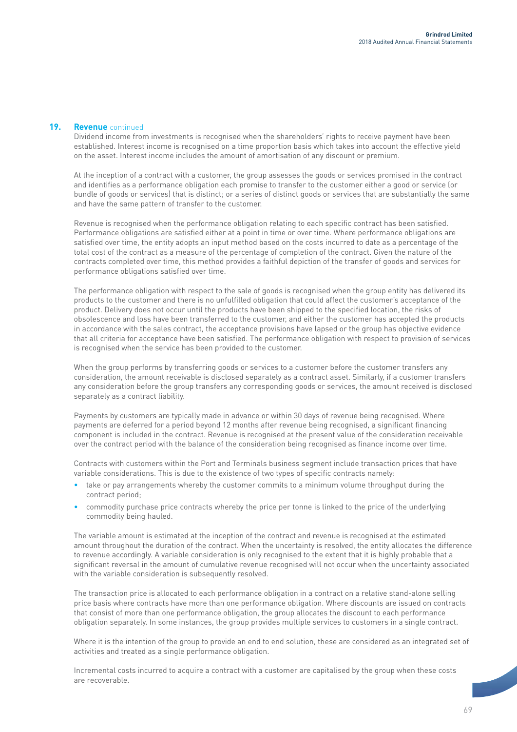## 19. Revenue continued

Dividend income from investments is recognised when the shareholders' rights to receive payment have been established. Interest income is recognised on a time proportion basis which takes into account the effective yield on the asset. Interest income includes the amount of amortisation of any discount or premium.

At the inception of a contract with a customer, the group assesses the goods or services promised in the contract and identifies as a performance obligation each promise to transfer to the customer either a good or service (or bundle of goods or services) that is distinct; or a series of distinct goods or services that are substantially the same and have the same pattern of transfer to the customer.

Revenue is recognised when the performance obligation relating to each specific contract has been satisfied. Performance obligations are satisfied either at a point in time or over time. Where performance obligations are satisfied over time, the entity adopts an input method based on the costs incurred to date as a percentage of the total cost of the contract as a measure of the percentage of completion of the contract. Given the nature of the contracts completed over time, this method provides a faithful depiction of the transfer of goods and services for performance obligations satisfied over time.

The performance obligation with respect to the sale of goods is recognised when the group entity has delivered its products to the customer and there is no unfulfilled obligation that could affect the customer's acceptance of the product. Delivery does not occur until the products have been shipped to the specified location, the risks of obsolescence and loss have been transferred to the customer, and either the customer has accepted the products in accordance with the sales contract, the acceptance provisions have lapsed or the group has objective evidence that all criteria for acceptance have been satisfied. The performance obligation with respect to provision of services is recognised when the service has been provided to the customer.

When the group performs by transferring goods or services to a customer before the customer transfers any consideration, the amount receivable is disclosed separately as a contract asset. Similarly, if a customer transfers any consideration before the group transfers any corresponding goods or services, the amount received is disclosed separately as a contract liability.

Payments by customers are typically made in advance or within 30 days of revenue being recognised. Where payments are deferred for a period beyond 12 months after revenue being recognised, a significant financing component is included in the contract. Revenue is recognised at the present value of the consideration receivable over the contract period with the balance of the consideration being recognised as finance income over time.

Contracts with customers within the Port and Terminals business segment include transaction prices that have variable considerations. This is due to the existence of two types of specific contracts namely:

- take or pay arrangements whereby the customer commits to a minimum volume throughput during the contract period;
- commodity purchase price contracts whereby the price per tonne is linked to the price of the underlying commodity being hauled.

The variable amount is estimated at the inception of the contract and revenue is recognised at the estimated amount throughout the duration of the contract. When the uncertainty is resolved, the entity allocates the difference to revenue accordingly. A variable consideration is only recognised to the extent that it is highly probable that a significant reversal in the amount of cumulative revenue recognised will not occur when the uncertainty associated with the variable consideration is subsequently resolved.

The transaction price is allocated to each performance obligation in a contract on a relative stand-alone selling price basis where contracts have more than one performance obligation. Where discounts are issued on contracts that consist of more than one performance obligation, the group allocates the discount to each performance obligation separately. In some instances, the group provides multiple services to customers in a single contract.

Where it is the intention of the group to provide an end to end solution, these are considered as an integrated set of activities and treated as a single performance obligation.

Incremental costs incurred to acquire a contract with a customer are capitalised by the group when these costs are recoverable.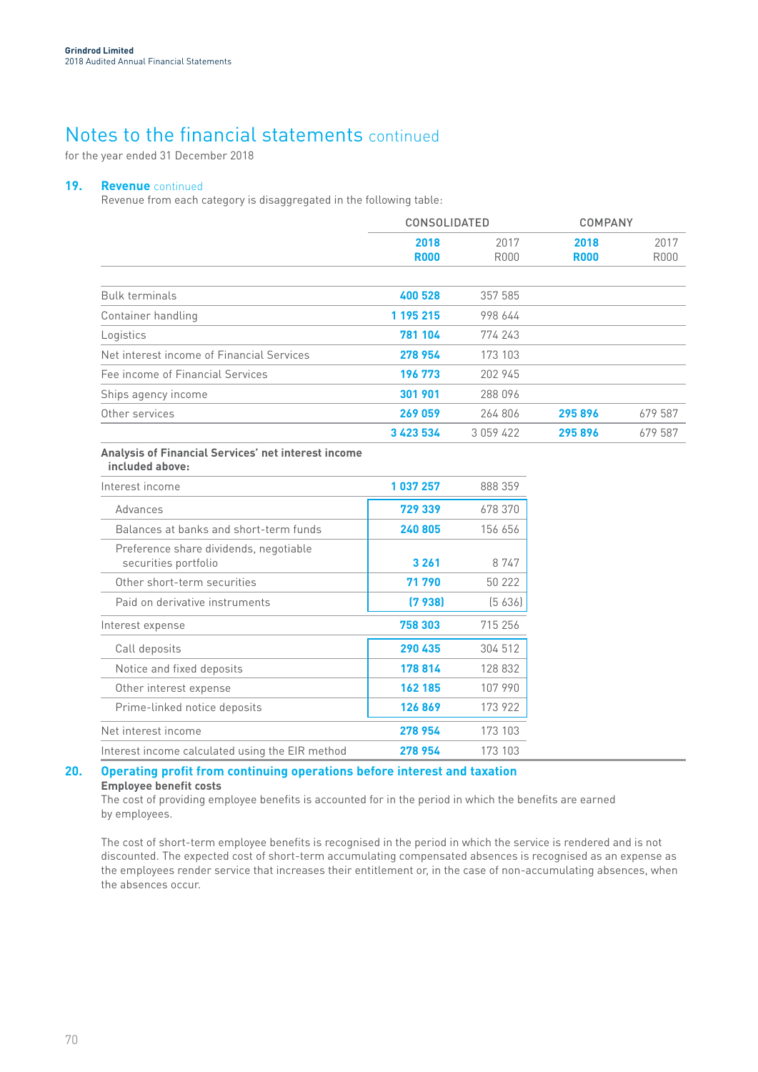# Notes to the financial statements continued

for the year ended 31 December 2018

## 19. Revenue continued

Revenue from each category is disaggregated in the following table:

| | CONSOLIDATED | | COMPANY | |
|---|---|---|---|---|
| | **2018 R000** | 2017 R000 | **2018 R000** | 2017 R000 |
| Bulk terminals | **400 528** | 357 585 | | |
| Container handling | **1 195 215** | 998 644 | | |
| Logistics | **781 104** | 774 243 | | |
| Net interest income of Financial Services | **278 954** | 173 103 | | |
| Fee income of Financial Services | **196 773** | 202 945 | | |
| Ships agency income | **301 901** | 288 096 | | |
| Other services | **269 059** | 264 806 | **295 896** | 679 587 |
| | **3 423 534** | 3 059 422 | **295 896** | 679 587 |

**Analysis of Financial Services' net interest income included above:**

| | 2018 R000 | 2017 R000 |
|---|---|---|
| Interest income | **1 037 257** | 888 359 |
| Advances | **729 339** | 678 370 |
| Balances at banks and short-term funds | **240 805** | 156 656 |
| Preference share dividends, negotiable securities portfolio | **3 261** | 8 747 |
| Other short-term securities | **71 790** | 50 222 |
| Paid on derivative instruments | **(7 938)** | (5 636) |
| Interest expense | **758 303** | 715 256 |
| Call deposits | **290 435** | 304 512 |
| Notice and fixed deposits | **178 814** | 128 832 |
| Other interest expense | **162 185** | 107 990 |
| Prime-linked notice deposits | **126 869** | 173 922 |
| Net interest income | **278 954** | 173 103 |
| Interest income calculated using the EIR method | **278 954** | 173 103 |

## 20. Operating profit from continuing operations before interest and taxation

**Employee benefit costs**

The cost of providing employee benefits is accounted for in the period in which the benefits are earned by employees.

The cost of short-term employee benefits is recognised in the period in which the service is rendered and is not discounted. The expected cost of short-term accumulating compensated absences is recognised as an expense as the employees render service that increases their entitlement or, in the case of non-accumulating absences, when the absences occur.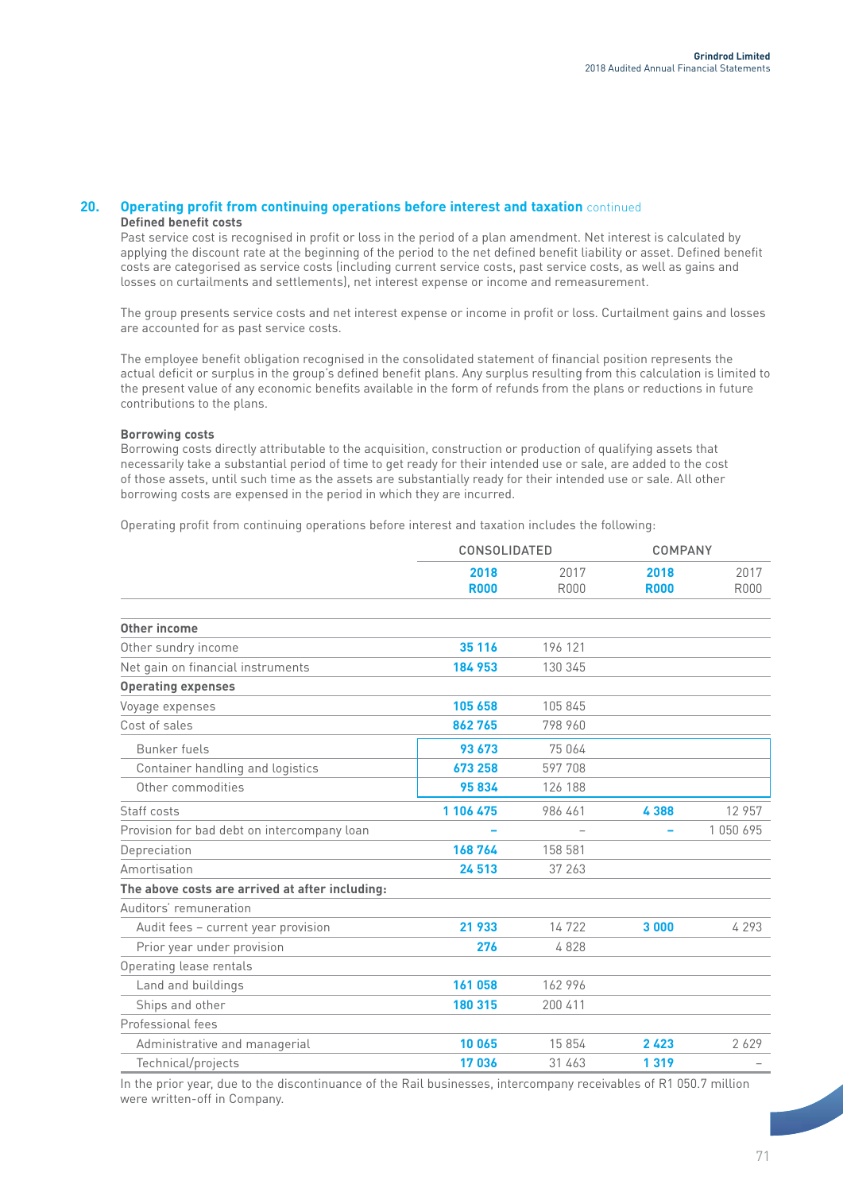## 20. Operating profit from continuing operations before interest and taxation continued

**Defined benefit costs**

Past service cost is recognised in profit or loss in the period of a plan amendment. Net interest is calculated by applying the discount rate at the beginning of the period to the net defined benefit liability or asset. Defined benefit costs are categorised as service costs (including current service costs, past service costs, as well as gains and losses on curtailments and settlements), net interest expense or income and remeasurement.

The group presents service costs and net interest expense or income in profit or loss. Curtailment gains and losses are accounted for as past service costs.

The employee benefit obligation recognised in the consolidated statement of financial position represents the actual deficit or surplus in the group's defined benefit plans. Any surplus resulting from this calculation is limited to the present value of any economic benefits available in the form of refunds from the plans or reductions in future contributions to the plans.

**Borrowing costs**

Borrowing costs directly attributable to the acquisition, construction or production of qualifying assets that necessarily take a substantial period of time to get ready for their intended use or sale, are added to the cost of those assets, until such time as the assets are substantially ready for their intended use or sale. All other borrowing costs are expensed in the period in which they are incurred.

Operating profit from continuing operations before interest and taxation includes the following:

| | CONSOLIDATED | | COMPANY | |
|---|---|---|---|---|
| | **2018 R000** | 2017 R000 | **2018 R000** | 2017 R000 |
| **Other income** | | | | |
| Other sundry income | **35 116** | 196 121 | | |
| Net gain on financial instruments | **184 953** | 130 345 | | |
| **Operating expenses** | | | | |
| Voyage expenses | **105 658** | 105 845 | | |
| Cost of sales | **862 765** | 798 960 | | |
| Bunker fuels | **93 673** | 75 064 | | |
| Container handling and logistics | **673 258** | 597 708 | | |
| Other commodities | **95 834** | 126 188 | | |
| Staff costs | **1 106 475** | 986 461 | **4 388** | 12 957 |
| Provision for bad debt on intercompany loan | **–** | – | **–** | 1 050 695 |
| Depreciation | **168 764** | 158 581 | | |
| Amortisation | **24 513** | 37 263 | | |
| **The above costs are arrived at after including:** | | | | |
| Auditors' remuneration | | | | |
| Audit fees – current year provision | **21 933** | 14 722 | **3 000** | 4 293 |
| Prior year under provision | **276** | 4 828 | | |
| Operating lease rentals | | | | |
| Land and buildings | **161 058** | 162 996 | | |
| Ships and other | **180 315** | 200 411 | | |
| Professional fees | | | | |
| Administrative and managerial | **10 065** | 15 854 | **2 423** | 2 629 |
| Technical/projects | **17 036** | 31 463 | **1 319** | – |

In the prior year, due to the discontinuance of the Rail businesses, intercompany receivables of R1 050.7 million were written-off in Company.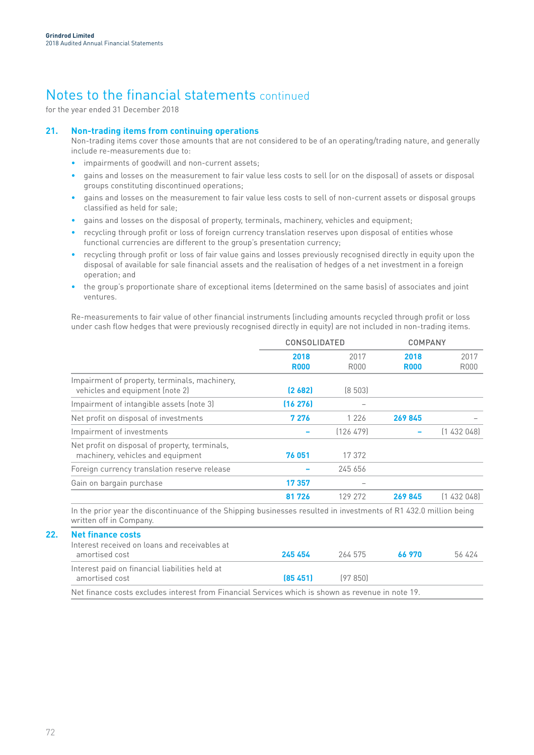# Notes to the financial statements continued

for the year ended 31 December 2018

## 21. Non-trading items from continuing operations

Non-trading items cover those amounts that are not considered to be of an operating/trading nature, and generally include re-measurements due to:

- impairments of goodwill and non-current assets;
- gains and losses on the measurement to fair value less costs to sell (or on the disposal) of assets or disposal groups constituting discontinued operations;
- gains and losses on the measurement to fair value less costs to sell of non-current assets or disposal groups classified as held for sale;
- gains and losses on the disposal of property, terminals, machinery, vehicles and equipment;
- recycling through profit or loss of foreign currency translation reserves upon disposal of entities whose functional currencies are different to the group's presentation currency;
- recycling through profit or loss of fair value gains and losses previously recognised directly in equity upon the disposal of available for sale financial assets and the realisation of hedges of a net investment in a foreign operation; and
- the group's proportionate share of exceptional items (determined on the same basis) of associates and joint ventures.

Re-measurements to fair value of other financial instruments (including amounts recycled through profit or loss under cash flow hedges that were previously recognised directly in equity) are not included in non-trading items.

| | CONSOLIDATED | | COMPANY | |
|---|---|---|---|---|
| | **2018 R000** | 2017 R000 | **2018 R000** | 2017 R000 |
| Impairment of property, terminals, machinery, vehicles and equipment (note 2) | **(2 682)** | (8 503) | | |
| Impairment of intangible assets (note 3) | **(16 276)** | – | | |
| Net profit on disposal of investments | **7 276** | 1 226 | **269 845** | – |
| Impairment of investments | **–** | (126 479) | **–** | (1 432 048) |
| Net profit on disposal of property, terminals, machinery, vehicles and equipment | **76 051** | 17 372 | | |
| Foreign currency translation reserve release | **–** | 245 656 | | |
| Gain on bargain purchase | **17 357** | – | | |
| | **81 726** | 129 272 | **269 845** | (1 432 048) |

In the prior year the discontinuance of the Shipping businesses resulted in investments of R1 432.0 million being written off in Company.

## 22. Net finance costs

| | CONSOLIDATED | | COMPANY | |
|---|---|---|---|---|
| | **2018 R000** | 2017 R000 | **2018 R000** | 2017 R000 |
| Interest received on loans and receivables at amortised cost | **245 454** | 264 575 | **66 970** | 56 424 |
| Interest paid on financial liabilities held at amortised cost | **(85 451)** | (97 850) | | |

Net finance costs excludes interest from Financial Services which is shown as revenue in note 19.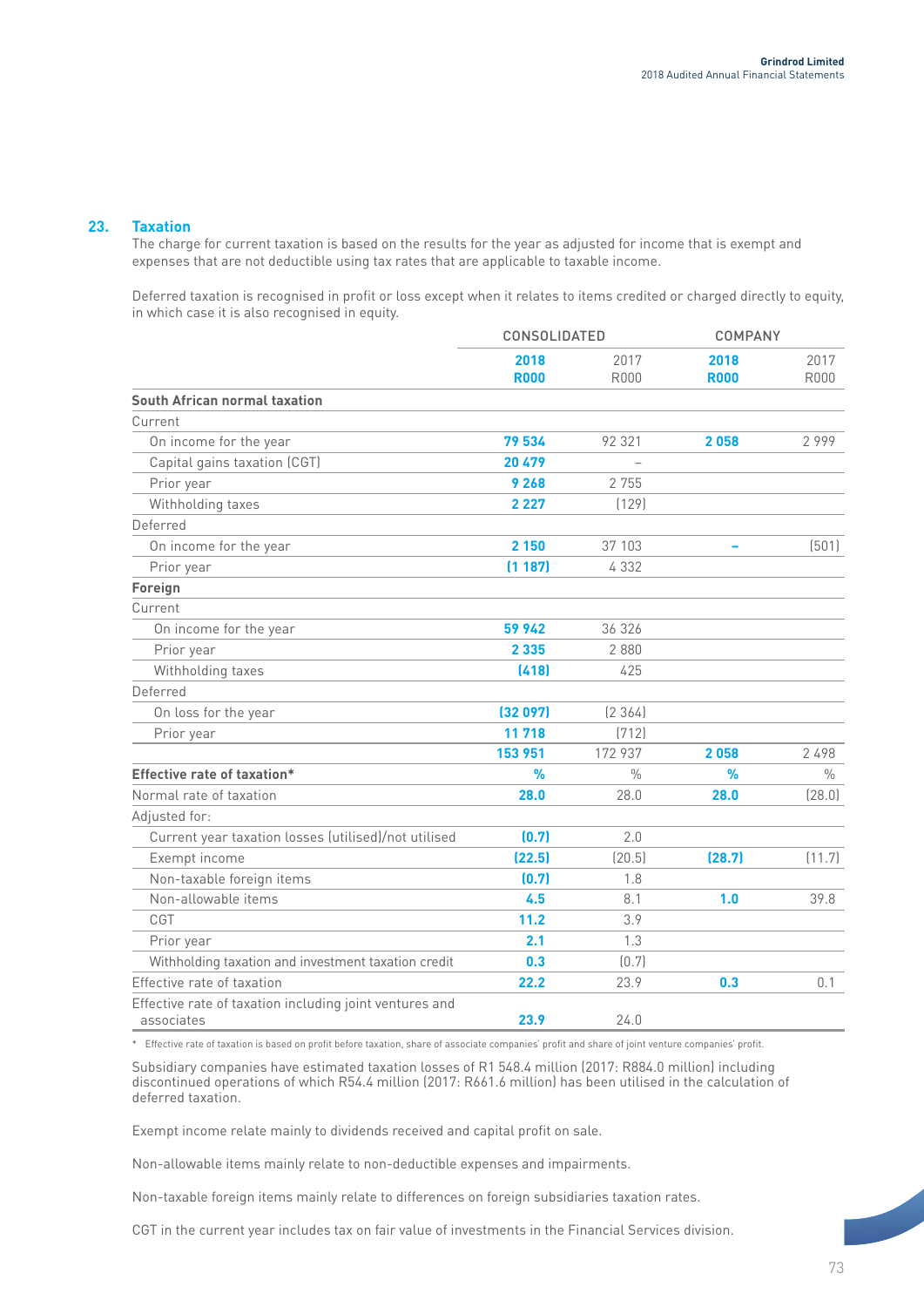## 23. Taxation

The charge for current taxation is based on the results for the year as adjusted for income that is exempt and expenses that are not deductible using tax rates that are applicable to taxable income.

Deferred taxation is recognised in profit or loss except when it relates to items credited or charged directly to equity, in which case it is also recognised in equity.

| | CONSOLIDATED | | COMPANY | |
|---|---|---|---|---|
| | **2018 R000** | 2017 R000 | **2018 R000** | 2017 R000 |
| **South African normal taxation** | | | | |
| Current | | | | |
| On income for the year | **79 534** | 92 321 | **2 058** | 2 999 |
| Capital gains taxation (CGT) | **20 479** | – | | |
| Prior year | **9 268** | 2 755 | | |
| Withholding taxes | **2 227** | (129) | | |
| Deferred | | | | |
| On income for the year | **2 150** | 37 103 | **–** | (501) |
| Prior year | **(1 187)** | 4 332 | | |
| **Foreign** | | | | |
| Current | | | | |
| On income for the year | **59 942** | 36 326 | | |
| Prior year | **2 335** | 2 880 | | |
| Withholding taxes | **(418)** | 425 | | |
| Deferred | | | | |
| On loss for the year | **(32 097)** | (2 364) | | |
| Prior year | **11 718** | (712) | | |
| | **153 951** | 172 937 | **2 058** | 2 498 |
| **Effective rate of taxation*** | **%** | % | **%** | % |
| Normal rate of taxation | **28.0** | 28.0 | **28.0** | (28.0) |
| Adjusted for: | | | | |
| Current year taxation losses (utilised)/not utilised | **(0.7)** | 2.0 | | |
| Exempt income | **(22.5)** | (20.5) | **(28.7)** | (11.7) |
| Non-taxable foreign items | **(0.7)** | 1.8 | | |
| Non-allowable items | **4.5** | 8.1 | **1.0** | 39.8 |
| CGT | **11.2** | 3.9 | | |
| Prior year | **2.1** | 1.3 | | |
| Withholding taxation and investment taxation credit | **0.3** | (0.7) | | |
| Effective rate of taxation | **22.2** | 23.9 | **0.3** | 0.1 |
| Effective rate of taxation including joint ventures and associates | **23.9** | 24.0 | | |

\* Effective rate of taxation is based on profit before taxation, share of associate companies' profit and share of joint venture companies' profit.

Subsidiary companies have estimated taxation losses of R1 548.4 million (2017: R884.0 million) including discontinued operations of which R54.4 million (2017: R661.6 million) has been utilised in the calculation of deferred taxation.

Exempt income relate mainly to dividends received and capital profit on sale.

Non-allowable items mainly relate to non-deductible expenses and impairments.

Non-taxable foreign items mainly relate to differences on foreign subsidiaries taxation rates.

CGT in the current year includes tax on fair value of investments in the Financial Services division.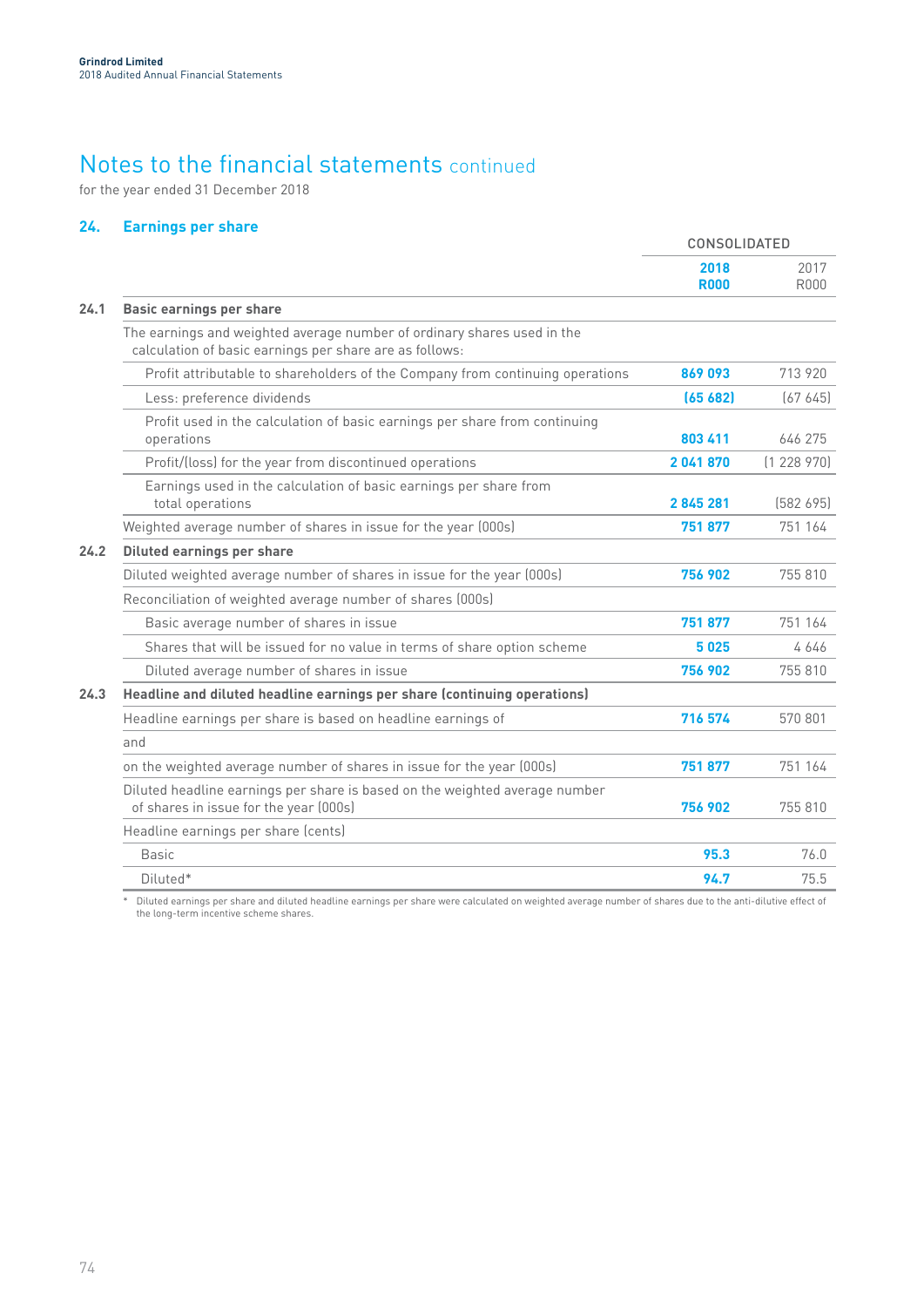# Notes to the financial statements continued

for the year ended 31 December 2018

## 24. Earnings per share

| | | CONSOLIDATED | |
|---|---|---|---|
| | | **2018 R000** | 2017 R000 |
| **24.1** | **Basic earnings per share** | | |
| | The earnings and weighted average number of ordinary shares used in the calculation of basic earnings per share are as follows: | | |
| | Profit attributable to shareholders of the Company from continuing operations | **869 093** | 713 920 |
| | Less: preference dividends | **(65 682)** | (67 645) |
| | Profit used in the calculation of basic earnings per share from continuing operations | **803 411** | 646 275 |
| | Profit/(loss) for the year from discontinued operations | **2 041 870** | (1 228 970) |
| | Earnings used in the calculation of basic earnings per share from total operations | **2 845 281** | (582 695) |
| | Weighted average number of shares in issue for the year (000s) | **751 877** | 751 164 |
| **24.2** | **Diluted earnings per share** | | |
| | Diluted weighted average number of shares in issue for the year (000s) | **756 902** | 755 810 |
| | Reconciliation of weighted average number of shares (000s) | | |
| | Basic average number of shares in issue | **751 877** | 751 164 |
| | Shares that will be issued for no value in terms of share option scheme | **5 025** | 4 646 |
| | Diluted average number of shares in issue | **756 902** | 755 810 |
| **24.3** | **Headline and diluted headline earnings per share (continuing operations)** | | |
| | Headline earnings per share is based on headline earnings of | **716 574** | 570 801 |
| | and | | |
| | on the weighted average number of shares in issue for the year (000s) | **751 877** | 751 164 |
| | Diluted headline earnings per share is based on the weighted average number of shares in issue for the year (000s) | **756 902** | 755 810 |
| | Headline earnings per share (cents) | | |
| | Basic | **95.3** | 76.0 |
| | Diluted* | **94.7** | 75.5 |

\* Diluted earnings per share and diluted headline earnings per share were calculated on weighted average number of shares due to the anti-dilutive effect of the long-term incentive scheme shares.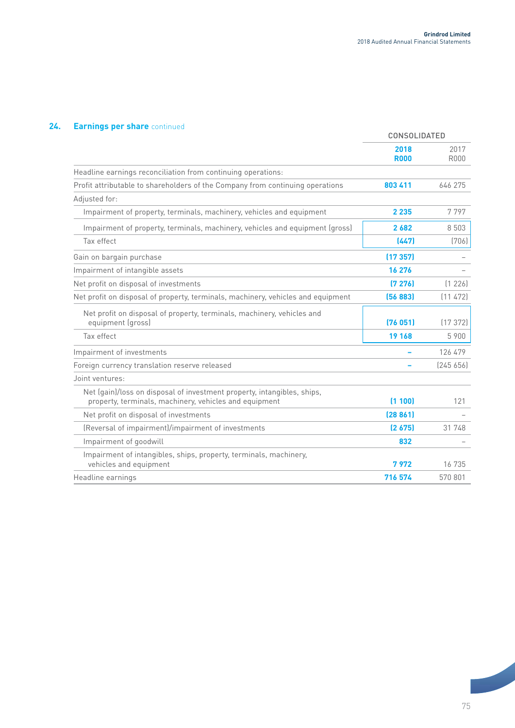## 24. Earnings per share continued

| | CONSOLIDATED | |
|---|---|---|
| | **2018 R000** | 2017 R000 |
| Headline earnings reconciliation from continuing operations: | | |
| Profit attributable to shareholders of the Company from continuing operations | **803 411** | 646 275 |
| Adjusted for: | | |
| Impairment of property, terminals, machinery, vehicles and equipment | **2 235** | 7 797 |
| Impairment of property, terminals, machinery, vehicles and equipment (gross) | **2 682** | 8 503 |
| Tax effect | **(447)** | (706) |
| Gain on bargain purchase | **(17 357)** | – |
| Impairment of intangible assets | **16 276** | – |
| Net profit on disposal of investments | **(7 276)** | (1 226) |
| Net profit on disposal of property, terminals, machinery, vehicles and equipment | **(56 883)** | (11 472) |
| Net profit on disposal of property, terminals, machinery, vehicles and equipment (gross) | **(76 051)** | (17 372) |
| Tax effect | **19 168** | 5 900 |
| Impairment of investments | **–** | 126 479 |
| Foreign currency translation reserve released | **–** | (245 656) |
| Joint ventures: | | |
| Net (gain)/loss on disposal of investment property, intangibles, ships, property, terminals, machinery, vehicles and equipment | **(1 100)** | 121 |
| Net profit on disposal of investments | **(28 861)** | – |
| (Reversal of impairment)/impairment of investments | **(2 675)** | 31 748 |
| Impairment of goodwill | **832** | – |
| Impairment of intangibles, ships, property, terminals, machinery, vehicles and equipment | **7 972** | 16 735 |
| Headline earnings | **716 574** | 570 801 |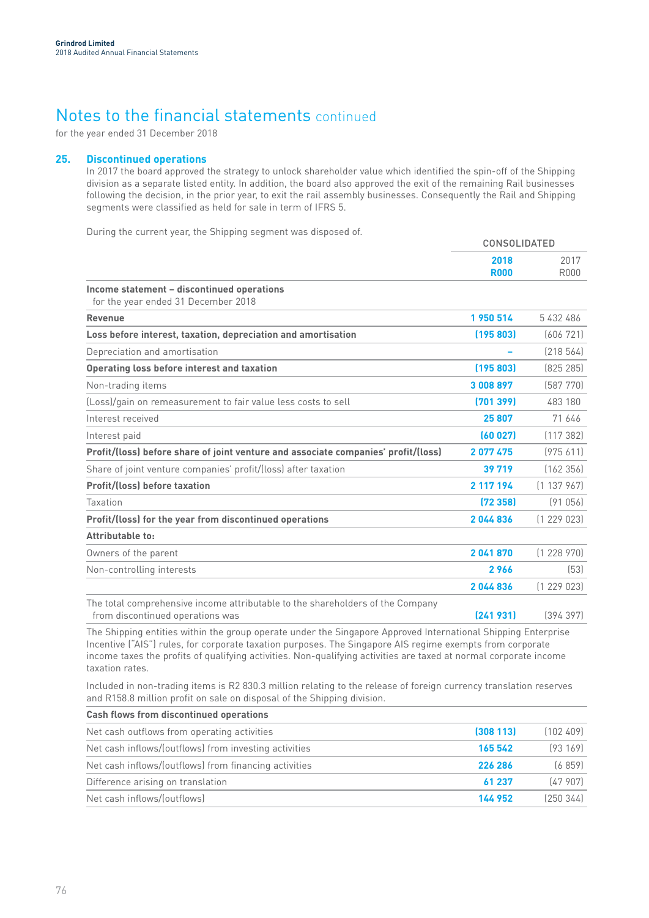# Notes to the financial statements continued

for the year ended 31 December 2018

## 25. Discontinued operations

In 2017 the board approved the strategy to unlock shareholder value which identified the spin-off of the Shipping division as a separate listed entity. In addition, the board also approved the exit of the remaining Rail businesses following the decision, in the prior year, to exit the rail assembly businesses. Consequently the Rail and Shipping segments were classified as held for sale in term of IFRS 5.

During the current year, the Shipping segment was disposed of.

| | CONSOLIDATED | |
|---|---|---|
| | **2018 R000** | 2017 R000 |
| **Income statement – discontinued operations** for the year ended 31 December 2018 | | |
| **Revenue** | **1 950 514** | 5 432 486 |
| **Loss before interest, taxation, depreciation and amortisation** | **(195 803)** | (606 721) |
| Depreciation and amortisation | **–** | (218 564) |
| **Operating loss before interest and taxation** | **(195 803)** | (825 285) |
| Non-trading items | **3 008 897** | (587 770) |
| (Loss)/gain on remeasurement to fair value less costs to sell | **(701 399)** | 483 180 |
| Interest received | **25 807** | 71 646 |
| Interest paid | **(60 027)** | (117 382) |
| **Profit/(loss) before share of joint venture and associate companies' profit/(loss)** | **2 077 475** | (975 611) |
| Share of joint venture companies' profit/(loss) after taxation | **39 719** | (162 356) |
| **Profit/(loss) before taxation** | **2 117 194** | (1 137 967) |
| Taxation | **(72 358)** | (91 056) |
| **Profit/(loss) for the year from discontinued operations** | **2 044 836** | (1 229 023) |
| **Attributable to:** | | |
| Owners of the parent | **2 041 870** | (1 228 970) |
| Non-controlling interests | **2 966** | (53) |
| | **2 044 836** | (1 229 023) |
| The total comprehensive income attributable to the shareholders of the Company from discontinued operations was | **(241 931)** | (394 397) |

The Shipping entities within the group operate under the Singapore Approved International Shipping Enterprise Incentive ("AIS") rules, for corporate taxation purposes. The Singapore AIS regime exempts from corporate income taxes the profits of qualifying activities. Non-qualifying activities are taxed at normal corporate income taxation rates.

Included in non-trading items is R2 830.3 million relating to the release of foreign currency translation reserves and R158.8 million profit on sale on disposal of the Shipping division.

| **Cash flows from discontinued operations** | | |
|---|---|---|
| Net cash outflows from operating activities | **(308 113)** | (102 409) |
| Net cash inflows/(outflows) from investing activities | **165 542** | (93 169) |
| Net cash inflows/(outflows) from financing activities | **226 286** | (6 859) |
| Difference arising on translation | **61 237** | (47 907) |
| Net cash inflows/(outflows) | **144 952** | (250 344) |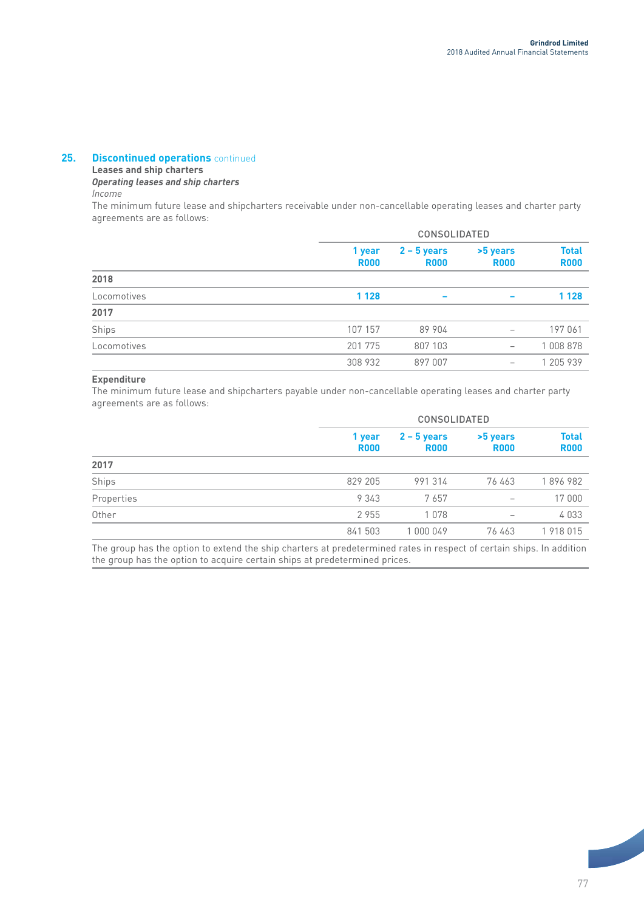## 25. Discontinued operations continued

**Leases and ship charters**

***Operating leases and ship charters***

*Income*

The minimum future lease and shipcharters receivable under non-cancellable operating leases and charter party agreements are as follows:

| | CONSOLIDATED | | | |
|---|---|---|---|---|
| | **1 year R000** | **2 – 5 years R000** | **>5 years R000** | **Total R000** |
| **2018** | | | | |
| Locomotives | **1 128** | **–** | **–** | **1 128** |
| **2017** | | | | |
| Ships | 107 157 | 89 904 | – | 197 061 |
| Locomotives | 201 775 | 807 103 | – | 1 008 878 |
| | 308 932 | 897 007 | – | 1 205 939 |

**Expenditure**

The minimum future lease and shipcharters payable under non-cancellable operating leases and charter party agreements are as follows:

| | CONSOLIDATED | | | |
|---|---|---|---|---|
| | **1 year R000** | **2 – 5 years R000** | **>5 years R000** | **Total R000** |
| **2017** | | | | |
| Ships | 829 205 | 991 314 | 76 463 | 1 896 982 |
| Properties | 9 343 | 7 657 | – | 17 000 |
| Other | 2 955 | 1 078 | – | 4 033 |
| | 841 503 | 1 000 049 | 76 463 | 1 918 015 |

The group has the option to extend the ship charters at predetermined rates in respect of certain ships. In addition the group has the option to acquire certain ships at predetermined prices.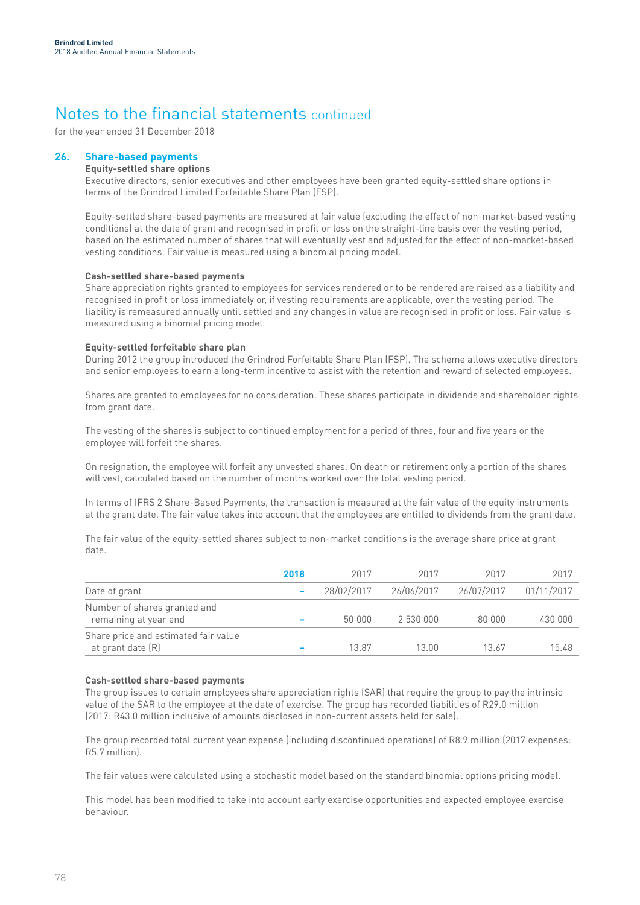# Notes to the financial statements continued

for the year ended 31 December 2018

## 26. Share-based payments

**Equity-settled share options**

Executive directors, senior executives and other employees have been granted equity-settled share options in terms of the Grindrod Limited Forfeitable Share Plan (FSP).

Equity-settled share-based payments are measured at fair value (excluding the effect of non-market-based vesting conditions) at the date of grant and recognised in profit or loss on the straight-line basis over the vesting period, based on the estimated number of shares that will eventually vest and adjusted for the effect of non-market-based vesting conditions. Fair value is measured using a binomial pricing model.

**Cash-settled share-based payments**

Share appreciation rights granted to employees for services rendered or to be rendered are raised as a liability and recognised in profit or loss immediately or, if vesting requirements are applicable, over the vesting period. The liability is remeasured annually until settled and any changes in value are recognised in profit or loss. Fair value is measured using a binomial pricing model.

**Equity-settled forfeitable share plan**

During 2012 the group introduced the Grindrod Forfeitable Share Plan (FSP). The scheme allows executive directors and senior employees to earn a long-term incentive to assist with the retention and reward of selected employees.

Shares are granted to employees for no consideration. These shares participate in dividends and shareholder rights from grant date.

The vesting of the shares is subject to continued employment for a period of three, four and five years or the employee will forfeit the shares.

On resignation, the employee will forfeit any unvested shares. On death or retirement only a portion of the shares will vest, calculated based on the number of months worked over the total vesting period.

In terms of IFRS 2 Share-Based Payments, the transaction is measured at the fair value of the equity instruments at the grant date. The fair value takes into account that the employees are entitled to dividends from the grant date.

The fair value of the equity-settled shares subject to non-market conditions is the average share price at grant date.

| | **2018** | 2017 | 2017 | 2017 | 2017 |
|---|---|---|---|---|---|
| Date of grant | – | 28/02/2017 | 26/06/2017 | 26/07/2017 | 01/11/2017 |
| Number of shares granted and remaining at year end | – | 50 000 | 2 530 000 | 80 000 | 430 000 |
| Share price and estimated fair value at grant date (R) | – | 13.87 | 13.00 | 13.67 | 15.48 |

**Cash-settled share-based payments**

The group issues to certain employees share appreciation rights (SAR) that require the group to pay the intrinsic value of the SAR to the employee at the date of exercise. The group has recorded liabilities of R29.0 million (2017: R43.0 million inclusive of amounts disclosed in non-current assets held for sale).

The group recorded total current year expense (including discontinued operations) of R8.9 million (2017 expenses: R5.7 million).

The fair values were calculated using a stochastic model based on the standard binomial options pricing model.

This model has been modified to take into account early exercise opportunities and expected employee exercise behaviour.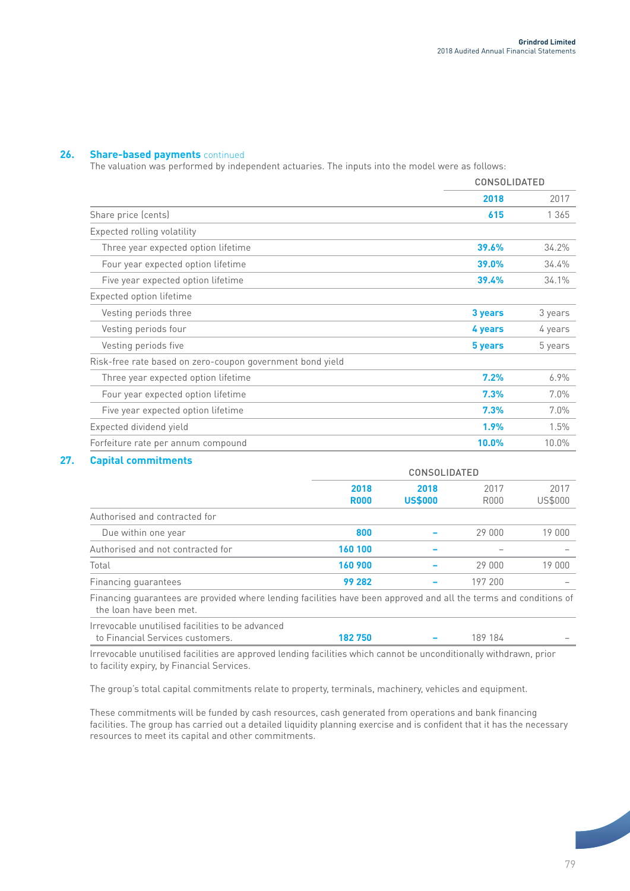## 26. Share-based payments continued

The valuation was performed by independent actuaries. The inputs into the model were as follows:

| | CONSOLIDATED | |
|---|---|---|
| | **2018** | 2017 |
| Share price (cents) | **615** | 1 365 |
| Expected rolling volatility | | |
| Three year expected option lifetime | **39.6%** | 34.2% |
| Four year expected option lifetime | **39.0%** | 34.4% |
| Five year expected option lifetime | **39.4%** | 34.1% |
| Expected option lifetime | | |
| Vesting periods three | **3 years** | 3 years |
| Vesting periods four | **4 years** | 4 years |
| Vesting periods five | **5 years** | 5 years |
| Risk-free rate based on zero-coupon government bond yield | | |
| Three year expected option lifetime | **7.2%** | 6.9% |
| Four year expected option lifetime | **7.3%** | 7.0% |
| Five year expected option lifetime | **7.3%** | 7.0% |
| Expected dividend yield | **1.9%** | 1.5% |
| Forfeiture rate per annum compound | **10.0%** | 10.0% |

## 27. Capital commitments

| | CONSOLIDATED | | | |
|---|---|---|---|---|
| | **2018 R000** | **2018 US$000** | 2017 R000 | 2017 US$000 |
| Authorised and contracted for | | | | |
| Due within one year | **800** | **–** | 29 000 | 19 000 |
| Authorised and not contracted for | **160 100** | **–** | – | – |
| Total | **160 900** | **–** | 29 000 | 19 000 |
| Financing guarantees | **99 282** | **–** | 197 200 | – |
| Financing guarantees are provided where lending facilities have been approved and all the terms and conditions of the loan have been met. | | | | |
| Irrevocable unutilised facilities to be advanced to Financial Services customers. | **182 750** | **–** | 189 184 | – |

Irrevocable unutilised facilities are approved lending facilities which cannot be unconditionally withdrawn, prior to facility expiry, by Financial Services.

The group's total capital commitments relate to property, terminals, machinery, vehicles and equipment.

These commitments will be funded by cash resources, cash generated from operations and bank financing facilities. The group has carried out a detailed liquidity planning exercise and is confident that it has the necessary resources to meet its capital and other commitments.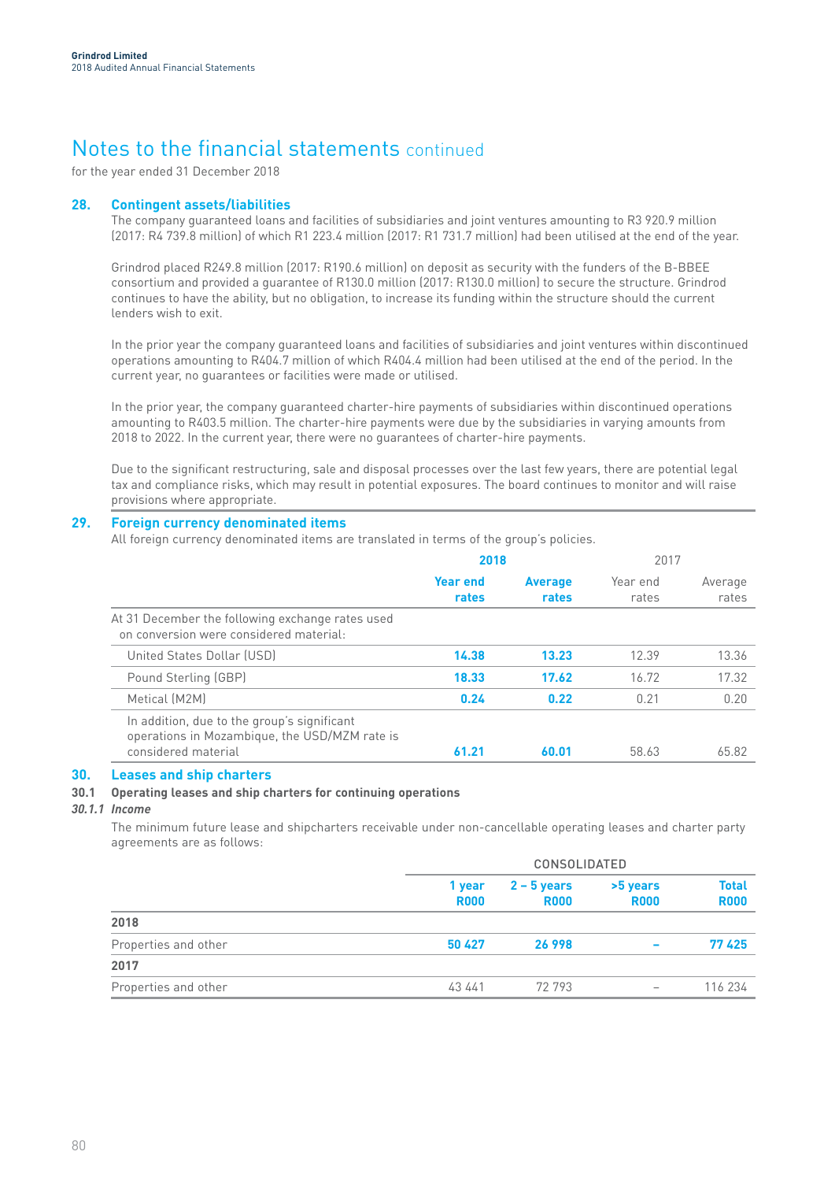# Notes to the financial statements continued

for the year ended 31 December 2018

## 28. Contingent assets/liabilities

The company guaranteed loans and facilities of subsidiaries and joint ventures amounting to R3 920.9 million (2017: R4 739.8 million) of which R1 223.4 million (2017: R1 731.7 million) had been utilised at the end of the year.

Grindrod placed R249.8 million (2017: R190.6 million) on deposit as security with the funders of the B-BBEE consortium and provided a guarantee of R130.0 million (2017: R130.0 million) to secure the structure. Grindrod continues to have the ability, but no obligation, to increase its funding within the structure should the current lenders wish to exit.

In the prior year the company guaranteed loans and facilities of subsidiaries and joint ventures within discontinued operations amounting to R404.7 million of which R404.4 million had been utilised at the end of the period. In the current year, no guarantees or facilities were made or utilised.

In the prior year, the company guaranteed charter-hire payments of subsidiaries within discontinued operations amounting to R403.5 million. The charter-hire payments were due by the subsidiaries in varying amounts from 2018 to 2022. In the current year, there were no guarantees of charter-hire payments.

Due to the significant restructuring, sale and disposal processes over the last few years, there are potential legal tax and compliance risks, which may result in potential exposures. The board continues to monitor and will raise provisions where appropriate.

## 29. Foreign currency denominated items

All foreign currency denominated items are translated in terms of the group's policies.

| | 2018 | | 2017 | |
|---|---|---|---|---|
| | **Year end rates** | **Average rates** | Year end rates | Average rates |
| At 31 December the following exchange rates used on conversion were considered material: | | | | |
| United States Dollar (USD) | **14.38** | **13.23** | 12.39 | 13.36 |
| Pound Sterling (GBP) | **18.33** | **17.62** | 16.72 | 17.32 |
| Metical (M2M) | **0.24** | **0.22** | 0.21 | 0.20 |
| In addition, due to the group's significant operations in Mozambique, the USD/MZM rate is considered material | **61.21** | **60.01** | 58.63 | 65.82 |

## 30. Leases and ship charters

### 30.1 Operating leases and ship charters for continuing operations

#### *30.1.1 Income*

The minimum future lease and shipcharters receivable under non-cancellable operating leases and charter party agreements are as follows:

| | CONSOLIDATED | | | |
|---|---|---|---|---|
| | **1 year R000** | **2 – 5 years R000** | **>5 years R000** | **Total R000** |
| **2018** | | | | |
| Properties and other | **50 427** | **26 998** | **–** | **77 425** |
| **2017** | | | | |
| Properties and other | 43 441 | 72 793 | – | 116 234 |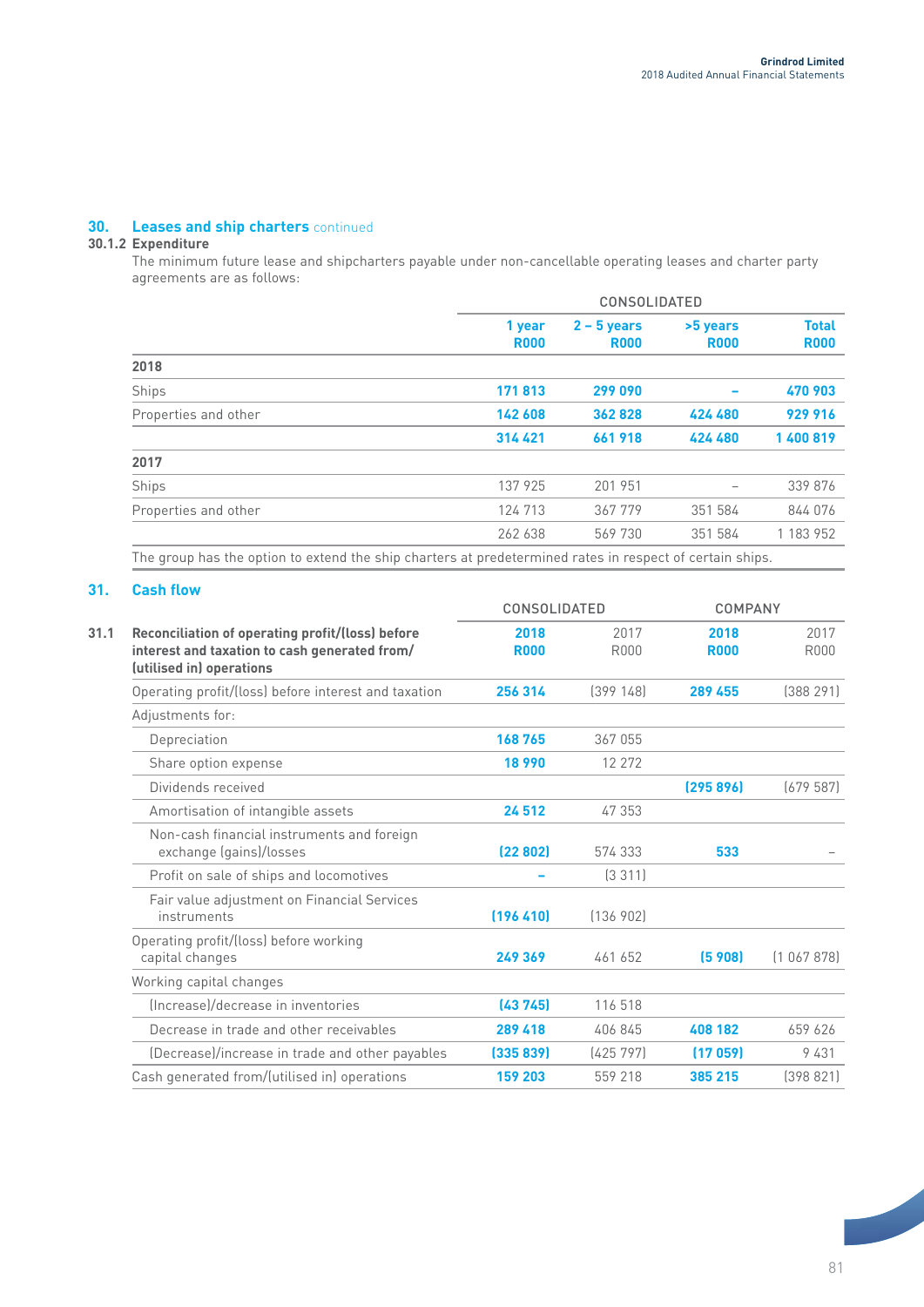## 30. Leases and ship charters continued

### 30.1.2 Expenditure

The minimum future lease and shipcharters payable under non-cancellable operating leases and charter party agreements are as follows:

| | CONSOLIDATED | | | |
|---|---|---|---|---|
| | **1 year R000** | **2 – 5 years R000** | **>5 years R000** | **Total R000** |
| **2018** | | | | |
| Ships | **171 813** | **299 090** | **–** | **470 903** |
| Properties and other | **142 608** | **362 828** | **424 480** | **929 916** |
| | **314 421** | **661 918** | **424 480** | **1 400 819** |
| **2017** | | | | |
| Ships | 137 925 | 201 951 | – | 339 876 |
| Properties and other | 124 713 | 367 779 | 351 584 | 844 076 |
| | 262 638 | 569 730 | 351 584 | 1 183 952 |

The group has the option to extend the ship charters at predetermined rates in respect of certain ships.

## 31. Cash flow

| | CONSOLIDATED | | COMPANY | |
|---|---|---|---|---|
| **31.1 Reconciliation of operating profit/(loss) before interest and taxation to cash generated from/(utilised in) operations** | **2018 R000** | 2017 R000 | **2018 R000** | 2017 R000 |
| Operating profit/(loss) before interest and taxation | **256 314** | (399 148) | **289 455** | (388 291) |
| Adjustments for: | | | | |
| Depreciation | **168 765** | 367 055 | | |
| Share option expense | **18 990** | 12 272 | | |
| Dividends received | | | **(295 896)** | (679 587) |
| Amortisation of intangible assets | **24 512** | 47 353 | | |
| Non-cash financial instruments and foreign exchange (gains)/losses | **(22 802)** | 574 333 | **533** | – |
| Profit on sale of ships and locomotives | **–** | (3 311) | | |
| Fair value adjustment on Financial Services instruments | **(196 410)** | (136 902) | | |
| Operating profit/(loss) before working capital changes | **249 369** | 461 652 | **(5 908)** | (1 067 878) |
| Working capital changes | | | | |
| (Increase)/decrease in inventories | **(43 745)** | 116 518 | | |
| Decrease in trade and other receivables | **289 418** | 406 845 | **408 182** | 659 626 |
| (Decrease)/increase in trade and other payables | **(335 839)** | (425 797) | **(17 059)** | 9 431 |
| Cash generated from/(utilised in) operations | **159 203** | 559 218 | **385 215** | (398 821) |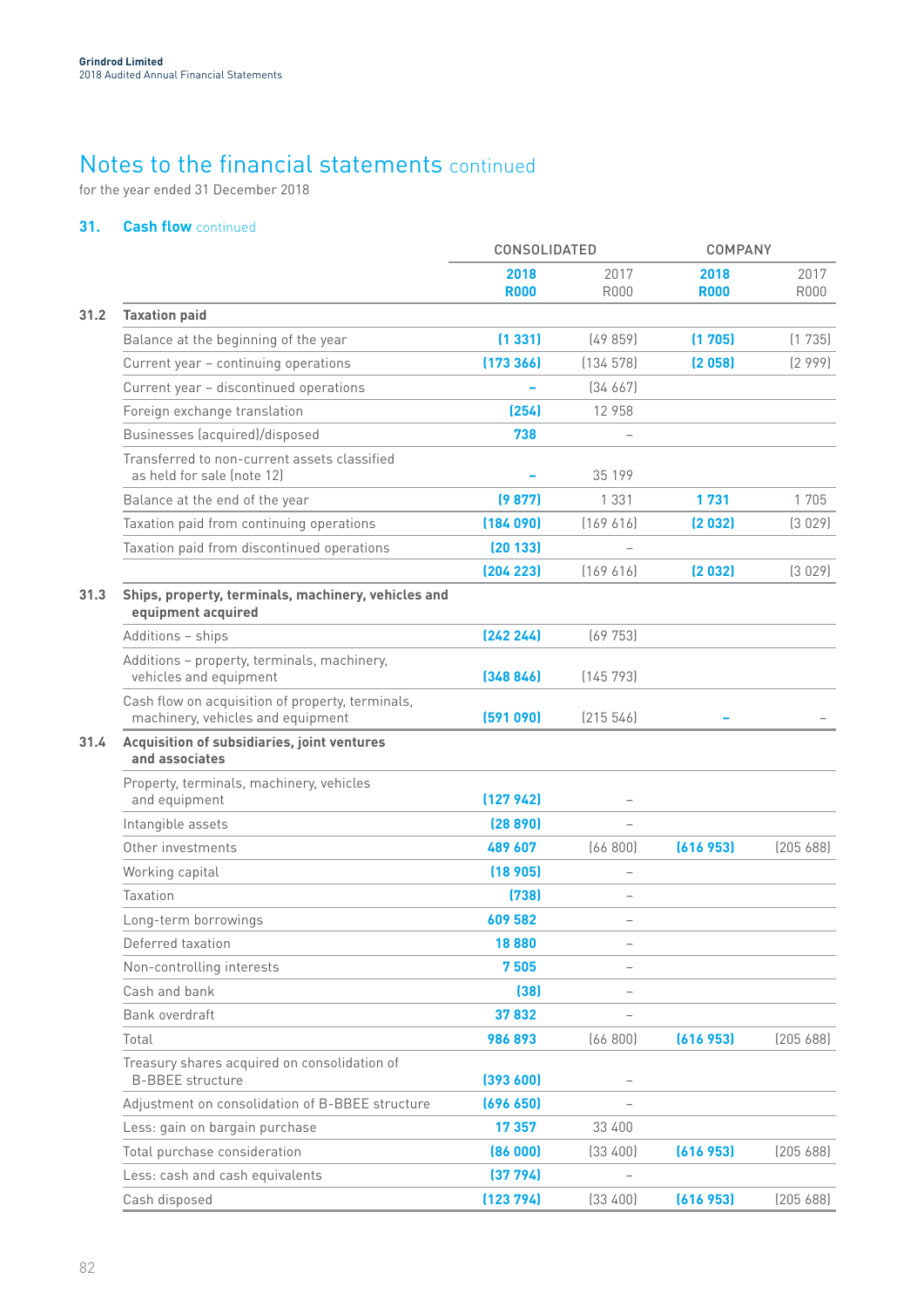# Notes to the financial statements continued

for the year ended 31 December 2018

## 31. Cash flow continued

| | | CONSOLIDATED | | COMPANY | |
|---|---|---|---|---|---|
| | | **2018 R000** | 2017 R000 | **2018 R000** | 2017 R000 |
| **31.2** | **Taxation paid** | | | | |
| | Balance at the beginning of the year | **(1 331)** | (49 859) | **(1 705)** | (1 735) |
| | Current year – continuing operations | **(173 366)** | (134 578) | **(2 058)** | (2 999) |
| | Current year – discontinued operations | **–** | (34 667) | | |
| | Foreign exchange translation | **(254)** | 12 958 | | |
| | Businesses (acquired)/disposed | **738** | – | | |
| | Transferred to non-current assets classified as held for sale (note 12) | **–** | 35 199 | | |
| | Balance at the end of the year | **(9 877)** | 1 331 | **1 731** | 1 705 |
| | Taxation paid from continuing operations | **(184 090)** | (169 616) | **(2 032)** | (3 029) |
| | Taxation paid from discontinued operations | **(20 133)** | – | | |
| | | **(204 223)** | (169 616) | **(2 032)** | (3 029) |
| **31.3** | **Ships, property, terminals, machinery, vehicles and equipment acquired** | | | | |
| | Additions – ships | **(242 244)** | (69 753) | | |
| | Additions – property, terminals, machinery, vehicles and equipment | **(348 846)** | (145 793) | | |
| | Cash flow on acquisition of property, terminals, machinery, vehicles and equipment | **(591 090)** | (215 546) | **–** | – |
| **31.4** | **Acquisition of subsidiaries, joint ventures and associates** | | | | |
| | Property, terminals, machinery, vehicles and equipment | **(127 942)** | – | | |
| | Intangible assets | **(28 890)** | – | | |
| | Other investments | **489 607** | (66 800) | **(616 953)** | (205 688) |
| | Working capital | **(18 905)** | – | | |
| | Taxation | **(738)** | – | | |
| | Long-term borrowings | **609 582** | – | | |
| | Deferred taxation | **18 880** | – | | |
| | Non-controlling interests | **7 505** | – | | |
| | Cash and bank | **(38)** | – | | |
| | Bank overdraft | **37 832** | – | | |
| | Total | **986 893** | (66 800) | **(616 953)** | (205 688) |
| | Treasury shares acquired on consolidation of B-BBEE structure | **(393 600)** | – | | |
| | Adjustment on consolidation of B-BBEE structure | **(696 650)** | – | | |
| | Less: gain on bargain purchase | **17 357** | 33 400 | | |
| | Total purchase consideration | **(86 000)** | (33 400) | **(616 953)** | (205 688) |
| | Less: cash and cash equivalents | **(37 794)** | – | | |
| | Cash disposed | **(123 794)** | (33 400) | **(616 953)** | (205 688) |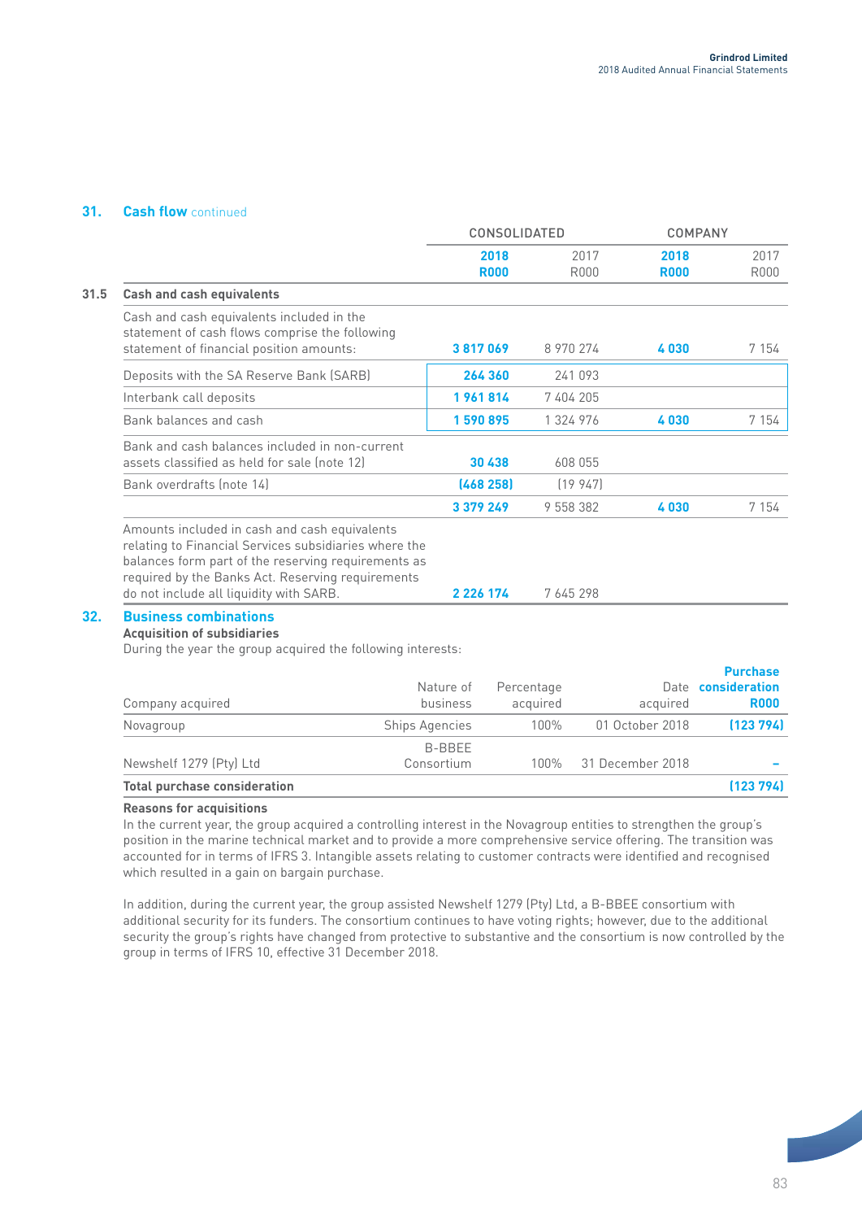## 31. Cash flow continued

### 31.5 Cash and cash equivalents

| | CONSOLIDATED | | COMPANY | |
|---|---|---|---|---|
| | **2018 R000** | 2017 R000 | **2018 R000** | 2017 R000 |
| Cash and cash equivalents included in the statement of cash flows comprise the following statement of financial position amounts: | **3 817 069** | 8 970 274 | **4 030** | 7 154 |
| Deposits with the SA Reserve Bank (SARB) | **264 360** | 241 093 | | |
| Interbank call deposits | **1 961 814** | 7 404 205 | | |
| Bank balances and cash | **1 590 895** | 1 324 976 | **4 030** | 7 154 |
| Bank and cash balances included in non-current assets classified as held for sale (note 12) | **30 438** | 608 055 | | |
| Bank overdrafts (note 14) | **(468 258)** | (19 947) | | |
| | **3 379 249** | 9 558 382 | **4 030** | 7 154 |
| Amounts included in cash and cash equivalents relating to Financial Services subsidiaries where the balances form part of the reserving requirements as required by the Banks Act. Reserving requirements do not include all liquidity with SARB. | **2 226 174** | 7 645 298 | | |

## 32. Business combinations

**Acquisition of subsidiaries**

During the year the group acquired the following interests:

| Company acquired | Nature of business | Percentage acquired | Date acquired | **Purchase consideration R000** |
|---|---|---|---|---|
| Novagroup | Ships Agencies | 100% | 01 October 2018 | **(123 794)** |
| Newshelf 1279 (Pty) Ltd | B-BBEE Consortium | 100% | 31 December 2018 | **–** |
| **Total purchase consideration** | | | | **(123 794)** |

**Reasons for acquisitions**

In the current year, the group acquired a controlling interest in the Novagroup entities to strengthen the group's position in the marine technical market and to provide a more comprehensive service offering. The transition was accounted for in terms of IFRS 3. Intangible assets relating to customer contracts were identified and recognised which resulted in a gain on bargain purchase.

In addition, during the current year, the group assisted Newshelf 1279 (Pty) Ltd, a B-BBEE consortium with additional security for its funders. The consortium continues to have voting rights; however, due to the additional security the group's rights have changed from protective to substantive and the consortium is now controlled by the group in terms of IFRS 10, effective 31 December 2018.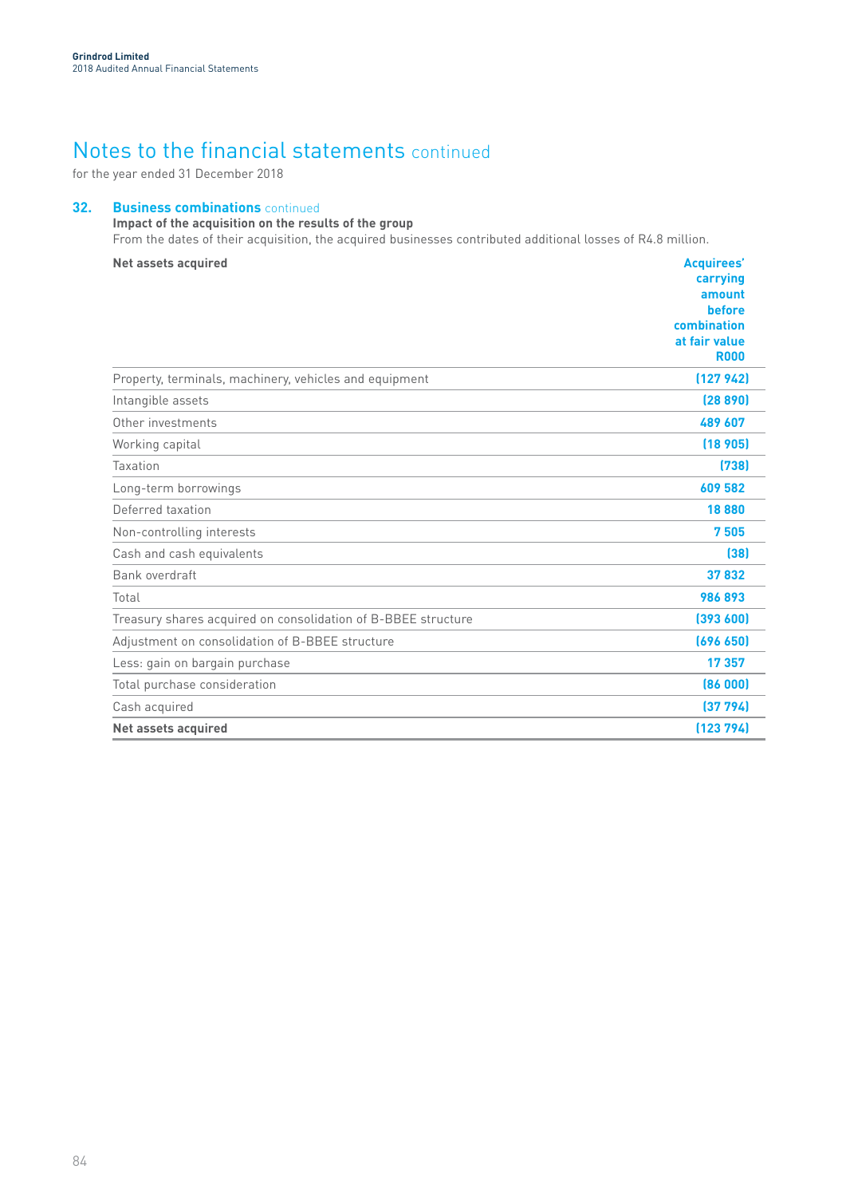# Notes to the financial statements continued

for the year ended 31 December 2018

## 32. Business combinations continued

**Impact of the acquisition on the results of the group**

From the dates of their acquisition, the acquired businesses contributed additional losses of R4.8 million.

| Net assets acquired | Acquirees' carrying amount before combination at fair value R000 |
|---|---|
| Property, terminals, machinery, vehicles and equipment | (127 942) |
| Intangible assets | (28 890) |
| Other investments | 489 607 |
| Working capital | (18 905) |
| Taxation | (738) |
| Long-term borrowings | 609 582 |
| Deferred taxation | 18 880 |
| Non-controlling interests | 7 505 |
| Cash and cash equivalents | (38) |
| Bank overdraft | 37 832 |
| Total | 986 893 |
| Treasury shares acquired on consolidation of B-BBEE structure | (393 600) |
| Adjustment on consolidation of B-BBEE structure | (696 650) |
| Less: gain on bargain purchase | 17 357 |
| Total purchase consideration | (86 000) |
| Cash acquired | (37 794) |
| **Net assets acquired** | **(123 794)** |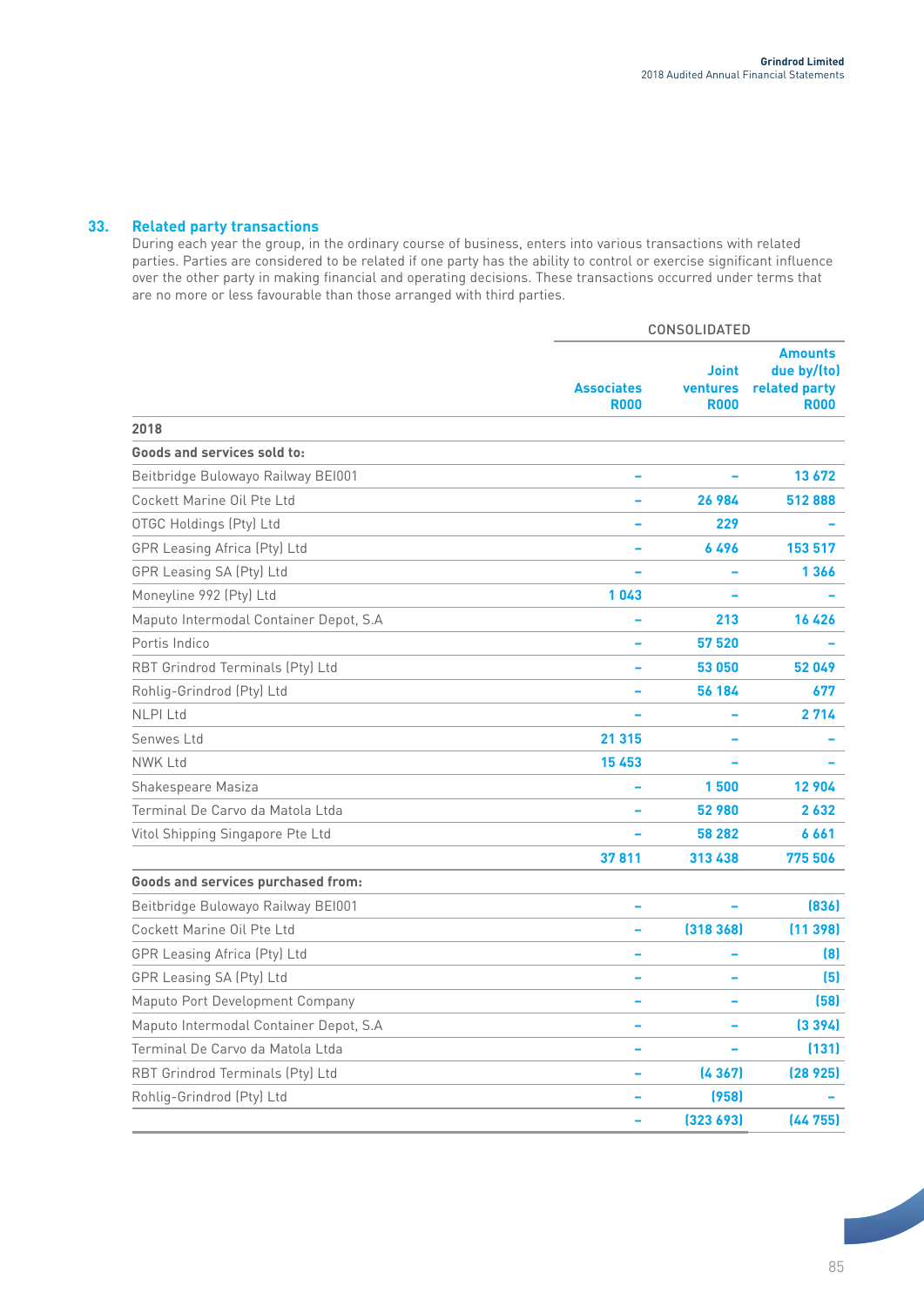## 33. Related party transactions

During each year the group, in the ordinary course of business, enters into various transactions with related parties. Parties are considered to be related if one party has the ability to control or exercise significant influence over the other party in making financial and operating decisions. These transactions occurred under terms that are no more or less favourable than those arranged with third parties.

| | CONSOLIDATED | | |
|---|---|---|---|
| | **Associates R000** | **Joint ventures R000** | **Amounts due by/(to) related party R000** |
| **2018** | | | |
| **Goods and services sold to:** | | | |
| Beitbridge Bulowayo Railway BEI001 | – | – | 13 672 |
| Cockett Marine Oil Pte Ltd | – | 26 984 | 512 888 |
| OTGC Holdings (Pty) Ltd | – | 229 | – |
| GPR Leasing Africa (Pty) Ltd | – | 6 496 | 153 517 |
| GPR Leasing SA (Pty) Ltd | – | – | 1 366 |
| Moneyline 992 (Pty) Ltd | 1 043 | – | – |
| Maputo Intermodal Container Depot, S.A | – | 213 | 16 426 |
| Portis Indico | – | 57 520 | – |
| RBT Grindrod Terminals (Pty) Ltd | – | 53 050 | 52 049 |
| Rohlig-Grindrod (Pty) Ltd | – | 56 184 | 677 |
| NLPI Ltd | – | – | 2 714 |
| Senwes Ltd | 21 315 | – | – |
| NWK Ltd | 15 453 | – | – |
| Shakespeare Masiza | – | 1 500 | 12 904 |
| Terminal De Carvo da Matola Ltda | – | 52 980 | 2 632 |
| Vitol Shipping Singapore Pte Ltd | – | 58 282 | 6 661 |
| | 37 811 | 313 438 | 775 506 |
| **Goods and services purchased from:** | | | |
| Beitbridge Bulowayo Railway BEI001 | – | – | (836) |
| Cockett Marine Oil Pte Ltd | – | (318 368) | (11 398) |
| GPR Leasing Africa (Pty) Ltd | – | – | (8) |
| GPR Leasing SA (Pty) Ltd | – | – | (5) |
| Maputo Port Development Company | – | – | (58) |
| Maputo Intermodal Container Depot, S.A | – | – | (3 394) |
| Terminal De Carvo da Matola Ltda | – | – | (131) |
| RBT Grindrod Terminals (Pty) Ltd | – | (4 367) | (28 925) |
| Rohlig-Grindrod (Pty) Ltd | – | (958) | – |
| | – | (323 693) | (44 755) |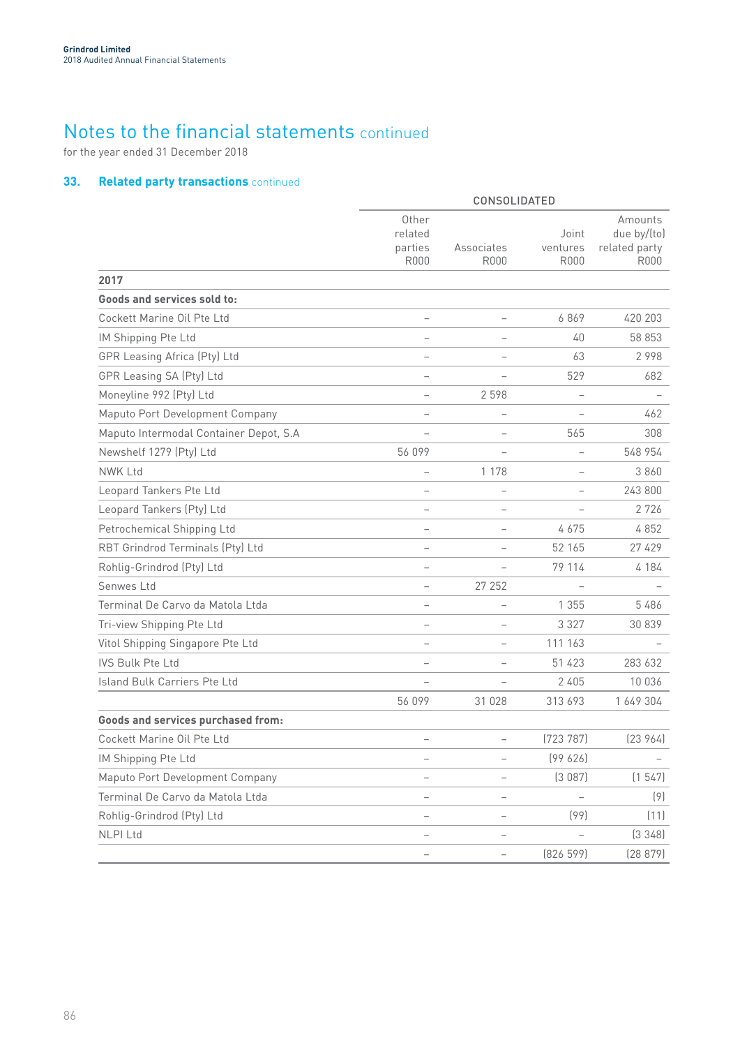# Notes to the financial statements continued

for the year ended 31 December 2018

## 33. Related party transactions continued

| | CONSOLIDATED | | | |
|---|---|---|---|---|
| | Other related parties R000 | Associates R000 | Joint ventures R000 | Amounts due by/(to) related party R000 |
| **2017** | | | | |
| **Goods and services sold to:** | | | | |
| Cockett Marine Oil Pte Ltd | – | – | 6 869 | 420 203 |
| IM Shipping Pte Ltd | – | – | 40 | 58 853 |
| GPR Leasing Africa (Pty) Ltd | – | – | 63 | 2 998 |
| GPR Leasing SA (Pty) Ltd | – | – | 529 | 682 |
| Moneyline 992 (Pty) Ltd | – | 2 598 | – | – |
| Maputo Port Development Company | – | – | – | 462 |
| Maputo Intermodal Container Depot, S.A | – | – | 565 | 308 |
| Newshelf 1279 (Pty) Ltd | 56 099 | – | – | 548 954 |
| NWK Ltd | – | 1 178 | – | 3 860 |
| Leopard Tankers Pte Ltd | – | – | – | 243 800 |
| Leopard Tankers (Pty) Ltd | – | – | – | 2 726 |
| Petrochemical Shipping Ltd | – | – | 4 675 | 4 852 |
| RBT Grindrod Terminals (Pty) Ltd | – | – | 52 165 | 27 429 |
| Rohlig-Grindrod (Pty) Ltd | – | – | 79 114 | 4 184 |
| Senwes Ltd | – | 27 252 | – | – |
| Terminal De Carvo da Matola Ltda | – | – | 1 355 | 5 486 |
| Tri-view Shipping Pte Ltd | – | – | 3 327 | 30 839 |
| Vitol Shipping Singapore Pte Ltd | – | – | 111 163 | – |
| IVS Bulk Pte Ltd | – | – | 51 423 | 283 632 |
| Island Bulk Carriers Pte Ltd | – | – | 2 405 | 10 036 |
| | 56 099 | 31 028 | 313 693 | 1 649 304 |
| **Goods and services purchased from:** | | | | |
| Cockett Marine Oil Pte Ltd | – | – | (723 787) | (23 964) |
| IM Shipping Pte Ltd | – | – | (99 626) | – |
| Maputo Port Development Company | – | – | (3 087) | (1 547) |
| Terminal De Carvo da Matola Ltda | – | – | – | (9) |
| Rohlig-Grindrod (Pty) Ltd | – | – | (99) | (11) |
| NLPI Ltd | – | – | – | (3 348) |
| | – | – | (826 599) | (28 879) |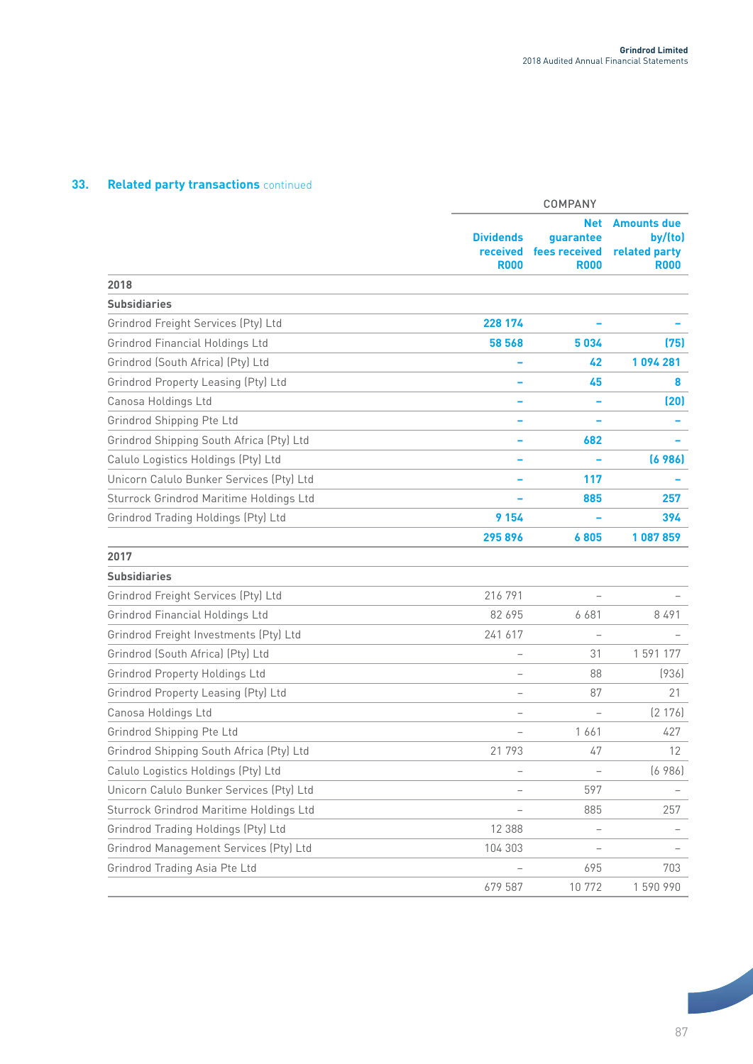## 33. Related party transactions continued

| | COMPANY | | |
|---|---|---|---|
| | **Dividends received R000** | **Net guarantee fees received R000** | **Amounts due by/(to) related party R000** |
| **2018** | | | |
| **Subsidiaries** | | | |
| Grindrod Freight Services (Pty) Ltd | **228 174** | **–** | **–** |
| Grindrod Financial Holdings Ltd | **58 568** | **5 034** | **(75)** |
| Grindrod (South Africa) (Pty) Ltd | **–** | **42** | **1 094 281** |
| Grindrod Property Leasing (Pty) Ltd | **–** | **45** | **8** |
| Canosa Holdings Ltd | **–** | **–** | **(20)** |
| Grindrod Shipping Pte Ltd | **–** | **–** | **–** |
| Grindrod Shipping South Africa (Pty) Ltd | **–** | **682** | **–** |
| Calulo Logistics Holdings (Pty) Ltd | **–** | **–** | **(6 986)** |
| Unicorn Calulo Bunker Services (Pty) Ltd | **–** | **117** | **–** |
| Sturrock Grindrod Maritime Holdings Ltd | **–** | **885** | **257** |
| Grindrod Trading Holdings (Pty) Ltd | **9 154** | **–** | **394** |
| | **295 896** | **6 805** | **1 087 859** |
| **2017** | | | |
| **Subsidiaries** | | | |
| Grindrod Freight Services (Pty) Ltd | 216 791 | – | – |
| Grindrod Financial Holdings Ltd | 82 695 | 6 681 | 8 491 |
| Grindrod Freight Investments (Pty) Ltd | 241 617 | – | – |
| Grindrod (South Africa) (Pty) Ltd | – | 31 | 1 591 177 |
| Grindrod Property Holdings Ltd | – | 88 | (936) |
| Grindrod Property Leasing (Pty) Ltd | – | 87 | 21 |
| Canosa Holdings Ltd | – | – | (2 176) |
| Grindrod Shipping Pte Ltd | – | 1 661 | 427 |
| Grindrod Shipping South Africa (Pty) Ltd | 21 793 | 47 | 12 |
| Calulo Logistics Holdings (Pty) Ltd | – | – | (6 986) |
| Unicorn Calulo Bunker Services (Pty) Ltd | – | 597 | – |
| Sturrock Grindrod Maritime Holdings Ltd | – | 885 | 257 |
| Grindrod Trading Holdings (Pty) Ltd | 12 388 | – | – |
| Grindrod Management Services (Pty) Ltd | 104 303 | – | – |
| Grindrod Trading Asia Pte Ltd | – | 695 | 703 |
| | 679 587 | 10 772 | 1 590 990 |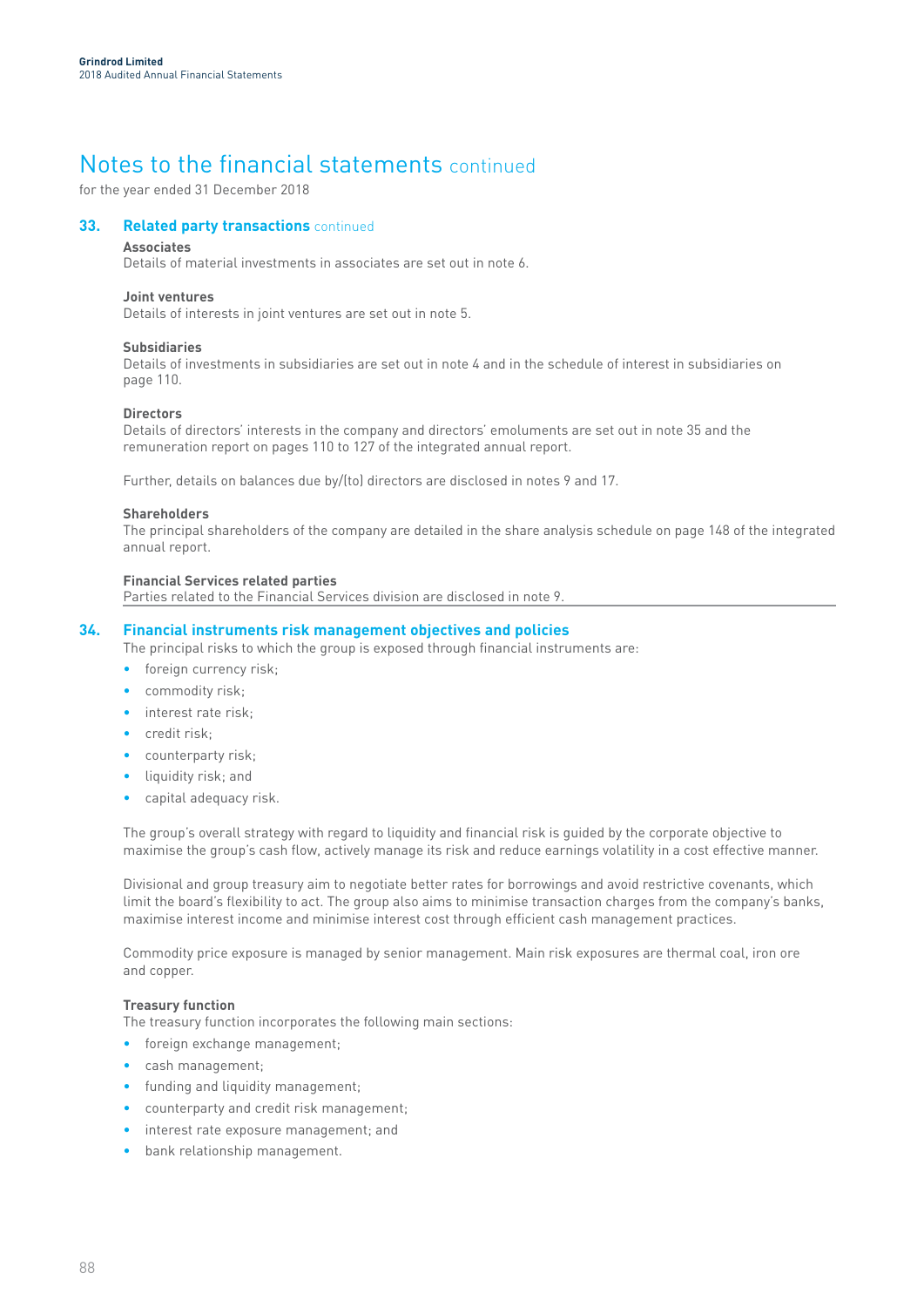# Notes to the financial statements continued

for the year ended 31 December 2018

## 33. Related party transactions continued

**Associates**

Details of material investments in associates are set out in note 6.

**Joint ventures**

Details of interests in joint ventures are set out in note 5.

**Subsidiaries**

Details of investments in subsidiaries are set out in note 4 and in the schedule of interest in subsidiaries on page 110.

**Directors**

Details of directors' interests in the company and directors' emoluments are set out in note 35 and the remuneration report on pages 110 to 127 of the integrated annual report.

Further, details on balances due by/(to) directors are disclosed in notes 9 and 17.

**Shareholders**

The principal shareholders of the company are detailed in the share analysis schedule on page 148 of the integrated annual report.

**Financial Services related parties**

Parties related to the Financial Services division are disclosed in note 9.

## 34. Financial instruments risk management objectives and policies

The principal risks to which the group is exposed through financial instruments are:

- foreign currency risk;
- commodity risk;
- interest rate risk;
- credit risk;
- counterparty risk;
- liquidity risk; and
- capital adequacy risk.

The group's overall strategy with regard to liquidity and financial risk is guided by the corporate objective to maximise the group's cash flow, actively manage its risk and reduce earnings volatility in a cost effective manner.

Divisional and group treasury aim to negotiate better rates for borrowings and avoid restrictive covenants, which limit the board's flexibility to act. The group also aims to minimise transaction charges from the company's banks, maximise interest income and minimise interest cost through efficient cash management practices.

Commodity price exposure is managed by senior management. Main risk exposures are thermal coal, iron ore and copper.

**Treasury function**

The treasury function incorporates the following main sections:

- foreign exchange management;
- cash management;
- funding and liquidity management;
- counterparty and credit risk management;
- interest rate exposure management; and
- bank relationship management.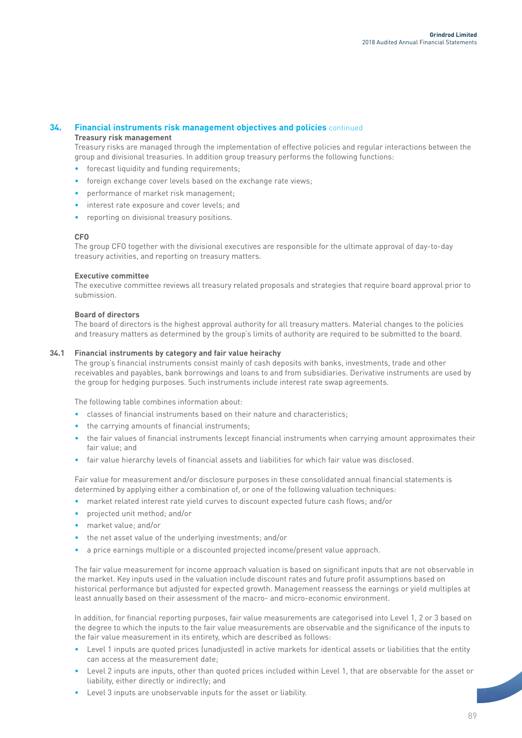## 34. Financial instruments risk management objectives and policies continued

**Treasury risk management**

Treasury risks are managed through the implementation of effective policies and regular interactions between the group and divisional treasuries. In addition group treasury performs the following functions:

- forecast liquidity and funding requirements;
- foreign exchange cover levels based on the exchange rate views;
- performance of market risk management;
- interest rate exposure and cover levels; and
- reporting on divisional treasury positions.

**CFO**

The group CFO together with the divisional executives are responsible for the ultimate approval of day-to-day treasury activities, and reporting on treasury matters.

**Executive committee**

The executive committee reviews all treasury related proposals and strategies that require board approval prior to submission.

**Board of directors**

The board of directors is the highest approval authority for all treasury matters. Material changes to the policies and treasury matters as determined by the group's limits of authority are required to be submitted to the board.

### 34.1 Financial instruments by category and fair value heirachy

The group's financial instruments consist mainly of cash deposits with banks, investments, trade and other receivables and payables, bank borrowings and loans to and from subsidiaries. Derivative instruments are used by the group for hedging purposes. Such instruments include interest rate swap agreements.

The following table combines information about:

- classes of financial instruments based on their nature and characteristics;
- the carrying amounts of financial instruments;
- the fair values of financial instruments (except financial instruments when carrying amount approximates their fair value; and
- fair value hierarchy levels of financial assets and liabilities for which fair value was disclosed.

Fair value for measurement and/or disclosure purposes in these consolidated annual financial statements is determined by applying either a combination of, or one of the following valuation techniques:

- market related interest rate yield curves to discount expected future cash flows; and/or
- projected unit method; and/or
- market value; and/or
- the net asset value of the underlying investments; and/or
- a price earnings multiple or a discounted projected income/present value approach.

The fair value measurement for income approach valuation is based on significant inputs that are not observable in the market. Key inputs used in the valuation include discount rates and future profit assumptions based on historical performance but adjusted for expected growth. Management reassess the earnings or yield multiples at least annually based on their assessment of the macro- and micro-economic environment.

In addition, for financial reporting purposes, fair value measurements are categorised into Level 1, 2 or 3 based on the degree to which the inputs to the fair value measurements are observable and the significance of the inputs to the fair value measurement in its entirety, which are described as follows:

- Level 1 inputs are quoted prices (unadjusted) in active markets for identical assets or liabilities that the entity can access at the measurement date;
- Level 2 inputs are inputs, other than quoted prices included within Level 1, that are observable for the asset or liability, either directly or indirectly; and
- Level 3 inputs are unobservable inputs for the asset or liability.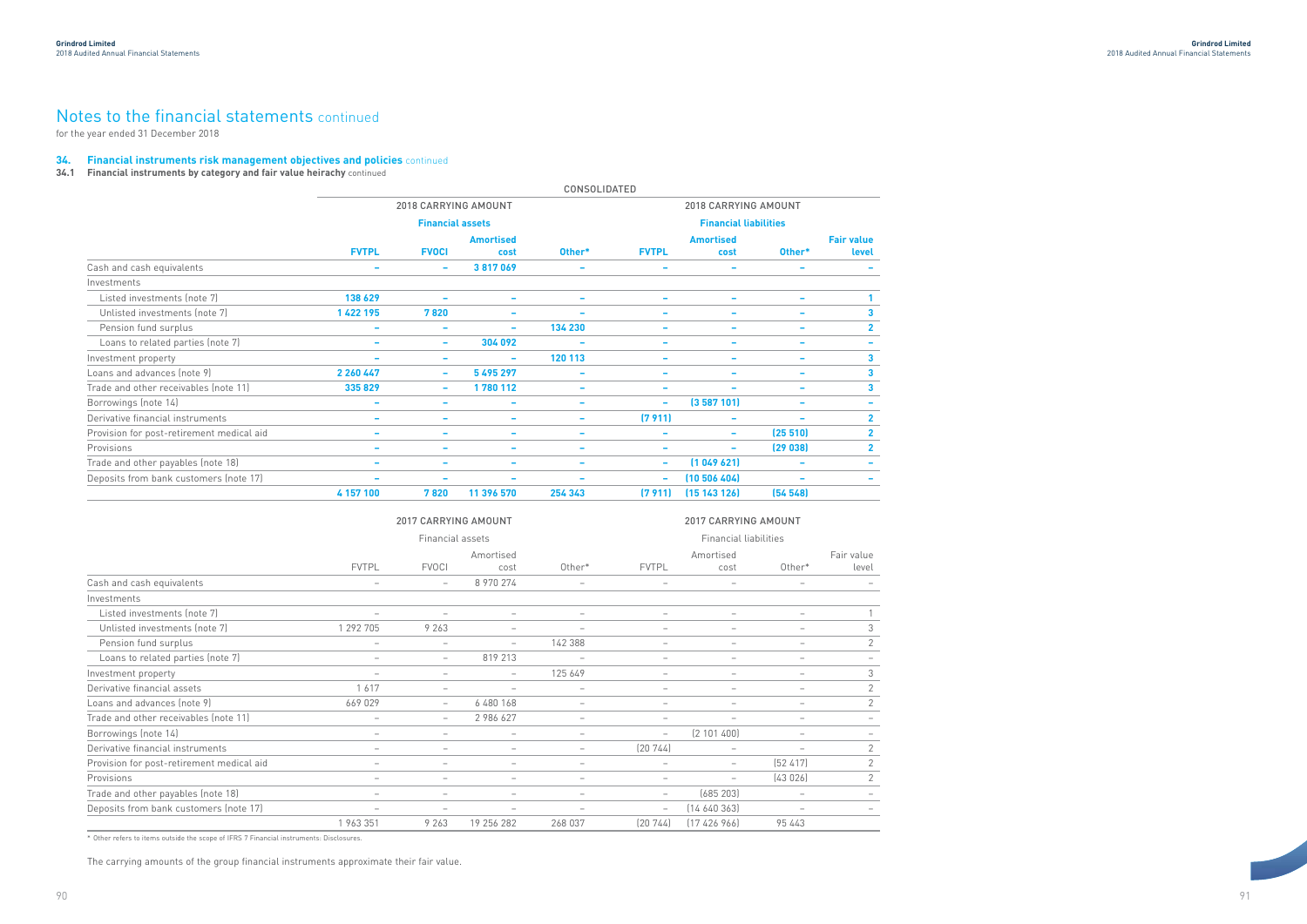# Notes to the financial statements continued

for the year ended 31 December 2018

## 34. Financial instruments risk management objectives and policies continued

### 34.1 Financial instruments by category and fair value heirachy continued

CONSOLIDATED

| | 2018 CARRYING AMOUNT | | | | 2018 CARRYING AMOUNT | | | |
|---|---|---|---|---|---|---|---|---|
| | **Financial assets** | | | | **Financial liabilities** | | | |
| | **FVTPL** | **FVOCI** | **Amortised cost** | **Other*** | **FVTPL** | **Amortised cost** | **Other*** | **Fair value level** |
| Cash and cash equivalents | – | – | 3 817 069 | – | – | – | – | – |
| Investments | | | | | | | | |
| Listed investments (note 7) | 138 629 | – | – | – | – | – | – | 1 |
| Unlisted investments (note 7) | 1 422 195 | 7 820 | – | – | – | – | – | 3 |
| Pension fund surplus | – | – | – | 134 230 | – | – | – | 2 |
| Loans to related parties (note 7) | – | – | 304 092 | – | – | – | – | – |
| Investment property | – | – | – | 120 113 | – | – | – | 3 |
| Loans and advances (note 9) | 2 260 447 | – | 5 495 297 | – | – | – | – | 3 |
| Trade and other receivables (note 11) | 335 829 | – | 1 780 112 | – | – | – | – | 3 |
| Borrowings (note 14) | – | – | – | – | – | (3 587 101) | – | – |
| Derivative financial instruments | – | – | – | – | (7 911) | – | – | 2 |
| Provision for post-retirement medical aid | – | – | – | – | – | – | (25 510) | 2 |
| Provisions | – | – | – | – | – | – | (29 038) | 2 |
| Trade and other payables (note 18) | – | – | – | – | – | (1 049 621) | – | – |
| Deposits from bank customers (note 17) | – | – | – | – | – | (10 506 404) | – | – |
| | **4 157 100** | **7 820** | **11 396 570** | **254 343** | **(7 911)** | **(15 143 126)** | **(54 548)** | |

| | 2017 CARRYING AMOUNT | | | | 2017 CARRYING AMOUNT | | | |
|---|---|---|---|---|---|---|---|---|
| | Financial assets | | | | Financial liabilities | | | |
| | FVTPL | FVOCI | Amortised cost | Other* | FVTPL | Amortised cost | Other* | Fair value level |
| Cash and cash equivalents | – | – | 8 970 274 | – | – | – | – | – |
| Investments | | | | | | | | |
| Listed investments (note 7) | – | – | – | – | – | – | – | 1 |
| Unlisted investments (note 7) | 1 292 705 | 9 263 | – | – | – | – | – | 3 |
| Pension fund surplus | – | – | – | 142 388 | – | – | – | 2 |
| Loans to related parties (note 7) | – | – | 819 213 | – | – | – | – | – |
| Investment property | – | – | – | 125 649 | – | – | – | 3 |
| Derivative financial assets | 1 617 | – | – | – | – | – | – | 2 |
| Loans and advances (note 9) | 669 029 | – | 6 480 168 | – | – | – | – | 2 |
| Trade and other receivables (note 11) | – | – | 2 986 627 | – | – | – | – | – |
| Borrowings (note 14) | – | – | – | – | – | (2 101 400) | – | – |
| Derivative financial instruments | – | – | – | – | (20 744) | – | – | 2 |
| Provision for post-retirement medical aid | – | – | – | – | – | – | (52 417) | 2 |
| Provisions | – | – | – | – | – | – | (43 026) | 2 |
| Trade and other payables (note 18) | – | – | – | – | – | (685 203) | – | – |
| Deposits from bank customers (note 17) | – | – | – | – | – | (14 640 363) | – | – |
| | 1 963 351 | 9 263 | 19 256 282 | 268 037 | (20 744) | (17 426 966) | 95 443 | |

\* Other refers to items outside the scope of IFRS 7 Financial instruments: Disclosures.

The carrying amounts of the group financial instruments approximate their fair value.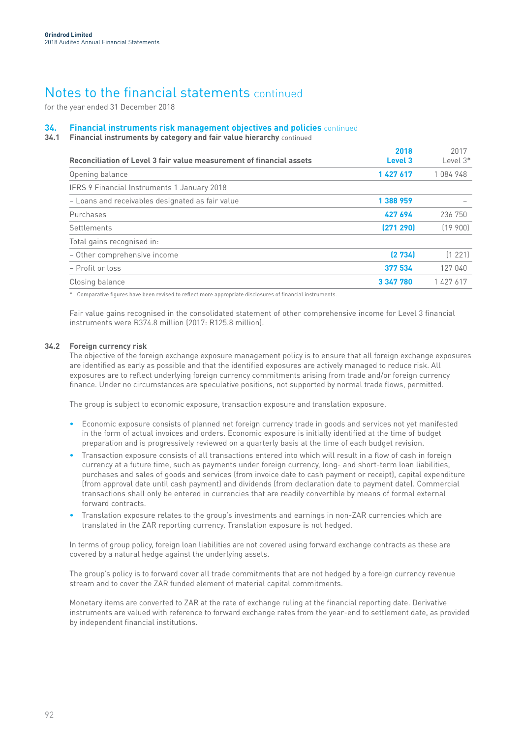# Notes to the financial statements continued

for the year ended 31 December 2018

## 34. Financial instruments risk management objectives and policies continued

### 34.1 Financial instruments by category and fair value hierarchy continued

| Reconciliation of Level 3 fair value measurement of financial assets | 2018 Level 3 | 2017 Level 3* |
|---|---|---|
| Opening balance | 1 427 617 | 1 084 948 |
| IFRS 9 Financial Instruments 1 January 2018 | | |
| – Loans and receivables designated as fair value | 1 388 959 | – |
| Purchases | 427 694 | 236 750 |
| Settlements | (271 290) | (19 900) |
| Total gains recognised in: | | |
| – Other comprehensive income | (2 734) | (1 221) |
| – Profit or loss | 377 534 | 127 040 |
| Closing balance | 3 347 780 | 1 427 617 |

\* Comparative figures have been revised to reflect more appropriate disclosures of financial instruments.

Fair value gains recognised in the consolidated statement of other comprehensive income for Level 3 financial instruments were R374.8 million (2017: R125.8 million).

### 34.2 Foreign currency risk

The objective of the foreign exchange exposure management policy is to ensure that all foreign exchange exposures are identified as early as possible and that the identified exposures are actively managed to reduce risk. All exposures are to reflect underlying foreign currency commitments arising from trade and/or foreign currency finance. Under no circumstances are speculative positions, not supported by normal trade flows, permitted.

The group is subject to economic exposure, transaction exposure and translation exposure.

- Economic exposure consists of planned net foreign currency trade in goods and services not yet manifested in the form of actual invoices and orders. Economic exposure is initially identified at the time of budget preparation and is progressively reviewed on a quarterly basis at the time of each budget revision.
- Transaction exposure consists of all transactions entered into which will result in a flow of cash in foreign currency at a future time, such as payments under foreign currency, long- and short-term loan liabilities, purchases and sales of goods and services (from invoice date to cash payment or receipt), capital expenditure (from approval date until cash payment) and dividends (from declaration date to payment date). Commercial transactions shall only be entered in currencies that are readily convertible by means of formal external forward contracts.
- Translation exposure relates to the group's investments and earnings in non-ZAR currencies which are translated in the ZAR reporting currency. Translation exposure is not hedged.

In terms of group policy, foreign loan liabilities are not covered using forward exchange contracts as these are covered by a natural hedge against the underlying assets.

The group's policy is to forward cover all trade commitments that are not hedged by a foreign currency revenue stream and to cover the ZAR funded element of material capital commitments.

Monetary items are converted to ZAR at the rate of exchange ruling at the financial reporting date. Derivative instruments are valued with reference to forward exchange rates from the year-end to settlement date, as provided by independent financial institutions.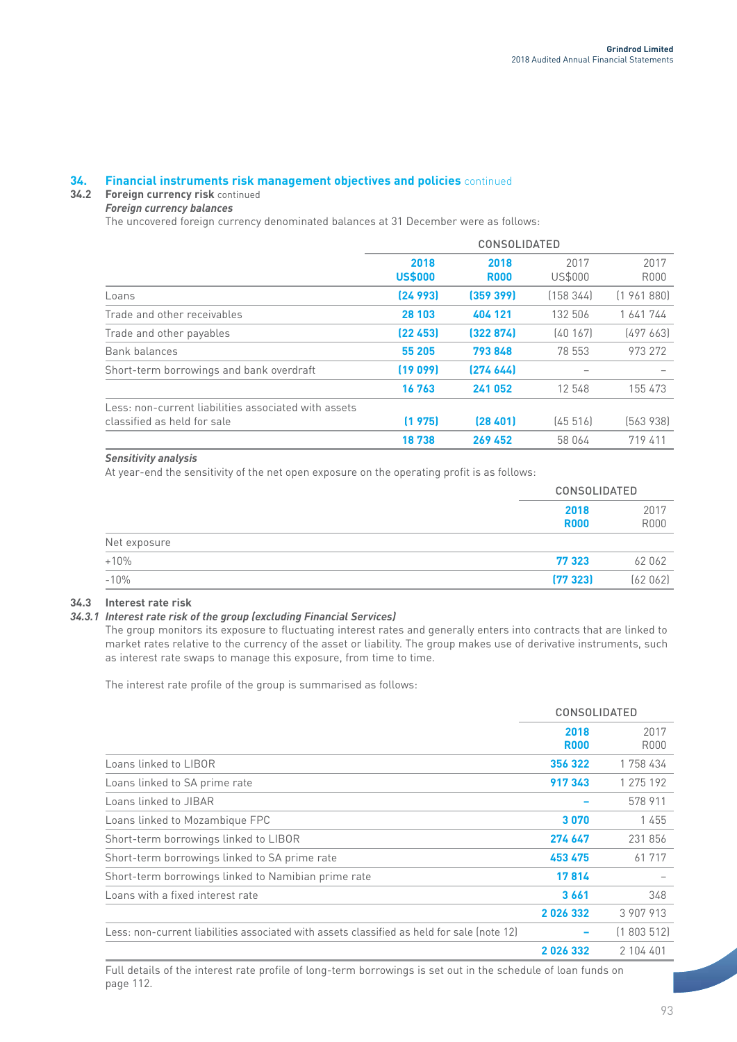## 34. Financial instruments risk management objectives and policies continued

### 34.2 Foreign currency risk continued

***Foreign currency balances***

The uncovered foreign currency denominated balances at 31 December were as follows:

| | CONSOLIDATED | | | |
|---|---|---|---|---|
| | **2018 US$000** | **2018 R000** | 2017 US$000 | 2017 R000 |
| Loans | **(24 993)** | **(359 399)** | (158 344) | (1 961 880) |
| Trade and other receivables | **28 103** | **404 121** | 132 506 | 1 641 744 |
| Trade and other payables | **(22 453)** | **(322 874)** | (40 167) | (497 663) |
| Bank balances | **55 205** | **793 848** | 78 553 | 973 272 |
| Short-term borrowings and bank overdraft | **(19 099)** | **(274 644)** | – | – |
| | **16 763** | **241 052** | 12 548 | 155 473 |
| Less: non-current liabilities associated with assets classified as held for sale | **(1 975)** | **(28 401)** | (45 516) | (563 938) |
| | **18 738** | **269 452** | 58 064 | 719 411 |

***Sensitivity analysis***

At year-end the sensitivity of the net open exposure on the operating profit is as follows:

| | CONSOLIDATED | |
|---|---|---|
| | **2018 R000** | 2017 R000 |
| Net exposure | | |
| +10% | **77 323** | 62 062 |
| -10% | **(77 323)** | (62 062) |

### 34.3 Interest rate risk

#### *34.3.1 Interest rate risk of the group (excluding Financial Services)*

The group monitors its exposure to fluctuating interest rates and generally enters into contracts that are linked to market rates relative to the currency of the asset or liability. The group makes use of derivative instruments, such as interest rate swaps to manage this exposure, from time to time.

The interest rate profile of the group is summarised as follows:

| | CONSOLIDATED | |
|---|---|---|
| | **2018 R000** | 2017 R000 |
| Loans linked to LIBOR | **356 322** | 1 758 434 |
| Loans linked to SA prime rate | **917 343** | 1 275 192 |
| Loans linked to JIBAR | **–** | 578 911 |
| Loans linked to Mozambique FPC | **3 070** | 1 455 |
| Short-term borrowings linked to LIBOR | **274 647** | 231 856 |
| Short-term borrowings linked to SA prime rate | **453 475** | 61 717 |
| Short-term borrowings linked to Namibian prime rate | **17 814** | – |
| Loans with a fixed interest rate | **3 661** | 348 |
| | **2 026 332** | 3 907 913 |
| Less: non-current liabilities associated with assets classified as held for sale (note 12) | **–** | (1 803 512) |
| | **2 026 332** | 2 104 401 |

Full details of the interest rate profile of long-term borrowings is set out in the schedule of loan funds on page 112.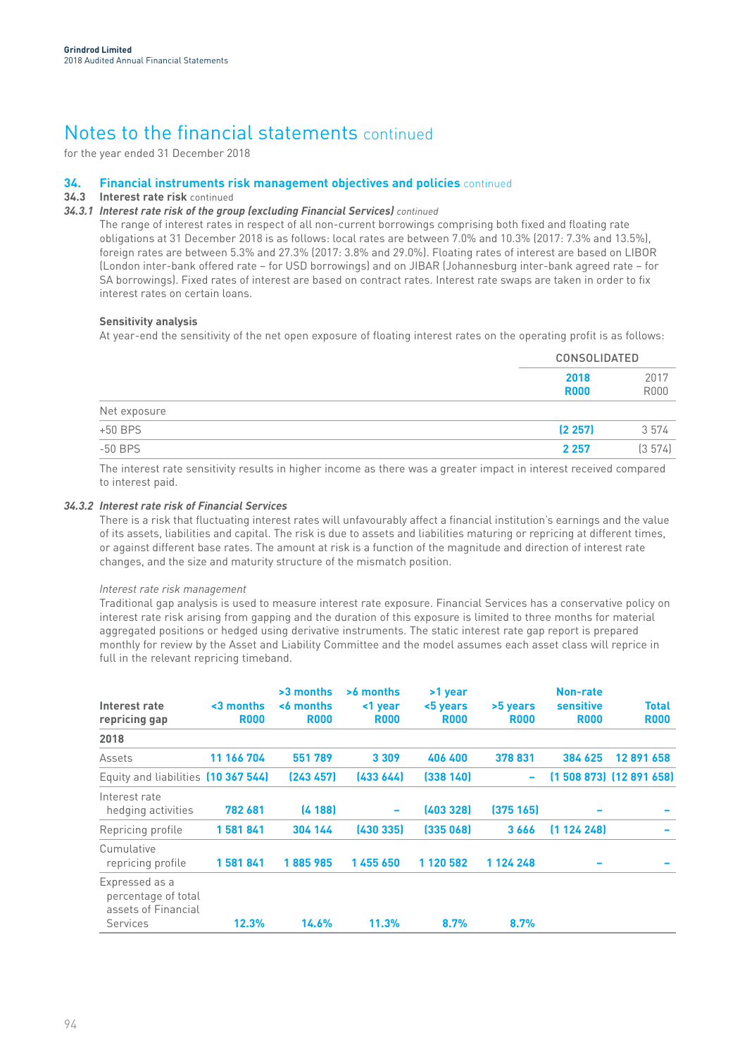# Notes to the financial statements continued

for the year ended 31 December 2018

## 34. Financial instruments risk management objectives and policies continued

### 34.3 Interest rate risk continued

#### *34.3.1 Interest rate risk of the group (excluding Financial Services) continued*

The range of interest rates in respect of all non-current borrowings comprising both fixed and floating rate obligations at 31 December 2018 is as follows: local rates are between 7.0% and 10.3% (2017: 7.3% and 13.5%), foreign rates are between 5.3% and 27.3% (2017: 3.8% and 29.0%). Floating rates of interest are based on LIBOR (London inter-bank offered rate – for USD borrowings) and on JIBAR (Johannesburg inter-bank agreed rate – for SA borrowings). Fixed rates of interest are based on contract rates. Interest rate swaps are taken in order to fix interest rates on certain loans.

**Sensitivity analysis**

At year-end the sensitivity of the net open exposure of floating interest rates on the operating profit is as follows:

| | CONSOLIDATED | |
|---|---|---|
| | **2018 R000** | 2017 R000 |
| Net exposure | | |
| +50 BPS | **(2 257)** | 3 574 |
| -50 BPS | **2 257** | (3 574) |

The interest rate sensitivity results in higher income as there was a greater impact in interest received compared to interest paid.

#### *34.3.2 Interest rate risk of Financial Services*

There is a risk that fluctuating interest rates will unfavourably affect a financial institution's earnings and the value of its assets, liabilities and capital. The risk is due to assets and liabilities maturing or repricing at different times, or against different base rates. The amount at risk is a function of the magnitude and direction of interest rate changes, and the size and maturity structure of the mismatch position.

*Interest rate risk management*

Traditional gap analysis is used to measure interest rate exposure. Financial Services has a conservative policy on interest rate risk arising from gapping and the duration of this exposure is limited to three months for material aggregated positions or hedged using derivative instruments. The static interest rate gap report is prepared monthly for review by the Asset and Liability Committee and the model assumes each asset class will reprice in full in the relevant repricing timeband.

| Interest rate repricing gap | <3 months R000 | >3 months <6 months R000 | >6 months <1 year R000 | >1 year <5 years R000 | >5 years R000 | Non-rate sensitive R000 | Total R000 |
|---|---|---|---|---|---|---|---|
| **2018** | | | | | | | |
| Assets | **11 166 704** | **551 789** | **3 309** | **406 400** | **378 831** | **384 625** | **12 891 658** |
| Equity and liabilities | **(10 367 544)** | **(243 457)** | **(433 644)** | **(338 140)** | **–** | **(1 508 873)** | **(12 891 658)** |
| Interest rate hedging activities | **782 681** | **(4 188)** | **–** | **(403 328)** | **(375 165)** | **–** | **–** |
| Repricing profile | **1 581 841** | **304 144** | **(430 335)** | **(335 068)** | **3 666** | **(1 124 248)** | **–** |
| Cumulative repricing profile | **1 581 841** | **1 885 985** | **1 455 650** | **1 120 582** | **1 124 248** | **–** | **–** |
| Expressed as a percentage of total assets of Financial Services | **12.3%** | **14.6%** | **11.3%** | **8.7%** | **8.7%** | | |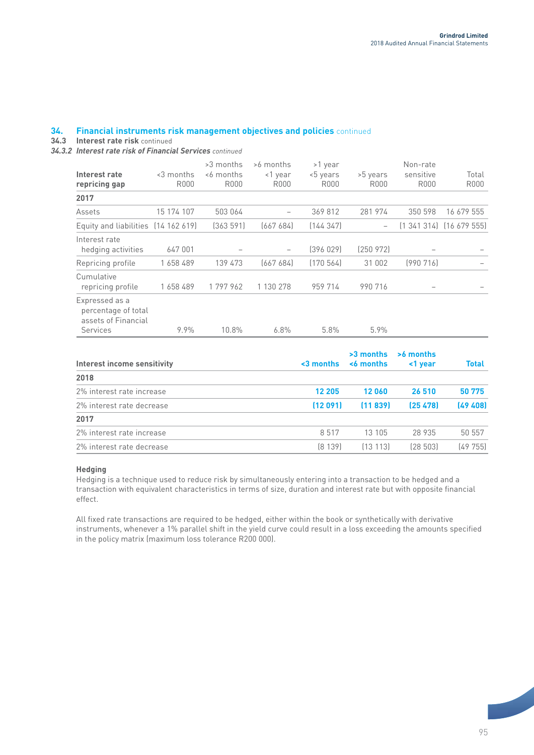## 34. Financial instruments risk management objectives and policies continued

### 34.3 Interest rate risk continued

#### *34.3.2 Interest rate risk of Financial Services continued*

| Interest rate repricing gap | <3 months R000 | >3 months <6 months R000 | >6 months <1 year R000 | >1 year <5 years R000 | >5 years R000 | Non-rate sensitive R000 | Total R000 |
|---|---|---|---|---|---|---|---|
| **2017** | | | | | | | |
| Assets | 15 174 107 | 503 064 | – | 369 812 | 281 974 | 350 598 | 16 679 555 |
| Equity and liabilities | (14 162 619) | (363 591) | (667 684) | (144 347) | – | (1 341 314) | (16 679 555) |
| Interest rate hedging activities | 647 001 | – | – | (396 029) | (250 972) | – | – |
| Repricing profile | 1 658 489 | 139 473 | (667 684) | (170 564) | 31 002 | (990 716) | – |
| Cumulative repricing profile | 1 658 489 | 1 797 962 | 1 130 278 | 959 714 | 990 716 | – | – |
| Expressed as a percentage of total assets of Financial Services | 9.9% | 10.8% | 6.8% | 5.8% | 5.9% | | |

| Interest income sensitivity | <3 months | >3 months <6 months | >6 months <1 year | Total |
|---|---|---|---|---|
| **2018** | | | | |
| 2% interest rate increase | **12 205** | **12 060** | **26 510** | **50 775** |
| 2% interest rate decrease | **(12 091)** | **(11 839)** | **(25 478)** | **(49 408)** |
| **2017** | | | | |
| 2% interest rate increase | 8 517 | 13 105 | 28 935 | 50 557 |
| 2% interest rate decrease | (8 139) | (13 113) | (28 503) | (49 755) |

**Hedging**

Hedging is a technique used to reduce risk by simultaneously entering into a transaction to be hedged and a transaction with equivalent characteristics in terms of size, duration and interest rate but with opposite financial effect.

All fixed rate transactions are required to be hedged, either within the book or synthetically with derivative instruments, whenever a 1% parallel shift in the yield curve could result in a loss exceeding the amounts specified in the policy matrix (maximum loss tolerance R200 000).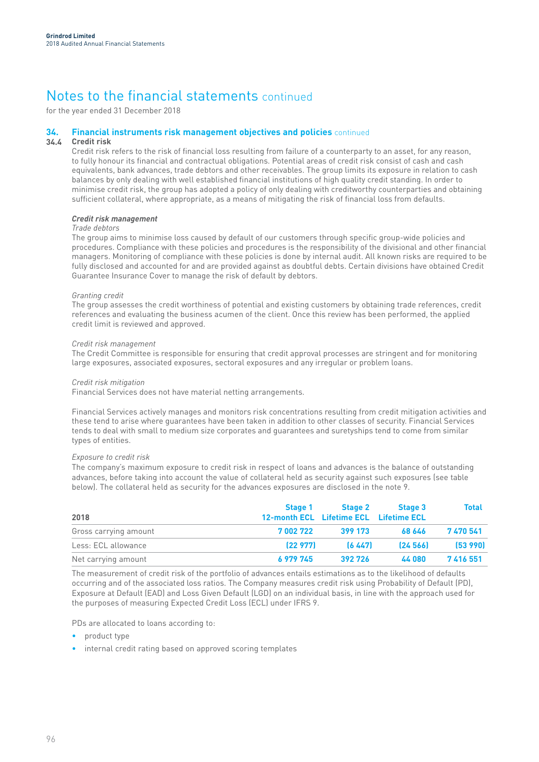# Notes to the financial statements continued

for the year ended 31 December 2018

## 34. Financial instruments risk management objectives and policies continued

### 34.4 Credit risk

Credit risk refers to the risk of financial loss resulting from failure of a counterparty to an asset, for any reason, to fully honour its financial and contractual obligations. Potential areas of credit risk consist of cash and cash equivalents, bank advances, trade debtors and other receivables. The group limits its exposure in relation to cash balances by only dealing with well established financial institutions of high quality credit standing. In order to minimise credit risk, the group has adopted a policy of only dealing with creditworthy counterparties and obtaining sufficient collateral, where appropriate, as a means of mitigating the risk of financial loss from defaults.

***Credit risk management***

*Trade debtors*

The group aims to minimise loss caused by default of our customers through specific group-wide policies and procedures. Compliance with these policies and procedures is the responsibility of the divisional and other financial managers. Monitoring of compliance with these policies is done by internal audit. All known risks are required to be fully disclosed and accounted for and are provided against as doubtful debts. Certain divisions have obtained Credit Guarantee Insurance Cover to manage the risk of default by debtors.

*Granting credit*

The group assesses the credit worthiness of potential and existing customers by obtaining trade references, credit references and evaluating the business acumen of the client. Once this review has been performed, the applied credit limit is reviewed and approved.

*Credit risk management*

The Credit Committee is responsible for ensuring that credit approval processes are stringent and for monitoring large exposures, associated exposures, sectoral exposures and any irregular or problem loans.

*Credit risk mitigation*

Financial Services does not have material netting arrangements.

Financial Services actively manages and monitors risk concentrations resulting from credit mitigation activities and these tend to arise where guarantees have been taken in addition to other classes of security. Financial Services tends to deal with small to medium size corporates and guarantees and suretyships tend to come from similar types of entities.

*Exposure to credit risk*

The company's maximum exposure to credit risk in respect of loans and advances is the balance of outstanding advances, before taking into account the value of collateral held as security against such exposures (see table below). The collateral held as security for the advances exposures are disclosed in the note 9.

| 2018 | Stage 1 12-month ECL | Stage 2 Lifetime ECL | Stage 3 Lifetime ECL | Total |
|---|---|---|---|---|
| Gross carrying amount | 7 002 722 | 399 173 | 68 646 | 7 470 541 |
| Less: ECL allowance | (22 977) | (6 447) | (24 566) | (53 990) |
| Net carrying amount | 6 979 745 | 392 726 | 44 080 | 7 416 551 |

The measurement of credit risk of the portfolio of advances entails estimations as to the likelihood of defaults occurring and of the associated loss ratios. The Company measures credit risk using Probability of Default (PD), Exposure at Default (EAD) and Loss Given Default (LGD) on an individual basis, in line with the approach used for the purposes of measuring Expected Credit Loss (ECL) under IFRS 9.

PDs are allocated to loans according to:

- product type
- internal credit rating based on approved scoring templates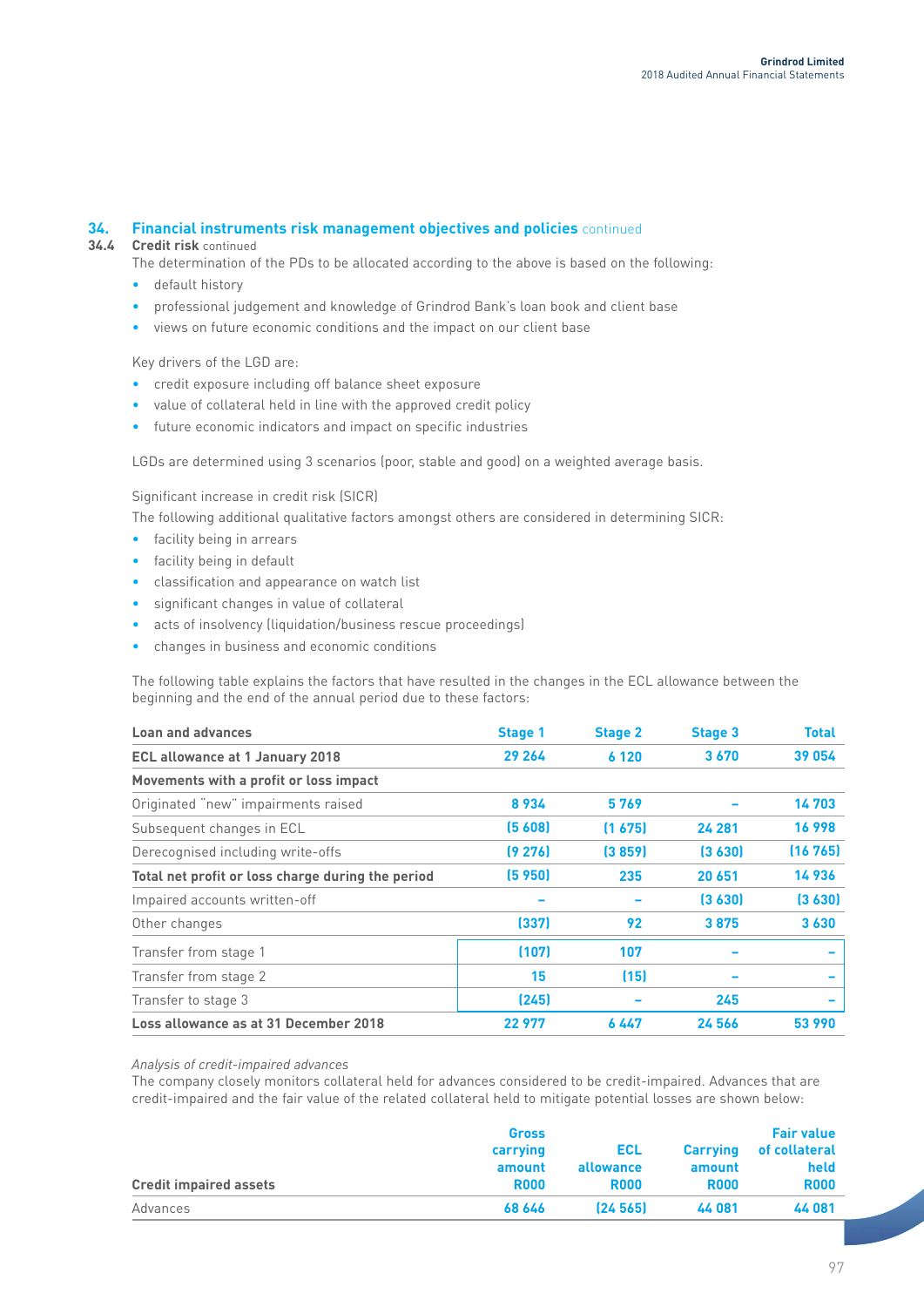## 34. Financial instruments risk management objectives and policies continued

### 34.4 Credit risk continued

The determination of the PDs to be allocated according to the above is based on the following:

- default history
- professional judgement and knowledge of Grindrod Bank's loan book and client base
- views on future economic conditions and the impact on our client base

Key drivers of the LGD are:

- credit exposure including off balance sheet exposure
- value of collateral held in line with the approved credit policy
- future economic indicators and impact on specific industries

LGDs are determined using 3 scenarios (poor, stable and good) on a weighted average basis.

Significant increase in credit risk (SICR)

The following additional qualitative factors amongst others are considered in determining SICR:

- facility being in arrears
- facility being in default
- classification and appearance on watch list
- significant changes in value of collateral
- acts of insolvency (liquidation/business rescue proceedings)
- changes in business and economic conditions

The following table explains the factors that have resulted in the changes in the ECL allowance between the beginning and the end of the annual period due to these factors:

| Loan and advances | Stage 1 | Stage 2 | Stage 3 | Total |
|---|---|---|---|---|
| **ECL allowance at 1 January 2018** | **29 264** | **6 120** | **3 670** | **39 054** |
| **Movements with a profit or loss impact** | | | | |
| Originated "new" impairments raised | 8 934 | 5 769 | – | 14 703 |
| Subsequent changes in ECL | (5 608) | (1 675) | 24 281 | 16 998 |
| Derecognised including write-offs | (9 276) | (3 859) | (3 630) | (16 765) |
| **Total net profit or loss charge during the period** | **(5 950)** | **235** | **20 651** | **14 936** |
| Impaired accounts written-off | – | – | (3 630) | (3 630) |
| Other changes | (337) | 92 | 3 875 | 3 630 |
| Transfer from stage 1 | (107) | 107 | – | – |
| Transfer from stage 2 | 15 | (15) | – | – |
| Transfer to stage 3 | (245) | – | 245 | – |
| **Loss allowance as at 31 December 2018** | **22 977** | **6 447** | **24 566** | **53 990** |

*Analysis of credit-impaired advances*

The company closely monitors collateral held for advances considered to be credit-impaired. Advances that are credit-impaired and the fair value of the related collateral held to mitigate potential losses are shown below:

| Credit impaired assets | Gross carrying amount R000 | ECL allowance R000 | Carrying amount R000 | Fair value of collateral held R000 |
|---|---|---|---|---|
| Advances | 68 646 | (24 565) | 44 081 | 44 081 |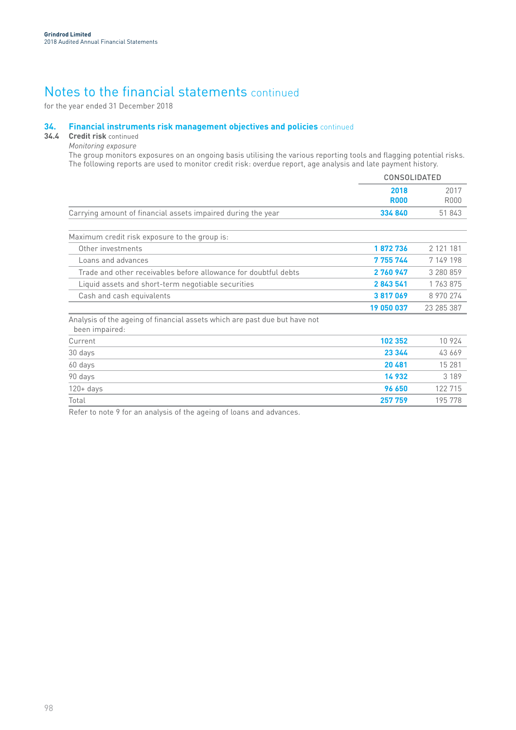# Notes to the financial statements continued

for the year ended 31 December 2018

## 34. Financial instruments risk management objectives and policies continued

### 34.4 Credit risk continued

*Monitoring exposure*

The group monitors exposures on an ongoing basis utilising the various reporting tools and flagging potential risks. The following reports are used to monitor credit risk: overdue report, age analysis and late payment history.

| | CONSOLIDATED | |
|---|---|---|
| | **2018 R000** | 2017 R000 |
| Carrying amount of financial assets impaired during the year | **334 840** | 51 843 |
| | | |
| Maximum credit risk exposure to the group is: | | |
| Other investments | **1 872 736** | 2 121 181 |
| Loans and advances | **7 755 744** | 7 149 198 |
| Trade and other receivables before allowance for doubtful debts | **2 760 947** | 3 280 859 |
| Liquid assets and short-term negotiable securities | **2 843 541** | 1 763 875 |
| Cash and cash equivalents | **3 817 069** | 8 970 274 |
| | **19 050 037** | 23 285 387 |
| Analysis of the ageing of financial assets which are past due but have not been impaired: | | |
| Current | **102 352** | 10 924 |
| 30 days | **23 344** | 43 669 |
| 60 days | **20 481** | 15 281 |
| 90 days | **14 932** | 3 189 |
| 120+ days | **96 650** | 122 715 |
| Total | **257 759** | 195 778 |

Refer to note 9 for an analysis of the ageing of loans and advances.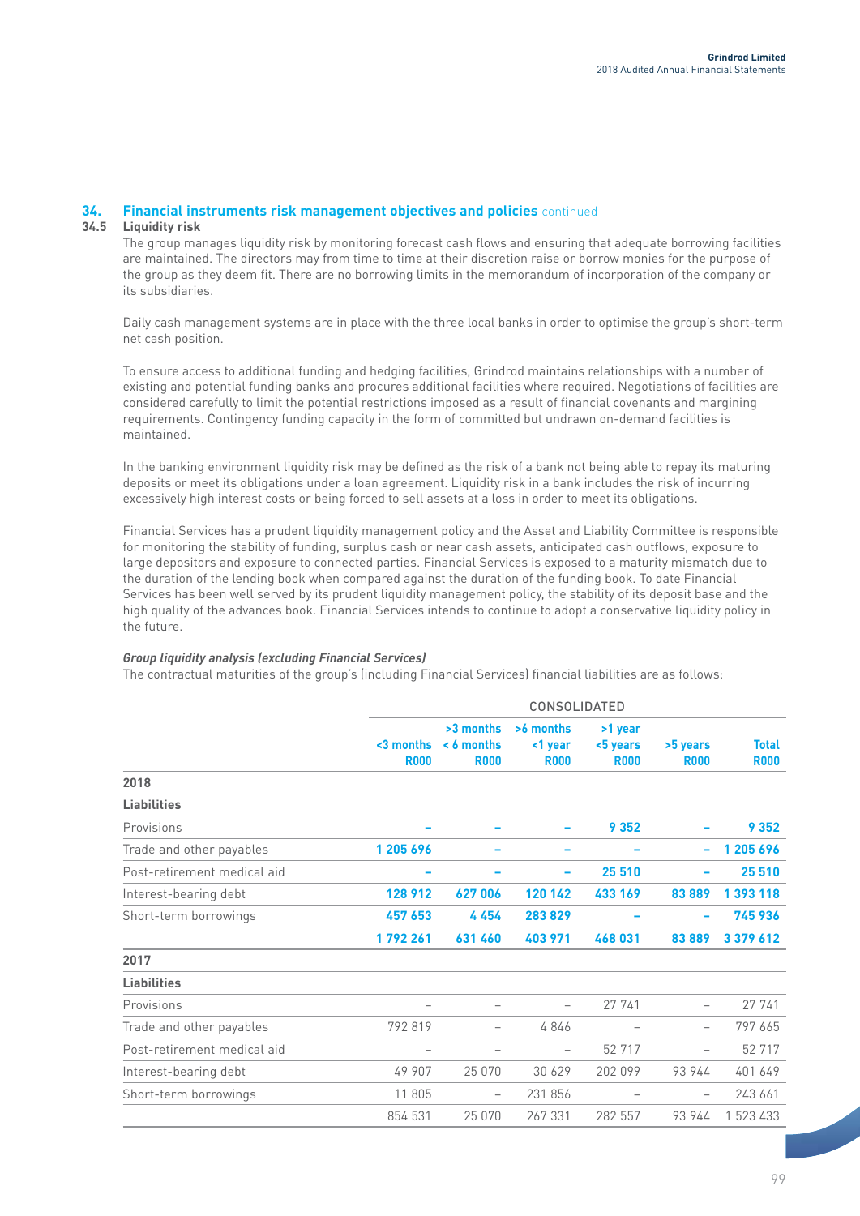## 34. Financial instruments risk management objectives and policies continued

### 34.5 Liquidity risk

The group manages liquidity risk by monitoring forecast cash flows and ensuring that adequate borrowing facilities are maintained. The directors may from time to time at their discretion raise or borrow monies for the purpose of the group as they deem fit. There are no borrowing limits in the memorandum of incorporation of the company or its subsidiaries.

Daily cash management systems are in place with the three local banks in order to optimise the group's short-term net cash position.

To ensure access to additional funding and hedging facilities, Grindrod maintains relationships with a number of existing and potential funding banks and procures additional facilities where required. Negotiations of facilities are considered carefully to limit the potential restrictions imposed as a result of financial covenants and margining requirements. Contingency funding capacity in the form of committed but undrawn on-demand facilities is maintained.

In the banking environment liquidity risk may be defined as the risk of a bank not being able to repay its maturing deposits or meet its obligations under a loan agreement. Liquidity risk in a bank includes the risk of incurring excessively high interest costs or being forced to sell assets at a loss in order to meet its obligations.

Financial Services has a prudent liquidity management policy and the Asset and Liability Committee is responsible for monitoring the stability of funding, surplus cash or near cash assets, anticipated cash outflows, exposure to large depositors and exposure to connected parties. Financial Services is exposed to a maturity mismatch due to the duration of the lending book when compared against the duration of the funding book. To date Financial Services has been well served by its prudent liquidity management policy, the stability of its deposit base and the high quality of the advances book. Financial Services intends to continue to adopt a conservative liquidity policy in the future.

***Group liquidity analysis (excluding Financial Services)***

The contractual maturities of the group's (including Financial Services) financial liabilities are as follows:

| | CONSOLIDATED | | | | | |
|---|---|---|---|---|---|---|
| | <3 months R000 | >3 months < 6 months R000 | >6 months <1 year R000 | >1 year <5 years R000 | >5 years R000 | Total R000 |
| **2018** | | | | | | |
| **Liabilities** | | | | | | |
| Provisions | – | – | – | 9 352 | – | 9 352 |
| Trade and other payables | 1 205 696 | – | – | – | – | 1 205 696 |
| Post-retirement medical aid | – | – | – | 25 510 | – | 25 510 |
| Interest-bearing debt | 128 912 | 627 006 | 120 142 | 433 169 | 83 889 | 1 393 118 |
| Short-term borrowings | 457 653 | 4 454 | 283 829 | – | – | 745 936 |
| | 1 792 261 | 631 460 | 403 971 | 468 031 | 83 889 | 3 379 612 |
| **2017** | | | | | | |
| **Liabilities** | | | | | | |
| Provisions | – | – | – | 27 741 | – | 27 741 |
| Trade and other payables | 792 819 | – | 4 846 | – | – | 797 665 |
| Post-retirement medical aid | – | – | – | 52 717 | – | 52 717 |
| Interest-bearing debt | 49 907 | 25 070 | 30 629 | 202 099 | 93 944 | 401 649 |
| Short-term borrowings | 11 805 | – | 231 856 | – | – | 243 661 |
| | 854 531 | 25 070 | 267 331 | 282 557 | 93 944 | 1 523 433 |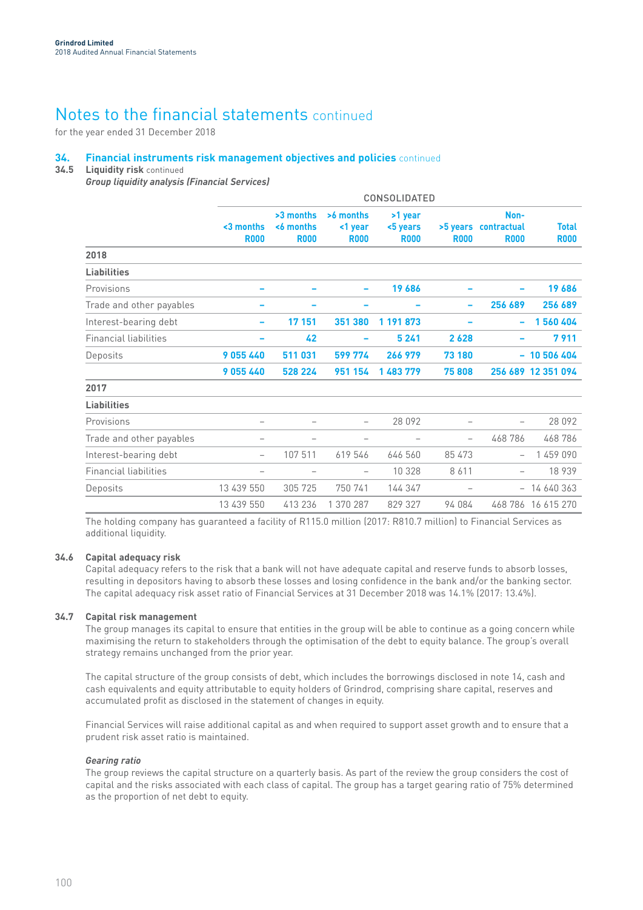# Notes to the financial statements continued

for the year ended 31 December 2018

## 34. Financial instruments risk management objectives and policies continued

### 34.5 Liquidity risk continued

***Group liquidity analysis (Financial Services)***

| | CONSOLIDATED | | | | | | |
|---|---|---|---|---|---|---|---|
| | **<3 months R000** | **>3 months <6 months R000** | **>6 months <1 year R000** | **>1 year <5 years R000** | **>5 years R000** | **Non-contractual R000** | **Total R000** |
| **2018** | | | | | | | |
| **Liabilities** | | | | | | | |
| Provisions | – | – | – | 19 686 | – | – | 19 686 |
| Trade and other payables | – | – | – | – | – | 256 689 | 256 689 |
| Interest-bearing debt | – | 17 151 | 351 380 | 1 191 873 | – | – | 1 560 404 |
| Financial liabilities | – | 42 | – | 5 241 | 2 628 | – | 7 911 |
| Deposits | 9 055 440 | 511 031 | 599 774 | 266 979 | 73 180 | – | 10 506 404 |
| | 9 055 440 | 528 224 | 951 154 | 1 483 779 | 75 808 | 256 689 | 12 351 094 |
| **2017** | | | | | | | |
| **Liabilities** | | | | | | | |
| Provisions | – | – | – | 28 092 | – | – | 28 092 |
| Trade and other payables | – | – | – | – | – | 468 786 | 468 786 |
| Interest-bearing debt | – | 107 511 | 619 546 | 646 560 | 85 473 | – | 1 459 090 |
| Financial liabilities | – | – | – | 10 328 | 8 611 | – | 18 939 |
| Deposits | 13 439 550 | 305 725 | 750 741 | 144 347 | – | – | 14 640 363 |
| | 13 439 550 | 413 236 | 1 370 287 | 829 327 | 94 084 | 468 786 | 16 615 270 |

The holding company has guaranteed a facility of R115.0 million (2017: R810.7 million) to Financial Services as additional liquidity.

### 34.6 Capital adequacy risk

Capital adequacy refers to the risk that a bank will not have adequate capital and reserve funds to absorb losses, resulting in depositors having to absorb these losses and losing confidence in the bank and/or the banking sector. The capital adequacy risk asset ratio of Financial Services at 31 December 2018 was 14.1% (2017: 13.4%).

### 34.7 Capital risk management

The group manages its capital to ensure that entities in the group will be able to continue as a going concern while maximising the return to stakeholders through the optimisation of the debt to equity balance. The group's overall strategy remains unchanged from the prior year.

The capital structure of the group consists of debt, which includes the borrowings disclosed in note 14, cash and cash equivalents and equity attributable to equity holders of Grindrod, comprising share capital, reserves and accumulated profit as disclosed in the statement of changes in equity.

Financial Services will raise additional capital as and when required to support asset growth and to ensure that a prudent risk asset ratio is maintained.

***Gearing ratio***

The group reviews the capital structure on a quarterly basis. As part of the review the group considers the cost of capital and the risks associated with each class of capital. The group has a target gearing ratio of 75% determined as the proportion of net debt to equity.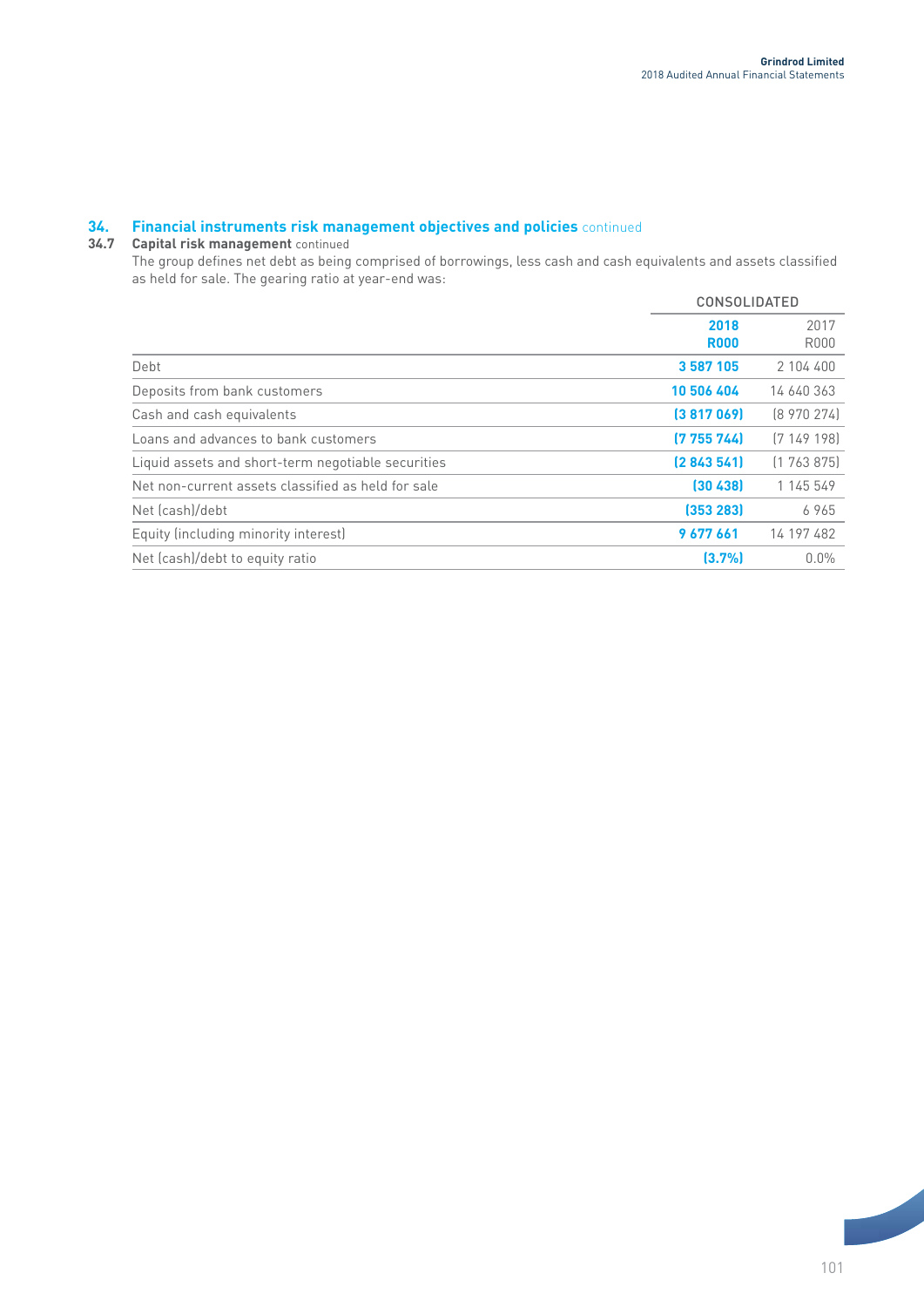## 34. Financial instruments risk management objectives and policies continued

### 34.7 Capital risk management continued

The group defines net debt as being comprised of borrowings, less cash and cash equivalents and assets classified as held for sale. The gearing ratio at year-end was:

| | CONSOLIDATED | |
|---|---|---|
| | **2018 R000** | 2017 R000 |
| Debt | **3 587 105** | 2 104 400 |
| Deposits from bank customers | **10 506 404** | 14 640 363 |
| Cash and cash equivalents | **(3 817 069)** | (8 970 274) |
| Loans and advances to bank customers | **(7 755 744)** | (7 149 198) |
| Liquid assets and short-term negotiable securities | **(2 843 541)** | (1 763 875) |
| Net non-current assets classified as held for sale | **(30 438)** | 1 145 549 |
| Net (cash)/debt | **(353 283)** | 6 965 |
| Equity (including minority interest) | **9 677 661** | 14 197 482 |
| Net (cash)/debt to equity ratio | **(3.7%)** | 0.0% |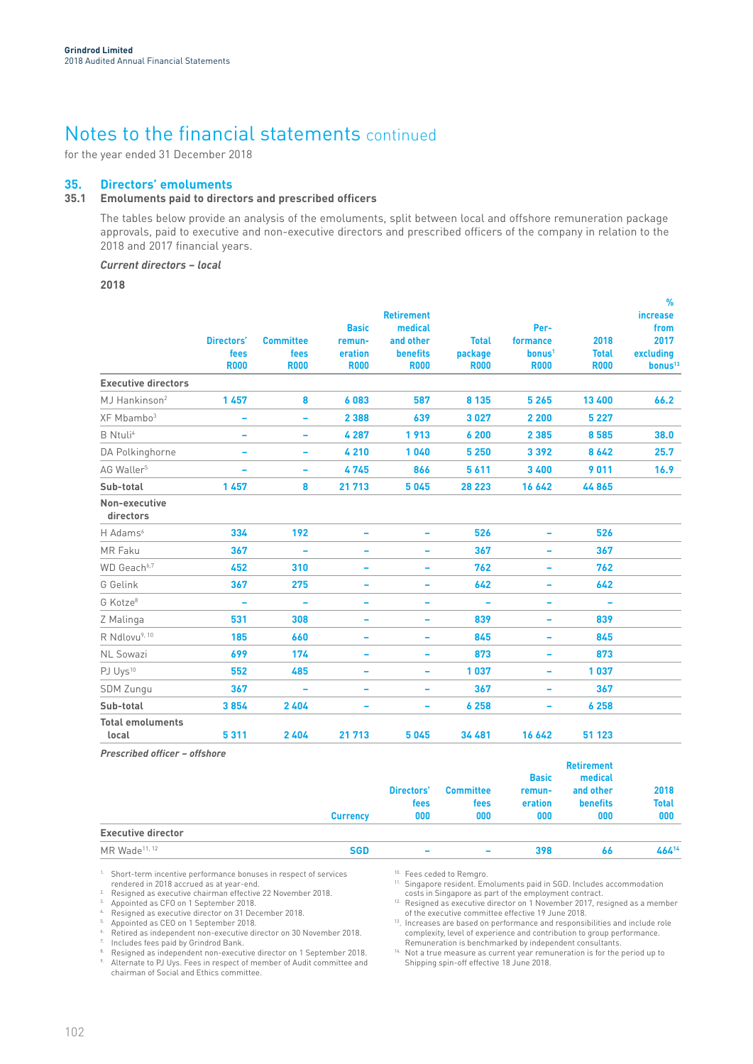# Notes to the financial statements continued

for the year ended 31 December 2018

## 35. Directors' emoluments

### 35.1 Emoluments paid to directors and prescribed officers

The tables below provide an analysis of the emoluments, split between local and offshore remuneration package approvals, paid to executive and non-executive directors and prescribed officers of the company in relation to the 2018 and 2017 financial years.

***Current directors – local***

**2018**

| | Directors' fees R000 | Committee fees R000 | Basic remuneration R000 | Retirement medical and other benefits R000 | Total package R000 | Performance bonus[1] R000 | 2018 Total R000 | % increase from 2017 excluding bonus[13] |
|---|---|---|---|---|---|---|---|---|
| **Executive directors** | | | | | | | | |
| MJ Hankinson[2] | 1 457 | 8 | 6 083 | 587 | 8 135 | 5 265 | 13 400 | 66.2 |
| XF Mbambo[3] | – | – | 2 388 | 639 | 3 027 | 2 200 | 5 227 | |
| B Ntuli[4] | – | – | 4 287 | 1 913 | 6 200 | 2 385 | 8 585 | 38.0 |
| DA Polkinghorne | – | – | 4 210 | 1 040 | 5 250 | 3 392 | 8 642 | 25.7 |
| AG Waller[5] | – | – | 4 745 | 866 | 5 611 | 3 400 | 9 011 | 16.9 |
| **Sub-total** | **1 457** | **8** | **21 713** | **5 045** | **28 223** | **16 642** | **44 865** | |
| **Non-executive directors** | | | | | | | | |
| H Adams[6] | 334 | 192 | – | – | 526 | – | 526 | |
| MR Faku | 367 | – | – | – | 367 | – | 367 | |
| WD Geach[6,7] | 452 | 310 | – | – | 762 | – | 762 | |
| G Gelink | 367 | 275 | – | – | 642 | – | 642 | |
| G Kotze[8] | – | – | – | – | – | – | – | |
| Z Malinga | 531 | 308 | – | – | 839 | – | 839 | |
| R Ndlovu[9, 10] | 185 | 660 | – | – | 845 | – | 845 | |
| NL Sowazi | 699 | 174 | – | – | 873 | – | 873 | |
| PJ Uys[10] | 552 | 485 | – | – | 1 037 | – | 1 037 | |
| SDM Zungu | 367 | – | – | – | 367 | – | 367 | |
| **Sub-total** | **3 854** | **2 404** | **–** | **–** | **6 258** | **–** | **6 258** | |
| **Total emoluments local** | **5 311** | **2 404** | **21 713** | **5 045** | **34 481** | **16 642** | **51 123** | |

***Prescribed officer – offshore***

| | Currency | Directors' fees 000 | Committee fees 000 | Basic remuneration 000 | Retirement medical and other benefits 000 | 2018 Total 000 |
|---|---|---|---|---|---|---|
| **Executive director** | | | | | | |
| MR Wade[11, 12] | SGD | – | – | 398 | 66 | 464[14] |

1. Short-term incentive performance bonuses in respect of services rendered in 2018 accrued as at year-end.
2. Resigned as executive chairman effective 22 November 2018.
3. Appointed as CFO on 1 September 2018.
4. Resigned as executive director on 31 December 2018.
5. Appointed as CEO on 1 September 2018.
6. Retired as independent non-executive director on 30 November 2018.
7. Includes fees paid by Grindrod Bank.
8. Resigned as independent non-executive director on 1 September 2018.
9. Alternate to PJ Uys. Fees in respect of member of Audit committee and chairman of Social and Ethics committee.
10. Fees ceded to Remgro.
11. Singapore resident. Emoluments paid in SGD. Includes accommodation costs in Singapore as part of the employment contract.
12. Resigned as executive director on 1 November 2017, resigned as a member of the executive committee effective 19 June 2018.
13. Increases are based on performance and responsibilities and include role complexity, level of experience and contribution to group performance. Remuneration is benchmarked by independent consultants.
14. Not a true measure as current year remuneration is for the period up to Shipping spin-off effective 18 June 2018.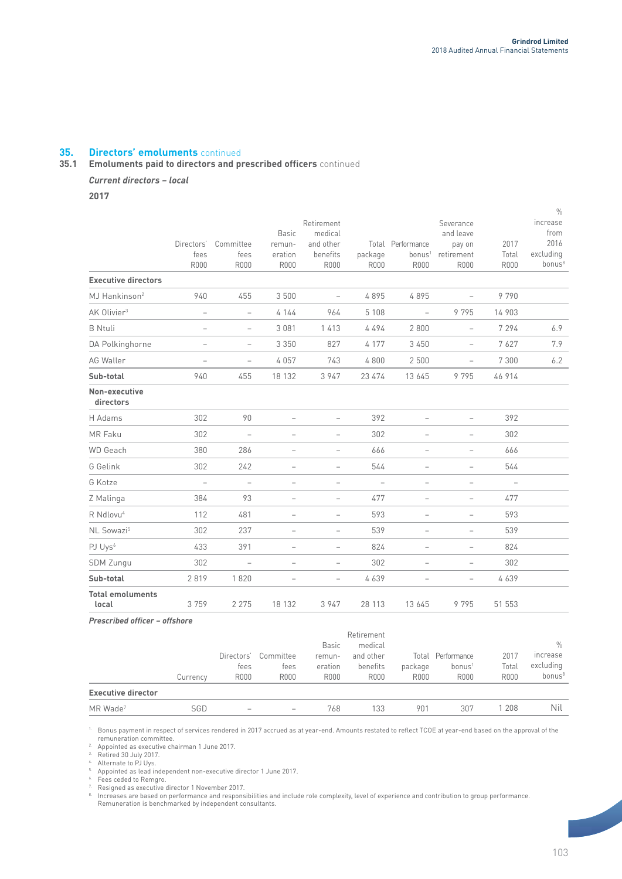# 35. Directors' emoluments continued

## 35.1 Emoluments paid to directors and prescribed officers continued

***Current directors – local***

**2017**

| | Directors' fees R000 | Committee fees R000 | Basic remun-eration R000 | Retirement medical and other benefits R000 | Total package R000 | Performance bonus[1] R000 | Severance and leave pay on retirement R000 | 2017 Total R000 | % increase from 2016 excluding bonus[8] |
|---|---|---|---|---|---|---|---|---|---|
| **Executive directors** | | | | | | | | | |
| MJ Hankinson[2] | 940 | 455 | 3 500 | – | 4 895 | 4 895 | – | 9 790 | |
| AK Olivier[3] | – | – | 4 144 | 964 | 5 108 | – | 9 795 | 14 903 | |
| B Ntuli | – | – | 3 081 | 1 413 | 4 494 | 2 800 | – | 7 294 | 6.9 |
| DA Polkinghorne | – | – | 3 350 | 827 | 4 177 | 3 450 | – | 7 627 | 7.9 |
| AG Waller | – | – | 4 057 | 743 | 4 800 | 2 500 | – | 7 300 | 6.2 |
| **Sub-total** | 940 | 455 | 18 132 | 3 947 | 23 474 | 13 645 | 9 795 | 46 914 | |
| **Non-executive directors** | | | | | | | | | |
| H Adams | 302 | 90 | – | – | 392 | – | – | 392 | |
| MR Faku | 302 | – | – | – | 302 | – | – | 302 | |
| WD Geach | 380 | 286 | – | – | 666 | – | – | 666 | |
| G Gelink | 302 | 242 | – | – | 544 | – | – | 544 | |
| G Kotze | – | – | – | – | – | – | – | – | |
| Z Malinga | 384 | 93 | – | – | 477 | – | – | 477 | |
| R Ndlovu[4] | 112 | 481 | – | – | 593 | – | – | 593 | |
| NL Sowazi[5] | 302 | 237 | – | – | 539 | – | – | 539 | |
| PJ Uys[6] | 433 | 391 | – | – | 824 | – | – | 824 | |
| SDM Zungu | 302 | – | – | – | 302 | – | – | 302 | |
| **Sub-total** | 2 819 | 1 820 | – | – | 4 639 | – | – | 4 639 | |
| **Total emoluments local** | 3 759 | 2 275 | 18 132 | 3 947 | 28 113 | 13 645 | 9 795 | 51 553 | |

***Prescribed officer – offshore***

| | Currency | Directors' fees R000 | Committee fees R000 | Basic remun-eration R000 | Retirement medical and other benefits R000 | Total package R000 | Performance bonus[1] R000 | 2017 Total R000 | % increase excluding bonus[8] |
|---|---|---|---|---|---|---|---|---|---|
| **Executive director** | | | | | | | | | |
| MR Wade[7] | SGD | – | – | 768 | 133 | 901 | 307 | 1 208 | Nil |

1. Bonus payment in respect of services rendered in 2017 accrued as at year-end. Amounts restated to reflect TCOE at year-end based on the approval of the remuneration committee.
2. Appointed as executive chairman 1 June 2017.
3. Retired 30 July 2017.
4. Alternate to PJ Uys.
5. Appointed as lead independent non-executive director 1 June 2017.
6. Fees ceded to Remgro.
7. Resigned as executive director 1 November 2017.
8. Increases are based on performance and responsibilities and include role complexity, level of experience and contribution to group performance. Remuneration is benchmarked by independent consultants.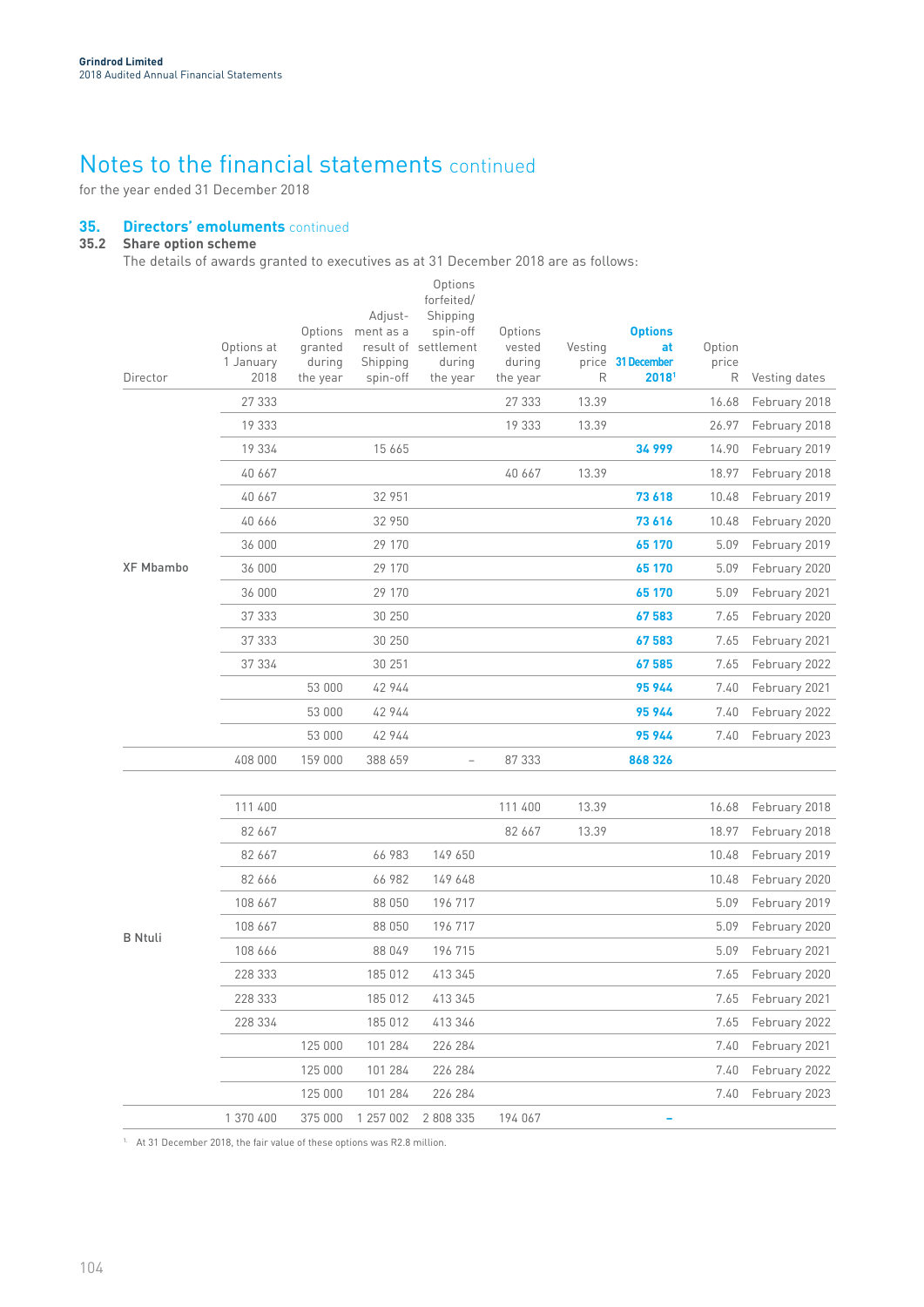# Notes to the financial statements continued

for the year ended 31 December 2018

## 35. Directors' emoluments continued

### 35.2 Share option scheme

The details of awards granted to executives as at 31 December 2018 are as follows:

| Director | Options at 1 January 2018 | Options granted during the year | Adjustment as a result of Shipping spin-off | Options forfeited/ Shipping spin-off settlement during the year | Options vested during the year | Vesting price R | Options at 31 December 2018[1] | Option price R | Vesting dates |
|---|---|---|---|---|---|---|---|---|---|
| XF Mbambo | 27 333 | | | | 27 333 | 13.39 | | 16.68 | February 2018 |
| | 19 333 | | | | 19 333 | 13.39 | | 26.97 | February 2018 |
| | 19 334 | | 15 665 | | | | **34 999** | 14.90 | February 2019 |
| | 40 667 | | | | 40 667 | 13.39 | | 18.97 | February 2018 |
| | 40 667 | | 32 951 | | | | **73 618** | 10.48 | February 2019 |
| | 40 666 | | 32 950 | | | | **73 616** | 10.48 | February 2020 |
| | 36 000 | | 29 170 | | | | **65 170** | 5.09 | February 2019 |
| | 36 000 | | 29 170 | | | | **65 170** | 5.09 | February 2020 |
| | 36 000 | | 29 170 | | | | **65 170** | 5.09 | February 2021 |
| | 37 333 | | 30 250 | | | | **67 583** | 7.65 | February 2020 |
| | 37 333 | | 30 250 | | | | **67 583** | 7.65 | February 2021 |
| | 37 334 | | 30 251 | | | | **67 585** | 7.65 | February 2022 |
| | | 53 000 | 42 944 | | | | **95 944** | 7.40 | February 2021 |
| | | 53 000 | 42 944 | | | | **95 944** | 7.40 | February 2022 |
| | | 53 000 | 42 944 | | | | **95 944** | 7.40 | February 2023 |
| | 408 000 | 159 000 | 388 659 | – | 87 333 | | **868 326** | | |
| B Ntuli | 111 400 | | | | 111 400 | 13.39 | | 16.68 | February 2018 |
| | 82 667 | | | | 82 667 | 13.39 | | 18.97 | February 2018 |
| | 82 667 | | 66 983 | 149 650 | | | | 10.48 | February 2019 |
| | 82 666 | | 66 982 | 149 648 | | | | 10.48 | February 2020 |
| | 108 667 | | 88 050 | 196 717 | | | | 5.09 | February 2019 |
| | 108 667 | | 88 050 | 196 717 | | | | 5.09 | February 2020 |
| | 108 666 | | 88 049 | 196 715 | | | | 5.09 | February 2021 |
| | 228 333 | | 185 012 | 413 345 | | | | 7.65 | February 2020 |
| | 228 333 | | 185 012 | 413 345 | | | | 7.65 | February 2021 |
| | 228 334 | | 185 012 | 413 346 | | | | 7.65 | February 2022 |
| | | 125 000 | 101 284 | 226 284 | | | | 7.40 | February 2021 |
| | | 125 000 | 101 284 | 226 284 | | | | 7.40 | February 2022 |
| | | 125 000 | 101 284 | 226 284 | | | | 7.40 | February 2023 |
| | 1 370 400 | 375 000 | 1 257 002 | 2 808 335 | 194 067 | | **–** | | |

[1] At 31 December 2018, the fair value of these options was R2.8 million.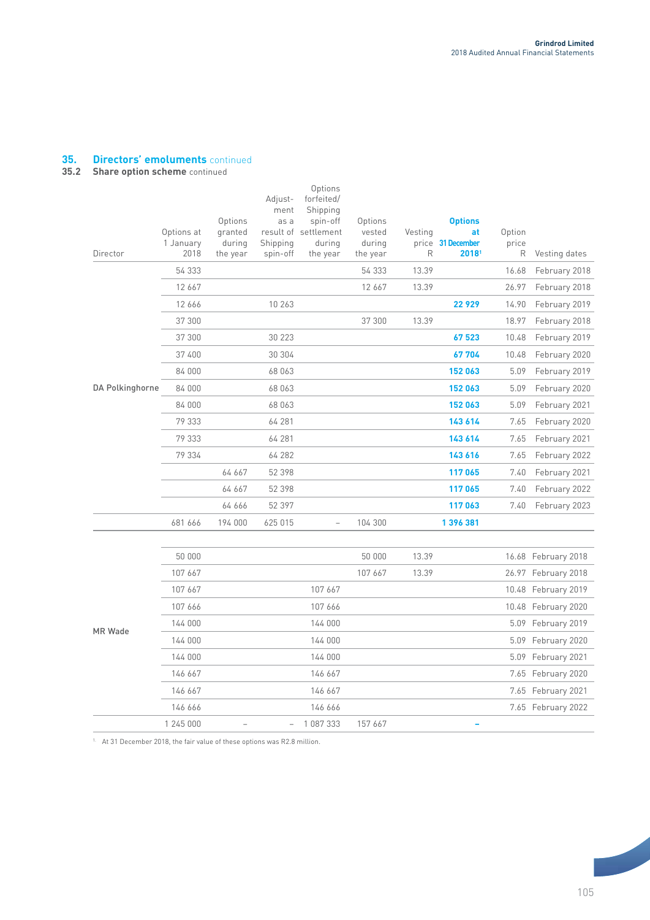## 35. Directors' emoluments continued

### 35.2 Share option scheme continued

| Director | Options at 1 January 2018 | Options granted during the year | Adjustment as a result of Shipping spin-off | Options forfeited/ Shipping spin-off settlement during the year | Options vested during the year | Vesting price R | **Options at 31 December 2018**[1] | Option price R | Vesting dates |
|---|---|---|---|---|---|---|---|---|---|
| DA Polkinghorne | 54 333 | | | | 54 333 | 13.39 | | 16.68 | February 2018 |
| | 12 667 | | | | 12 667 | 13.39 | | 26.97 | February 2018 |
| | 12 666 | | 10 263 | | | | **22 929** | 14.90 | February 2019 |
| | 37 300 | | | | 37 300 | 13.39 | | 18.97 | February 2018 |
| | 37 300 | | 30 223 | | | | **67 523** | 10.48 | February 2019 |
| | 37 400 | | 30 304 | | | | **67 704** | 10.48 | February 2020 |
| | 84 000 | | 68 063 | | | | **152 063** | 5.09 | February 2019 |
| | 84 000 | | 68 063 | | | | **152 063** | 5.09 | February 2020 |
| | 84 000 | | 68 063 | | | | **152 063** | 5.09 | February 2021 |
| | 79 333 | | 64 281 | | | | **143 614** | 7.65 | February 2020 |
| | 79 333 | | 64 281 | | | | **143 614** | 7.65 | February 2021 |
| | 79 334 | | 64 282 | | | | **143 616** | 7.65 | February 2022 |
| | | 64 667 | 52 398 | | | | **117 065** | 7.40 | February 2021 |
| | | 64 667 | 52 398 | | | | **117 065** | 7.40 | February 2022 |
| | | 64 666 | 52 397 | | | | **117 063** | 7.40 | February 2023 |
| | 681 666 | 194 000 | 625 015 | – | 104 300 | | **1 396 381** | | |
| MR Wade | 50 000 | | | | 50 000 | 13.39 | | 16.68 | February 2018 |
| | 107 667 | | | | 107 667 | 13.39 | | 26.97 | February 2018 |
| | 107 667 | | | 107 667 | | | | 10.48 | February 2019 |
| | 107 666 | | | 107 666 | | | | 10.48 | February 2020 |
| | 144 000 | | | 144 000 | | | | 5.09 | February 2019 |
| | 144 000 | | | 144 000 | | | | 5.09 | February 2020 |
| | 144 000 | | | 144 000 | | | | 5.09 | February 2021 |
| | 146 667 | | | 146 667 | | | | 7.65 | February 2020 |
| | 146 667 | | | 146 667 | | | | 7.65 | February 2021 |
| | 146 666 | | | 146 666 | | | | 7.65 | February 2022 |
| | 1 245 000 | – | – | 1 087 333 | 157 667 | | **–** | | |

[1] At 31 December 2018, the fair value of these options was R2.8 million.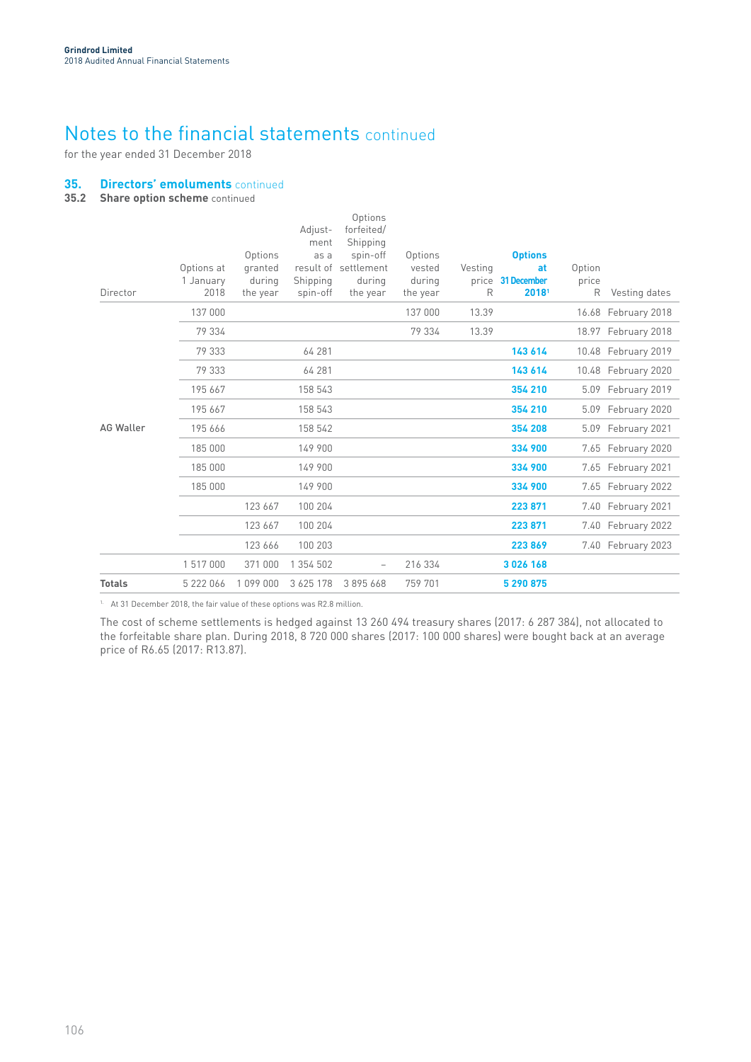# Notes to the financial statements continued

for the year ended 31 December 2018

## 35. Directors' emoluments continued

### 35.2 Share option scheme continued

| Director | Options at 1 January 2018 | Options granted during the year | Adjustment as a result of Shipping spin-off | Options forfeited/ Shipping spin-off settlement during the year | Options vested during the year | Vesting price R | **Options at 31 December 2018**[1] | Option price R | Vesting dates |
|---|---|---|---|---|---|---|---|---|---|
| AG Waller | 137 000 | | | | 137 000 | 13.39 | | 16.68 | February 2018 |
| | 79 334 | | | | 79 334 | 13.39 | | 18.97 | February 2018 |
| | 79 333 | | 64 281 | | | | **143 614** | 10.48 | February 2019 |
| | 79 333 | | 64 281 | | | | **143 614** | 10.48 | February 2020 |
| | 195 667 | | 158 543 | | | | **354 210** | 5.09 | February 2019 |
| | 195 667 | | 158 543 | | | | **354 210** | 5.09 | February 2020 |
| | 195 666 | | 158 542 | | | | **354 208** | 5.09 | February 2021 |
| | 185 000 | | 149 900 | | | | **334 900** | 7.65 | February 2020 |
| | 185 000 | | 149 900 | | | | **334 900** | 7.65 | February 2021 |
| | 185 000 | | 149 900 | | | | **334 900** | 7.65 | February 2022 |
| | | 123 667 | 100 204 | | | | **223 871** | 7.40 | February 2021 |
| | | 123 667 | 100 204 | | | | **223 871** | 7.40 | February 2022 |
| | | 123 666 | 100 203 | | | | **223 869** | 7.40 | February 2023 |
| | 1 517 000 | 371 000 | 1 354 502 | – | 216 334 | | **3 026 168** | | |
| **Totals** | 5 222 066 | 1 099 000 | 3 625 178 | 3 895 668 | 759 701 | | **5 290 875** | | |

[1] At 31 December 2018, the fair value of these options was R2.8 million.

The cost of scheme settlements is hedged against 13 260 494 treasury shares (2017: 6 287 384), not allocated to the forfeitable share plan. During 2018, 8 720 000 shares (2017: 100 000 shares) were bought back at an average price of R6.65 (2017: R13.87).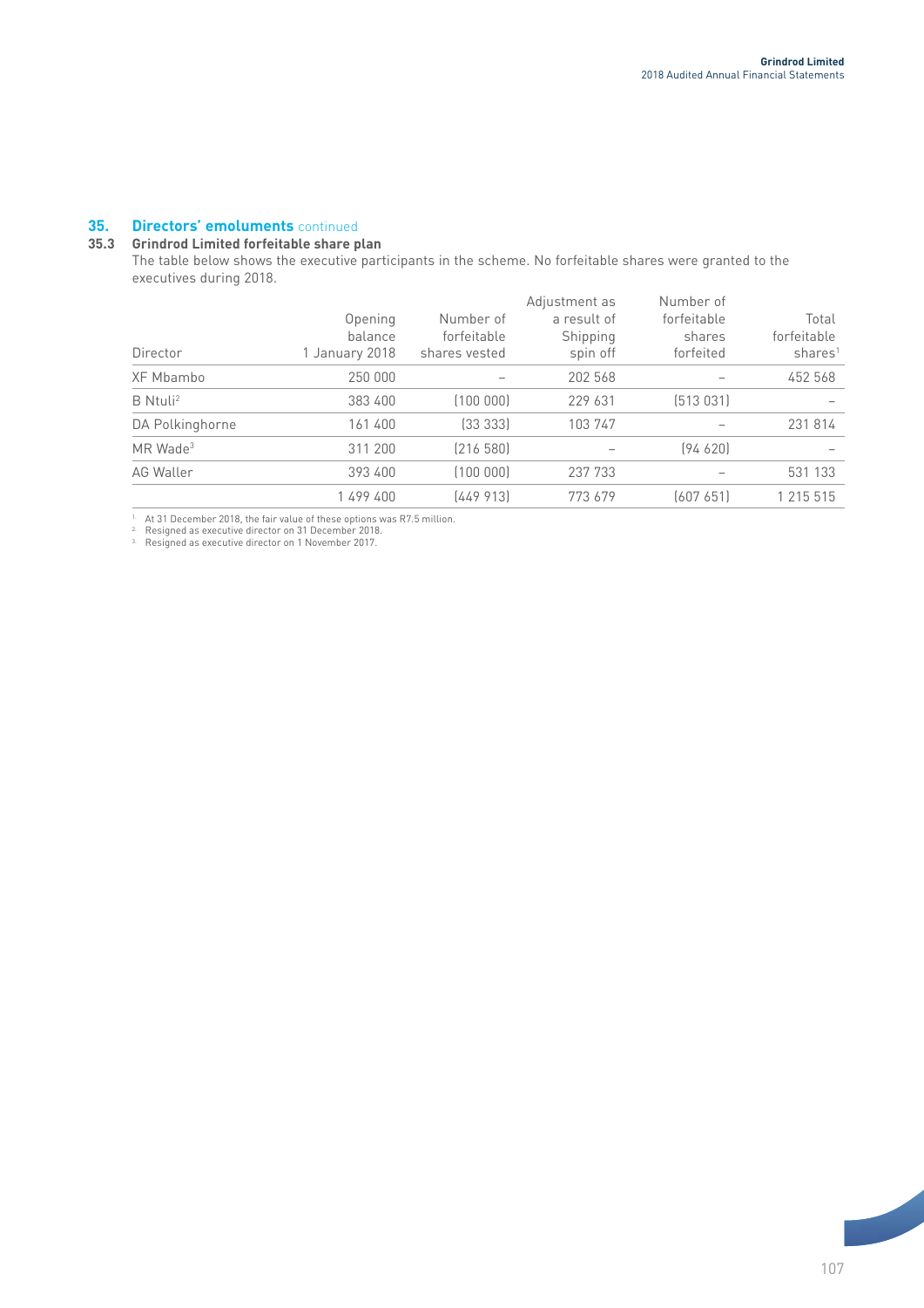## 35. Directors' emoluments continued

### 35.3 Grindrod Limited forfeitable share plan

The table below shows the executive participants in the scheme. No forfeitable shares were granted to the executives during 2018.

| Director | Opening balance 1 January 2018 | Number of forfeitable shares vested | Adjustment as a result of Shipping spin off | Number of forfeitable shares forfeited | Total forfeitable shares[1] |
|---|---|---|---|---|---|
| XF Mbambo | 250 000 | – | 202 568 | – | 452 568 |
| B Ntuli[2] | 383 400 | (100 000) | 229 631 | (513 031) | – |
| DA Polkinghorne | 161 400 | (33 333) | 103 747 | – | 231 814 |
| MR Wade[3] | 311 200 | (216 580) | – | (94 620) | – |
| AG Waller | 393 400 | (100 000) | 237 733 | – | 531 133 |
| | 1 499 400 | (449 913) | 773 679 | (607 651) | 1 215 515 |

[1] At 31 December 2018, the fair value of these options was R7.5 million.
[2] Resigned as executive director on 31 December 2018.
[3] Resigned as executive director on 1 November 2017.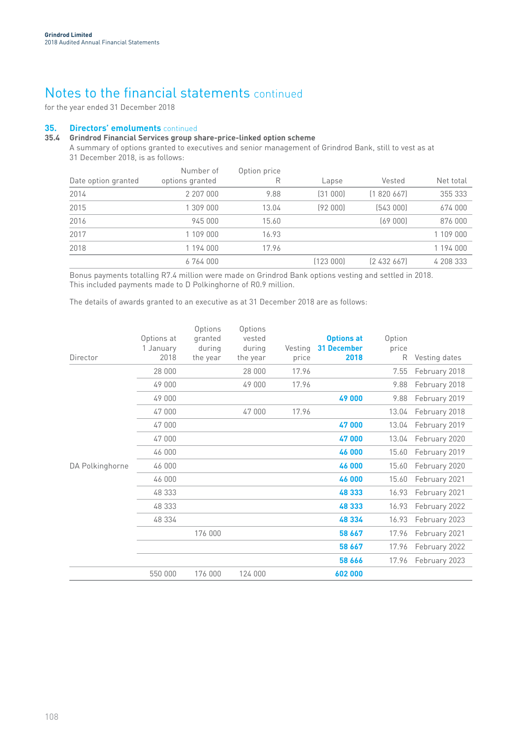# Notes to the financial statements continued

for the year ended 31 December 2018

## 35. Directors' emoluments continued

### 35.4 Grindrod Financial Services group share-price-linked option scheme

A summary of options granted to executives and senior management of Grindrod Bank, still to vest as at 31 December 2018, is as follows:

| Date option granted | Number of options granted | Option price R | Lapse | Vested | Net total |
|---|---|---|---|---|---|
| 2014 | 2 207 000 | 9.88 | (31 000) | (1 820 667) | 355 333 |
| 2015 | 1 309 000 | 13.04 | (92 000) | (543 000) | 674 000 |
| 2016 | 945 000 | 15.60 | | (69 000) | 876 000 |
| 2017 | 1 109 000 | 16.93 | | | 1 109 000 |
| 2018 | 1 194 000 | 17.96 | | | 1 194 000 |
| | 6 764 000 | | (123 000) | (2 432 667) | 4 208 333 |

Bonus payments totalling R7.4 million were made on Grindrod Bank options vesting and settled in 2018. This included payments made to D Polkinghorne of R0.9 million.

The details of awards granted to an executive as at 31 December 2018 are as follows:

| Director | Options at 1 January 2018 | Options granted during the year | Options vested during the year | Vesting price | **Options at 31 December 2018** | Option price R | Vesting dates |
|---|---|---|---|---|---|---|---|
| | 28 000 | | 28 000 | 17.96 | | 7.55 | February 2018 |
| | 49 000 | | 49 000 | 17.96 | | 9.88 | February 2018 |
| | 49 000 | | | | **49 000** | 9.88 | February 2019 |
| | 47 000 | | 47 000 | 17.96 | | 13.04 | February 2018 |
| | 47 000 | | | | **47 000** | 13.04 | February 2019 |
| | 47 000 | | | | **47 000** | 13.04 | February 2020 |
| | 46 000 | | | | **46 000** | 15.60 | February 2019 |
| DA Polkinghorne | 46 000 | | | | **46 000** | 15.60 | February 2020 |
| | 46 000 | | | | **46 000** | 15.60 | February 2021 |
| | 48 333 | | | | **48 333** | 16.93 | February 2021 |
| | 48 333 | | | | **48 333** | 16.93 | February 2022 |
| | 48 334 | | | | **48 334** | 16.93 | February 2023 |
| | | 176 000 | | | **58 667** | 17.96 | February 2021 |
| | | | | | **58 667** | 17.96 | February 2022 |
| | | | | | **58 666** | 17.96 | February 2023 |
| | 550 000 | 176 000 | 124 000 | | **602 000** | | |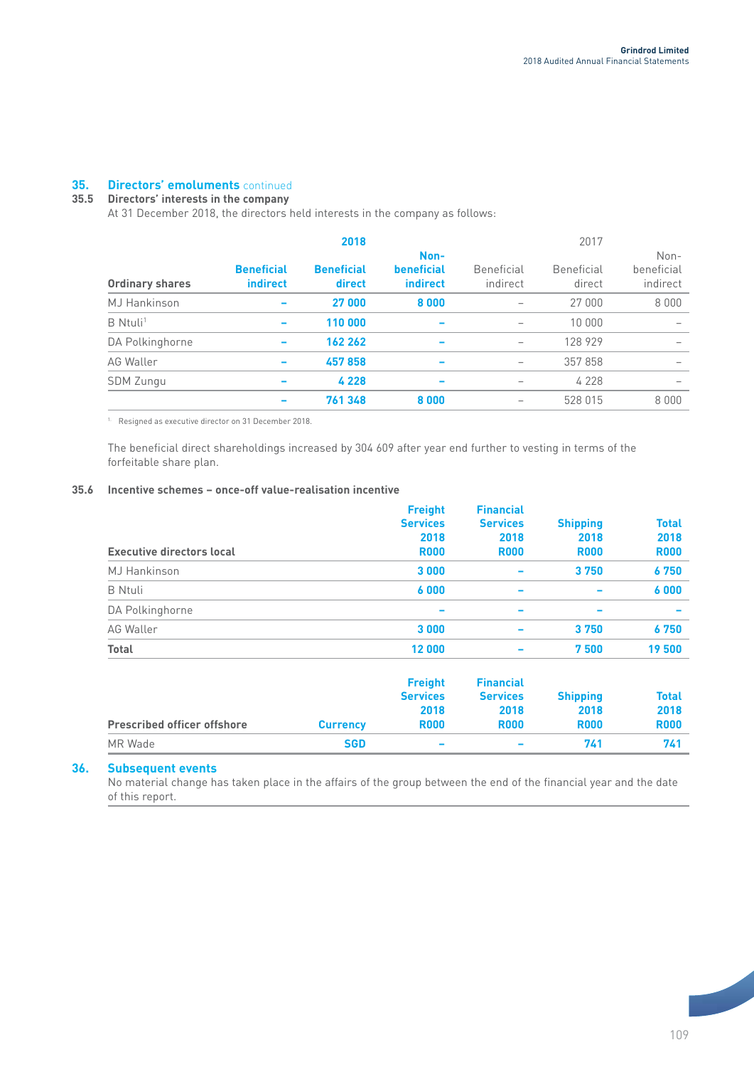## 35. Directors' emoluments continued

### 35.5 Directors' interests in the company

At 31 December 2018, the directors held interests in the company as follows:

| | 2018 | | | 2017 | | |
|---|---|---|---|---|---|---|
| **Ordinary shares** | **Beneficial indirect** | **Beneficial direct** | **Non-beneficial indirect** | Beneficial indirect | Beneficial direct | Non-beneficial indirect |
| MJ Hankinson | – | 27 000 | 8 000 | – | 27 000 | 8 000 |
| B Ntuli[1] | – | 110 000 | – | – | 10 000 | – |
| DA Polkinghorne | – | 162 262 | – | – | 128 929 | – |
| AG Waller | – | 457 858 | – | – | 357 858 | – |
| SDM Zungu | – | 4 228 | – | – | 4 228 | – |
| | – | 761 348 | 8 000 | – | 528 015 | 8 000 |

[1] Resigned as executive director on 31 December 2018.

The beneficial direct shareholdings increased by 304 609 after year end further to vesting in terms of the forfeitable share plan.

### 35.6 Incentive schemes – once-off value-realisation incentive

| **Executive directors local** | **Freight Services 2018 R000** | **Financial Services 2018 R000** | **Shipping 2018 R000** | **Total 2018 R000** |
|---|---|---|---|---|
| MJ Hankinson | 3 000 | – | 3 750 | 6 750 |
| B Ntuli | 6 000 | – | – | 6 000 |
| DA Polkinghorne | – | – | – | – |
| AG Waller | 3 000 | – | 3 750 | 6 750 |
| **Total** | 12 000 | – | 7 500 | 19 500 |

| **Prescribed officer offshore** | **Currency** | **Freight Services 2018 R000** | **Financial Services 2018 R000** | **Shipping 2018 R000** | **Total 2018 R000** |
|---|---|---|---|---|---|
| MR Wade | SGD | – | – | 741 | 741 |

## 36. Subsequent events

No material change has taken place in the affairs of the group between the end of the financial year and the date of this report.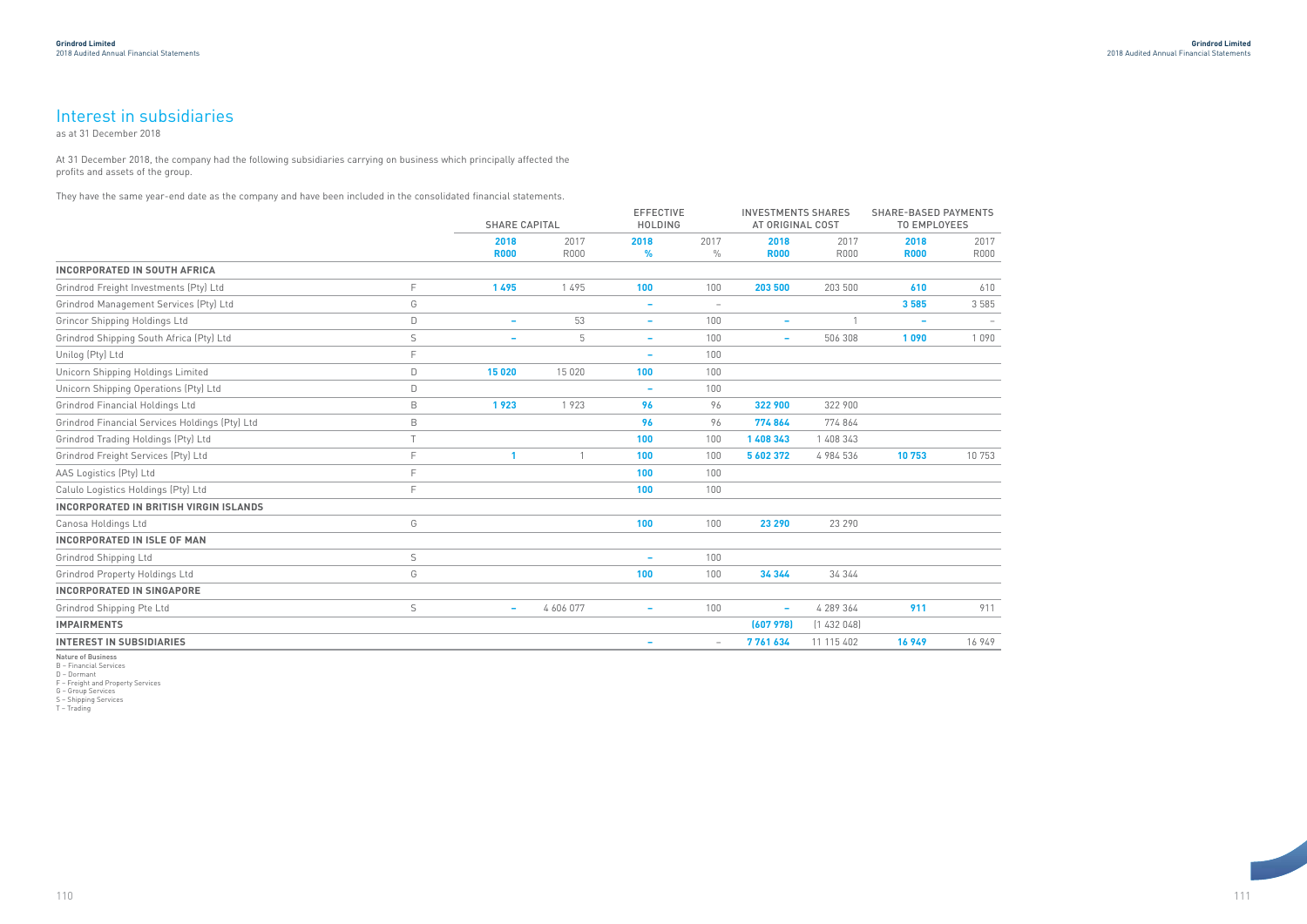# Interest in subsidiaries

as at 31 December 2018

At 31 December 2018, the company had the following subsidiaries carrying on business which principally affected the profits and assets of the group.

They have the same year-end date as the company and have been included in the consolidated financial statements.

| | | SHARE CAPITAL | | EFFECTIVE HOLDING | | INVESTMENTS SHARES AT ORIGINAL COST | | SHARE-BASED PAYMENTS TO EMPLOYEES | |
|---|---|---|---|---|---|---|---|---|---|
| | | **2018 R000** | 2017 R000 | **2018 %** | 2017 % | **2018 R000** | 2017 R000 | **2018 R000** | 2017 R000 |
| **INCORPORATED IN SOUTH AFRICA** | | | | | | | | | |
| Grindrod Freight Investments (Pty) Ltd | F | **1 495** | 1 495 | **100** | 100 | **203 500** | 203 500 | **610** | 610 |
| Grindrod Management Services (Pty) Ltd | G | | | **–** | – | | | **3 585** | 3 585 |
| Grincor Shipping Holdings Ltd | D | **–** | 53 | **–** | 100 | **–** | 1 | **–** | – |
| Grindrod Shipping South Africa (Pty) Ltd | S | **–** | 5 | **–** | 100 | **–** | 506 308 | **1 090** | 1 090 |
| Unilog (Pty) Ltd | F | | | **–** | 100 | | | | |
| Unicorn Shipping Holdings Limited | D | **15 020** | 15 020 | **100** | 100 | | | | |
| Unicorn Shipping Operations (Pty) Ltd | D | | | **–** | 100 | | | | |
| Grindrod Financial Holdings Ltd | B | **1 923** | 1 923 | **96** | 96 | **322 900** | 322 900 | | |
| Grindrod Financial Services Holdings (Pty) Ltd | B | | | **96** | 96 | **774 864** | 774 864 | | |
| Grindrod Trading Holdings (Pty) Ltd | T | | | **100** | 100 | **1 408 343** | 1 408 343 | | |
| Grindrod Freight Services (Pty) Ltd | F | **1** | 1 | **100** | 100 | **5 602 372** | 4 984 536 | **10 753** | 10 753 |
| AAS Logistics (Pty) Ltd | F | | | **100** | 100 | | | | |
| Calulo Logistics Holdings (Pty) Ltd | F | | | **100** | 100 | | | | |
| **INCORPORATED IN BRITISH VIRGIN ISLANDS** | | | | | | | | | |
| Canosa Holdings Ltd | G | | | **100** | 100 | **23 290** | 23 290 | | |
| **INCORPORATED IN ISLE OF MAN** | | | | | | | | | |
| Grindrod Shipping Ltd | S | | | **–** | 100 | | | | |
| Grindrod Property Holdings Ltd | G | | | **100** | 100 | **34 344** | 34 344 | | |
| **INCORPORATED IN SINGAPORE** | | | | | | | | | |
| Grindrod Shipping Pte Ltd | S | **–** | 4 606 077 | **–** | 100 | **–** | 4 289 364 | **911** | 911 |
| **IMPAIRMENTS** | | | | | | **(607 978)** | (1 432 048) | | |
| **INTEREST IN SUBSIDIARIES** | | | | **–** | – | **7 761 634** | 11 115 402 | **16 949** | 16 949 |

**Nature of Business**
B – Financial Services
D – Dormant
F – Freight and Property Services
G – Group Services
S – Shipping Services
T – Trading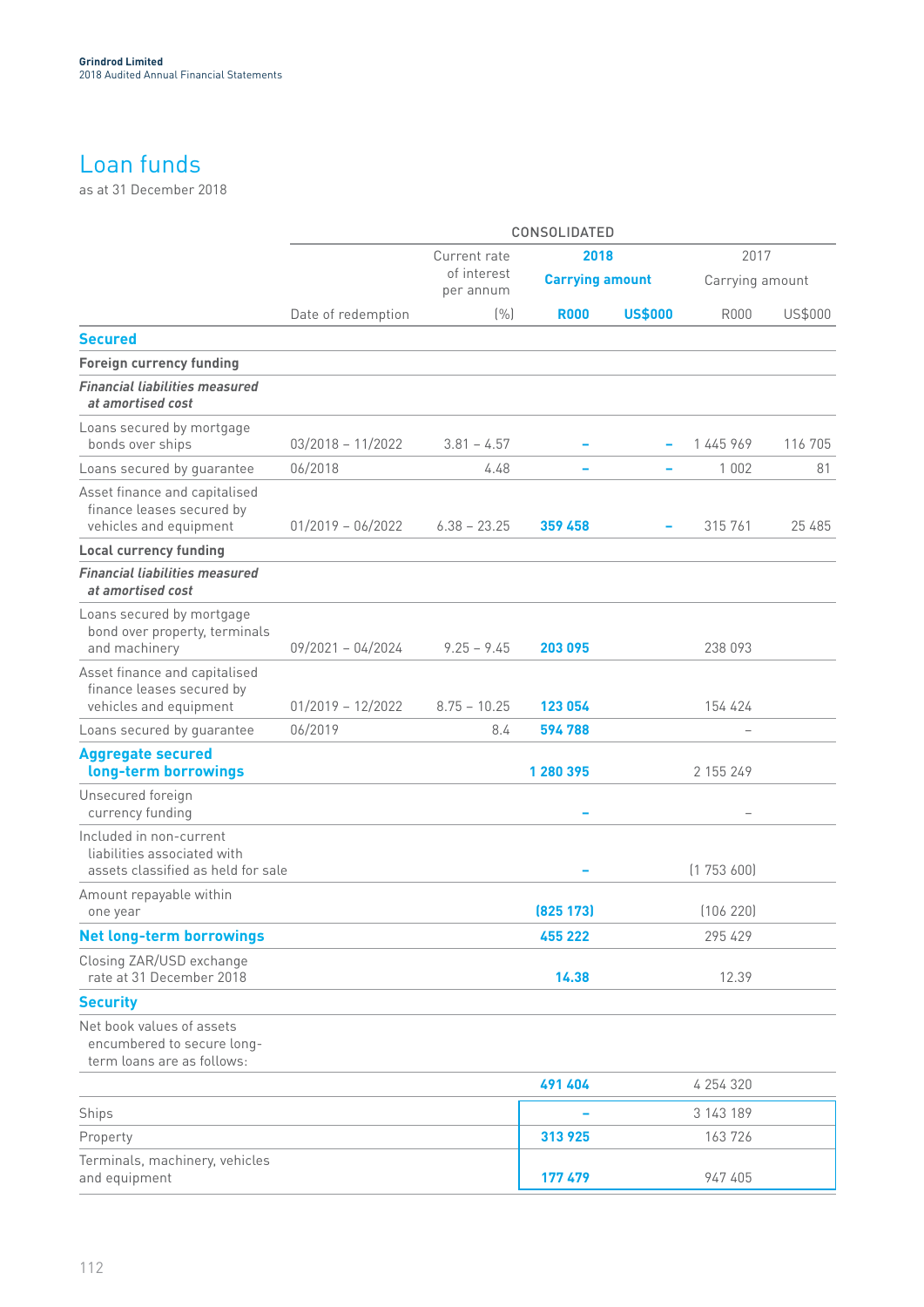# Loan funds

as at 31 December 2018

| | CONSOLIDATED | | | | | |
|---|---|---|---|---|---|---|
| | | Current rate of interest per annum | 2018 Carrying amount | | 2017 Carrying amount | |
| | Date of redemption | (%) | R000 | US$000 | R000 | US$000 |
| **Secured** | | | | | | |
| **Foreign currency funding** | | | | | | |
| ***Financial liabilities measured at amortised cost*** | | | | | | |
| Loans secured by mortgage bonds over ships | 03/2018 – 11/2022 | 3.81 – 4.57 | – | – | 1 445 969 | 116 705 |
| Loans secured by guarantee | 06/2018 | 4.48 | – | – | 1 002 | 81 |
| Asset finance and capitalised finance leases secured by vehicles and equipment | 01/2019 – 06/2022 | 6.38 – 23.25 | 359 458 | – | 315 761 | 25 485 |
| **Local currency funding** | | | | | | |
| ***Financial liabilities measured at amortised cost*** | | | | | | |
| Loans secured by mortgage bond over property, terminals and machinery | 09/2021 – 04/2024 | 9.25 – 9.45 | 203 095 | | 238 093 | |
| Asset finance and capitalised finance leases secured by vehicles and equipment | 01/2019 – 12/2022 | 8.75 – 10.25 | 123 054 | | 154 424 | |
| Loans secured by guarantee | 06/2019 | 8.4 | 594 788 | | – | |
| **Aggregate secured long-term borrowings** | | | 1 280 395 | | 2 155 249 | |
| Unsecured foreign currency funding | | | – | | – | |
| Included in non-current liabilities associated with assets classified as held for sale | | | – | | (1 753 600) | |
| Amount repayable within one year | | | (825 173) | | (106 220) | |
| **Net long-term borrowings** | | | 455 222 | | 295 429 | |
| Closing ZAR/USD exchange rate at 31 December 2018 | | | 14.38 | | 12.39 | |
| **Security** | | | | | | |
| Net book values of assets encumbered to secure long-term loans are as follows: | | | | | | |
| | | | 491 404 | | 4 254 320 | |
| Ships | | | – | | 3 143 189 | |
| Property | | | 313 925 | | 163 726 | |
| Terminals, machinery, vehicles and equipment | | | 177 479 | | 947 405 | |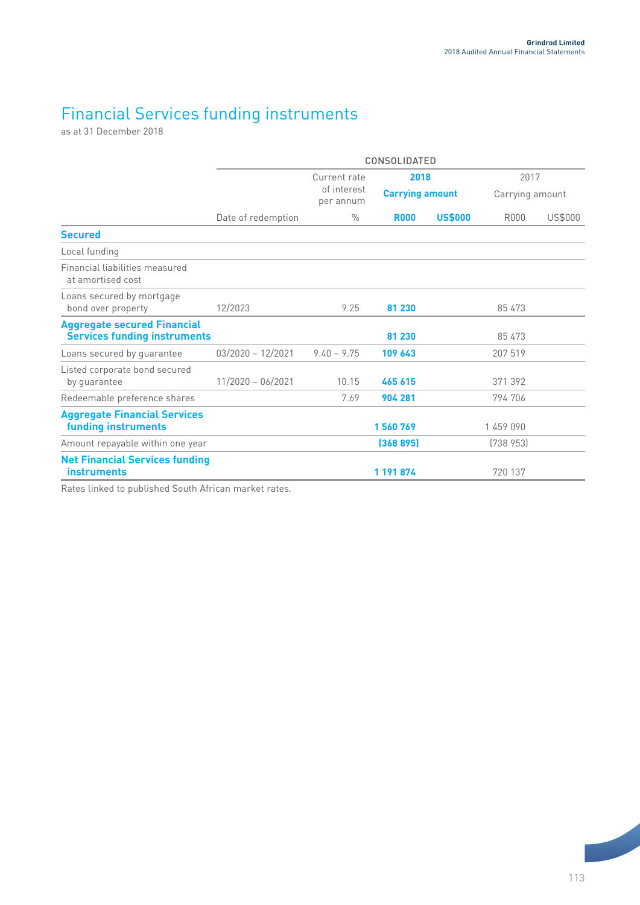# Financial Services funding instruments

as at 31 December 2018

| | CONSOLIDATED | | | | | |
|---|---|---|---|---|---|---|
| | | Current rate of interest per annum | **2018** **Carrying amount** | | 2017 Carrying amount | |
| | Date of redemption | % | **R000** | **US$000** | R000 | US$000 |
| **Secured** | | | | | | |
| Local funding | | | | | | |
| Financial liabilities measured at amortised cost | | | | | | |
| Loans secured by mortgage bond over property | 12/2023 | 9.25 | **81 230** | | 85 473 | |
| **Aggregate secured Financial Services funding instruments** | | | **81 230** | | 85 473 | |
| Loans secured by guarantee | 03/2020 – 12/2021 | 9.40 – 9.75 | **109 643** | | 207 519 | |
| Listed corporate bond secured by guarantee | 11/2020 – 06/2021 | 10.15 | **465 615** | | 371 392 | |
| Redeemable preference shares | | 7.69 | **904 281** | | 794 706 | |
| **Aggregate Financial Services funding instruments** | | | **1 560 769** | | 1 459 090 | |
| Amount repayable within one year | | | **(368 895)** | | (738 953) | |
| **Net Financial Services funding instruments** | | | **1 191 874** | | 720 137 | |

Rates linked to published South African market rates.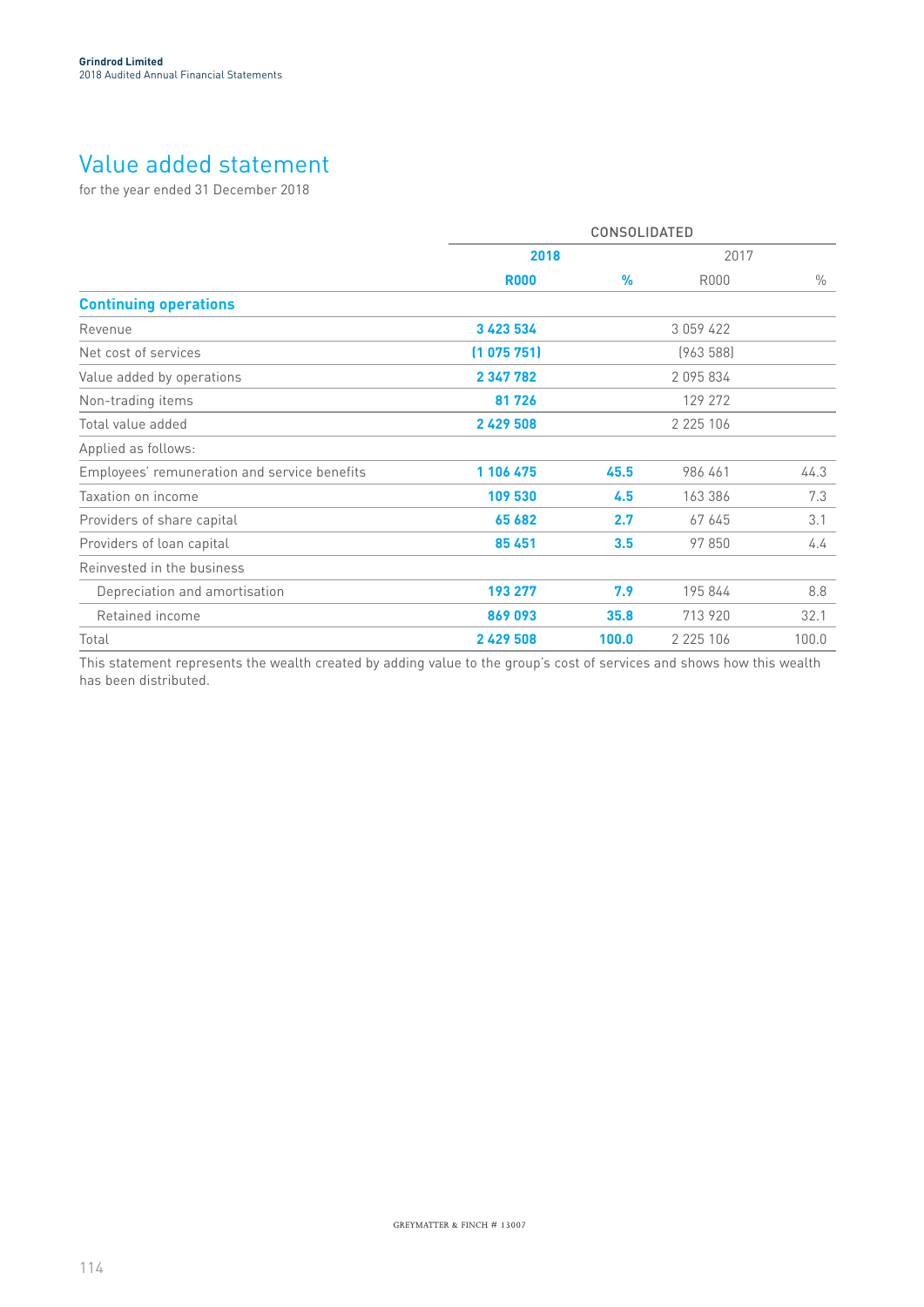# Value added statement

for the year ended 31 December 2018

| | CONSOLIDATED | | | |
|---|---|---|---|---|
| | **2018** | | 2017 | |
| | **R000** | **%** | R000 | % |
| **Continuing operations** | | | | |
| Revenue | **3 423 534** | | 3 059 422 | |
| Net cost of services | **(1 075 751)** | | (963 588) | |
| Value added by operations | **2 347 782** | | 2 095 834 | |
| Non-trading items | **81 726** | | 129 272 | |
| Total value added | **2 429 508** | | 2 225 106 | |
| Applied as follows: | | | | |
| Employees' remuneration and service benefits | **1 106 475** | **45.5** | 986 461 | 44.3 |
| Taxation on income | **109 530** | **4.5** | 163 386 | 7.3 |
| Providers of share capital | **65 682** | **2.7** | 67 645 | 3.1 |
| Providers of loan capital | **85 451** | **3.5** | 97 850 | 4.4 |
| Reinvested in the business | | | | |
| Depreciation and amortisation | **193 277** | **7.9** | 195 844 | 8.8 |
| Retained income | **869 093** | **35.8** | 713 920 | 32.1 |
| Total | **2 429 508** | **100.0** | 2 225 106 | 100.0 |

This statement represents the wealth created by adding value to the group's cost of services and shows how this wealth has been distributed.

GREYMATTER & FINCH # 13007